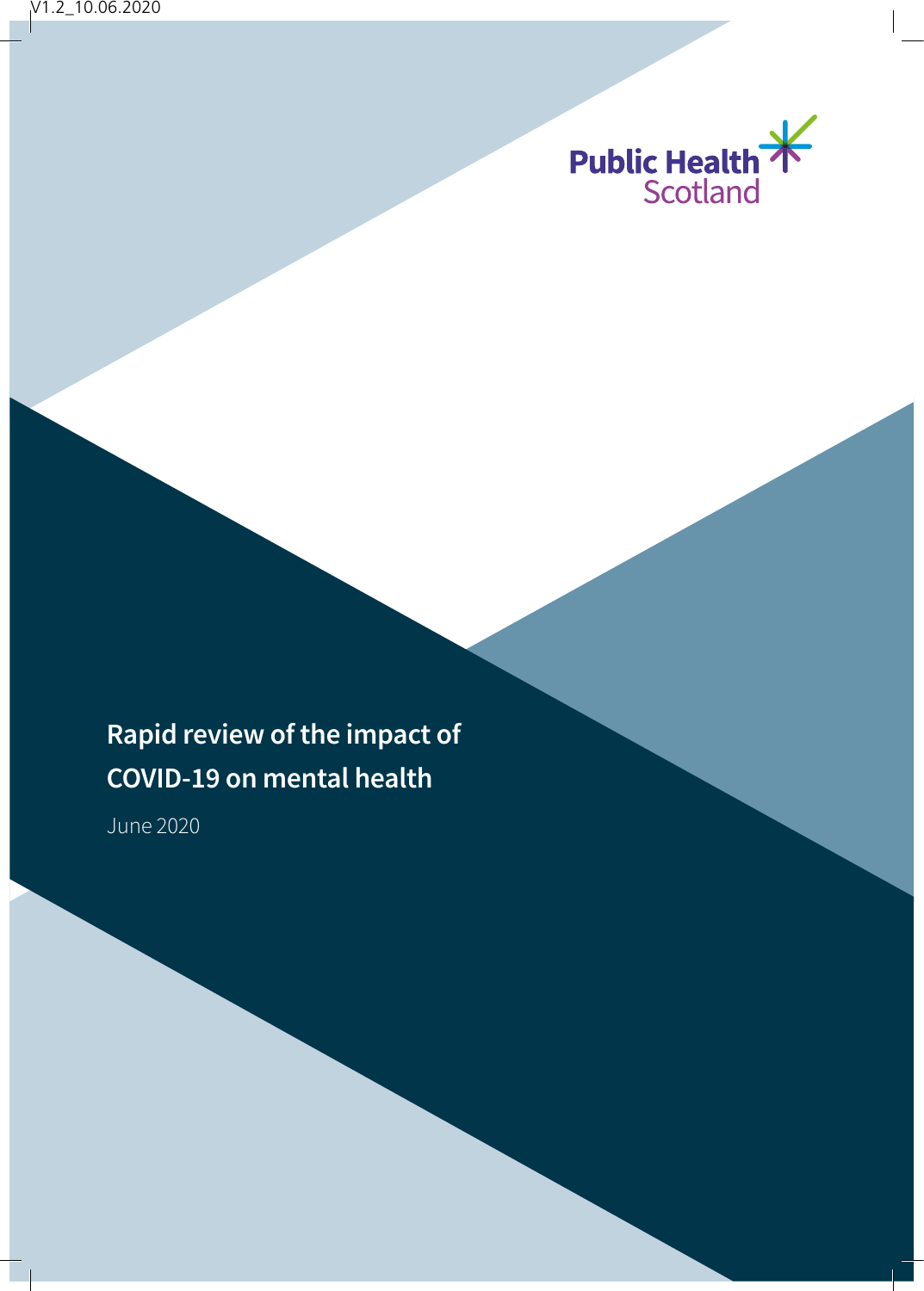V1.2_10.06.2020

Public Health Scotland

# Rapid review of the impact of COVID-19 on mental health

June 2020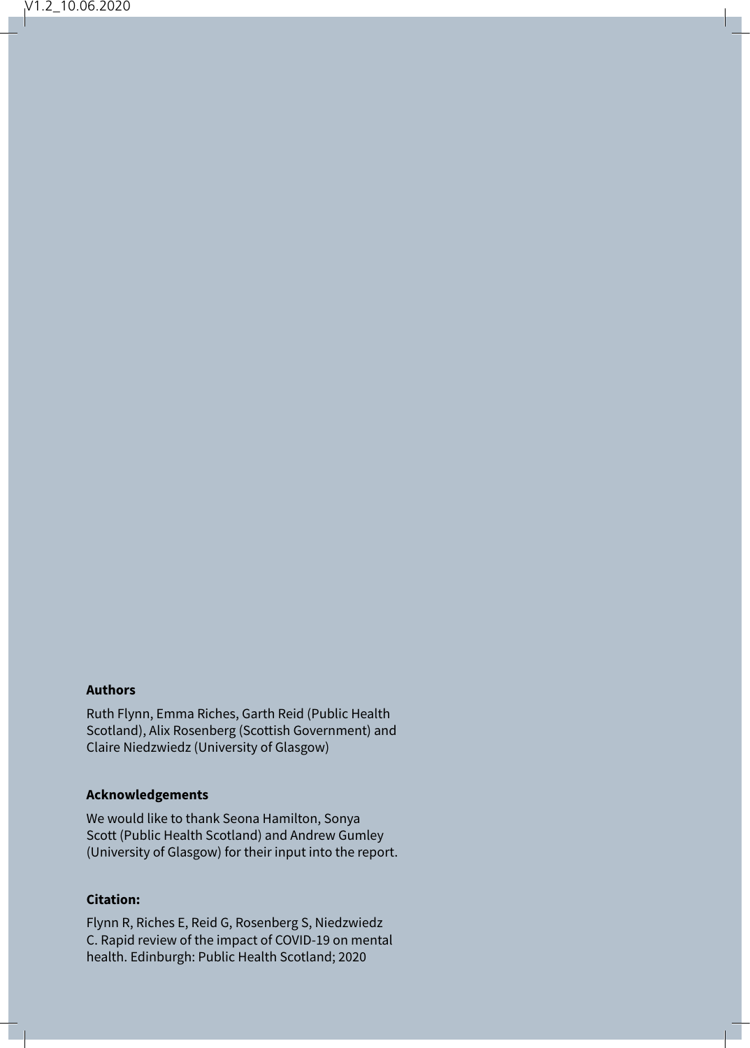V1.2_10.06.2020

**Authors**

Ruth Flynn, Emma Riches, Garth Reid (Public Health Scotland), Alix Rosenberg (Scottish Government) and Claire Niedzwiedz (University of Glasgow)

**Acknowledgements**

We would like to thank Seona Hamilton, Sonya Scott (Public Health Scotland) and Andrew Gumley (University of Glasgow) for their input into the report.

**Citation:**

Flynn R, Riches E, Reid G, Rosenberg S, Niedzwiedz C. Rapid review of the impact of COVID-19 on mental health. Edinburgh: Public Health Scotland; 2020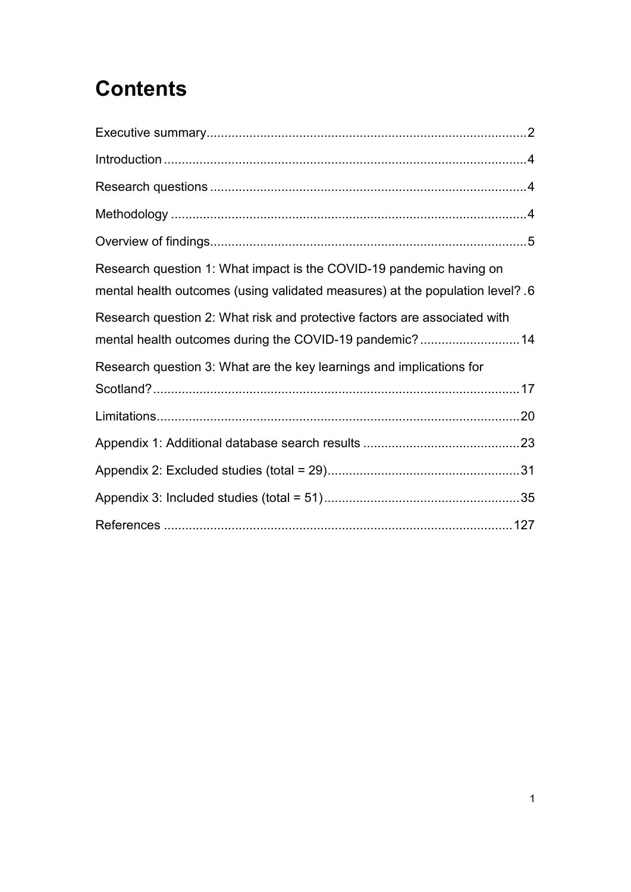# Contents

Executive summary........................................................................................2

Introduction....................................................................................................4

Research questions........................................................................................4

Methodology...................................................................................................4

Overview of findings........................................................................................5

Research question 1: What impact is the COVID-19 pandemic having on mental health outcomes (using validated measures) at the population level? .6

Research question 2: What risk and protective factors are associated with mental health outcomes during the COVID-19 pandemic?............................14

Research question 3: What are the key learnings and implications for Scotland?.......................................................................................................17

Limitations.....................................................................................................20

Appendix 1: Additional database search results............................................23

Appendix 2: Excluded studies (total = 29)......................................................31

Appendix 3: Included studies (total = 51).......................................................35

References.................................................................................................127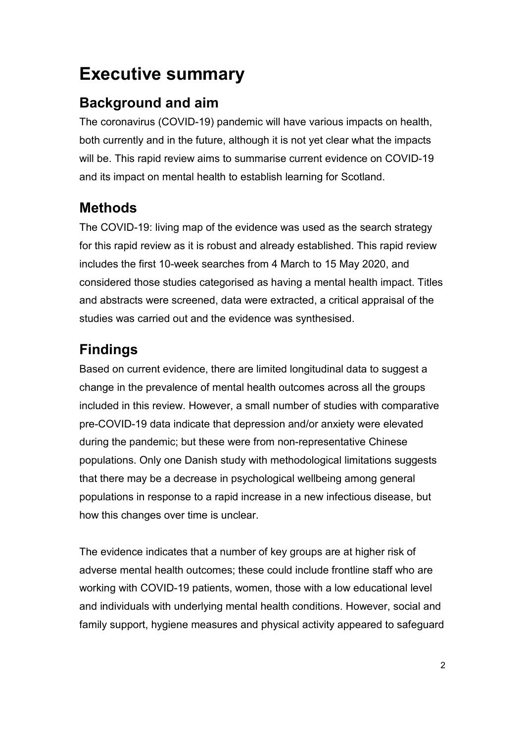# Executive summary

## Background and aim

The coronavirus (COVID-19) pandemic will have various impacts on health, both currently and in the future, although it is not yet clear what the impacts will be. This rapid review aims to summarise current evidence on COVID-19 and its impact on mental health to establish learning for Scotland.

## Methods

The COVID-19: living map of the evidence was used as the search strategy for this rapid review as it is robust and already established. This rapid review includes the first 10-week searches from 4 March to 15 May 2020, and considered those studies categorised as having a mental health impact. Titles and abstracts were screened, data were extracted, a critical appraisal of the studies was carried out and the evidence was synthesised.

## Findings

Based on current evidence, there are limited longitudinal data to suggest a change in the prevalence of mental health outcomes across all the groups included in this review. However, a small number of studies with comparative pre-COVID-19 data indicate that depression and/or anxiety were elevated during the pandemic; but these were from non-representative Chinese populations. Only one Danish study with methodological limitations suggests that there may be a decrease in psychological wellbeing among general populations in response to a rapid increase in a new infectious disease, but how this changes over time is unclear.

The evidence indicates that a number of key groups are at higher risk of adverse mental health outcomes; these could include frontline staff who are working with COVID-19 patients, women, those with a low educational level and individuals with underlying mental health conditions. However, social and family support, hygiene measures and physical activity appeared to safeguard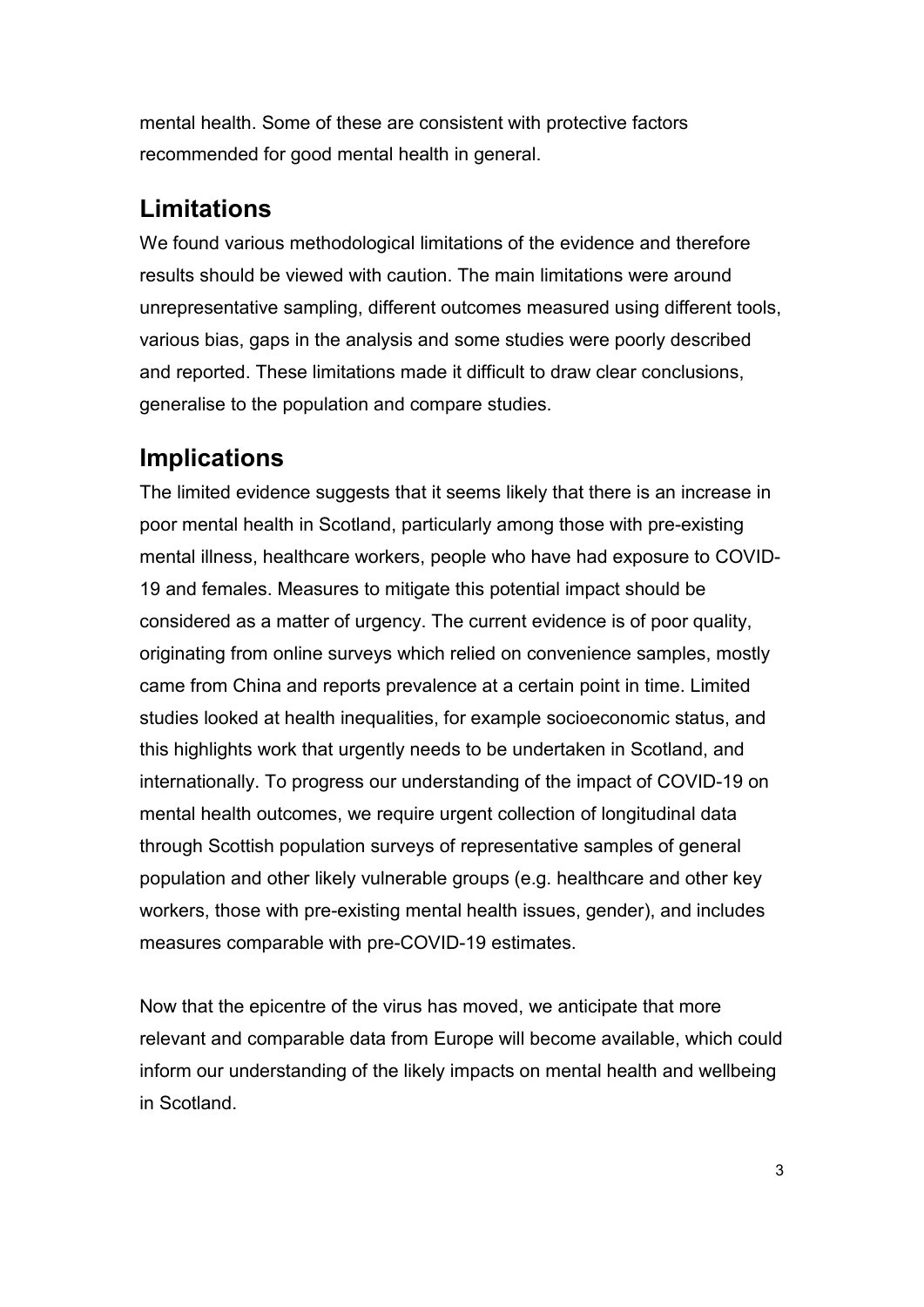mental health. Some of these are consistent with protective factors recommended for good mental health in general.

## Limitations

We found various methodological limitations of the evidence and therefore results should be viewed with caution. The main limitations were around unrepresentative sampling, different outcomes measured using different tools, various bias, gaps in the analysis and some studies were poorly described and reported. These limitations made it difficult to draw clear conclusions, generalise to the population and compare studies.

## Implications

The limited evidence suggests that it seems likely that there is an increase in poor mental health in Scotland, particularly among those with pre-existing mental illness, healthcare workers, people who have had exposure to COVID-19 and females. Measures to mitigate this potential impact should be considered as a matter of urgency. The current evidence is of poor quality, originating from online surveys which relied on convenience samples, mostly came from China and reports prevalence at a certain point in time. Limited studies looked at health inequalities, for example socioeconomic status, and this highlights work that urgently needs to be undertaken in Scotland, and internationally. To progress our understanding of the impact of COVID-19 on mental health outcomes, we require urgent collection of longitudinal data through Scottish population surveys of representative samples of general population and other likely vulnerable groups (e.g. healthcare and other key workers, those with pre-existing mental health issues, gender), and includes measures comparable with pre-COVID-19 estimates.

Now that the epicentre of the virus has moved, we anticipate that more relevant and comparable data from Europe will become available, which could inform our understanding of the likely impacts on mental health and wellbeing in Scotland.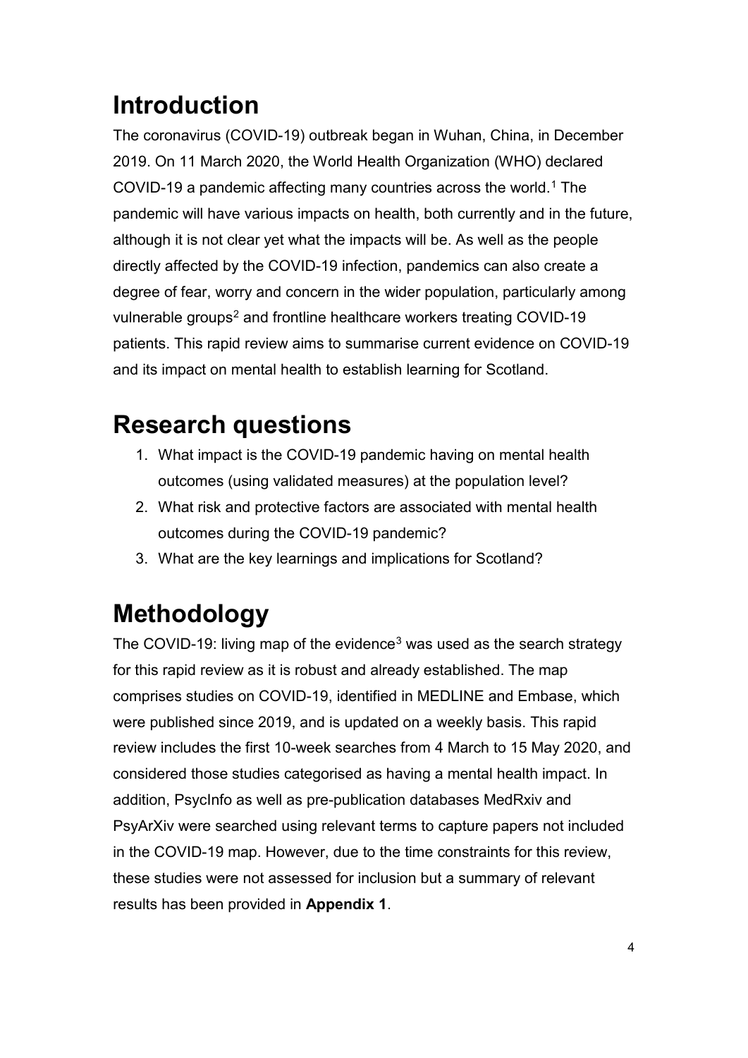# Introduction

The coronavirus (COVID-19) outbreak began in Wuhan, China, in December 2019. On 11 March 2020, the World Health Organization (WHO) declared COVID-19 a pandemic affecting many countries across the world.[1] The pandemic will have various impacts on health, both currently and in the future, although it is not clear yet what the impacts will be. As well as the people directly affected by the COVID-19 infection, pandemics can also create a degree of fear, worry and concern in the wider population, particularly among vulnerable groups[2] and frontline healthcare workers treating COVID-19 patients. This rapid review aims to summarise current evidence on COVID-19 and its impact on mental health to establish learning for Scotland.

# Research questions

1. What impact is the COVID-19 pandemic having on mental health outcomes (using validated measures) at the population level?
2. What risk and protective factors are associated with mental health outcomes during the COVID-19 pandemic?
3. What are the key learnings and implications for Scotland?

# Methodology

The COVID-19: living map of the evidence[3] was used as the search strategy for this rapid review as it is robust and already established. The map comprises studies on COVID-19, identified in MEDLINE and Embase, which were published since 2019, and is updated on a weekly basis. This rapid review includes the first 10-week searches from 4 March to 15 May 2020, and considered those studies categorised as having a mental health impact. In addition, PsycInfo as well as pre-publication databases MedRxiv and PsyArXiv were searched using relevant terms to capture papers not included in the COVID-19 map. However, due to the time constraints for this review, these studies were not assessed for inclusion but a summary of relevant results has been provided in **Appendix 1**.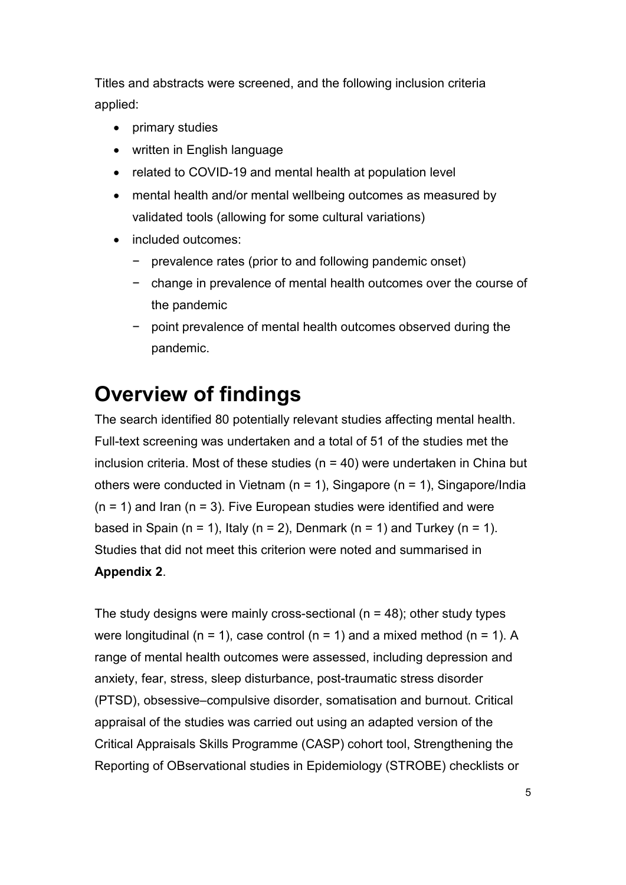Titles and abstracts were screened, and the following inclusion criteria applied:

- primary studies
- written in English language
- related to COVID-19 and mental health at population level
- mental health and/or mental wellbeing outcomes as measured by validated tools (allowing for some cultural variations)
- included outcomes:
  - prevalence rates (prior to and following pandemic onset)
  - change in prevalence of mental health outcomes over the course of the pandemic
  - point prevalence of mental health outcomes observed during the pandemic.

# Overview of findings

The search identified 80 potentially relevant studies affecting mental health. Full-text screening was undertaken and a total of 51 of the studies met the inclusion criteria. Most of these studies (n = 40) were undertaken in China but others were conducted in Vietnam (n = 1), Singapore (n = 1), Singapore/India (n = 1) and Iran (n = 3). Five European studies were identified and were based in Spain (n = 1), Italy (n = 2), Denmark (n = 1) and Turkey (n = 1). Studies that did not meet this criterion were noted and summarised in **Appendix 2**.

The study designs were mainly cross-sectional (n = 48); other study types were longitudinal (n = 1), case control (n = 1) and a mixed method (n = 1). A range of mental health outcomes were assessed, including depression and anxiety, fear, stress, sleep disturbance, post-traumatic stress disorder (PTSD), obsessive–compulsive disorder, somatisation and burnout. Critical appraisal of the studies was carried out using an adapted version of the Critical Appraisals Skills Programme (CASP) cohort tool, Strengthening the Reporting of OBservational studies in Epidemiology (STROBE) checklists or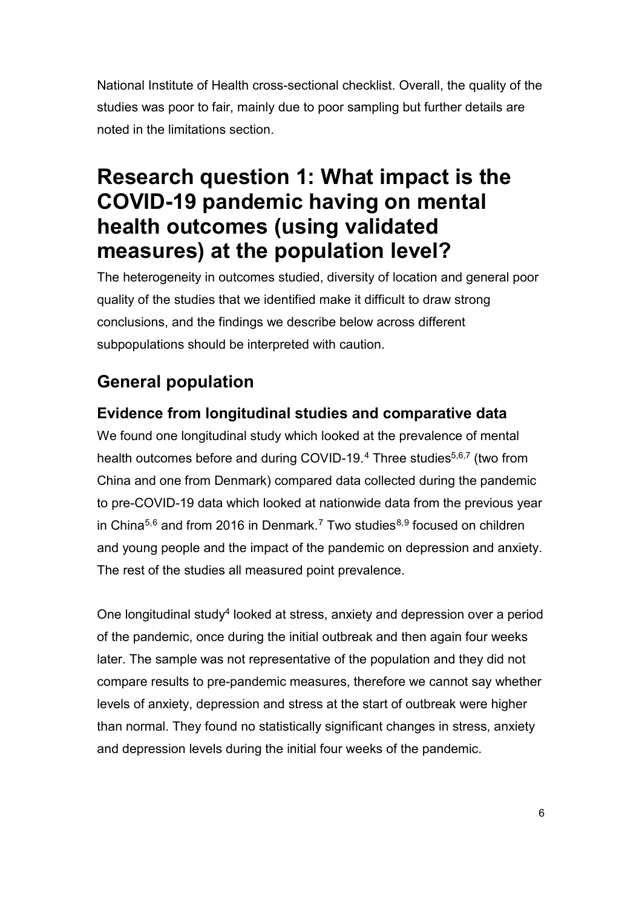National Institute of Health cross-sectional checklist. Overall, the quality of the studies was poor to fair, mainly due to poor sampling but further details are noted in the limitations section.

# Research question 1: What impact is the COVID-19 pandemic having on mental health outcomes (using validated measures) at the population level?

The heterogeneity in outcomes studied, diversity of location and general poor quality of the studies that we identified make it difficult to draw strong conclusions, and the findings we describe below across different subpopulations should be interpreted with caution.

## General population

### Evidence from longitudinal studies and comparative data

We found one longitudinal study which looked at the prevalence of mental health outcomes before and during COVID-19.[4] Three studies[5,6,7] (two from China and one from Denmark) compared data collected during the pandemic to pre-COVID-19 data which looked at nationwide data from the previous year in China[5,6] and from 2016 in Denmark.[7] Two studies[8,9] focused on children and young people and the impact of the pandemic on depression and anxiety. The rest of the studies all measured point prevalence.

One longitudinal study[4] looked at stress, anxiety and depression over a period of the pandemic, once during the initial outbreak and then again four weeks later. The sample was not representative of the population and they did not compare results to pre-pandemic measures, therefore we cannot say whether levels of anxiety, depression and stress at the start of outbreak were higher than normal. They found no statistically significant changes in stress, anxiety and depression levels during the initial four weeks of the pandemic.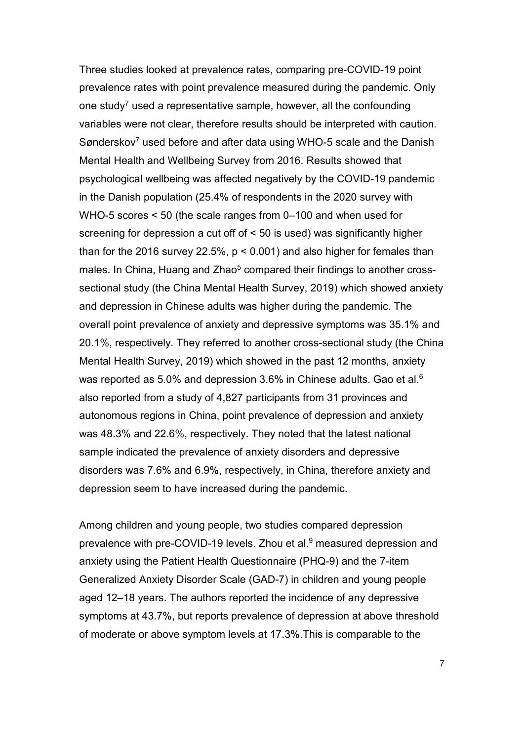Three studies looked at prevalence rates, comparing pre-COVID-19 point prevalence rates with point prevalence measured during the pandemic. Only one study[7] used a representative sample, however, all the confounding variables were not clear, therefore results should be interpreted with caution. Sønderskov[7] used before and after data using WHO-5 scale and the Danish Mental Health and Wellbeing Survey from 2016. Results showed that psychological wellbeing was affected negatively by the COVID-19 pandemic in the Danish population (25.4% of respondents in the 2020 survey with WHO-5 scores < 50 (the scale ranges from 0–100 and when used for screening for depression a cut off of < 50 is used) was significantly higher than for the 2016 survey 22.5%, $p < 0.001$) and also higher for females than males. In China, Huang and Zhao[5] compared their findings to another cross-sectional study (the China Mental Health Survey, 2019) which showed anxiety and depression in Chinese adults was higher during the pandemic. The overall point prevalence of anxiety and depressive symptoms was 35.1% and 20.1%, respectively. They referred to another cross-sectional study (the China Mental Health Survey, 2019) which showed in the past 12 months, anxiety was reported as 5.0% and depression 3.6% in Chinese adults. Gao et al.[6] also reported from a study of 4,827 participants from 31 provinces and autonomous regions in China, point prevalence of depression and anxiety was 48.3% and 22.6%, respectively. They noted that the latest national sample indicated the prevalence of anxiety disorders and depressive disorders was 7.6% and 6.9%, respectively, in China, therefore anxiety and depression seem to have increased during the pandemic.

Among children and young people, two studies compared depression prevalence with pre-COVID-19 levels. Zhou et al.[9] measured depression and anxiety using the Patient Health Questionnaire (PHQ-9) and the 7-item Generalized Anxiety Disorder Scale (GAD-7) in children and young people aged 12–18 years. The authors reported the incidence of any depressive symptoms at 43.7%, but reports prevalence of depression at above threshold of moderate or above symptom levels at 17.3%.This is comparable to the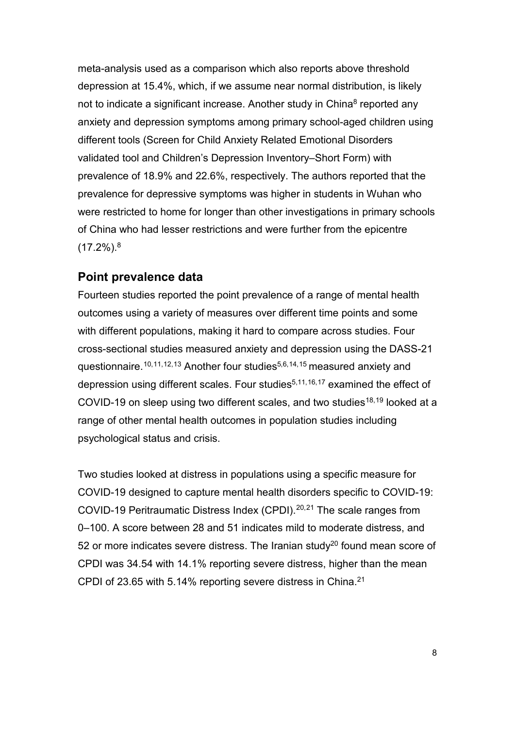meta-analysis used as a comparison which also reports above threshold depression at 15.4%, which, if we assume near normal distribution, is likely not to indicate a significant increase. Another study in China[8] reported any anxiety and depression symptoms among primary school-aged children using different tools (Screen for Child Anxiety Related Emotional Disorders validated tool and Children's Depression Inventory–Short Form) with prevalence of 18.9% and 22.6%, respectively. The authors reported that the prevalence for depressive symptoms was higher in students in Wuhan who were restricted to home for longer than other investigations in primary schools of China who had lesser restrictions and were further from the epicentre (17.2%).[8]

## Point prevalence data

Fourteen studies reported the point prevalence of a range of mental health outcomes using a variety of measures over different time points and some with different populations, making it hard to compare across studies. Four cross-sectional studies measured anxiety and depression using the DASS-21 questionnaire.[10,11,12,13] Another four studies[5,6,14,15] measured anxiety and depression using different scales. Four studies[5,11,16,17] examined the effect of COVID-19 on sleep using two different scales, and two studies[18,19] looked at a range of other mental health outcomes in population studies including psychological status and crisis.

Two studies looked at distress in populations using a specific measure for COVID-19 designed to capture mental health disorders specific to COVID-19: COVID-19 Peritraumatic Distress Index (CPDI).[20,21] The scale ranges from 0–100. A score between 28 and 51 indicates mild to moderate distress, and 52 or more indicates severe distress. The Iranian study[20] found mean score of CPDI was 34.54 with 14.1% reporting severe distress, higher than the mean CPDI of 23.65 with 5.14% reporting severe distress in China.[21]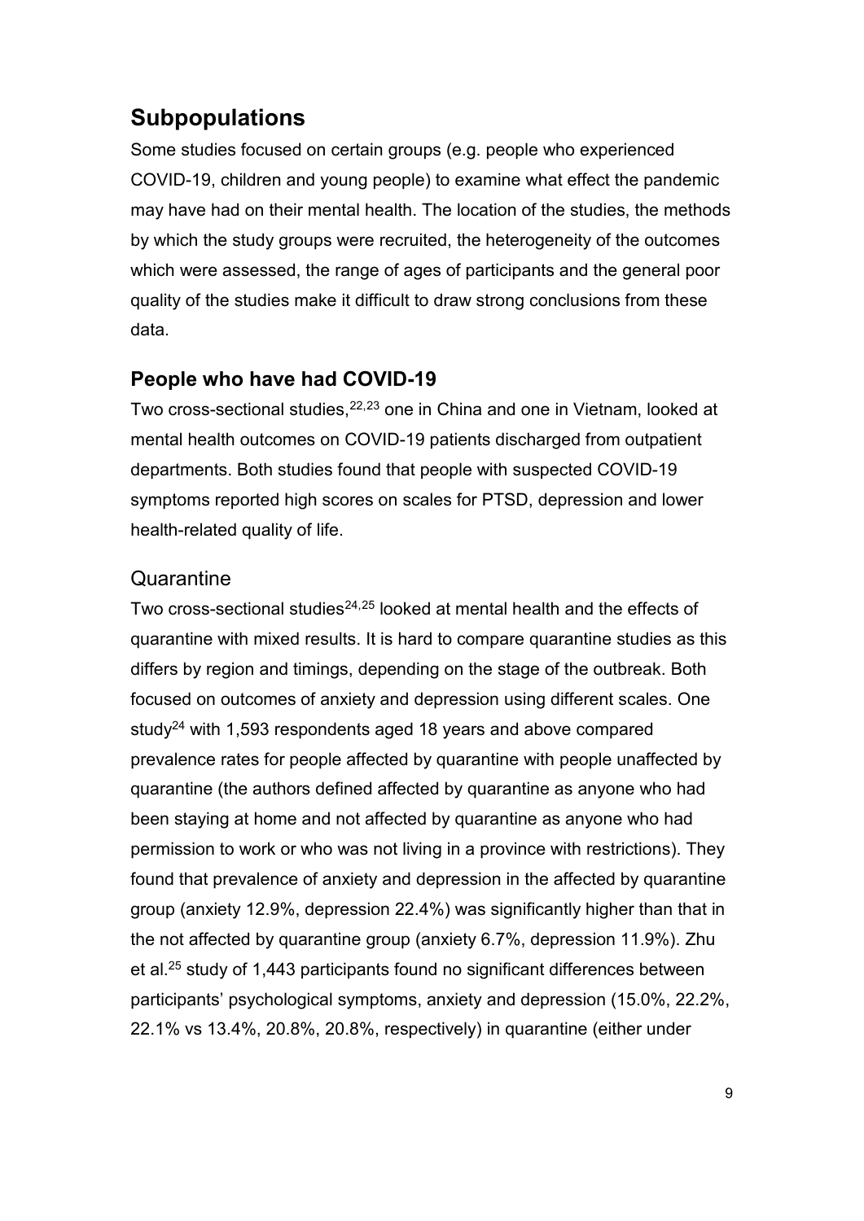## Subpopulations

Some studies focused on certain groups (e.g. people who experienced COVID-19, children and young people) to examine what effect the pandemic may have had on their mental health. The location of the studies, the methods by which the study groups were recruited, the heterogeneity of the outcomes which were assessed, the range of ages of participants and the general poor quality of the studies make it difficult to draw strong conclusions from these data.

### People who have had COVID-19

Two cross-sectional studies,[22,23] one in China and one in Vietnam, looked at mental health outcomes on COVID-19 patients discharged from outpatient departments. Both studies found that people with suspected COVID-19 symptoms reported high scores on scales for PTSD, depression and lower health-related quality of life.

### Quarantine

Two cross-sectional studies[24,25] looked at mental health and the effects of quarantine with mixed results. It is hard to compare quarantine studies as this differs by region and timings, depending on the stage of the outbreak. Both focused on outcomes of anxiety and depression using different scales. One study[24] with 1,593 respondents aged 18 years and above compared prevalence rates for people affected by quarantine with people unaffected by quarantine (the authors defined affected by quarantine as anyone who had been staying at home and not affected by quarantine as anyone who had permission to work or who was not living in a province with restrictions). They found that prevalence of anxiety and depression in the affected by quarantine group (anxiety 12.9%, depression 22.4%) was significantly higher than that in the not affected by quarantine group (anxiety 6.7%, depression 11.9%). Zhu et al.[25] study of 1,443 participants found no significant differences between participants' psychological symptoms, anxiety and depression (15.0%, 22.2%, 22.1% vs 13.4%, 20.8%, 20.8%, respectively) in quarantine (either under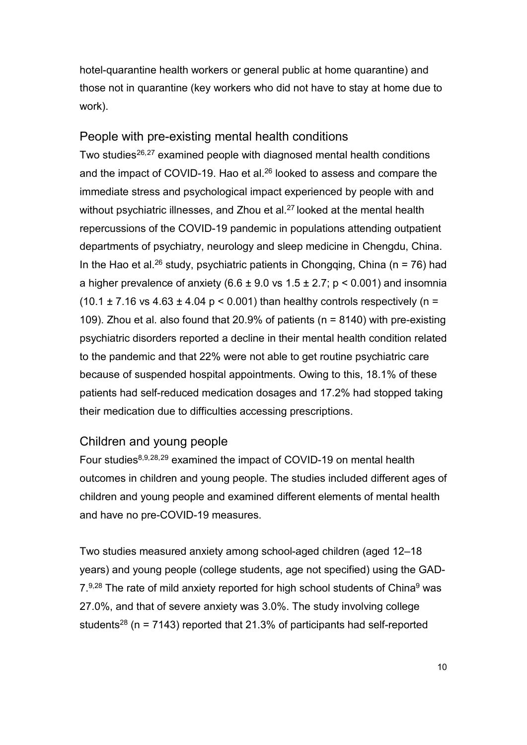hotel-quarantine health workers or general public at home quarantine) and those not in quarantine (key workers who did not have to stay at home due to work).

## People with pre-existing mental health conditions

Two studies[26,27] examined people with diagnosed mental health conditions and the impact of COVID-19. Hao et al.[26] looked to assess and compare the immediate stress and psychological impact experienced by people with and without psychiatric illnesses, and Zhou et al.[27] looked at the mental health repercussions of the COVID-19 pandemic in populations attending outpatient departments of psychiatry, neurology and sleep medicine in Chengdu, China. In the Hao et al.[26] study, psychiatric patients in Chongqing, China ($n = 76$) had a higher prevalence of anxiety ($6.6 \pm 9.0$ vs $1.5 \pm 2.7$; $p < 0.001$) and insomnia ($10.1 \pm 7.16$ vs $4.63 \pm 4.04$ $p < 0.001$) than healthy controls respectively ($n = 109$). Zhou et al. also found that 20.9% of patients ($n = 8140$) with pre-existing psychiatric disorders reported a decline in their mental health condition related to the pandemic and that 22% were not able to get routine psychiatric care because of suspended hospital appointments. Owing to this, 18.1% of these patients had self-reduced medication dosages and 17.2% had stopped taking their medication due to difficulties accessing prescriptions.

## Children and young people

Four studies[8,9,28,29] examined the impact of COVID-19 on mental health outcomes in children and young people. The studies included different ages of children and young people and examined different elements of mental health and have no pre-COVID-19 measures.

Two studies measured anxiety among school-aged children (aged 12–18 years) and young people (college students, age not specified) using the GAD-7.[9,28] The rate of mild anxiety reported for high school students of China[9] was 27.0%, and that of severe anxiety was 3.0%. The study involving college students[28] ($n = 7143$) reported that 21.3% of participants had self-reported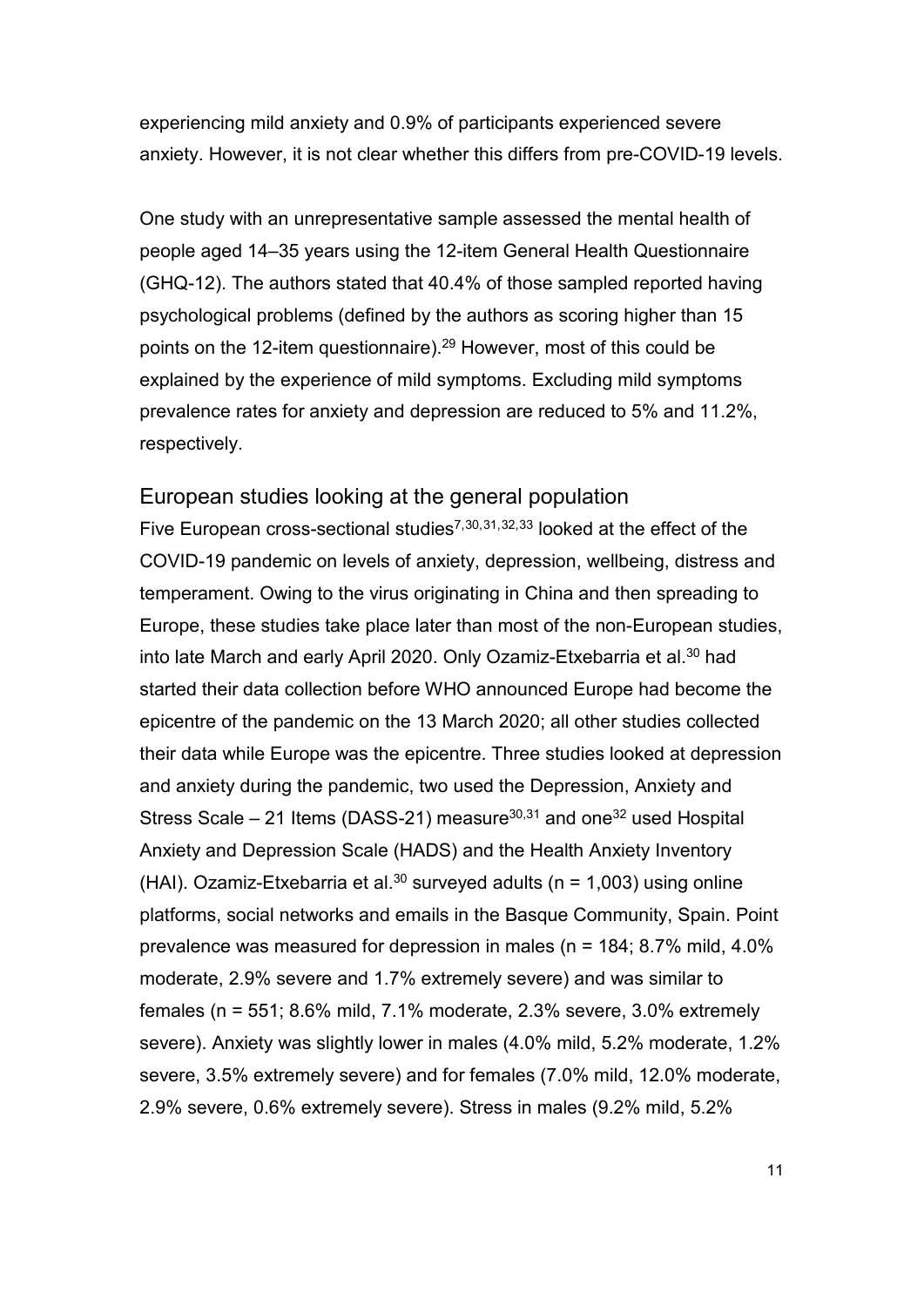experiencing mild anxiety and 0.9% of participants experienced severe anxiety. However, it is not clear whether this differs from pre-COVID-19 levels.

One study with an unrepresentative sample assessed the mental health of people aged 14–35 years using the 12-item General Health Questionnaire (GHQ-12). The authors stated that 40.4% of those sampled reported having psychological problems (defined by the authors as scoring higher than 15 points on the 12-item questionnaire).[29] However, most of this could be explained by the experience of mild symptoms. Excluding mild symptoms prevalence rates for anxiety and depression are reduced to 5% and 11.2%, respectively.

## European studies looking at the general population

Five European cross-sectional studies[7,30,31,32,33] looked at the effect of the COVID-19 pandemic on levels of anxiety, depression, wellbeing, distress and temperament. Owing to the virus originating in China and then spreading to Europe, these studies take place later than most of the non-European studies, into late March and early April 2020. Only Ozamiz-Etxebarria et al.[30] had started their data collection before WHO announced Europe had become the epicentre of the pandemic on the 13 March 2020; all other studies collected their data while Europe was the epicentre. Three studies looked at depression and anxiety during the pandemic, two used the Depression, Anxiety and Stress Scale – 21 Items (DASS-21) measure[30,31] and one[32] used Hospital Anxiety and Depression Scale (HADS) and the Health Anxiety Inventory (HAI). Ozamiz-Etxebarria et al.[30] surveyed adults (n = 1,003) using online platforms, social networks and emails in the Basque Community, Spain. Point prevalence was measured for depression in males (n = 184; 8.7% mild, 4.0% moderate, 2.9% severe and 1.7% extremely severe) and was similar to females (n = 551; 8.6% mild, 7.1% moderate, 2.3% severe, 3.0% extremely severe). Anxiety was slightly lower in males (4.0% mild, 5.2% moderate, 1.2% severe, 3.5% extremely severe) and for females (7.0% mild, 12.0% moderate, 2.9% severe, 0.6% extremely severe). Stress in males (9.2% mild, 5.2%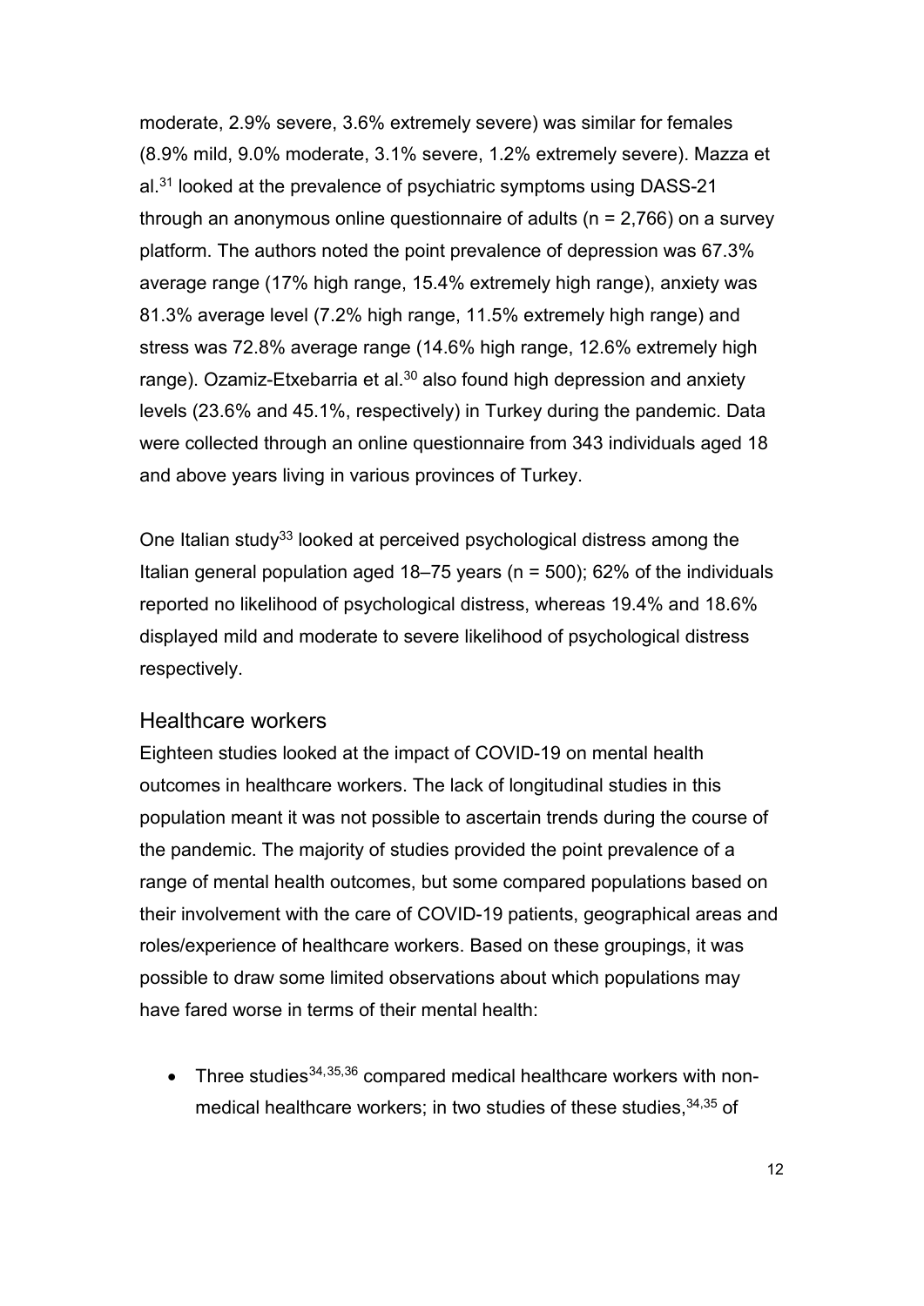moderate, 2.9% severe, 3.6% extremely severe) was similar for females (8.9% mild, 9.0% moderate, 3.1% severe, 1.2% extremely severe). Mazza et al.[31] looked at the prevalence of psychiatric symptoms using DASS-21 through an anonymous online questionnaire of adults (n = 2,766) on a survey platform. The authors noted the point prevalence of depression was 67.3% average range (17% high range, 15.4% extremely high range), anxiety was 81.3% average level (7.2% high range, 11.5% extremely high range) and stress was 72.8% average range (14.6% high range, 12.6% extremely high range). Ozamiz-Etxebarria et al.[30] also found high depression and anxiety levels (23.6% and 45.1%, respectively) in Turkey during the pandemic. Data were collected through an online questionnaire from 343 individuals aged 18 and above years living in various provinces of Turkey.

One Italian study[33] looked at perceived psychological distress among the Italian general population aged 18–75 years (n = 500); 62% of the individuals reported no likelihood of psychological distress, whereas 19.4% and 18.6% displayed mild and moderate to severe likelihood of psychological distress respectively.

## Healthcare workers

Eighteen studies looked at the impact of COVID-19 on mental health outcomes in healthcare workers. The lack of longitudinal studies in this population meant it was not possible to ascertain trends during the course of the pandemic. The majority of studies provided the point prevalence of a range of mental health outcomes, but some compared populations based on their involvement with the care of COVID-19 patients, geographical areas and roles/experience of healthcare workers. Based on these groupings, it was possible to draw some limited observations about which populations may have fared worse in terms of their mental health:

- Three studies[34,35,36] compared medical healthcare workers with non-medical healthcare workers; in two studies of these studies,[34,35] of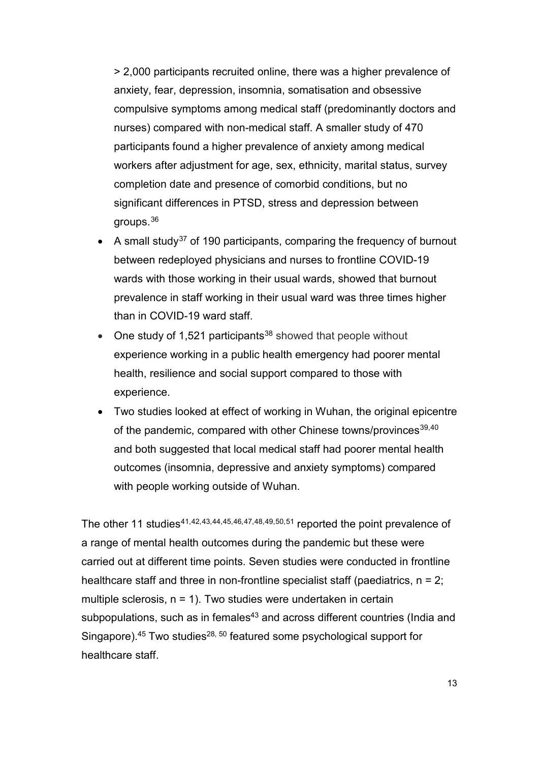> 2,000 participants recruited online, there was a higher prevalence of anxiety, fear, depression, insomnia, somatisation and obsessive compulsive symptoms among medical staff (predominantly doctors and nurses) compared with non-medical staff. A smaller study of 470 participants found a higher prevalence of anxiety among medical workers after adjustment for age, sex, ethnicity, marital status, survey completion date and presence of comorbid conditions, but no significant differences in PTSD, stress and depression between groups.[36]

- A small study[37] of 190 participants, comparing the frequency of burnout between redeployed physicians and nurses to frontline COVID-19 wards with those working in their usual wards, showed that burnout prevalence in staff working in their usual ward was three times higher than in COVID-19 ward staff.
- One study of 1,521 participants[38] showed that people without experience working in a public health emergency had poorer mental health, resilience and social support compared to those with experience.
- Two studies looked at effect of working in Wuhan, the original epicentre of the pandemic, compared with other Chinese towns/provinces[39,40] and both suggested that local medical staff had poorer mental health outcomes (insomnia, depressive and anxiety symptoms) compared with people working outside of Wuhan.

The other 11 studies[41,42,43,44,45,46,47,48,49,50,51] reported the point prevalence of a range of mental health outcomes during the pandemic but these were carried out at different time points. Seven studies were conducted in frontline healthcare staff and three in non-frontline specialist staff (paediatrics, n = 2; multiple sclerosis, n = 1). Two studies were undertaken in certain subpopulations, such as in females[43] and across different countries (India and Singapore).[45] Two studies[28, 50] featured some psychological support for healthcare staff.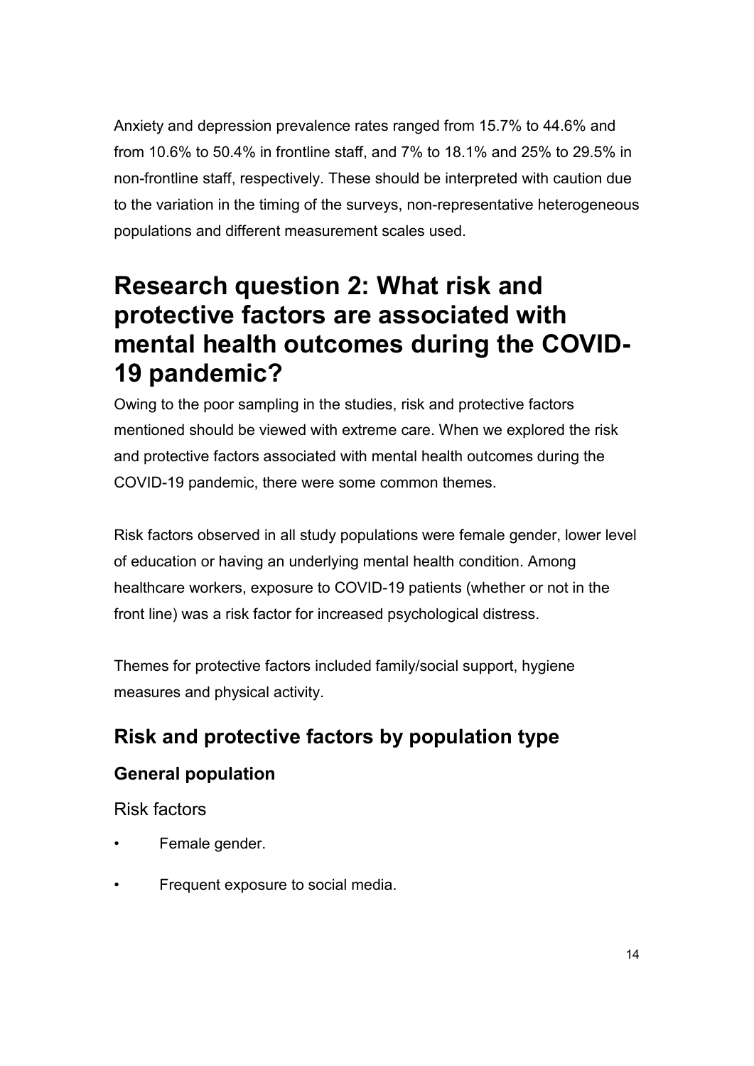Anxiety and depression prevalence rates ranged from 15.7% to 44.6% and from 10.6% to 50.4% in frontline staff, and 7% to 18.1% and 25% to 29.5% in non-frontline staff, respectively. These should be interpreted with caution due to the variation in the timing of the surveys, non-representative heterogeneous populations and different measurement scales used.

# Research question 2: What risk and protective factors are associated with mental health outcomes during the COVID-19 pandemic?

Owing to the poor sampling in the studies, risk and protective factors mentioned should be viewed with extreme care. When we explored the risk and protective factors associated with mental health outcomes during the COVID-19 pandemic, there were some common themes.

Risk factors observed in all study populations were female gender, lower level of education or having an underlying mental health condition. Among healthcare workers, exposure to COVID-19 patients (whether or not in the front line) was a risk factor for increased psychological distress.

Themes for protective factors included family/social support, hygiene measures and physical activity.

## Risk and protective factors by population type

### General population

#### Risk factors

- Female gender.
- Frequent exposure to social media.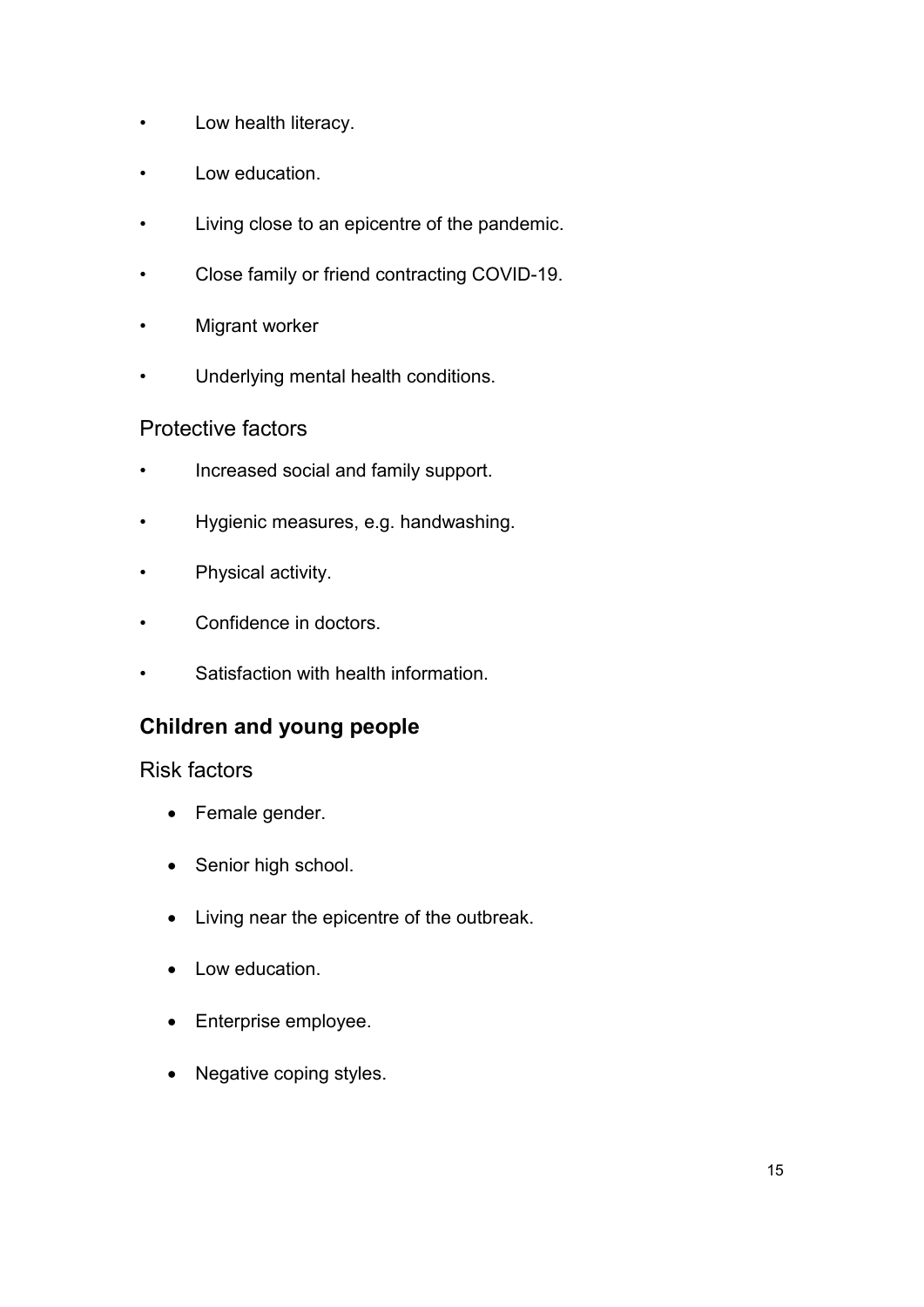- Low health literacy.
- Low education.
- Living close to an epicentre of the pandemic.
- Close family or friend contracting COVID-19.
- Migrant worker
- Underlying mental health conditions.

### Protective factors

- Increased social and family support.
- Hygienic measures, e.g. handwashing.
- Physical activity.
- Confidence in doctors.
- Satisfaction with health information.

## Children and young people

### Risk factors

- Female gender.
- Senior high school.
- Living near the epicentre of the outbreak.
- Low education.
- Enterprise employee.
- Negative coping styles.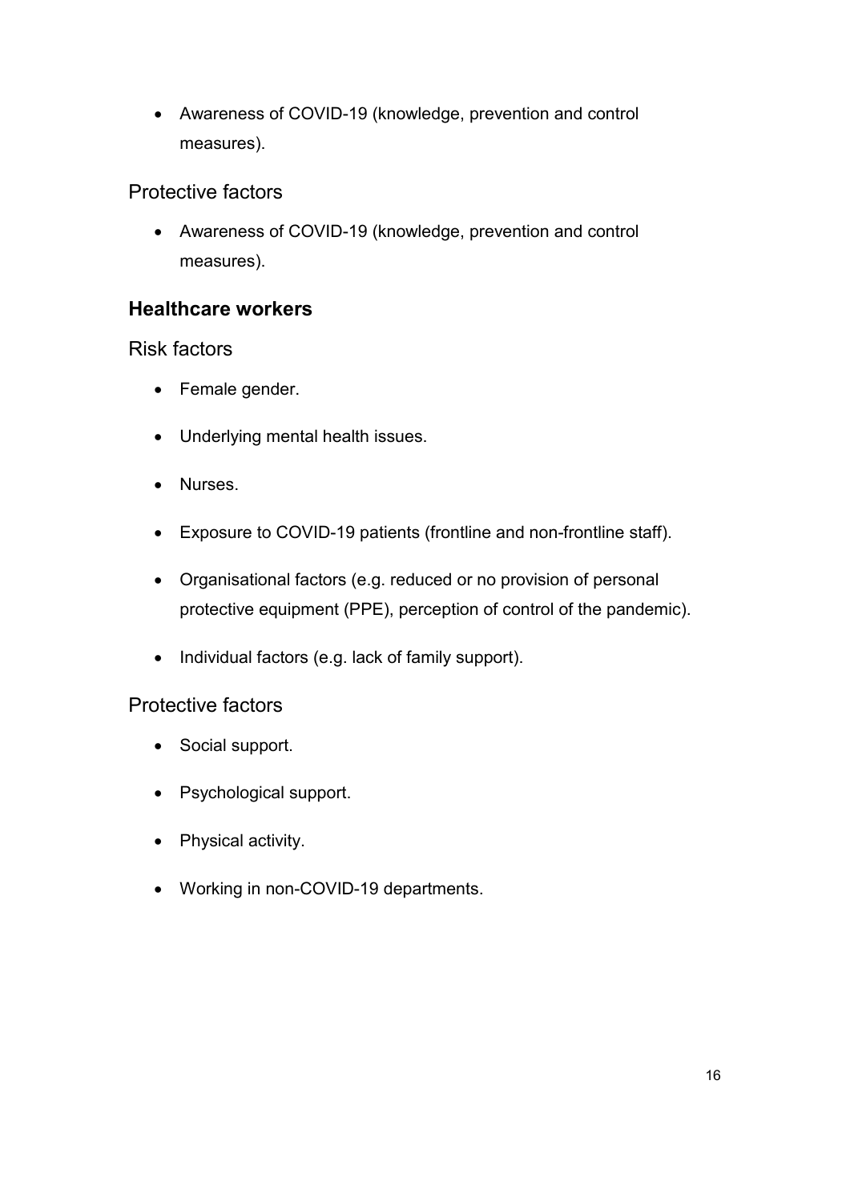- Awareness of COVID-19 (knowledge, prevention and control measures).

### Protective factors

- Awareness of COVID-19 (knowledge, prevention and control measures).

## Healthcare workers

### Risk factors

- Female gender.
- Underlying mental health issues.
- Nurses.
- Exposure to COVID-19 patients (frontline and non-frontline staff).
- Organisational factors (e.g. reduced or no provision of personal protective equipment (PPE), perception of control of the pandemic).
- Individual factors (e.g. lack of family support).

### Protective factors

- Social support.
- Psychological support.
- Physical activity.
- Working in non-COVID-19 departments.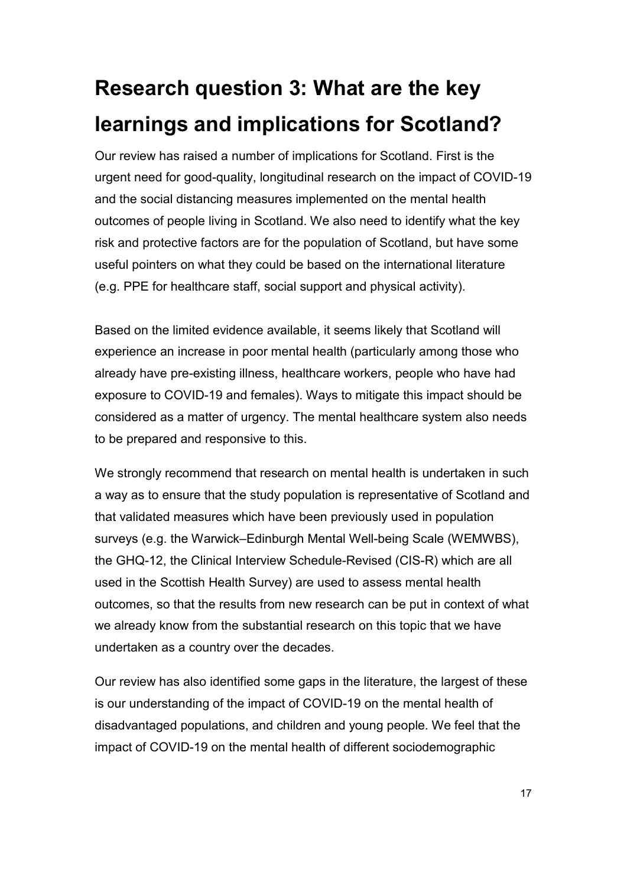# Research question 3: What are the key learnings and implications for Scotland?

Our review has raised a number of implications for Scotland. First is the urgent need for good-quality, longitudinal research on the impact of COVID-19 and the social distancing measures implemented on the mental health outcomes of people living in Scotland. We also need to identify what the key risk and protective factors are for the population of Scotland, but have some useful pointers on what they could be based on the international literature (e.g. PPE for healthcare staff, social support and physical activity).

Based on the limited evidence available, it seems likely that Scotland will experience an increase in poor mental health (particularly among those who already have pre-existing illness, healthcare workers, people who have had exposure to COVID-19 and females). Ways to mitigate this impact should be considered as a matter of urgency. The mental healthcare system also needs to be prepared and responsive to this.

We strongly recommend that research on mental health is undertaken in such a way as to ensure that the study population is representative of Scotland and that validated measures which have been previously used in population surveys (e.g. the Warwick–Edinburgh Mental Well-being Scale (WEMWBS), the GHQ-12, the Clinical Interview Schedule-Revised (CIS-R) which are all used in the Scottish Health Survey) are used to assess mental health outcomes, so that the results from new research can be put in context of what we already know from the substantial research on this topic that we have undertaken as a country over the decades.

Our review has also identified some gaps in the literature, the largest of these is our understanding of the impact of COVID-19 on the mental health of disadvantaged populations, and children and young people. We feel that the impact of COVID-19 on the mental health of different sociodemographic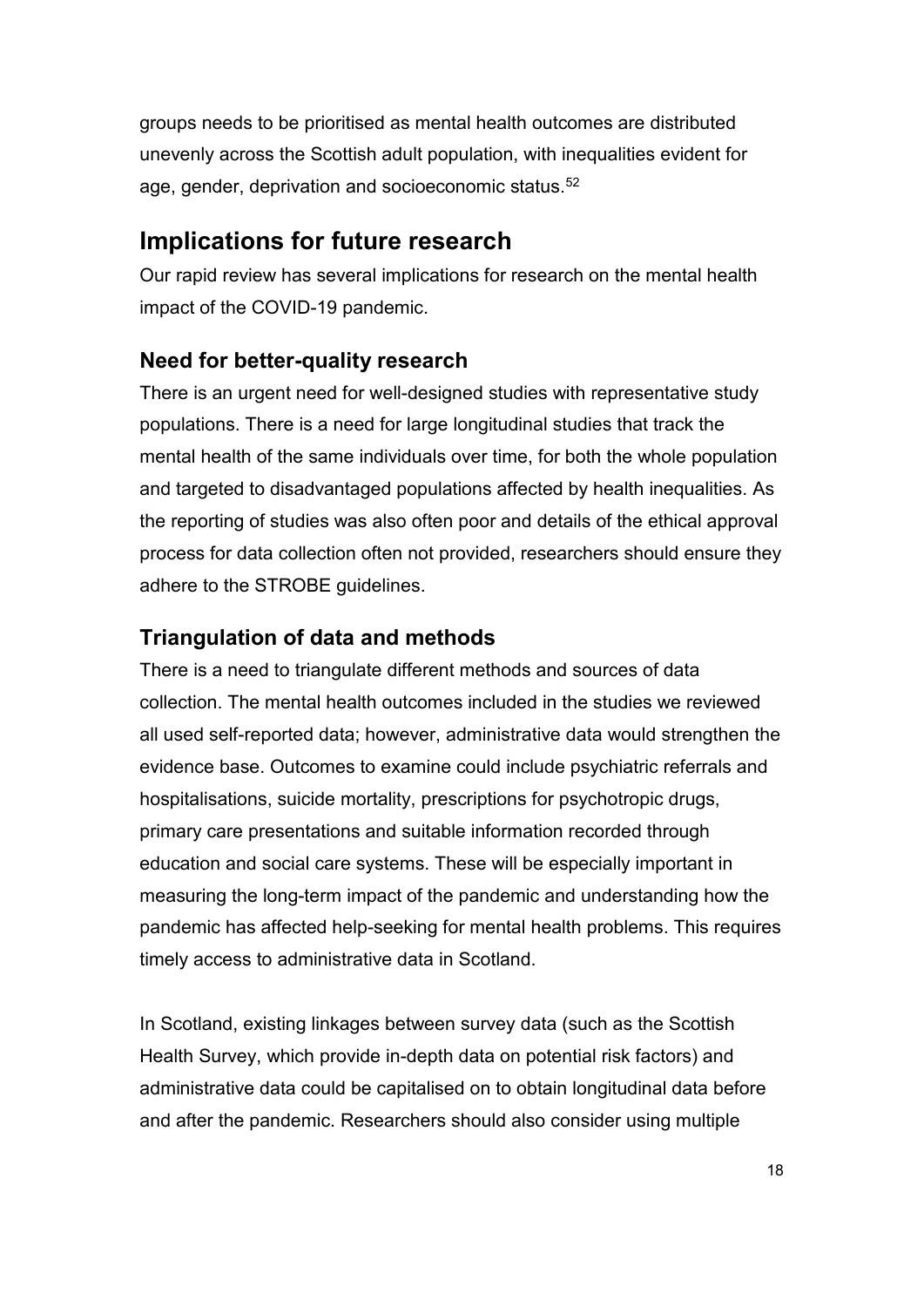groups needs to be prioritised as mental health outcomes are distributed unevenly across the Scottish adult population, with inequalities evident for age, gender, deprivation and socioeconomic status.[52]

## Implications for future research

Our rapid review has several implications for research on the mental health impact of the COVID-19 pandemic.

### Need for better-quality research

There is an urgent need for well-designed studies with representative study populations. There is a need for large longitudinal studies that track the mental health of the same individuals over time, for both the whole population and targeted to disadvantaged populations affected by health inequalities. As the reporting of studies was also often poor and details of the ethical approval process for data collection often not provided, researchers should ensure they adhere to the STROBE guidelines.

### Triangulation of data and methods

There is a need to triangulate different methods and sources of data collection. The mental health outcomes included in the studies we reviewed all used self-reported data; however, administrative data would strengthen the evidence base. Outcomes to examine could include psychiatric referrals and hospitalisations, suicide mortality, prescriptions for psychotropic drugs, primary care presentations and suitable information recorded through education and social care systems. These will be especially important in measuring the long-term impact of the pandemic and understanding how the pandemic has affected help-seeking for mental health problems. This requires timely access to administrative data in Scotland.

In Scotland, existing linkages between survey data (such as the Scottish Health Survey, which provide in-depth data on potential risk factors) and administrative data could be capitalised on to obtain longitudinal data before and after the pandemic. Researchers should also consider using multiple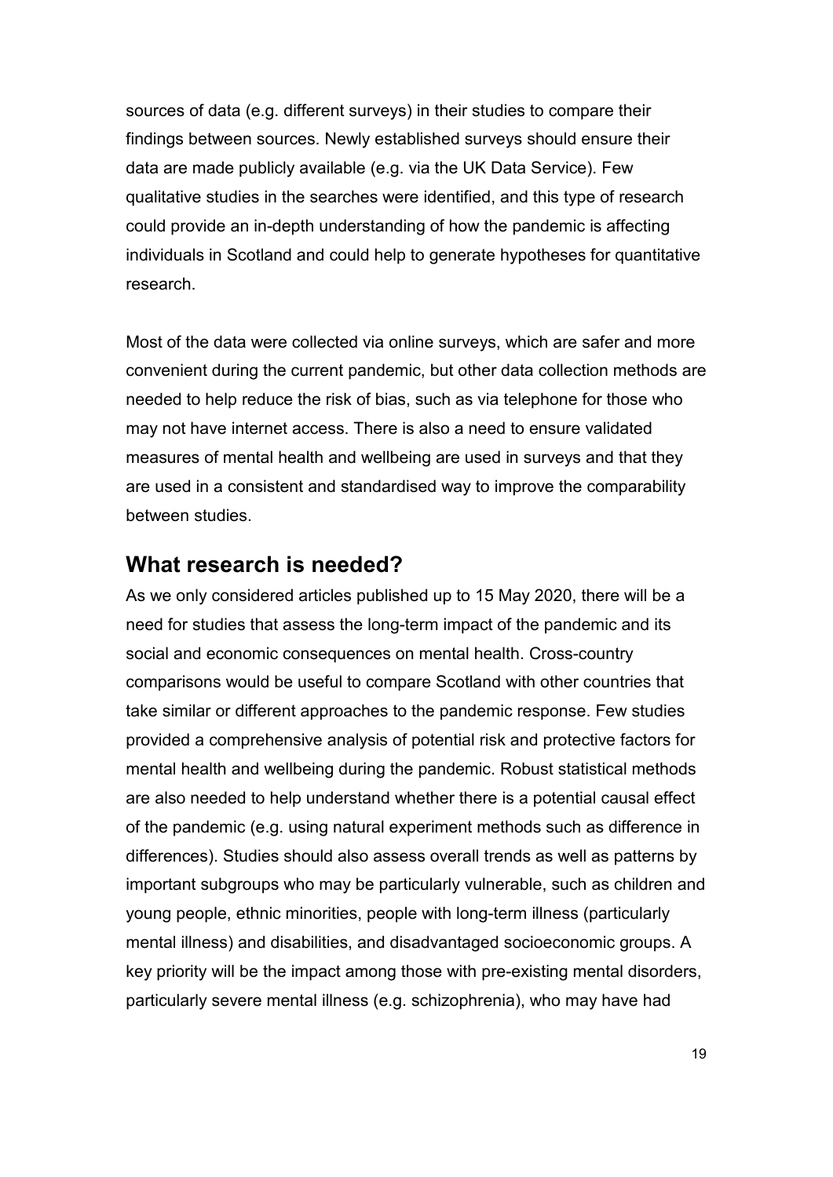sources of data (e.g. different surveys) in their studies to compare their findings between sources. Newly established surveys should ensure their data are made publicly available (e.g. via the UK Data Service). Few qualitative studies in the searches were identified, and this type of research could provide an in-depth understanding of how the pandemic is affecting individuals in Scotland and could help to generate hypotheses for quantitative research.

Most of the data were collected via online surveys, which are safer and more convenient during the current pandemic, but other data collection methods are needed to help reduce the risk of bias, such as via telephone for those who may not have internet access. There is also a need to ensure validated measures of mental health and wellbeing are used in surveys and that they are used in a consistent and standardised way to improve the comparability between studies.

## What research is needed?

As we only considered articles published up to 15 May 2020, there will be a need for studies that assess the long-term impact of the pandemic and its social and economic consequences on mental health. Cross-country comparisons would be useful to compare Scotland with other countries that take similar or different approaches to the pandemic response. Few studies provided a comprehensive analysis of potential risk and protective factors for mental health and wellbeing during the pandemic. Robust statistical methods are also needed to help understand whether there is a potential causal effect of the pandemic (e.g. using natural experiment methods such as difference in differences). Studies should also assess overall trends as well as patterns by important subgroups who may be particularly vulnerable, such as children and young people, ethnic minorities, people with long-term illness (particularly mental illness) and disabilities, and disadvantaged socioeconomic groups. A key priority will be the impact among those with pre-existing mental disorders, particularly severe mental illness (e.g. schizophrenia), who may have had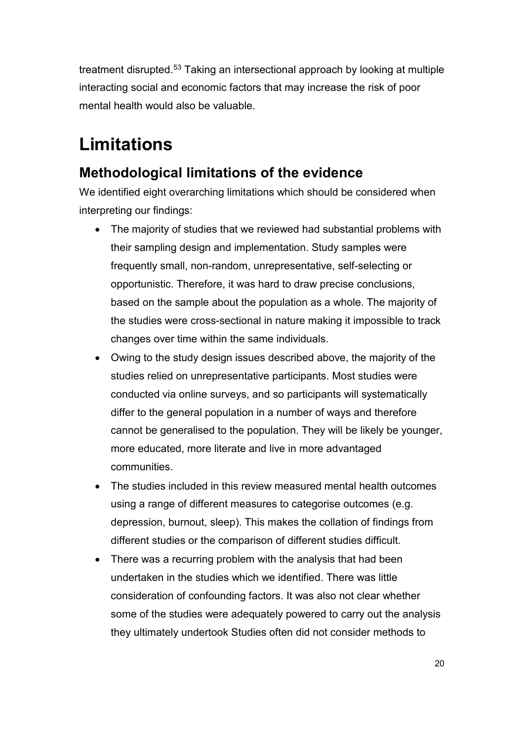treatment disrupted.[53] Taking an intersectional approach by looking at multiple interacting social and economic factors that may increase the risk of poor mental health would also be valuable.

# Limitations

## Methodological limitations of the evidence

We identified eight overarching limitations which should be considered when interpreting our findings:

- The majority of studies that we reviewed had substantial problems with their sampling design and implementation. Study samples were frequently small, non-random, unrepresentative, self-selecting or opportunistic. Therefore, it was hard to draw precise conclusions, based on the sample about the population as a whole. The majority of the studies were cross-sectional in nature making it impossible to track changes over time within the same individuals.
- Owing to the study design issues described above, the majority of the studies relied on unrepresentative participants. Most studies were conducted via online surveys, and so participants will systematically differ to the general population in a number of ways and therefore cannot be generalised to the population. They will be likely be younger, more educated, more literate and live in more advantaged communities.
- The studies included in this review measured mental health outcomes using a range of different measures to categorise outcomes (e.g. depression, burnout, sleep). This makes the collation of findings from different studies or the comparison of different studies difficult.
- There was a recurring problem with the analysis that had been undertaken in the studies which we identified. There was little consideration of confounding factors. It was also not clear whether some of the studies were adequately powered to carry out the analysis they ultimately undertook Studies often did not consider methods to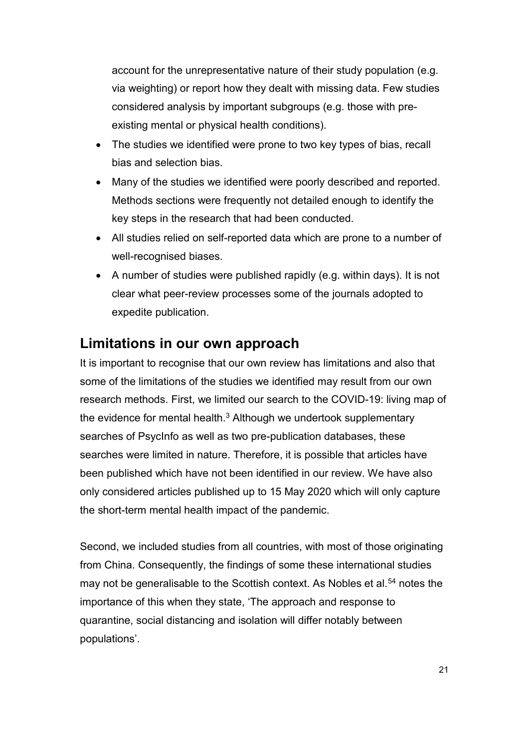account for the unrepresentative nature of their study population (e.g. via weighting) or report how they dealt with missing data. Few studies considered analysis by important subgroups (e.g. those with pre-existing mental or physical health conditions).

- The studies we identified were prone to two key types of bias, recall bias and selection bias.
- Many of the studies we identified were poorly described and reported. Methods sections were frequently not detailed enough to identify the key steps in the research that had been conducted.
- All studies relied on self-reported data which are prone to a number of well-recognised biases.
- A number of studies were published rapidly (e.g. within days). It is not clear what peer-review processes some of the journals adopted to expedite publication.

## Limitations in our own approach

It is important to recognise that our own review has limitations and also that some of the limitations of the studies we identified may result from our own research methods. First, we limited our search to the COVID-19: living map of the evidence for mental health.[3] Although we undertook supplementary searches of PsycInfo as well as two pre-publication databases, these searches were limited in nature. Therefore, it is possible that articles have been published which have not been identified in our review. We have also only considered articles published up to 15 May 2020 which will only capture the short-term mental health impact of the pandemic.

Second, we included studies from all countries, with most of those originating from China. Consequently, the findings of some these international studies may not be generalisable to the Scottish context. As Nobles et al.[54] notes the importance of this when they state, 'The approach and response to quarantine, social distancing and isolation will differ notably between populations'.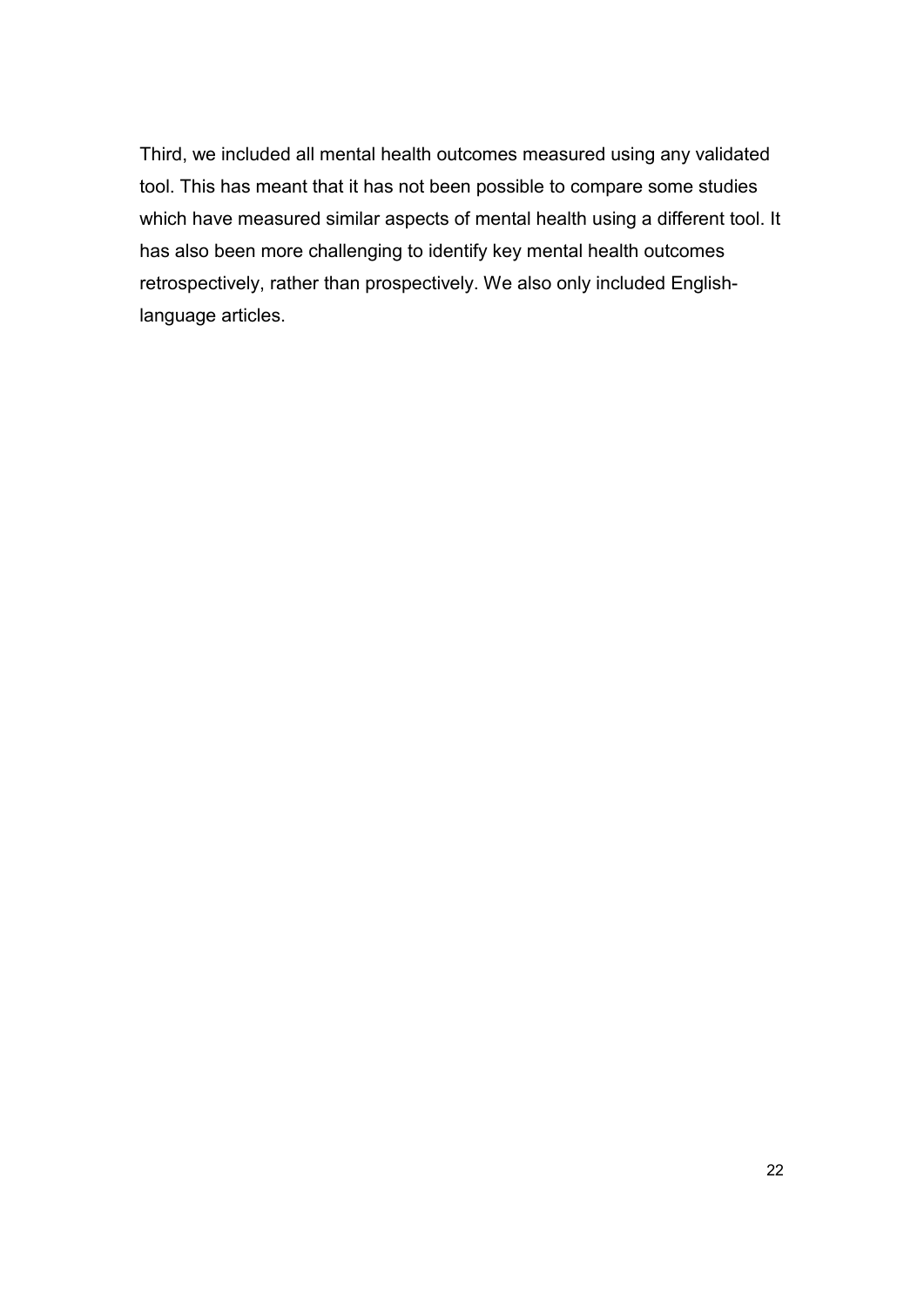Third, we included all mental health outcomes measured using any validated tool. This has meant that it has not been possible to compare some studies which have measured similar aspects of mental health using a different tool. It has also been more challenging to identify key mental health outcomes retrospectively, rather than prospectively. We also only included English-language articles.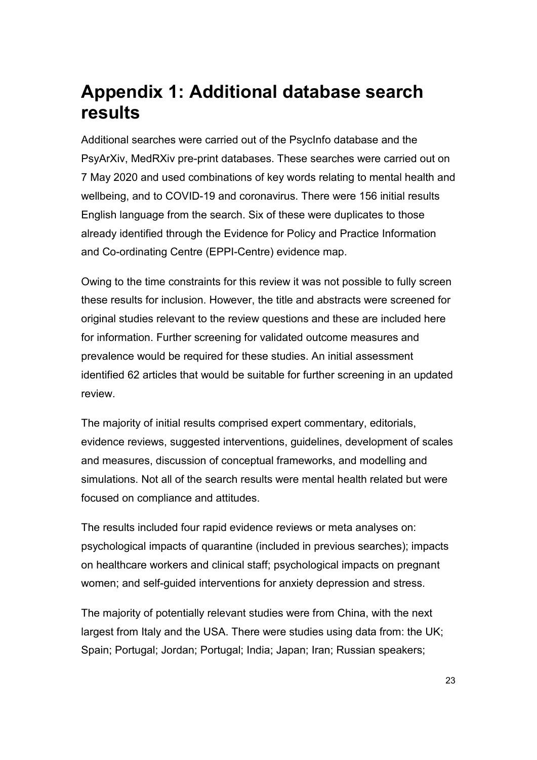# Appendix 1: Additional database search results

Additional searches were carried out of the PsycInfo database and the PsyArXiv, MedRXiv pre-print databases. These searches were carried out on 7 May 2020 and used combinations of key words relating to mental health and wellbeing, and to COVID-19 and coronavirus. There were 156 initial results English language from the search. Six of these were duplicates to those already identified through the Evidence for Policy and Practice Information and Co-ordinating Centre (EPPI-Centre) evidence map.

Owing to the time constraints for this review it was not possible to fully screen these results for inclusion. However, the title and abstracts were screened for original studies relevant to the review questions and these are included here for information. Further screening for validated outcome measures and prevalence would be required for these studies. An initial assessment identified 62 articles that would be suitable for further screening in an updated review.

The majority of initial results comprised expert commentary, editorials, evidence reviews, suggested interventions, guidelines, development of scales and measures, discussion of conceptual frameworks, and modelling and simulations. Not all of the search results were mental health related but were focused on compliance and attitudes.

The results included four rapid evidence reviews or meta analyses on: psychological impacts of quarantine (included in previous searches); impacts on healthcare workers and clinical staff; psychological impacts on pregnant women; and self-guided interventions for anxiety depression and stress.

The majority of potentially relevant studies were from China, with the next largest from Italy and the USA. There were studies using data from: the UK; Spain; Portugal; Jordan; Portugal; India; Japan; Iran; Russian speakers;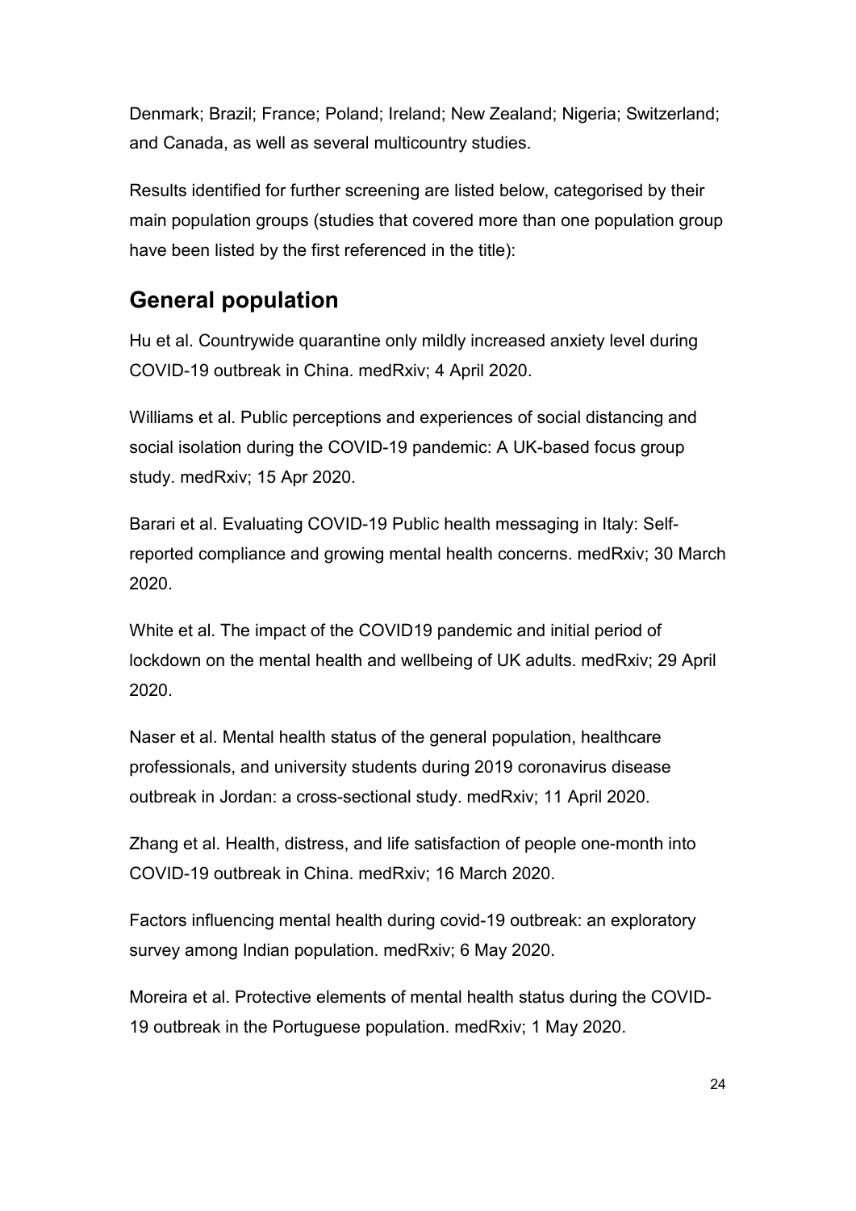Denmark; Brazil; France; Poland; Ireland; New Zealand; Nigeria; Switzerland; and Canada, as well as several multicountry studies.

Results identified for further screening are listed below, categorised by their main population groups (studies that covered more than one population group have been listed by the first referenced in the title):

## General population

Hu et al. Countrywide quarantine only mildly increased anxiety level during COVID-19 outbreak in China. medRxiv; 4 April 2020.

Williams et al. Public perceptions and experiences of social distancing and social isolation during the COVID-19 pandemic: A UK-based focus group study. medRxiv; 15 Apr 2020.

Barari et al. Evaluating COVID-19 Public health messaging in Italy: Self-reported compliance and growing mental health concerns. medRxiv; 30 March 2020.

White et al. The impact of the COVID19 pandemic and initial period of lockdown on the mental health and wellbeing of UK adults. medRxiv; 29 April 2020.

Naser et al. Mental health status of the general population, healthcare professionals, and university students during 2019 coronavirus disease outbreak in Jordan: a cross-sectional study. medRxiv; 11 April 2020.

Zhang et al. Health, distress, and life satisfaction of people one-month into COVID-19 outbreak in China. medRxiv; 16 March 2020.

Factors influencing mental health during covid-19 outbreak: an exploratory survey among Indian population. medRxiv; 6 May 2020.

Moreira et al. Protective elements of mental health status during the COVID-19 outbreak in the Portuguese population. medRxiv; 1 May 2020.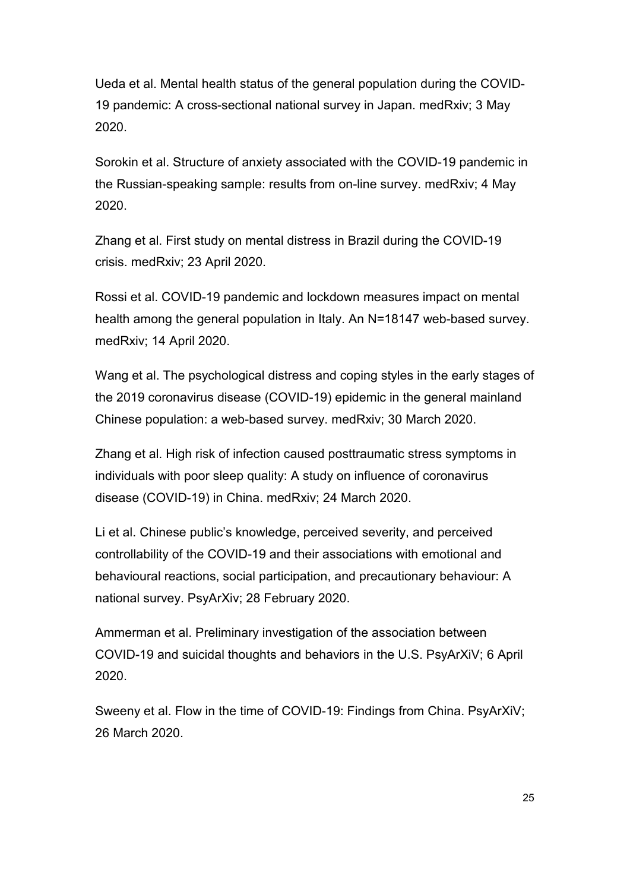Ueda et al. Mental health status of the general population during the COVID-19 pandemic: A cross-sectional national survey in Japan. medRxiv; 3 May 2020.

Sorokin et al. Structure of anxiety associated with the COVID-19 pandemic in the Russian-speaking sample: results from on-line survey. medRxiv; 4 May 2020.

Zhang et al. First study on mental distress in Brazil during the COVID-19 crisis. medRxiv; 23 April 2020.

Rossi et al. COVID-19 pandemic and lockdown measures impact on mental health among the general population in Italy. An N=18147 web-based survey. medRxiv; 14 April 2020.

Wang et al. The psychological distress and coping styles in the early stages of the 2019 coronavirus disease (COVID-19) epidemic in the general mainland Chinese population: a web-based survey. medRxiv; 30 March 2020.

Zhang et al. High risk of infection caused posttraumatic stress symptoms in individuals with poor sleep quality: A study on influence of coronavirus disease (COVID-19) in China. medRxiv; 24 March 2020.

Li et al. Chinese public's knowledge, perceived severity, and perceived controllability of the COVID-19 and their associations with emotional and behavioural reactions, social participation, and precautionary behaviour: A national survey. PsyArXiv; 28 February 2020.

Ammerman et al. Preliminary investigation of the association between COVID-19 and suicidal thoughts and behaviors in the U.S. PsyArXiV; 6 April 2020.

Sweeny et al. Flow in the time of COVID-19: Findings from China. PsyArXiV; 26 March 2020.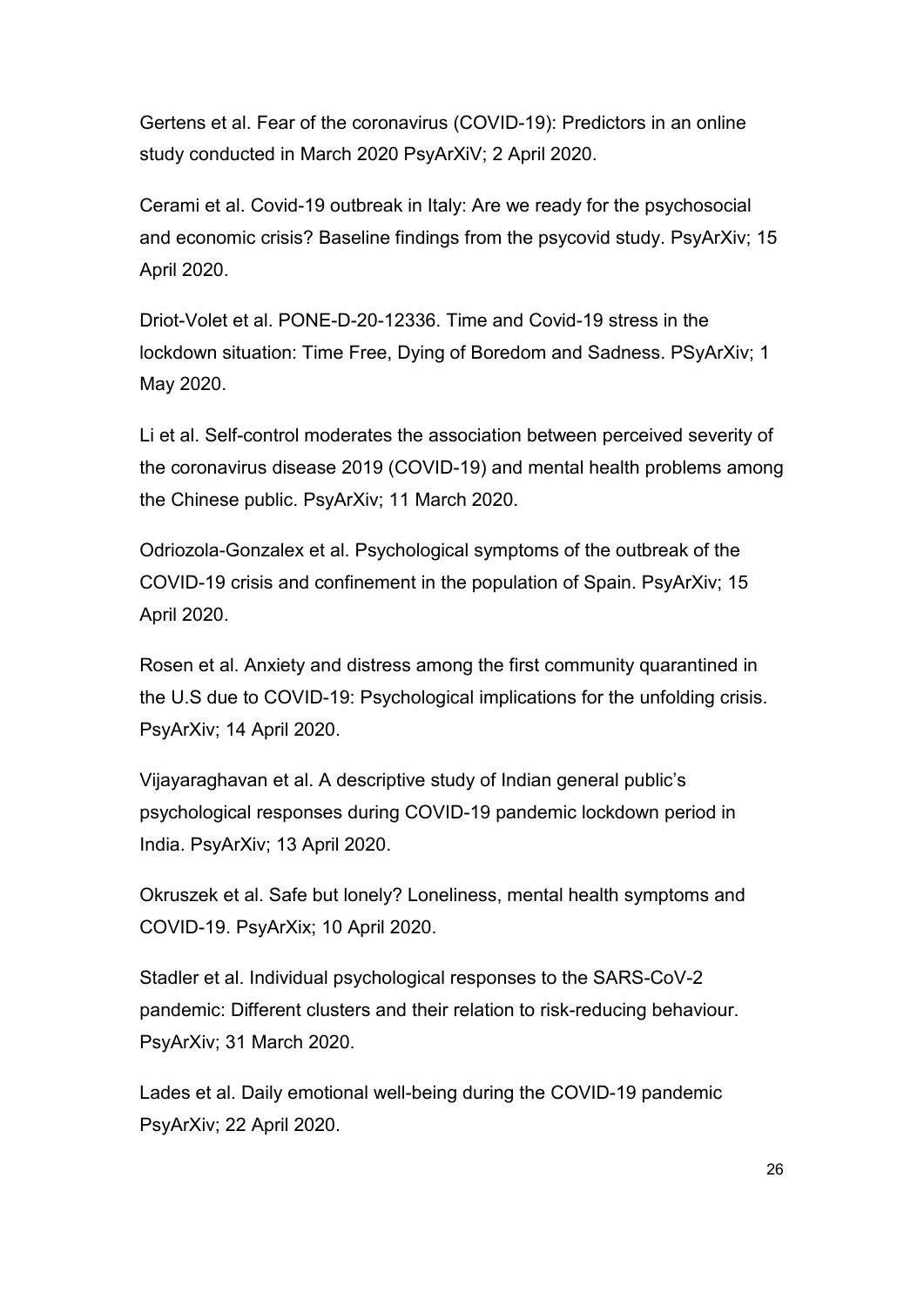Gertens et al. Fear of the coronavirus (COVID-19): Predictors in an online study conducted in March 2020 PsyArXiV; 2 April 2020.

Cerami et al. Covid-19 outbreak in Italy: Are we ready for the psychosocial and economic crisis? Baseline findings from the psycovid study. PsyArXiv; 15 April 2020.

Driot-Volet et al. PONE-D-20-12336. Time and Covid-19 stress in the lockdown situation: Time Free, Dying of Boredom and Sadness. PSyArXiv; 1 May 2020.

Li et al. Self-control moderates the association between perceived severity of the coronavirus disease 2019 (COVID-19) and mental health problems among the Chinese public. PsyArXiv; 11 March 2020.

Odriozola-Gonzalex et al. Psychological symptoms of the outbreak of the COVID-19 crisis and confinement in the population of Spain. PsyArXiv; 15 April 2020.

Rosen et al. Anxiety and distress among the first community quarantined in the U.S due to COVID-19: Psychological implications for the unfolding crisis. PsyArXiv; 14 April 2020.

Vijayaraghavan et al. A descriptive study of Indian general public's psychological responses during COVID-19 pandemic lockdown period in India. PsyArXiv; 13 April 2020.

Okruszek et al. Safe but lonely? Loneliness, mental health symptoms and COVID-19. PsyArXix; 10 April 2020.

Stadler et al. Individual psychological responses to the SARS-CoV-2 pandemic: Different clusters and their relation to risk-reducing behaviour. PsyArXiv; 31 March 2020.

Lades et al. Daily emotional well-being during the COVID-19 pandemic PsyArXiv; 22 April 2020.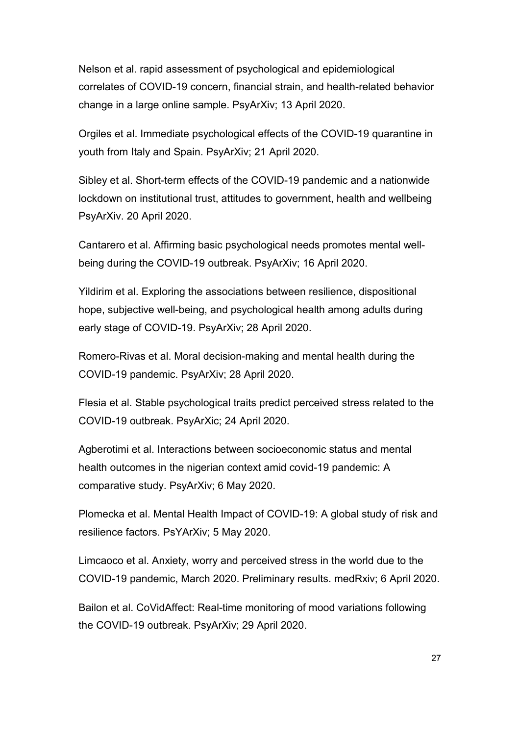Nelson et al. rapid assessment of psychological and epidemiological correlates of COVID-19 concern, financial strain, and health-related behavior change in a large online sample. PsyArXiv; 13 April 2020.

Orgiles et al. Immediate psychological effects of the COVID-19 quarantine in youth from Italy and Spain. PsyArXiv; 21 April 2020.

Sibley et al. Short-term effects of the COVID-19 pandemic and a nationwide lockdown on institutional trust, attitudes to government, health and wellbeing PsyArXiv. 20 April 2020.

Cantarero et al. Affirming basic psychological needs promotes mental well-being during the COVID-19 outbreak. PsyArXiv; 16 April 2020.

Yildirim et al. Exploring the associations between resilience, dispositional hope, subjective well-being, and psychological health among adults during early stage of COVID-19. PsyArXiv; 28 April 2020.

Romero-Rivas et al. Moral decision-making and mental health during the COVID-19 pandemic. PsyArXiv; 28 April 2020.

Flesia et al. Stable psychological traits predict perceived stress related to the COVID-19 outbreak. PsyArXic; 24 April 2020.

Agberotimi et al. Interactions between socioeconomic status and mental health outcomes in the nigerian context amid covid-19 pandemic: A comparative study. PsyArXiv; 6 May 2020.

Plomecka et al. Mental Health Impact of COVID-19: A global study of risk and resilience factors. PsYArXiv; 5 May 2020.

Limcaoco et al. Anxiety, worry and perceived stress in the world due to the COVID-19 pandemic, March 2020. Preliminary results. medRxiv; 6 April 2020.

Bailon et al. CoVidAffect: Real-time monitoring of mood variations following the COVID-19 outbreak. PsyArXiv; 29 April 2020.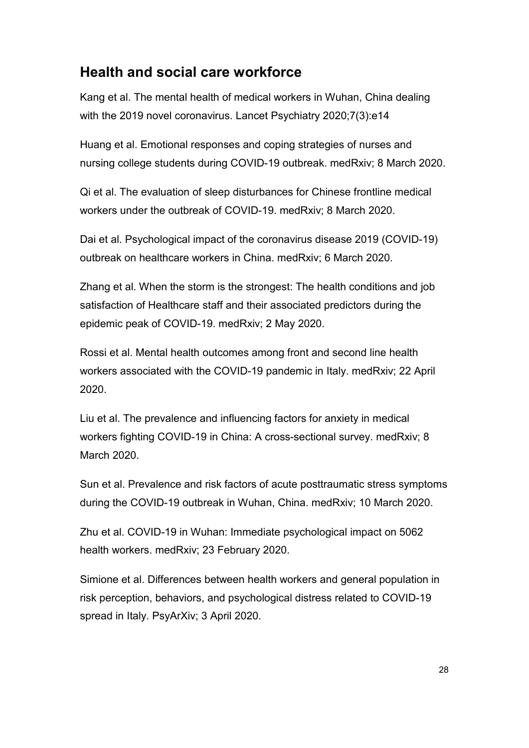## Health and social care workforce

Kang et al. The mental health of medical workers in Wuhan, China dealing with the 2019 novel coronavirus. Lancet Psychiatry 2020;7(3):e14

Huang et al. Emotional responses and coping strategies of nurses and nursing college students during COVID-19 outbreak. medRxiv; 8 March 2020.

Qi et al. The evaluation of sleep disturbances for Chinese frontline medical workers under the outbreak of COVID-19. medRxiv; 8 March 2020.

Dai et al. Psychological impact of the coronavirus disease 2019 (COVID-19) outbreak on healthcare workers in China. medRxiv; 6 March 2020.

Zhang et al. When the storm is the strongest: The health conditions and job satisfaction of Healthcare staff and their associated predictors during the epidemic peak of COVID-19. medRxiv; 2 May 2020.

Rossi et al. Mental health outcomes among front and second line health workers associated with the COVID-19 pandemic in Italy. medRxiv; 22 April 2020.

Liu et al. The prevalence and influencing factors for anxiety in medical workers fighting COVID-19 in China: A cross-sectional survey. medRxiv; 8 March 2020.

Sun et al. Prevalence and risk factors of acute posttraumatic stress symptoms during the COVID-19 outbreak in Wuhan, China. medRxiv; 10 March 2020.

Zhu et al. COVID-19 in Wuhan: Immediate psychological impact on 5062 health workers. medRxiv; 23 February 2020.

Simione et al. Differences between health workers and general population in risk perception, behaviors, and psychological distress related to COVID-19 spread in Italy. PsyArXiv; 3 April 2020.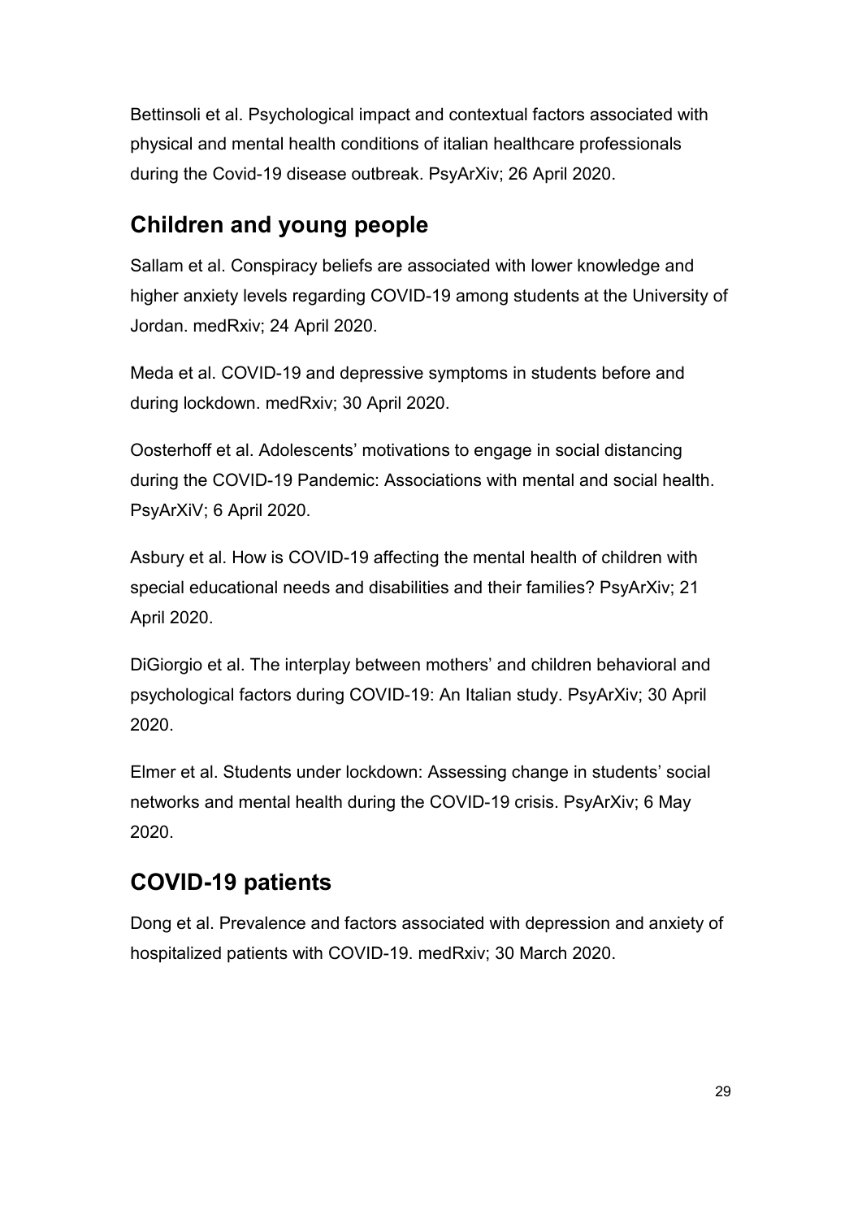Bettinsoli et al. Psychological impact and contextual factors associated with physical and mental health conditions of italian healthcare professionals during the Covid-19 disease outbreak. PsyArXiv; 26 April 2020.

## Children and young people

Sallam et al. Conspiracy beliefs are associated with lower knowledge and higher anxiety levels regarding COVID-19 among students at the University of Jordan. medRxiv; 24 April 2020.

Meda et al. COVID-19 and depressive symptoms in students before and during lockdown. medRxiv; 30 April 2020.

Oosterhoff et al. Adolescents' motivations to engage in social distancing during the COVID-19 Pandemic: Associations with mental and social health. PsyArXiV; 6 April 2020.

Asbury et al. How is COVID-19 affecting the mental health of children with special educational needs and disabilities and their families? PsyArXiv; 21 April 2020.

DiGiorgio et al. The interplay between mothers' and children behavioral and psychological factors during COVID-19: An Italian study. PsyArXiv; 30 April 2020.

Elmer et al. Students under lockdown: Assessing change in students' social networks and mental health during the COVID-19 crisis. PsyArXiv; 6 May 2020.

## COVID-19 patients

Dong et al. Prevalence and factors associated with depression and anxiety of hospitalized patients with COVID-19. medRxiv; 30 March 2020.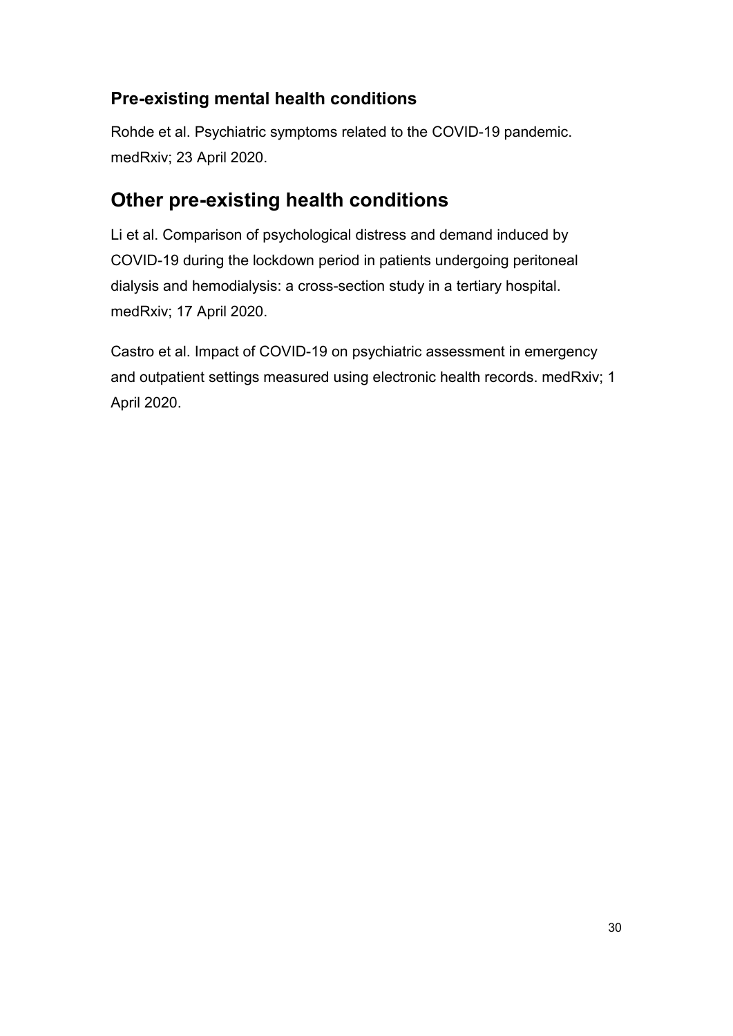### Pre-existing mental health conditions

Rohde et al. Psychiatric symptoms related to the COVID-19 pandemic. medRxiv; 23 April 2020.

## Other pre-existing health conditions

Li et al. Comparison of psychological distress and demand induced by COVID-19 during the lockdown period in patients undergoing peritoneal dialysis and hemodialysis: a cross-section study in a tertiary hospital. medRxiv; 17 April 2020.

Castro et al. Impact of COVID-19 on psychiatric assessment in emergency and outpatient settings measured using electronic health records. medRxiv; 1 April 2020.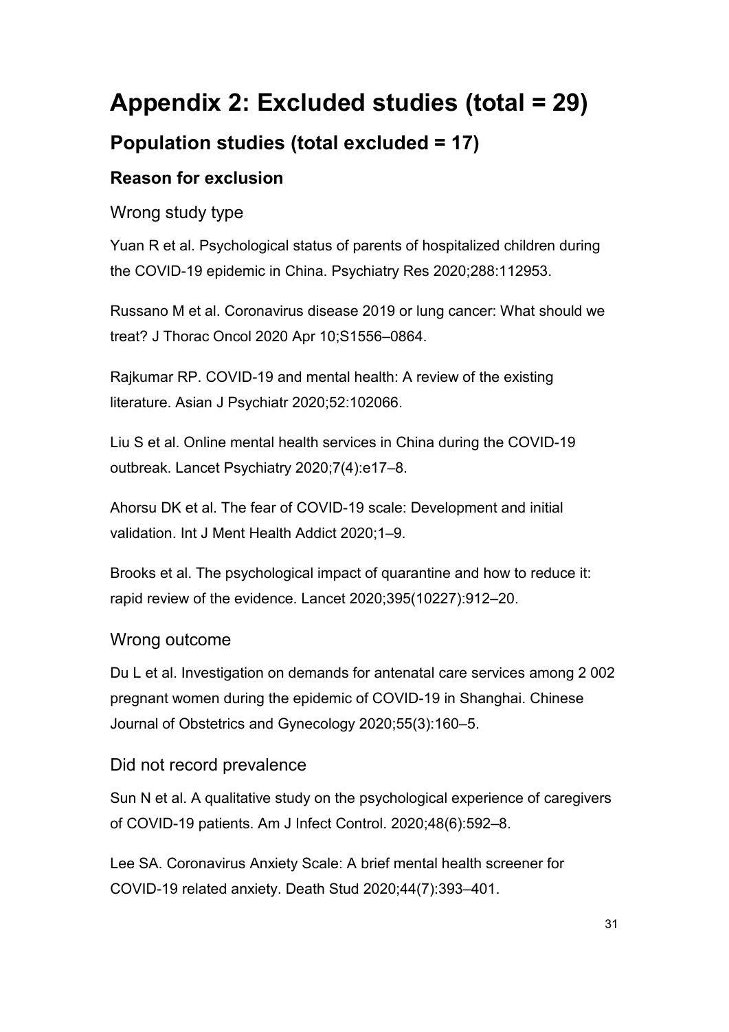# Appendix 2: Excluded studies (total = 29)

## Population studies (total excluded = 17)

### Reason for exclusion

#### Wrong study type

Yuan R et al. Psychological status of parents of hospitalized children during the COVID-19 epidemic in China. Psychiatry Res 2020;288:112953.

Russano M et al. Coronavirus disease 2019 or lung cancer: What should we treat? J Thorac Oncol 2020 Apr 10;S1556–0864.

Rajkumar RP. COVID-19 and mental health: A review of the existing literature. Asian J Psychiatr 2020;52:102066.

Liu S et al. Online mental health services in China during the COVID-19 outbreak. Lancet Psychiatry 2020;7(4):e17–8.

Ahorsu DK et al. The fear of COVID-19 scale: Development and initial validation. Int J Ment Health Addict 2020;1–9.

Brooks et al. The psychological impact of quarantine and how to reduce it: rapid review of the evidence. Lancet 2020;395(10227):912–20.

#### Wrong outcome

Du L et al. Investigation on demands for antenatal care services among 2 002 pregnant women during the epidemic of COVID-19 in Shanghai. Chinese Journal of Obstetrics and Gynecology 2020;55(3):160–5.

#### Did not record prevalence

Sun N et al. A qualitative study on the psychological experience of caregivers of COVID-19 patients. Am J Infect Control. 2020;48(6):592–8.

Lee SA. Coronavirus Anxiety Scale: A brief mental health screener for COVID-19 related anxiety. Death Stud 2020;44(7):393–401.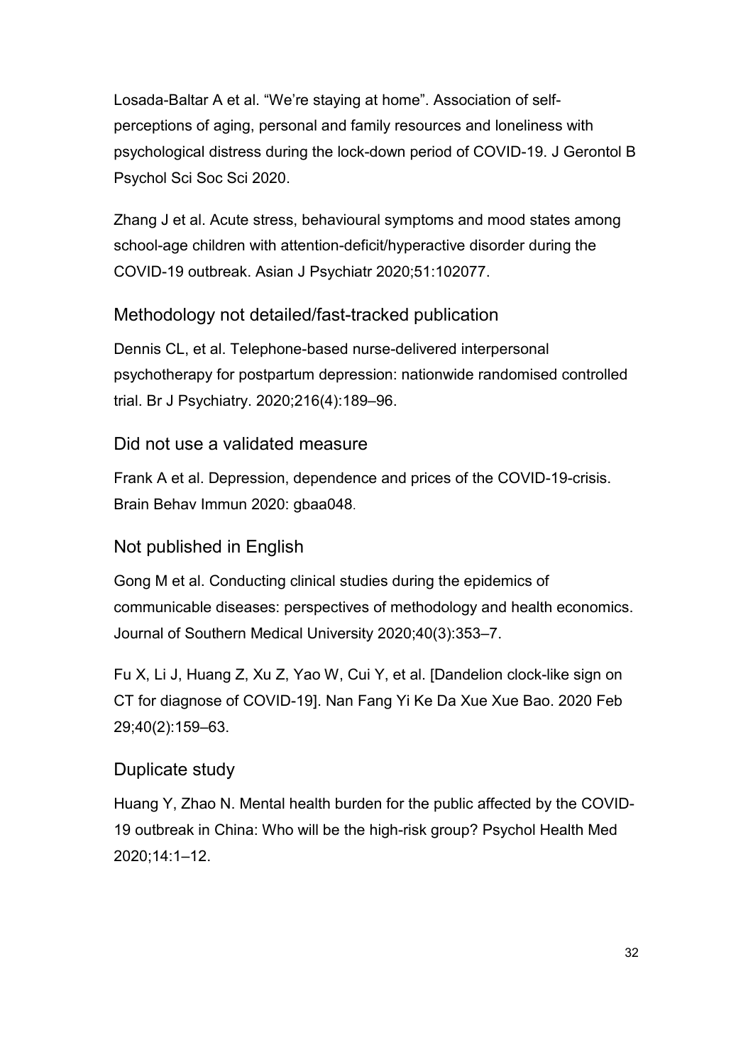Losada-Baltar A et al. "We're staying at home". Association of self-perceptions of aging, personal and family resources and loneliness with psychological distress during the lock-down period of COVID-19. J Gerontol B Psychol Sci Soc Sci 2020.

Zhang J et al. Acute stress, behavioural symptoms and mood states among school-age children with attention-deficit/hyperactive disorder during the COVID-19 outbreak. Asian J Psychiatr 2020;51:102077.

## Methodology not detailed/fast-tracked publication

Dennis CL, et al. Telephone-based nurse-delivered interpersonal psychotherapy for postpartum depression: nationwide randomised controlled trial. Br J Psychiatry. 2020;216(4):189–96.

## Did not use a validated measure

Frank A et al. Depression, dependence and prices of the COVID-19-crisis. Brain Behav Immun 2020: gbaa048.

## Not published in English

Gong M et al. Conducting clinical studies during the epidemics of communicable diseases: perspectives of methodology and health economics. Journal of Southern Medical University 2020;40(3):353–7.

Fu X, Li J, Huang Z, Xu Z, Yao W, Cui Y, et al. [Dandelion clock-like sign on CT for diagnose of COVID-19]. Nan Fang Yi Ke Da Xue Xue Bao. 2020 Feb 29;40(2):159–63.

## Duplicate study

Huang Y, Zhao N. Mental health burden for the public affected by the COVID-19 outbreak in China: Who will be the high-risk group? Psychol Health Med 2020;14:1–12.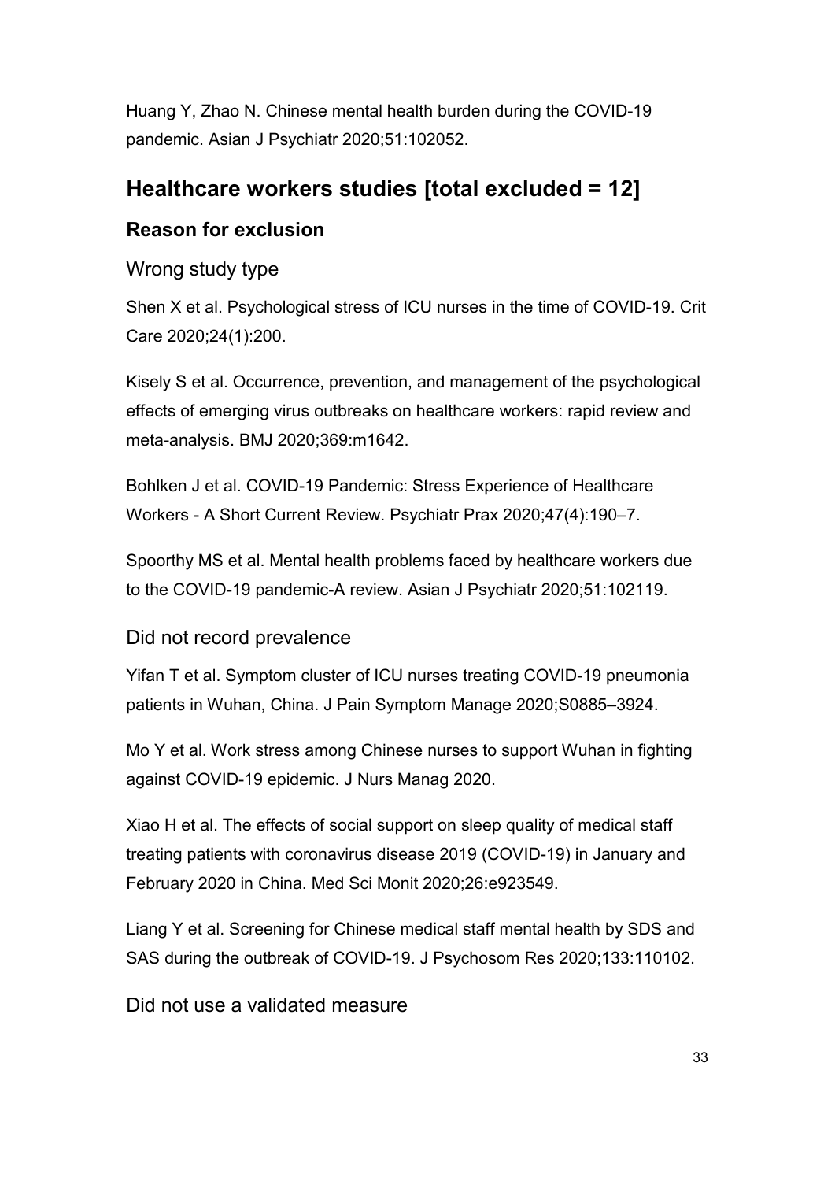Huang Y, Zhao N. Chinese mental health burden during the COVID-19 pandemic. Asian J Psychiatr 2020;51:102052.

## Healthcare workers studies [total excluded = 12]

### Reason for exclusion

#### Wrong study type

Shen X et al. Psychological stress of ICU nurses in the time of COVID-19. Crit Care 2020;24(1):200.

Kisely S et al. Occurrence, prevention, and management of the psychological effects of emerging virus outbreaks on healthcare workers: rapid review and meta-analysis. BMJ 2020;369:m1642.

Bohlken J et al. COVID-19 Pandemic: Stress Experience of Healthcare Workers - A Short Current Review. Psychiatr Prax 2020;47(4):190–7.

Spoorthy MS et al. Mental health problems faced by healthcare workers due to the COVID-19 pandemic-A review. Asian J Psychiatr 2020;51:102119.

#### Did not record prevalence

Yifan T et al. Symptom cluster of ICU nurses treating COVID-19 pneumonia patients in Wuhan, China. J Pain Symptom Manage 2020;S0885–3924.

Mo Y et al. Work stress among Chinese nurses to support Wuhan in fighting against COVID-19 epidemic. J Nurs Manag 2020.

Xiao H et al. The effects of social support on sleep quality of medical staff treating patients with coronavirus disease 2019 (COVID-19) in January and February 2020 in China. Med Sci Monit 2020;26:e923549.

Liang Y et al. Screening for Chinese medical staff mental health by SDS and SAS during the outbreak of COVID-19. J Psychosom Res 2020;133:110102.

#### Did not use a validated measure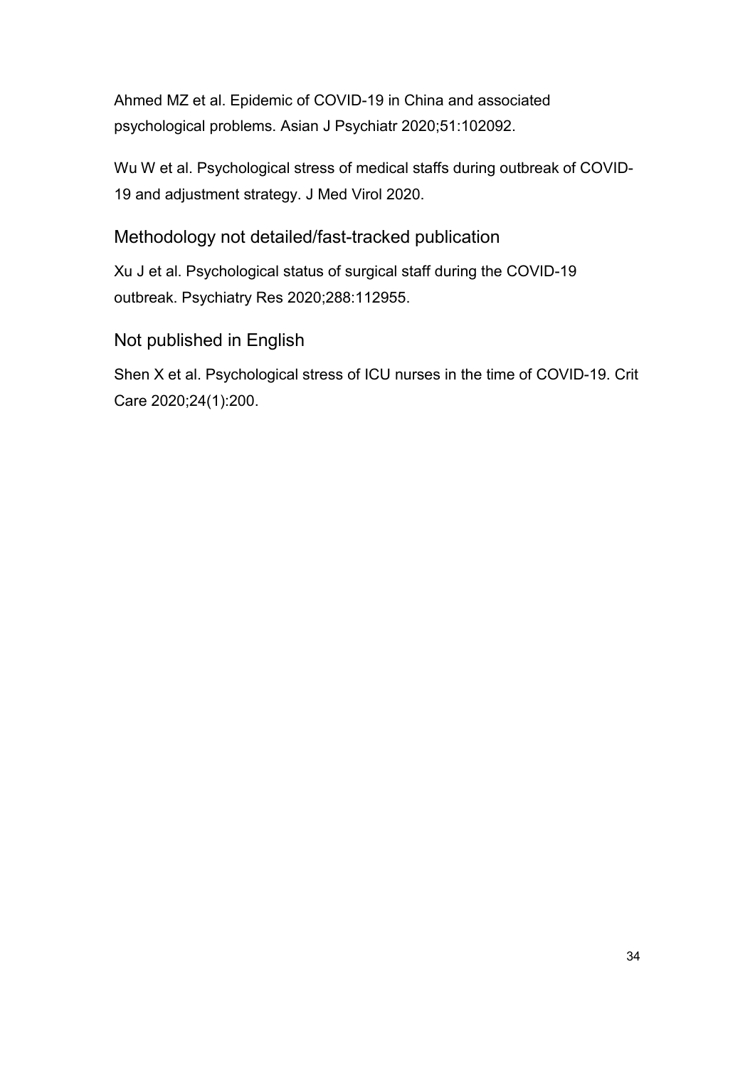Ahmed MZ et al. Epidemic of COVID-19 in China and associated psychological problems. Asian J Psychiatr 2020;51:102092.

Wu W et al. Psychological stress of medical staffs during outbreak of COVID-19 and adjustment strategy. J Med Virol 2020.

## Methodology not detailed/fast-tracked publication

Xu J et al. Psychological status of surgical staff during the COVID-19 outbreak. Psychiatry Res 2020;288:112955.

## Not published in English

Shen X et al. Psychological stress of ICU nurses in the time of COVID-19. Crit Care 2020;24(1):200.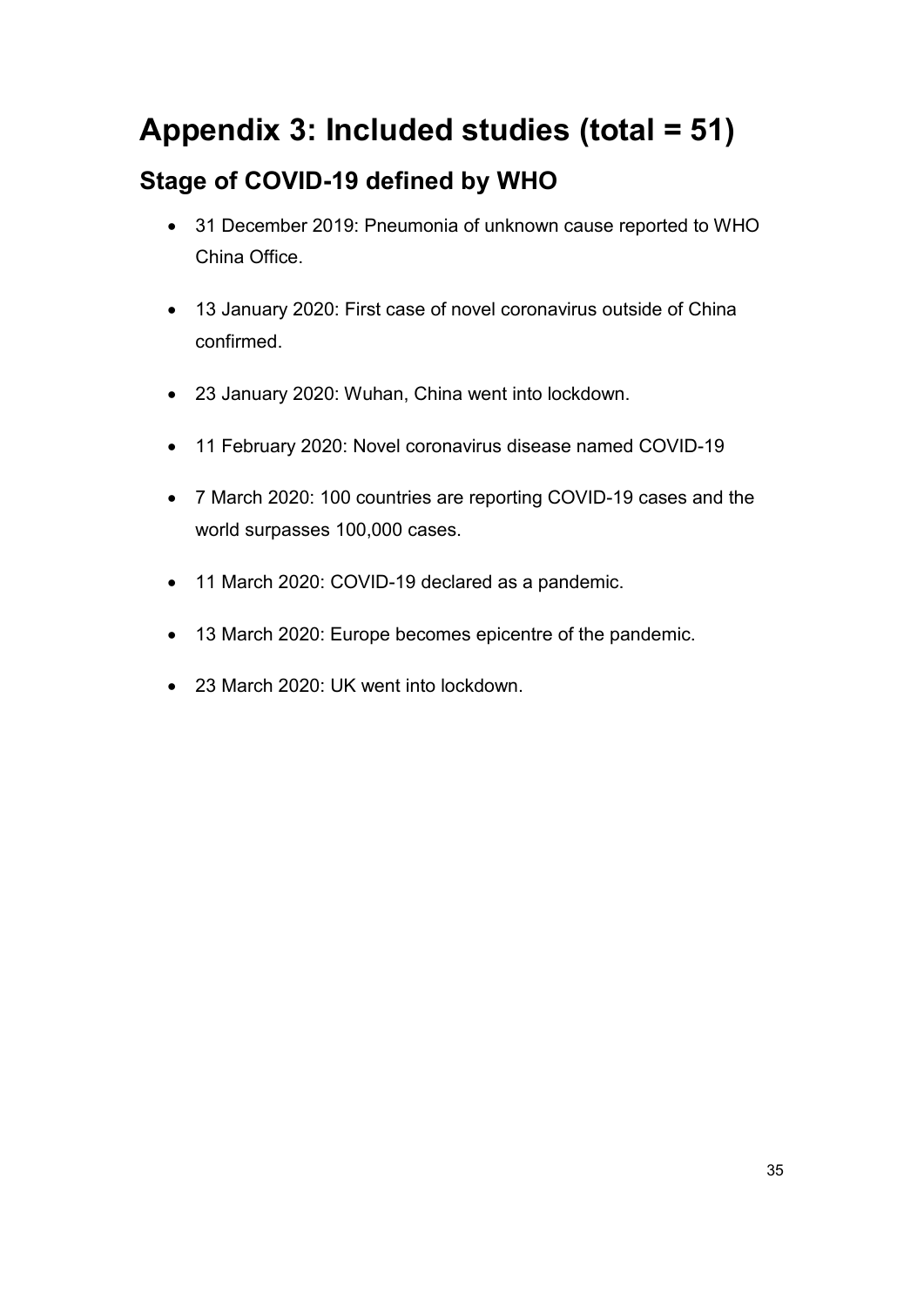# Appendix 3: Included studies (total = 51)

## Stage of COVID-19 defined by WHO

- 31 December 2019: Pneumonia of unknown cause reported to WHO China Office.
- 13 January 2020: First case of novel coronavirus outside of China confirmed.
- 23 January 2020: Wuhan, China went into lockdown.
- 11 February 2020: Novel coronavirus disease named COVID-19
- 7 March 2020: 100 countries are reporting COVID-19 cases and the world surpasses 100,000 cases.
- 11 March 2020: COVID-19 declared as a pandemic.
- 13 March 2020: Europe becomes epicentre of the pandemic.
- 23 March 2020: UK went into lockdown.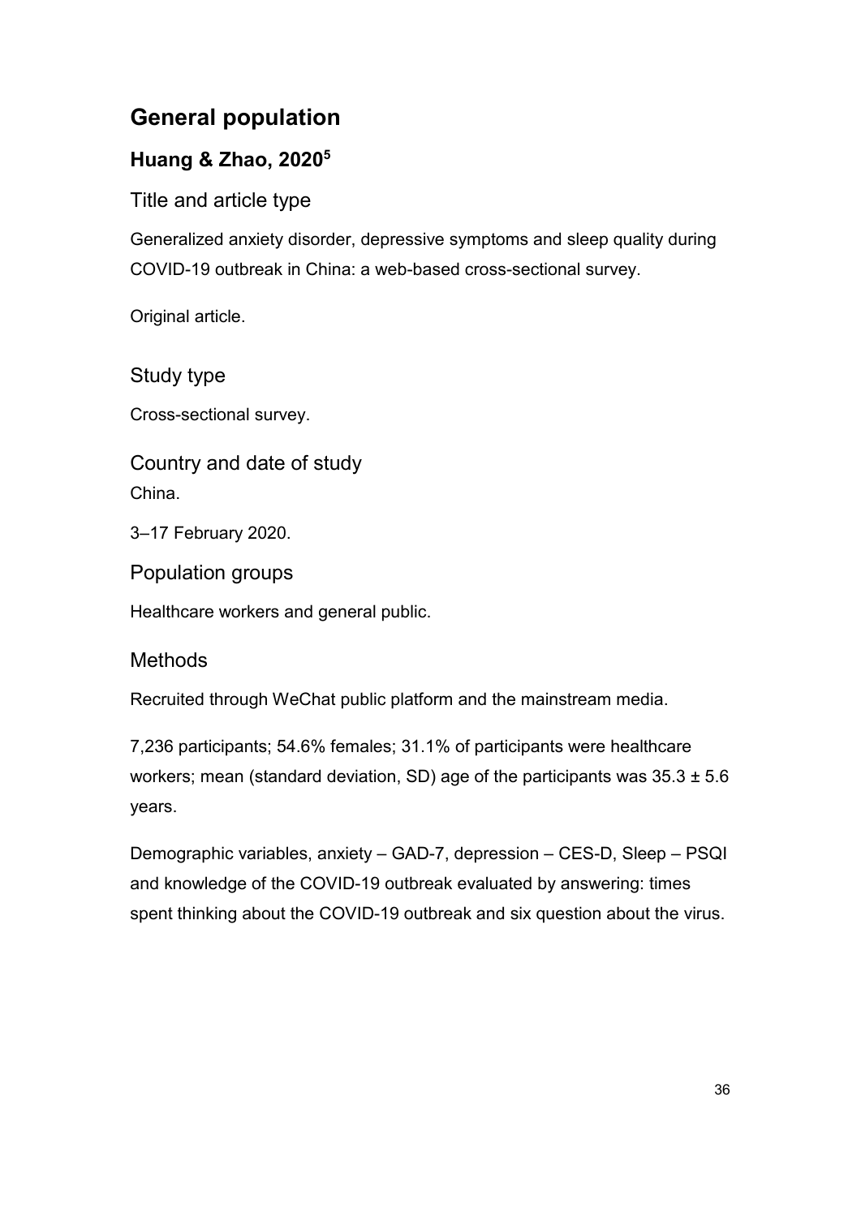## General population

### Huang & Zhao, 2020[5]

#### Title and article type

Generalized anxiety disorder, depressive symptoms and sleep quality during COVID-19 outbreak in China: a web-based cross-sectional survey.

Original article.

#### Study type

Cross-sectional survey.

#### Country and date of study

China.

3–17 February 2020.

#### Population groups

Healthcare workers and general public.

#### Methods

Recruited through WeChat public platform and the mainstream media.

7,236 participants; 54.6% females; 31.1% of participants were healthcare workers; mean (standard deviation, SD) age of the participants was 35.3 ± 5.6 years.

Demographic variables, anxiety – GAD-7, depression – CES-D, Sleep – PSQI and knowledge of the COVID-19 outbreak evaluated by answering: times spent thinking about the COVID-19 outbreak and six question about the virus.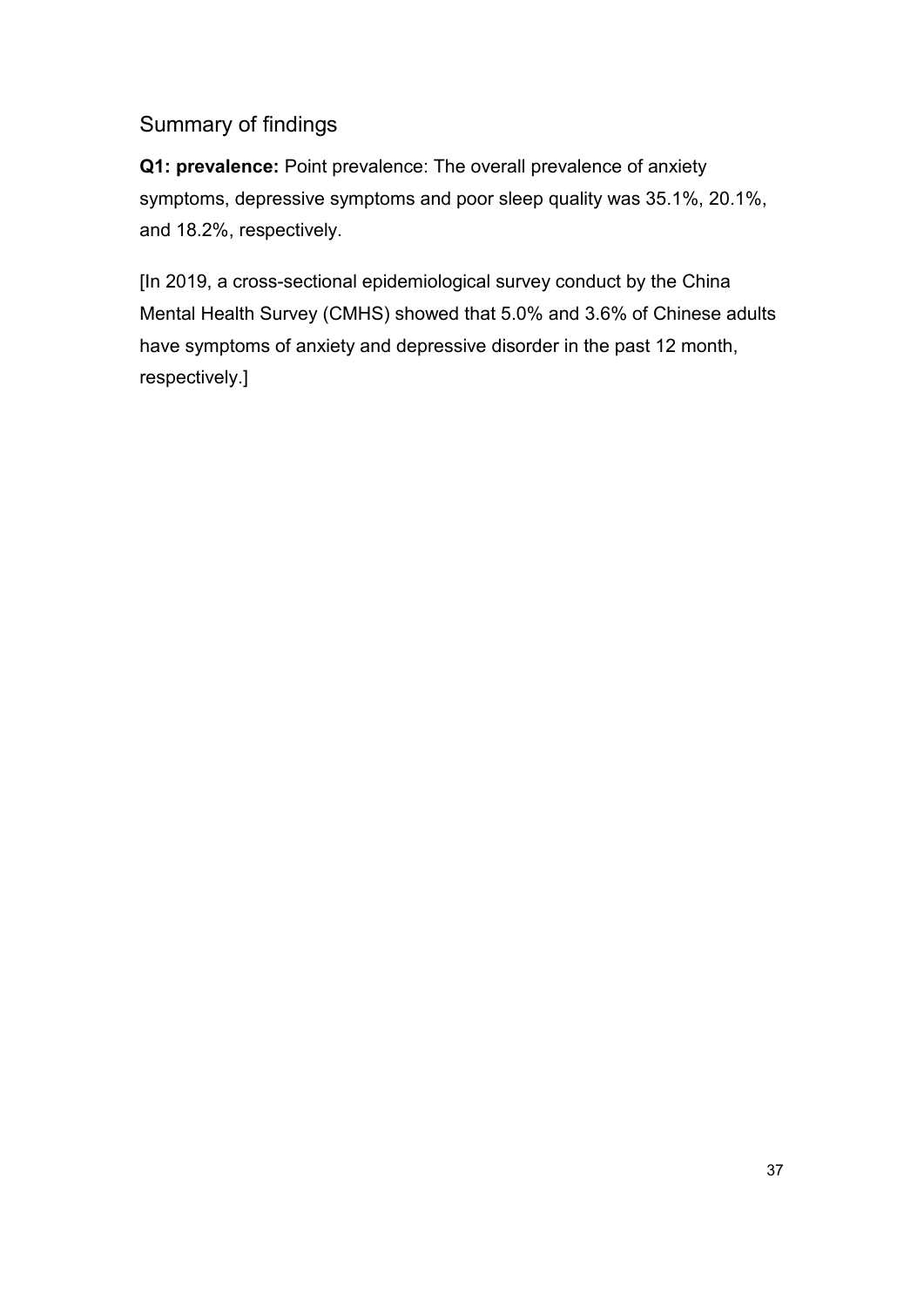## Summary of findings

**Q1: prevalence:** Point prevalence: The overall prevalence of anxiety symptoms, depressive symptoms and poor sleep quality was 35.1%, 20.1%, and 18.2%, respectively.

[In 2019, a cross-sectional epidemiological survey conduct by the China Mental Health Survey (CMHS) showed that 5.0% and 3.6% of Chinese adults have symptoms of anxiety and depressive disorder in the past 12 month, respectively.]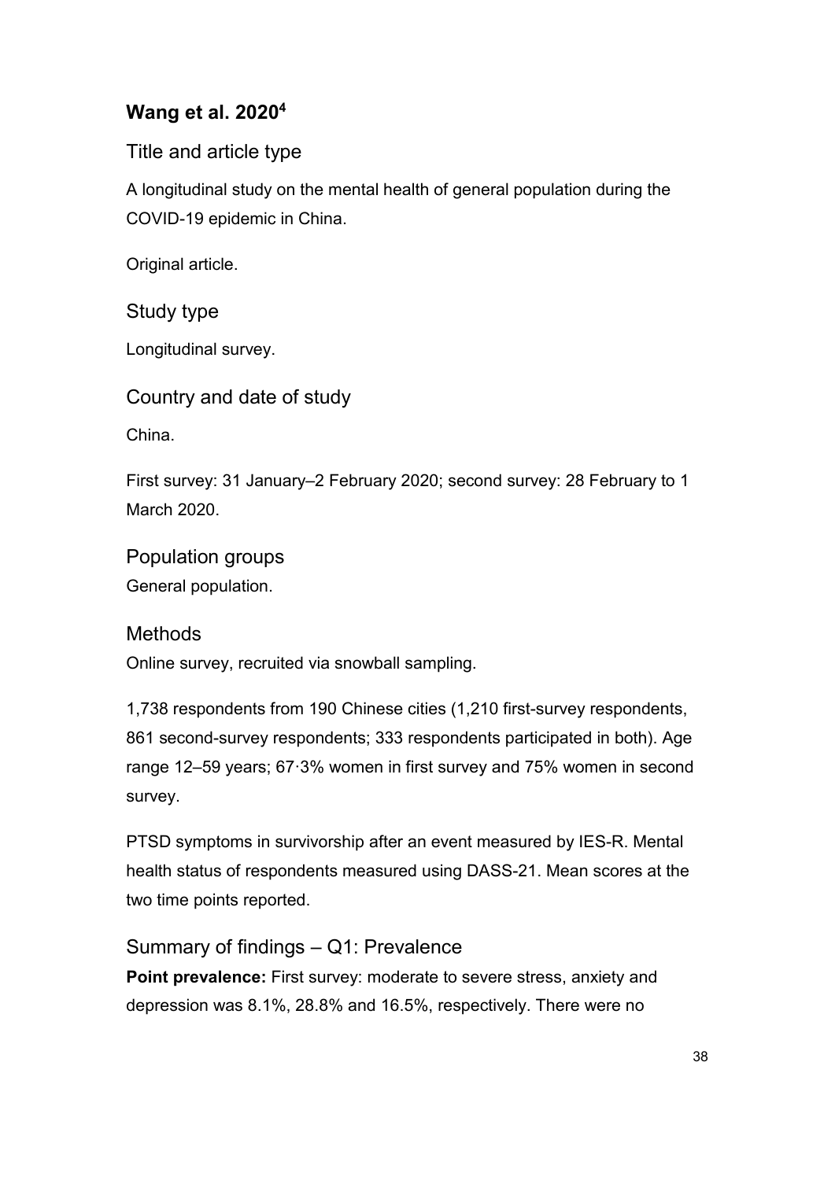## Wang et al. 2020[4]

### Title and article type

A longitudinal study on the mental health of general population during the COVID-19 epidemic in China.

Original article.

### Study type

Longitudinal survey.

### Country and date of study

China.

First survey: 31 January–2 February 2020; second survey: 28 February to 1 March 2020.

### Population groups

General population.

### Methods

Online survey, recruited via snowball sampling.

1,738 respondents from 190 Chinese cities (1,210 first-survey respondents, 861 second-survey respondents; 333 respondents participated in both). Age range 12–59 years; 67·3% women in first survey and 75% women in second survey.

PTSD symptoms in survivorship after an event measured by IES-R. Mental health status of respondents measured using DASS-21. Mean scores at the two time points reported.

### Summary of findings – Q1: Prevalence

**Point prevalence:** First survey: moderate to severe stress, anxiety and depression was 8.1%, 28.8% and 16.5%, respectively. There were no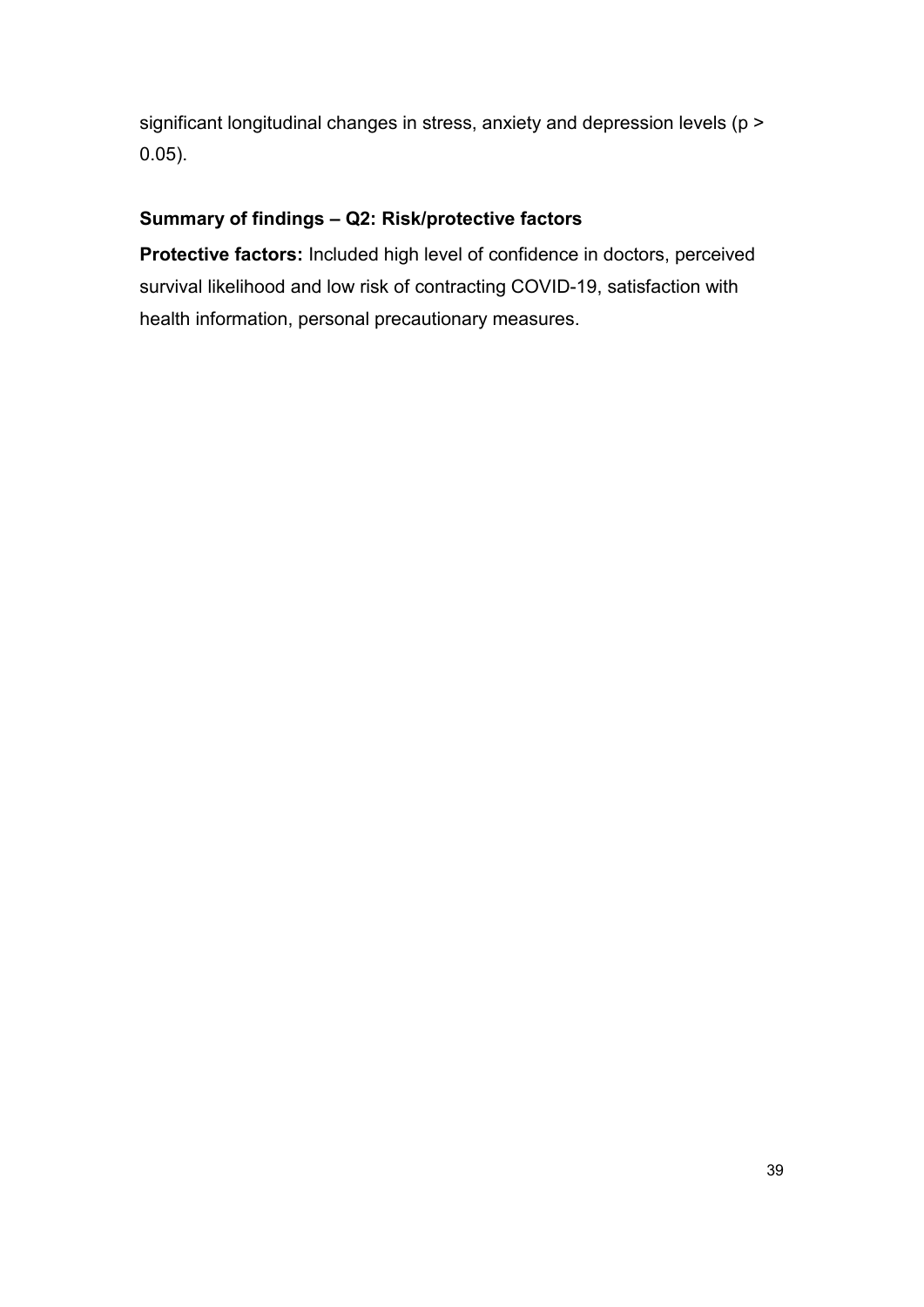significant longitudinal changes in stress, anxiety and depression levels ($p > 0.05$).

**Summary of findings – Q2: Risk/protective factors**

**Protective factors:** Included high level of confidence in doctors, perceived survival likelihood and low risk of contracting COVID-19, satisfaction with health information, personal precautionary measures.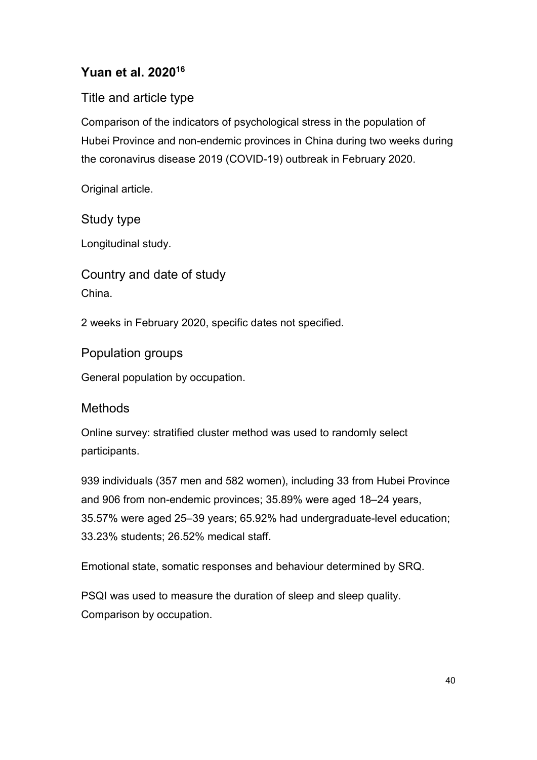## Yuan et al. 2020[16]

### Title and article type

Comparison of the indicators of psychological stress in the population of Hubei Province and non-endemic provinces in China during two weeks during the coronavirus disease 2019 (COVID-19) outbreak in February 2020.

Original article.

### Study type

Longitudinal study.

### Country and date of study

China.

2 weeks in February 2020, specific dates not specified.

### Population groups

General population by occupation.

### Methods

Online survey: stratified cluster method was used to randomly select participants.

939 individuals (357 men and 582 women), including 33 from Hubei Province and 906 from non-endemic provinces; 35.89% were aged 18–24 years, 35.57% were aged 25–39 years; 65.92% had undergraduate-level education; 33.23% students; 26.52% medical staff.

Emotional state, somatic responses and behaviour determined by SRQ.

PSQI was used to measure the duration of sleep and sleep quality. Comparison by occupation.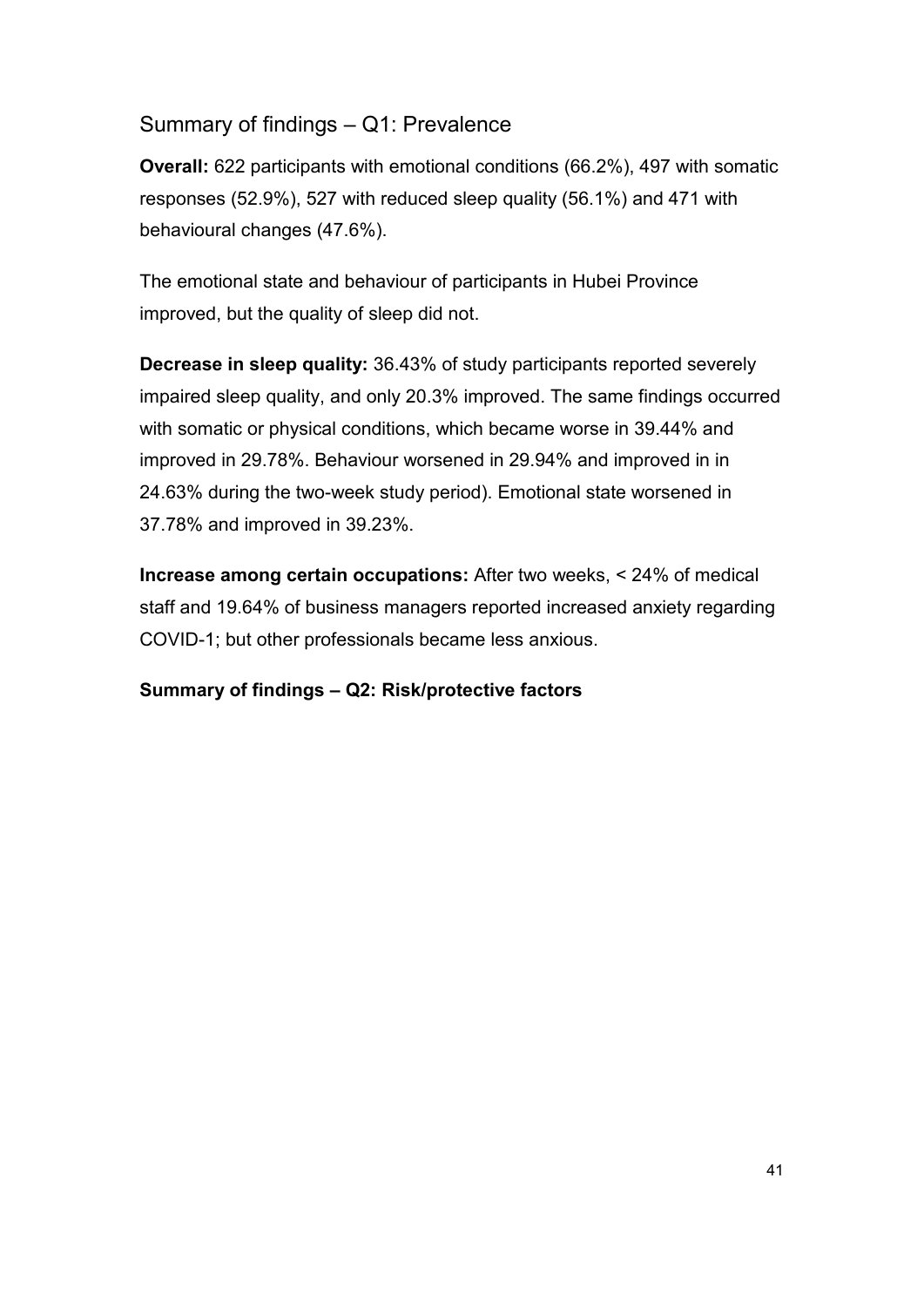## Summary of findings – Q1: Prevalence

**Overall:** 622 participants with emotional conditions (66.2%), 497 with somatic responses (52.9%), 527 with reduced sleep quality (56.1%) and 471 with behavioural changes (47.6%).

The emotional state and behaviour of participants in Hubei Province improved, but the quality of sleep did not.

**Decrease in sleep quality:** 36.43% of study participants reported severely impaired sleep quality, and only 20.3% improved. The same findings occurred with somatic or physical conditions, which became worse in 39.44% and improved in 29.78%. Behaviour worsened in 29.94% and improved in in 24.63% during the two-week study period). Emotional state worsened in 37.78% and improved in 39.23%.

**Increase among certain occupations:** After two weeks, < 24% of medical staff and 19.64% of business managers reported increased anxiety regarding COVID-1; but other professionals became less anxious.

**Summary of findings – Q2: Risk/protective factors**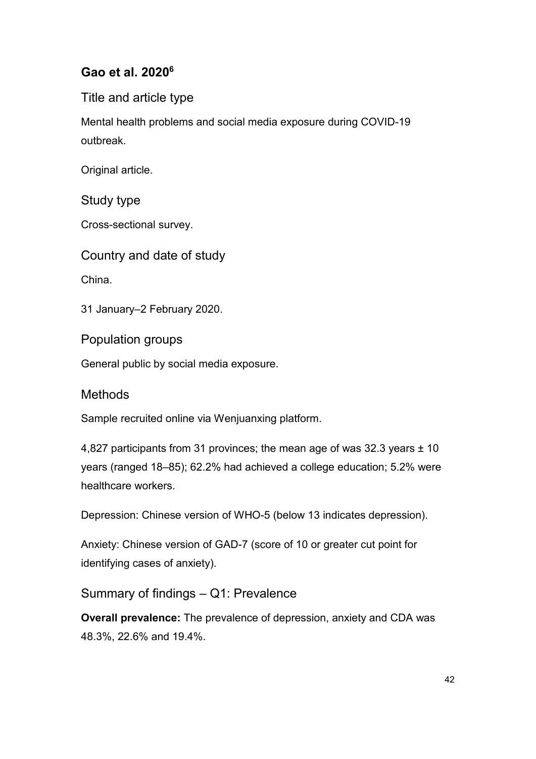## Gao et al. 2020[6]

### Title and article type

Mental health problems and social media exposure during COVID-19 outbreak.

Original article.

### Study type

Cross-sectional survey.

### Country and date of study

China.

31 January–2 February 2020.

### Population groups

General public by social media exposure.

### Methods

Sample recruited online via Wenjuanxing platform.

4,827 participants from 31 provinces; the mean age of was 32.3 years ± 10 years (ranged 18–85); 62.2% had achieved a college education; 5.2% were healthcare workers.

Depression: Chinese version of WHO-5 (below 13 indicates depression).

Anxiety: Chinese version of GAD-7 (score of 10 or greater cut point for identifying cases of anxiety).

### Summary of findings – Q1: Prevalence

**Overall prevalence:** The prevalence of depression, anxiety and CDA was 48.3%, 22.6% and 19.4%.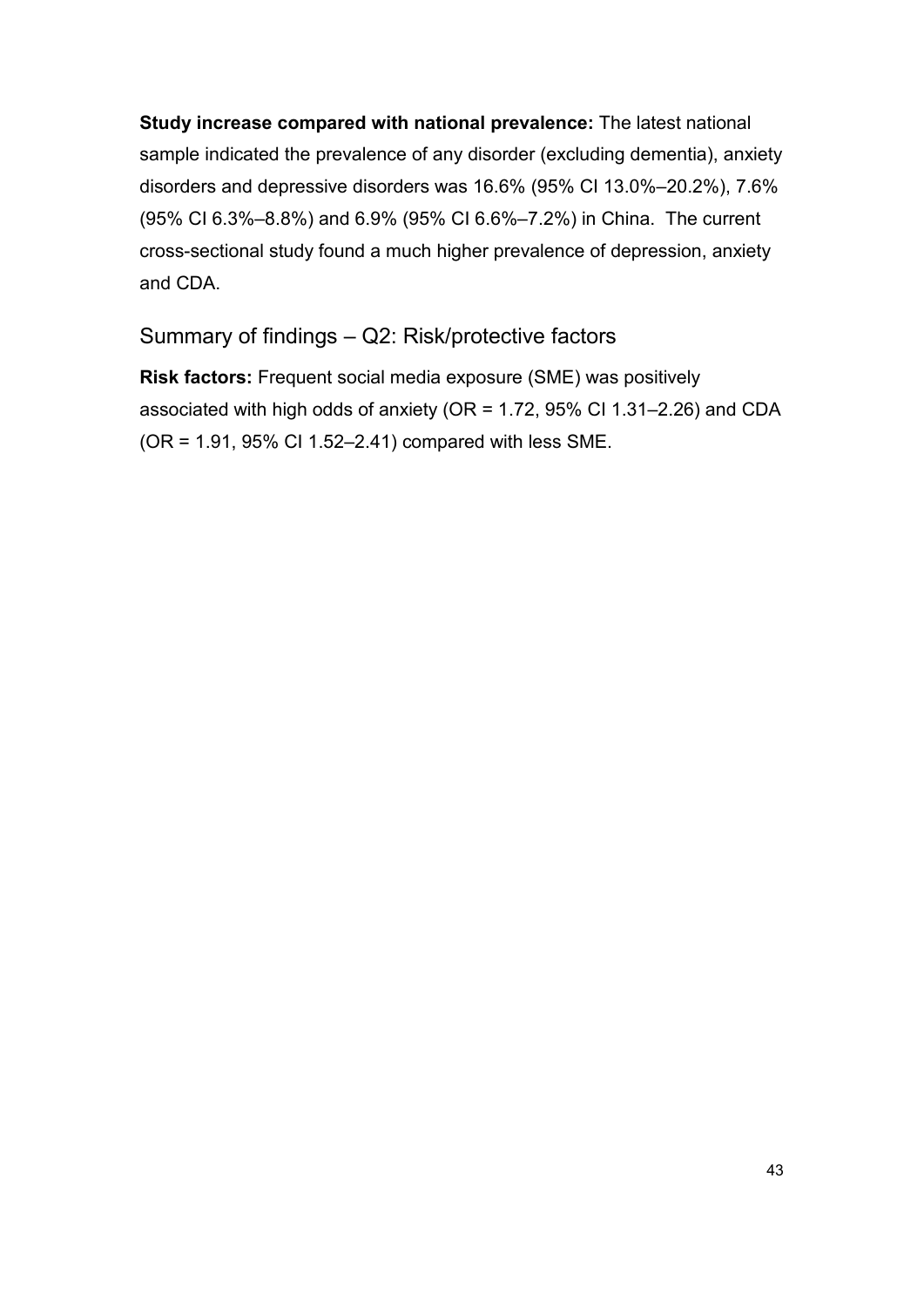**Study increase compared with national prevalence:** The latest national sample indicated the prevalence of any disorder (excluding dementia), anxiety disorders and depressive disorders was 16.6% (95% CI 13.0%–20.2%), 7.6% (95% CI 6.3%–8.8%) and 6.9% (95% CI 6.6%–7.2%) in China. The current cross-sectional study found a much higher prevalence of depression, anxiety and CDA.

## Summary of findings – Q2: Risk/protective factors

**Risk factors:** Frequent social media exposure (SME) was positively associated with high odds of anxiety (OR = 1.72, 95% CI 1.31–2.26) and CDA (OR = 1.91, 95% CI 1.52–2.41) compared with less SME.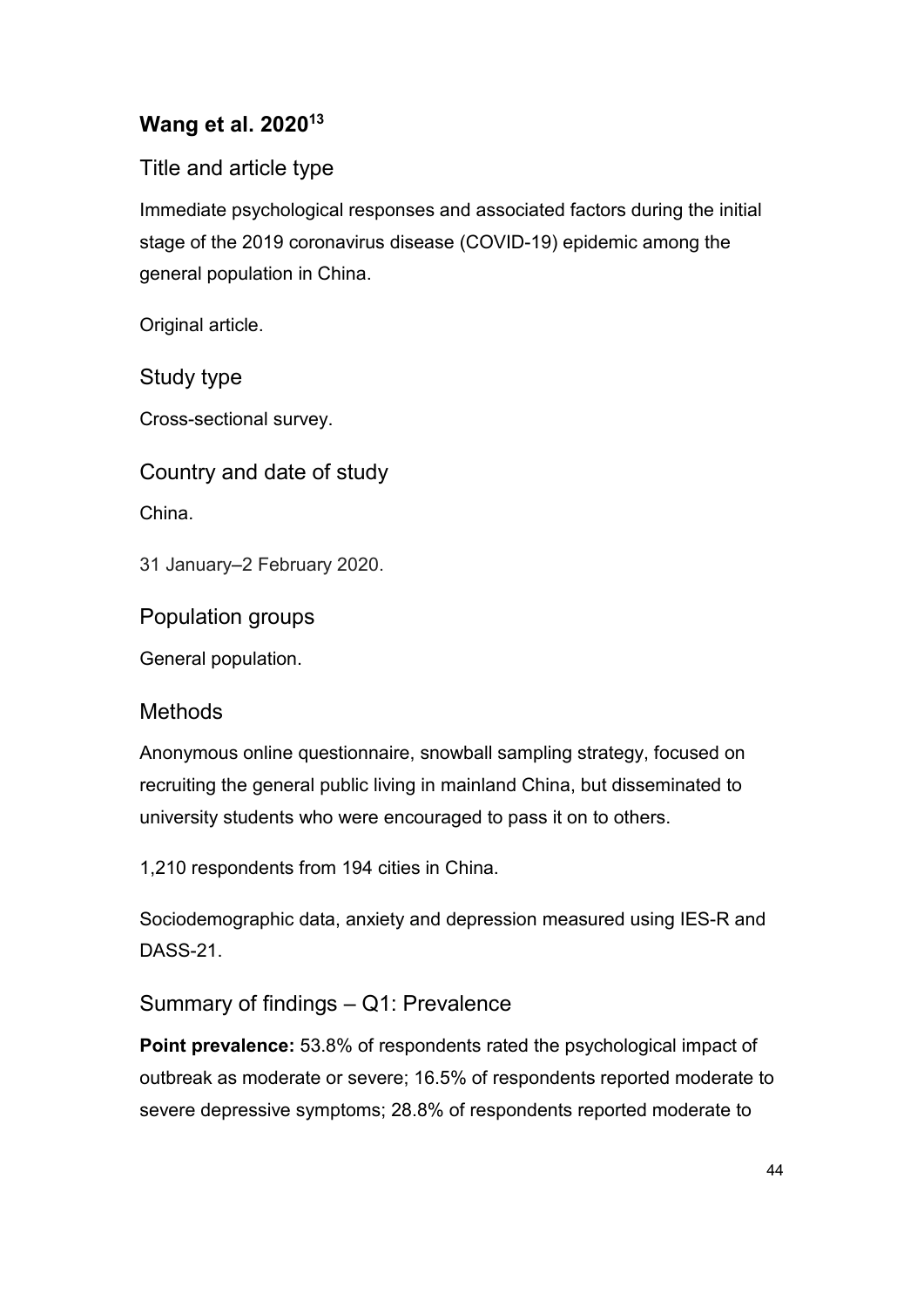## Wang et al. 2020[13]

### Title and article type

Immediate psychological responses and associated factors during the initial stage of the 2019 coronavirus disease (COVID-19) epidemic among the general population in China.

Original article.

### Study type

Cross-sectional survey.

### Country and date of study

China.

31 January–2 February 2020.

### Population groups

General population.

### Methods

Anonymous online questionnaire, snowball sampling strategy, focused on recruiting the general public living in mainland China, but disseminated to university students who were encouraged to pass it on to others.

1,210 respondents from 194 cities in China.

Sociodemographic data, anxiety and depression measured using IES-R and DASS-21.

### Summary of findings – Q1: Prevalence

**Point prevalence:** 53.8% of respondents rated the psychological impact of outbreak as moderate or severe; 16.5% of respondents reported moderate to severe depressive symptoms; 28.8% of respondents reported moderate to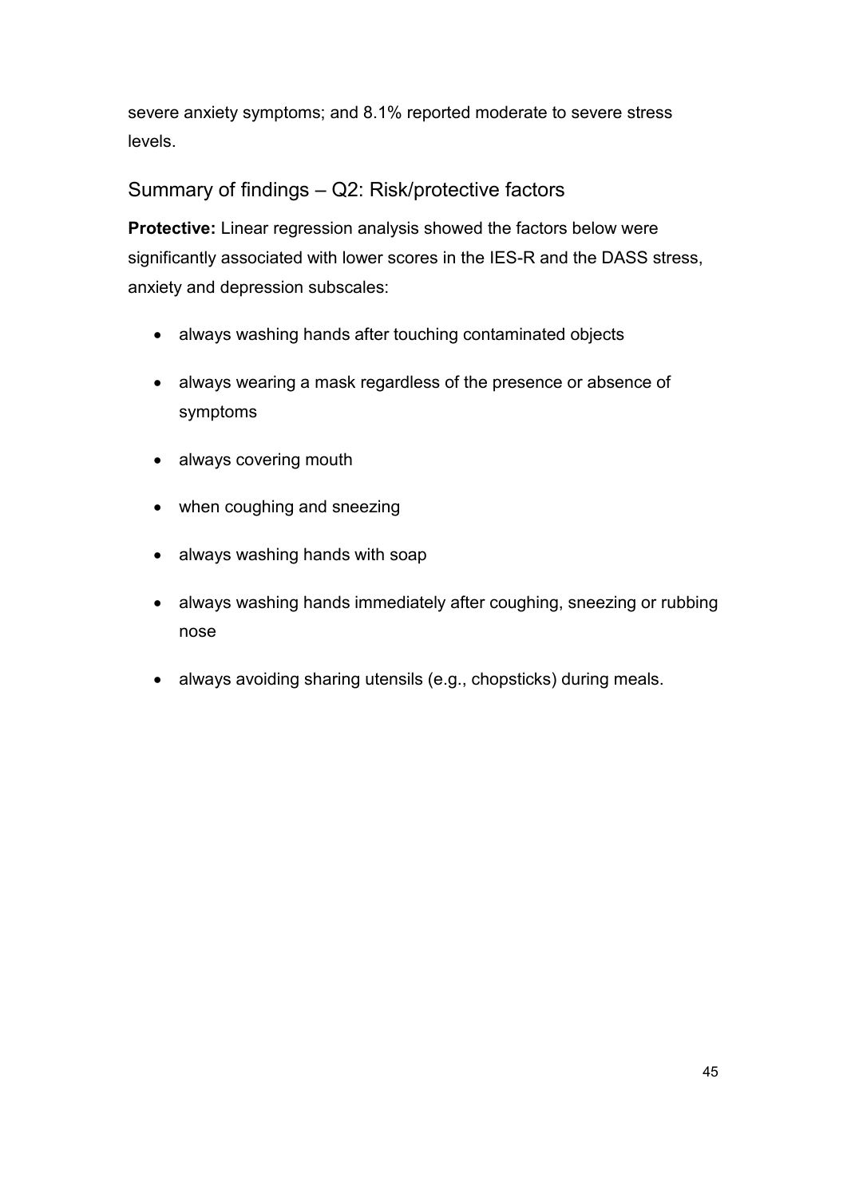severe anxiety symptoms; and 8.1% reported moderate to severe stress levels.

## Summary of findings – Q2: Risk/protective factors

**Protective:** Linear regression analysis showed the factors below were significantly associated with lower scores in the IES-R and the DASS stress, anxiety and depression subscales:

- always washing hands after touching contaminated objects
- always wearing a mask regardless of the presence or absence of symptoms
- always covering mouth
- when coughing and sneezing
- always washing hands with soap
- always washing hands immediately after coughing, sneezing or rubbing nose
- always avoiding sharing utensils (e.g., chopsticks) during meals.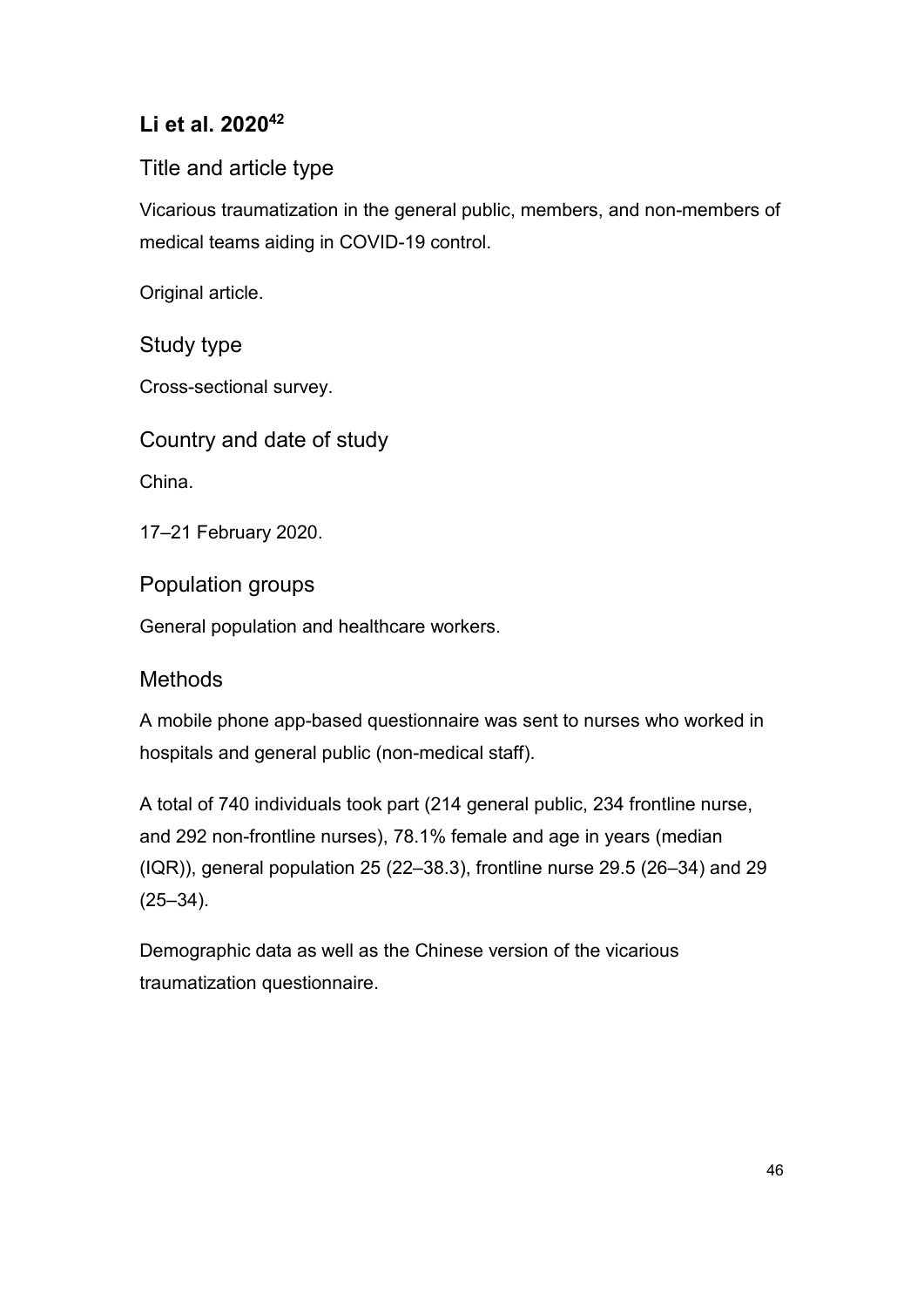## Li et al. 2020[42]

### Title and article type

Vicarious traumatization in the general public, members, and non-members of medical teams aiding in COVID-19 control.

Original article.

### Study type

Cross-sectional survey.

### Country and date of study

China.

17–21 February 2020.

### Population groups

General population and healthcare workers.

### Methods

A mobile phone app-based questionnaire was sent to nurses who worked in hospitals and general public (non-medical staff).

A total of 740 individuals took part (214 general public, 234 frontline nurse, and 292 non-frontline nurses), 78.1% female and age in years (median (IQR)), general population 25 (22–38.3), frontline nurse 29.5 (26–34) and 29 (25–34).

Demographic data as well as the Chinese version of the vicarious traumatization questionnaire.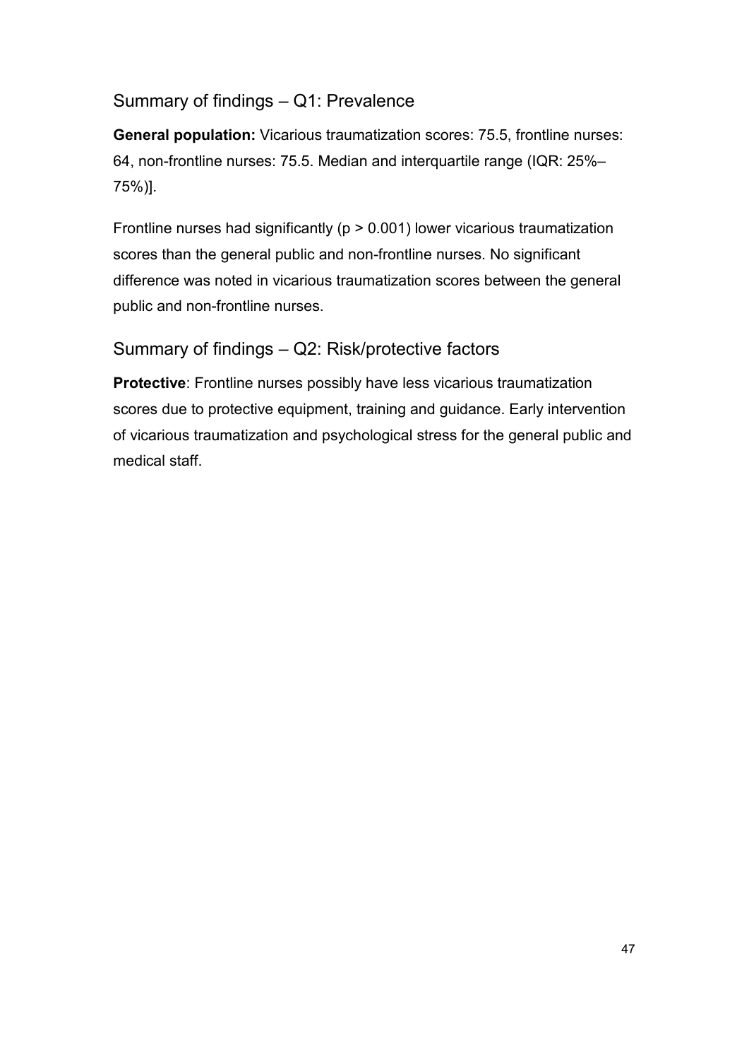## Summary of findings – Q1: Prevalence

**General population:** Vicarious traumatization scores: 75.5, frontline nurses: 64, non-frontline nurses: 75.5. Median and interquartile range (IQR: 25%–75%)].

Frontline nurses had significantly ($p > 0.001$) lower vicarious traumatization scores than the general public and non-frontline nurses. No significant difference was noted in vicarious traumatization scores between the general public and non-frontline nurses.

## Summary of findings – Q2: Risk/protective factors

**Protective**: Frontline nurses possibly have less vicarious traumatization scores due to protective equipment, training and guidance. Early intervention of vicarious traumatization and psychological stress for the general public and medical staff.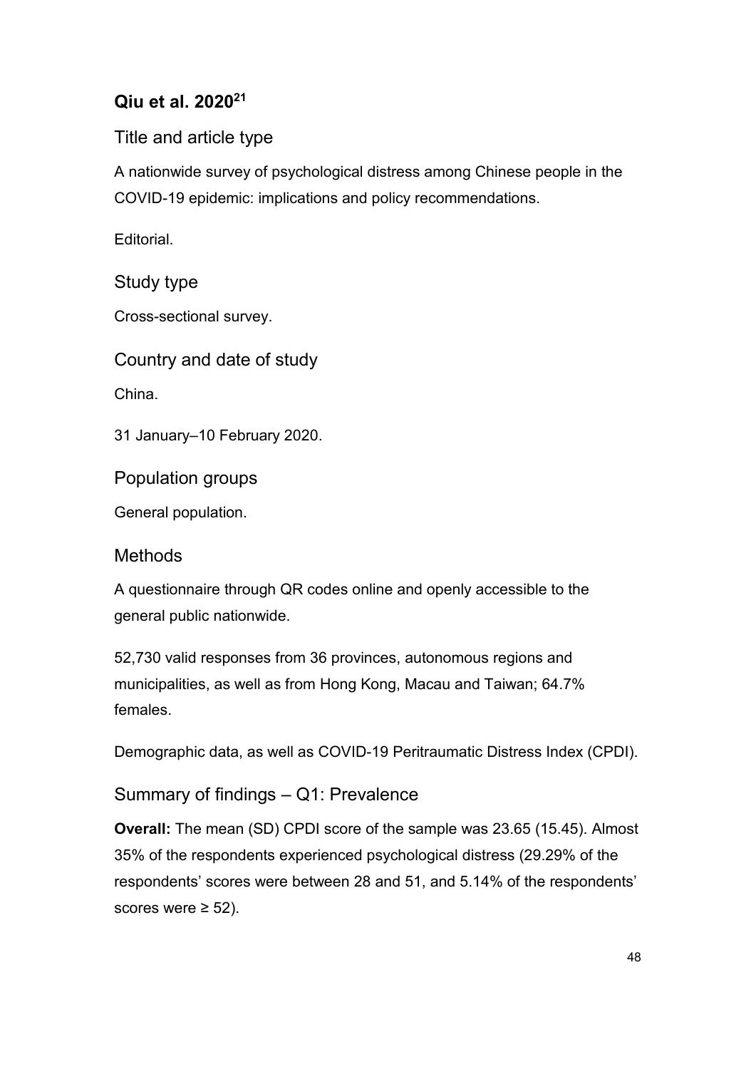## Qiu et al. 2020[21]

### Title and article type

A nationwide survey of psychological distress among Chinese people in the COVID-19 epidemic: implications and policy recommendations.

Editorial.

### Study type

Cross-sectional survey.

### Country and date of study

China.

31 January–10 February 2020.

### Population groups

General population.

### Methods

A questionnaire through QR codes online and openly accessible to the general public nationwide.

52,730 valid responses from 36 provinces, autonomous regions and municipalities, as well as from Hong Kong, Macau and Taiwan; 64.7% females.

Demographic data, as well as COVID-19 Peritraumatic Distress Index (CPDI).

### Summary of findings – Q1: Prevalence

**Overall:** The mean (SD) CPDI score of the sample was 23.65 (15.45). Almost 35% of the respondents experienced psychological distress (29.29% of the respondents' scores were between 28 and 51, and 5.14% of the respondents' scores were ≥ 52).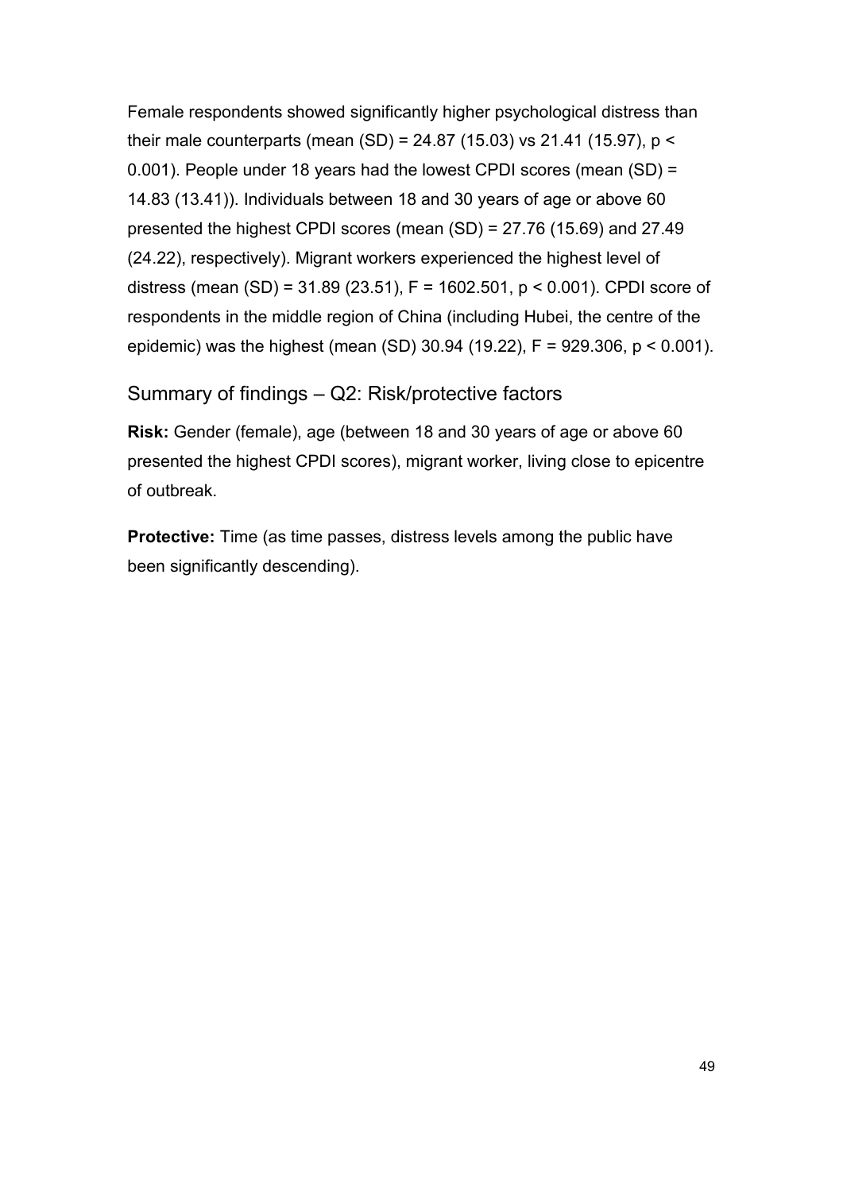Female respondents showed significantly higher psychological distress than their male counterparts (mean (SD) = 24.87 (15.03) vs 21.41 (15.97), $p < 0.001$). People under 18 years had the lowest CPDI scores (mean (SD) = 14.83 (13.41)). Individuals between 18 and 30 years of age or above 60 presented the highest CPDI scores (mean (SD) = 27.76 (15.69) and 27.49 (24.22), respectively). Migrant workers experienced the highest level of distress (mean (SD) = 31.89 (23.51), $F = 1602.501$, $p < 0.001$). CPDI score of respondents in the middle region of China (including Hubei, the centre of the epidemic) was the highest (mean (SD) 30.94 (19.22), $F = 929.306$, $p < 0.001$).

## Summary of findings – Q2: Risk/protective factors

**Risk:** Gender (female), age (between 18 and 30 years of age or above 60 presented the highest CPDI scores), migrant worker, living close to epicentre of outbreak.

**Protective:** Time (as time passes, distress levels among the public have been significantly descending).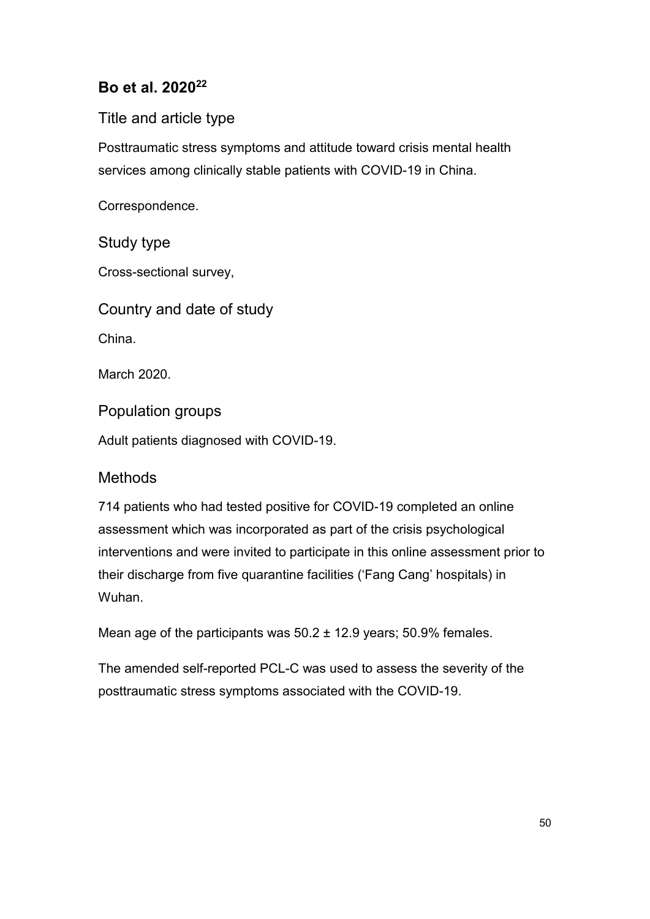## Bo et al. 2020[22]

### Title and article type

Posttraumatic stress symptoms and attitude toward crisis mental health services among clinically stable patients with COVID-19 in China.

Correspondence.

### Study type

Cross-sectional survey,

### Country and date of study

China.

March 2020.

### Population groups

Adult patients diagnosed with COVID-19.

### Methods

714 patients who had tested positive for COVID-19 completed an online assessment which was incorporated as part of the crisis psychological interventions and were invited to participate in this online assessment prior to their discharge from five quarantine facilities ('Fang Cang' hospitals) in Wuhan.

Mean age of the participants was 50.2 ± 12.9 years; 50.9% females.

The amended self-reported PCL-C was used to assess the severity of the posttraumatic stress symptoms associated with the COVID-19.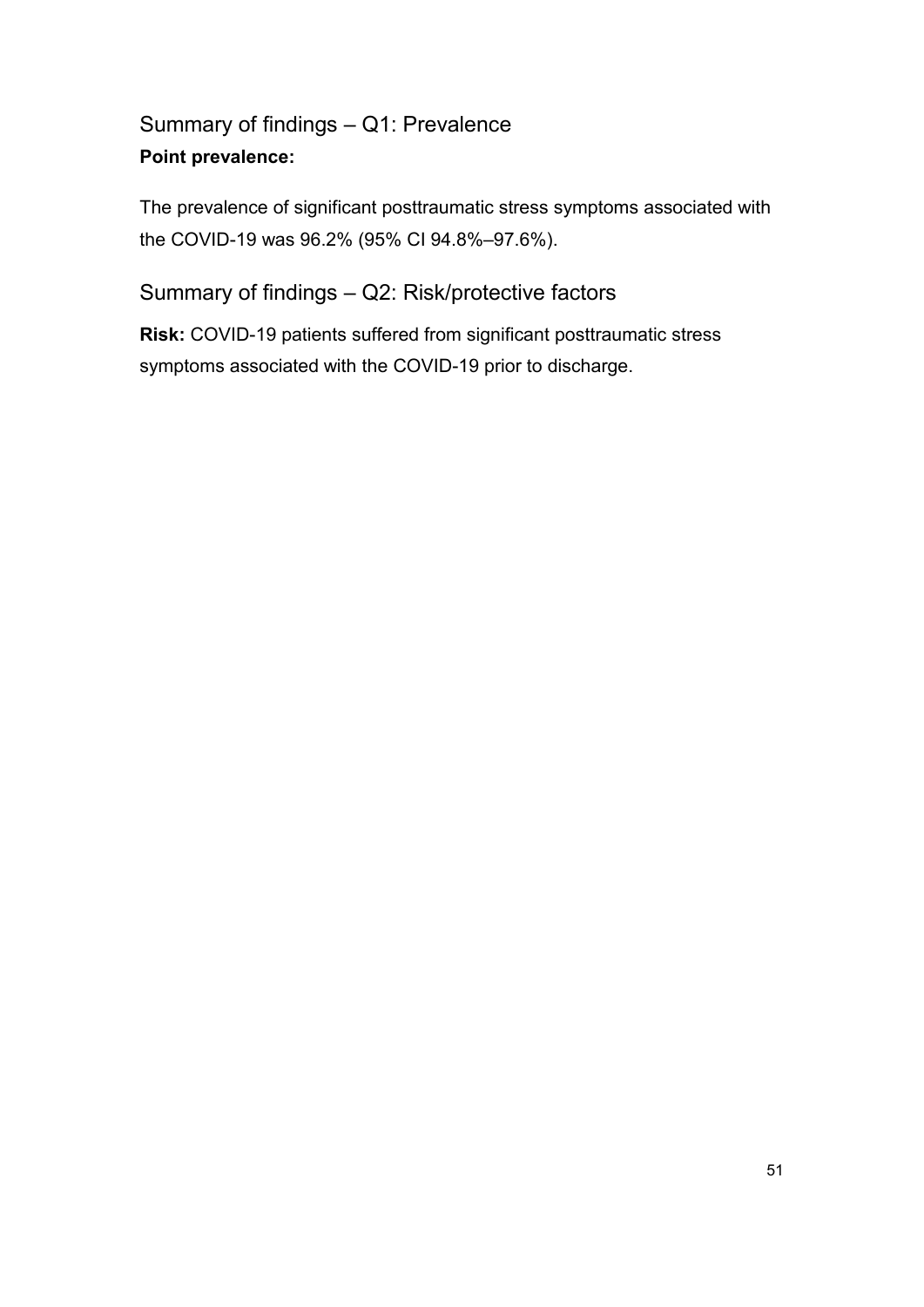## Summary of findings – Q1: Prevalence

**Point prevalence:**

The prevalence of significant posttraumatic stress symptoms associated with the COVID-19 was 96.2% (95% CI 94.8%–97.6%).

## Summary of findings – Q2: Risk/protective factors

**Risk:** COVID-19 patients suffered from significant posttraumatic stress symptoms associated with the COVID-19 prior to discharge.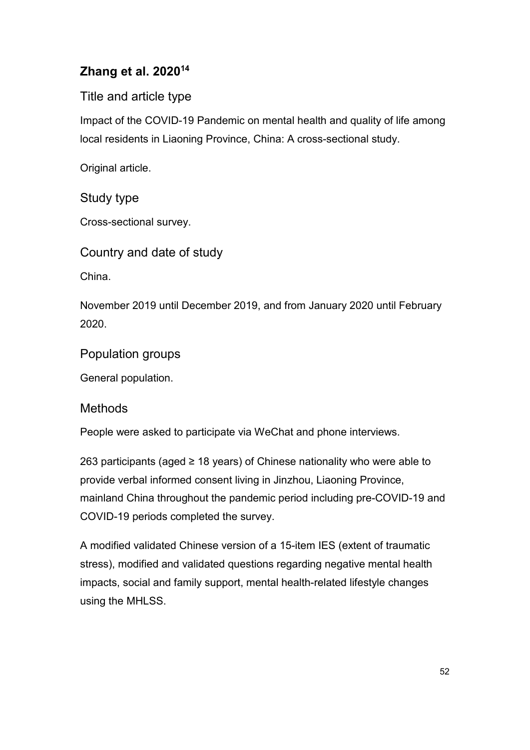## Zhang et al. 2020[14]

### Title and article type

Impact of the COVID-19 Pandemic on mental health and quality of life among local residents in Liaoning Province, China: A cross-sectional study.

Original article.

### Study type

Cross-sectional survey.

### Country and date of study

China.

November 2019 until December 2019, and from January 2020 until February 2020.

### Population groups

General population.

### Methods

People were asked to participate via WeChat and phone interviews.

263 participants (aged ≥ 18 years) of Chinese nationality who were able to provide verbal informed consent living in Jinzhou, Liaoning Province, mainland China throughout the pandemic period including pre-COVID-19 and COVID-19 periods completed the survey.

A modified validated Chinese version of a 15-item IES (extent of traumatic stress), modified and validated questions regarding negative mental health impacts, social and family support, mental health-related lifestyle changes using the MHLSS.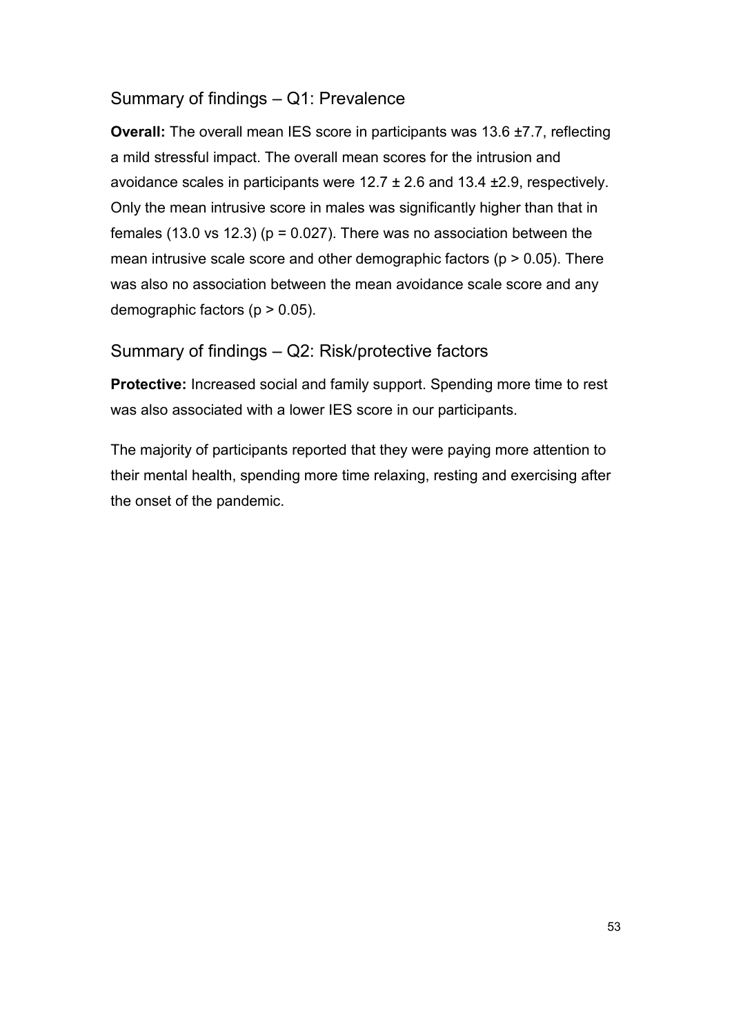## Summary of findings – Q1: Prevalence

**Overall:** The overall mean IES score in participants was 13.6 ±7.7, reflecting a mild stressful impact. The overall mean scores for the intrusion and avoidance scales in participants were 12.7 ± 2.6 and 13.4 ±2.9, respectively. Only the mean intrusive score in males was significantly higher than that in females (13.0 vs 12.3) ($p = 0.027$). There was no association between the mean intrusive scale score and other demographic factors ($p > 0.05$). There was also no association between the mean avoidance scale score and any demographic factors ($p > 0.05$).

## Summary of findings – Q2: Risk/protective factors

**Protective:** Increased social and family support. Spending more time to rest was also associated with a lower IES score in our participants.

The majority of participants reported that they were paying more attention to their mental health, spending more time relaxing, resting and exercising after the onset of the pandemic.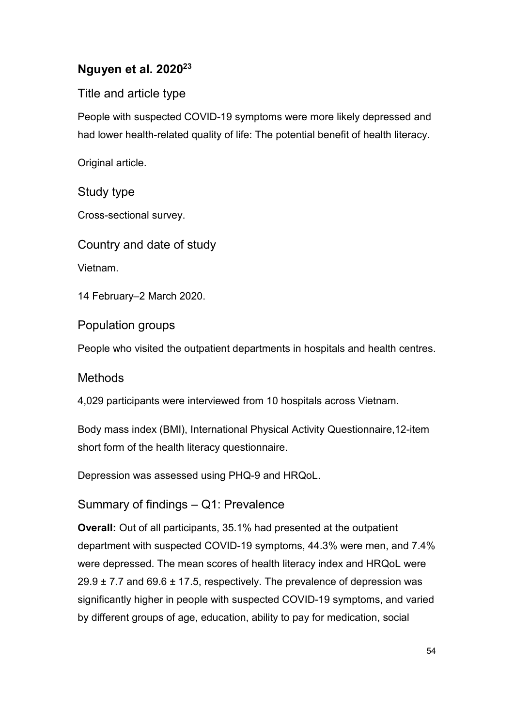## Nguyen et al. 2020[23]

### Title and article type

People with suspected COVID-19 symptoms were more likely depressed and had lower health-related quality of life: The potential benefit of health literacy.

Original article.

### Study type

Cross-sectional survey.

### Country and date of study

Vietnam.

14 February–2 March 2020.

### Population groups

People who visited the outpatient departments in hospitals and health centres.

### Methods

4,029 participants were interviewed from 10 hospitals across Vietnam.

Body mass index (BMI), International Physical Activity Questionnaire,12-item short form of the health literacy questionnaire.

Depression was assessed using PHQ-9 and HRQoL.

### Summary of findings – Q1: Prevalence

**Overall:** Out of all participants, 35.1% had presented at the outpatient department with suspected COVID-19 symptoms, 44.3% were men, and 7.4% were depressed. The mean scores of health literacy index and HRQoL were 29.9 ± 7.7 and 69.6 ± 17.5, respectively. The prevalence of depression was significantly higher in people with suspected COVID-19 symptoms, and varied by different groups of age, education, ability to pay for medication, social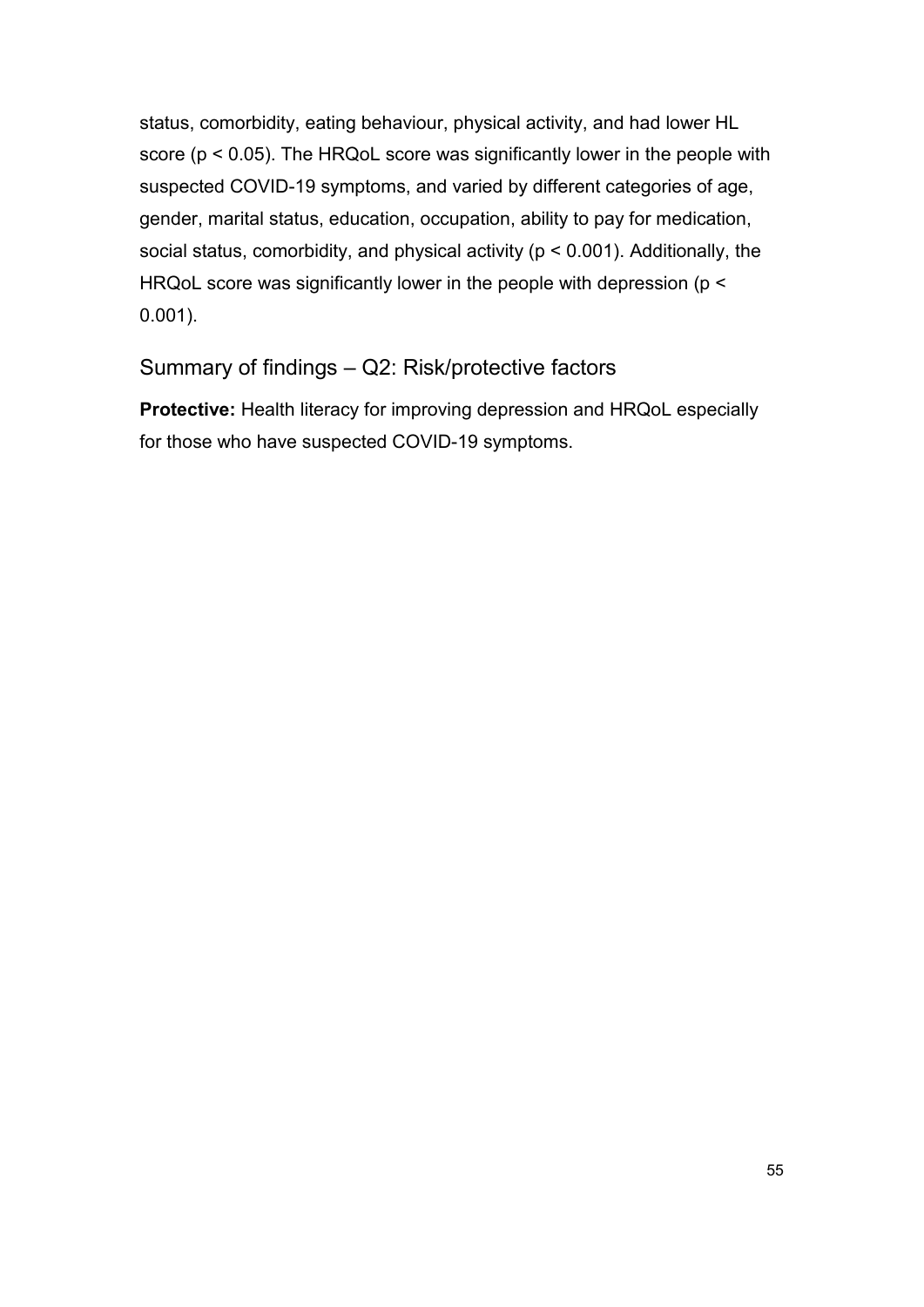status, comorbidity, eating behaviour, physical activity, and had lower HL score ($p < 0.05$). The HRQoL score was significantly lower in the people with suspected COVID-19 symptoms, and varied by different categories of age, gender, marital status, education, occupation, ability to pay for medication, social status, comorbidity, and physical activity ($p < 0.001$). Additionally, the HRQoL score was significantly lower in the people with depression ($p < 0.001$).

## Summary of findings – Q2: Risk/protective factors

**Protective:** Health literacy for improving depression and HRQoL especially for those who have suspected COVID-19 symptoms.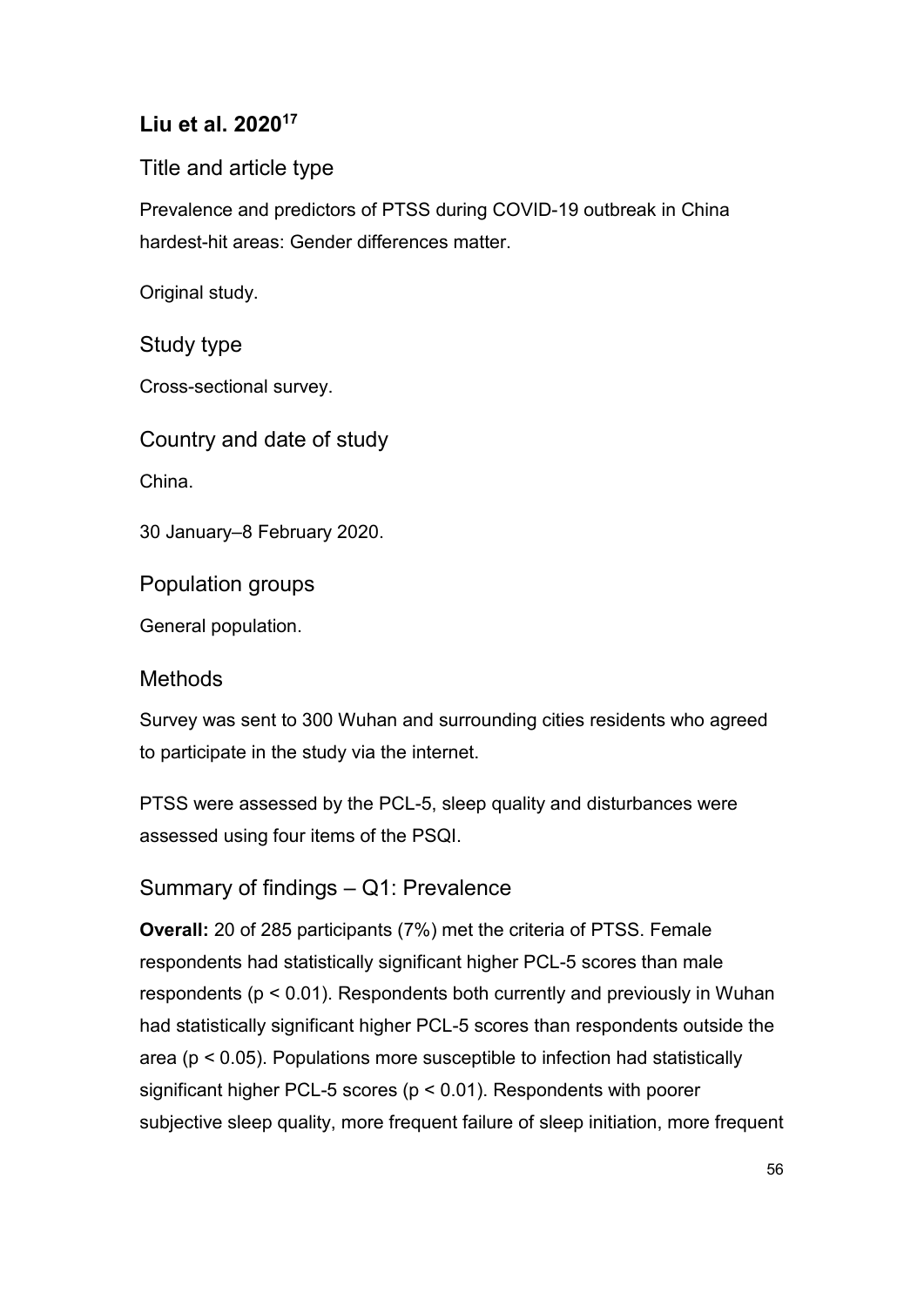### Liu et al. 2020[17]

#### Title and article type

Prevalence and predictors of PTSS during COVID-19 outbreak in China hardest-hit areas: Gender differences matter.

Original study.

#### Study type

Cross-sectional survey.

#### Country and date of study

China.

30 January–8 February 2020.

#### Population groups

General population.

#### Methods

Survey was sent to 300 Wuhan and surrounding cities residents who agreed to participate in the study via the internet.

PTSS were assessed by the PCL-5, sleep quality and disturbances were assessed using four items of the PSQI.

#### Summary of findings – Q1: Prevalence

**Overall:** 20 of 285 participants (7%) met the criteria of PTSS. Female respondents had statistically significant higher PCL-5 scores than male respondents ($p < 0.01$). Respondents both currently and previously in Wuhan had statistically significant higher PCL-5 scores than respondents outside the area ($p < 0.05$). Populations more susceptible to infection had statistically significant higher PCL-5 scores ($p < 0.01$). Respondents with poorer subjective sleep quality, more frequent failure of sleep initiation, more frequent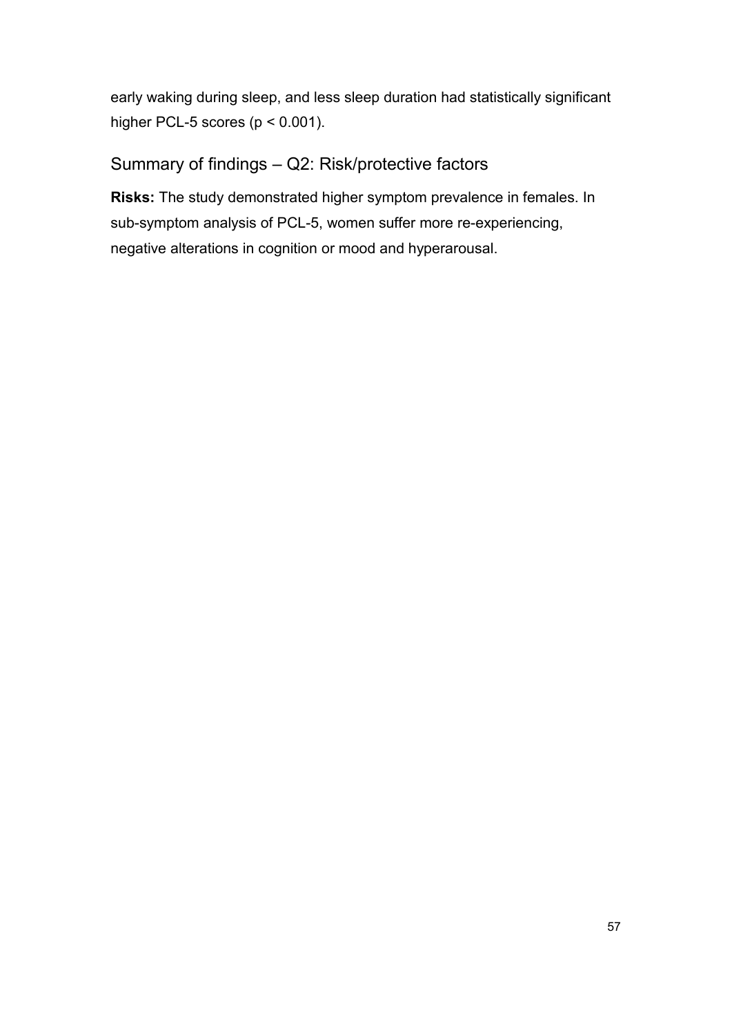early waking during sleep, and less sleep duration had statistically significant higher PCL-5 scores ($p < 0.001$).

## Summary of findings – Q2: Risk/protective factors

**Risks:** The study demonstrated higher symptom prevalence in females. In sub-symptom analysis of PCL-5, women suffer more re-experiencing, negative alterations in cognition or mood and hyperarousal.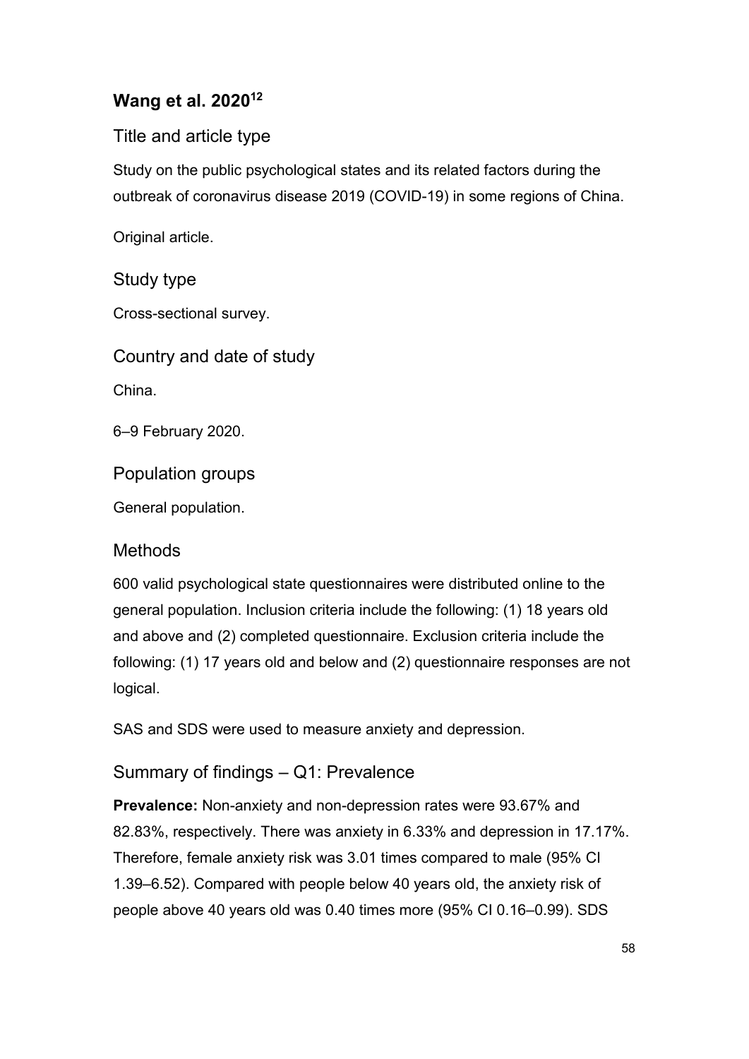## Wang et al. 2020[12]

### Title and article type

Study on the public psychological states and its related factors during the outbreak of coronavirus disease 2019 (COVID-19) in some regions of China.

Original article.

### Study type

Cross-sectional survey.

### Country and date of study

China.

6–9 February 2020.

### Population groups

General population.

### Methods

600 valid psychological state questionnaires were distributed online to the general population. Inclusion criteria include the following: (1) 18 years old and above and (2) completed questionnaire. Exclusion criteria include the following: (1) 17 years old and below and (2) questionnaire responses are not logical.

SAS and SDS were used to measure anxiety and depression.

### Summary of findings – Q1: Prevalence

**Prevalence:** Non-anxiety and non-depression rates were 93.67% and 82.83%, respectively. There was anxiety in 6.33% and depression in 17.17%. Therefore, female anxiety risk was 3.01 times compared to male (95% CI 1.39–6.52). Compared with people below 40 years old, the anxiety risk of people above 40 years old was 0.40 times more (95% CI 0.16–0.99). SDS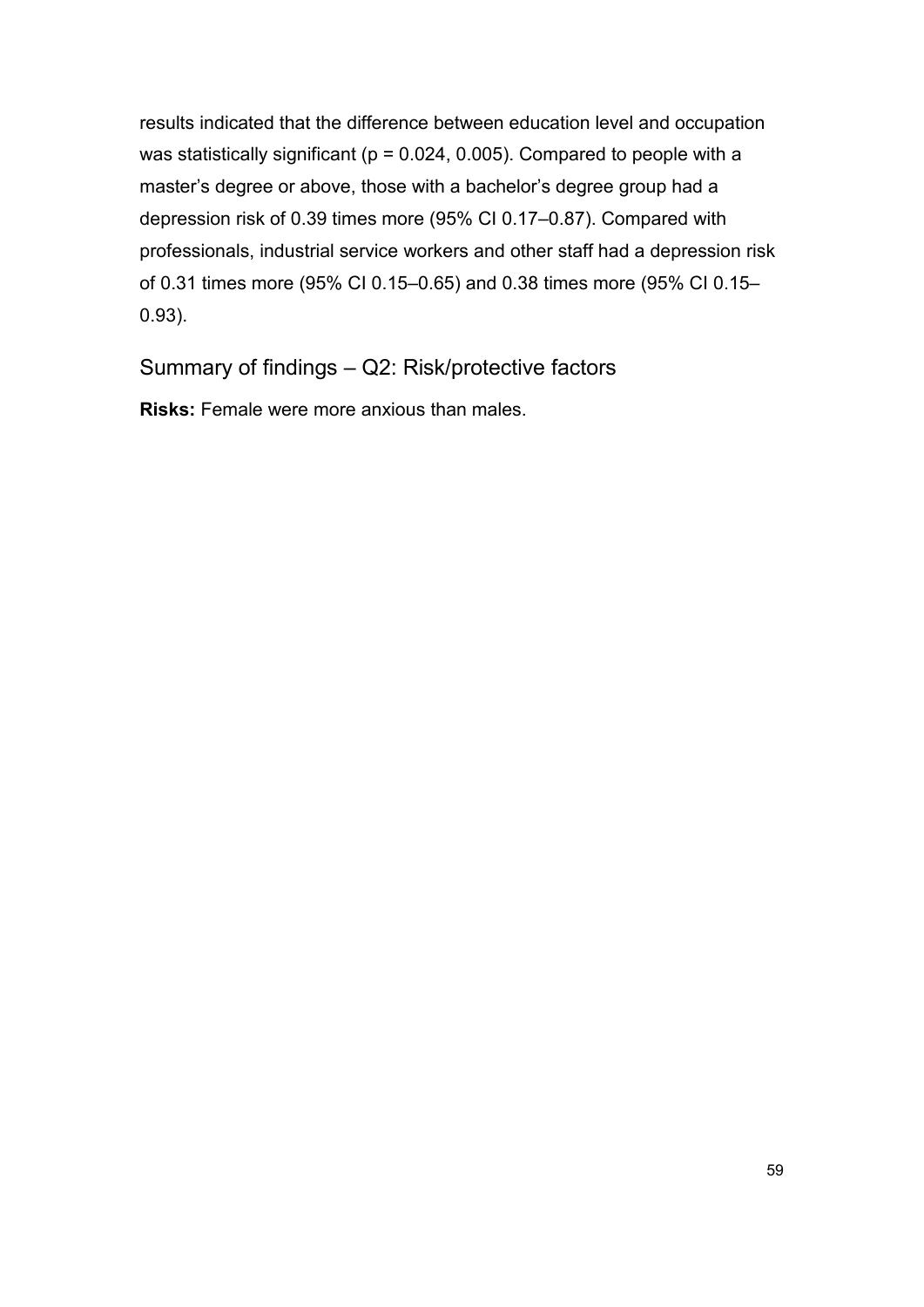results indicated that the difference between education level and occupation was statistically significant ($p = 0.024$, $0.005$). Compared to people with a master's degree or above, those with a bachelor's degree group had a depression risk of 0.39 times more (95% CI 0.17–0.87). Compared with professionals, industrial service workers and other staff had a depression risk of 0.31 times more (95% CI 0.15–0.65) and 0.38 times more (95% CI 0.15–0.93).

## Summary of findings – Q2: Risk/protective factors

**Risks:** Female were more anxious than males.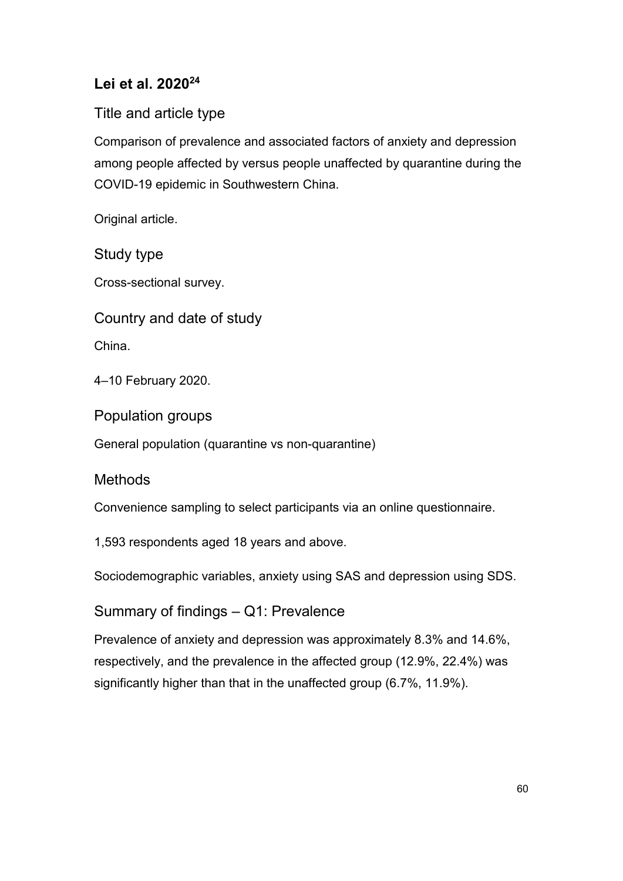## Lei et al. 2020[24]

### Title and article type

Comparison of prevalence and associated factors of anxiety and depression among people affected by versus people unaffected by quarantine during the COVID-19 epidemic in Southwestern China.

Original article.

### Study type

Cross-sectional survey.

### Country and date of study

China.

4–10 February 2020.

### Population groups

General population (quarantine vs non-quarantine)

### Methods

Convenience sampling to select participants via an online questionnaire.

1,593 respondents aged 18 years and above.

Sociodemographic variables, anxiety using SAS and depression using SDS.

### Summary of findings – Q1: Prevalence

Prevalence of anxiety and depression was approximately 8.3% and 14.6%, respectively, and the prevalence in the affected group (12.9%, 22.4%) was significantly higher than that in the unaffected group (6.7%, 11.9%).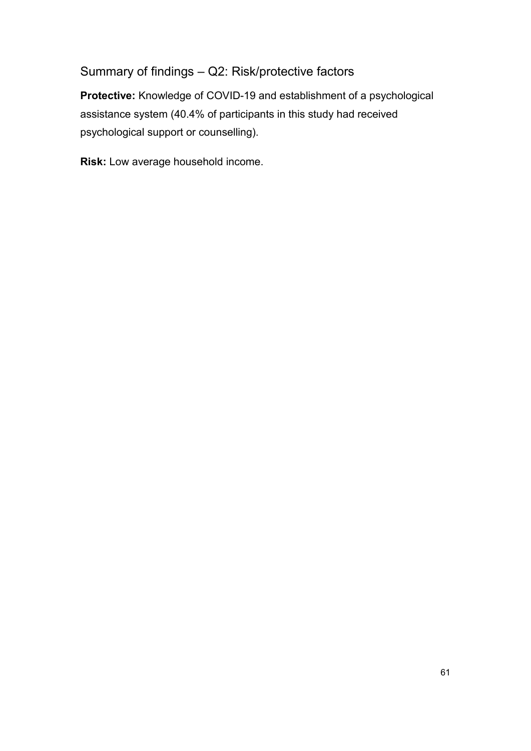## Summary of findings – Q2: Risk/protective factors

**Protective:** Knowledge of COVID-19 and establishment of a psychological assistance system (40.4% of participants in this study had received psychological support or counselling).

**Risk:** Low average household income.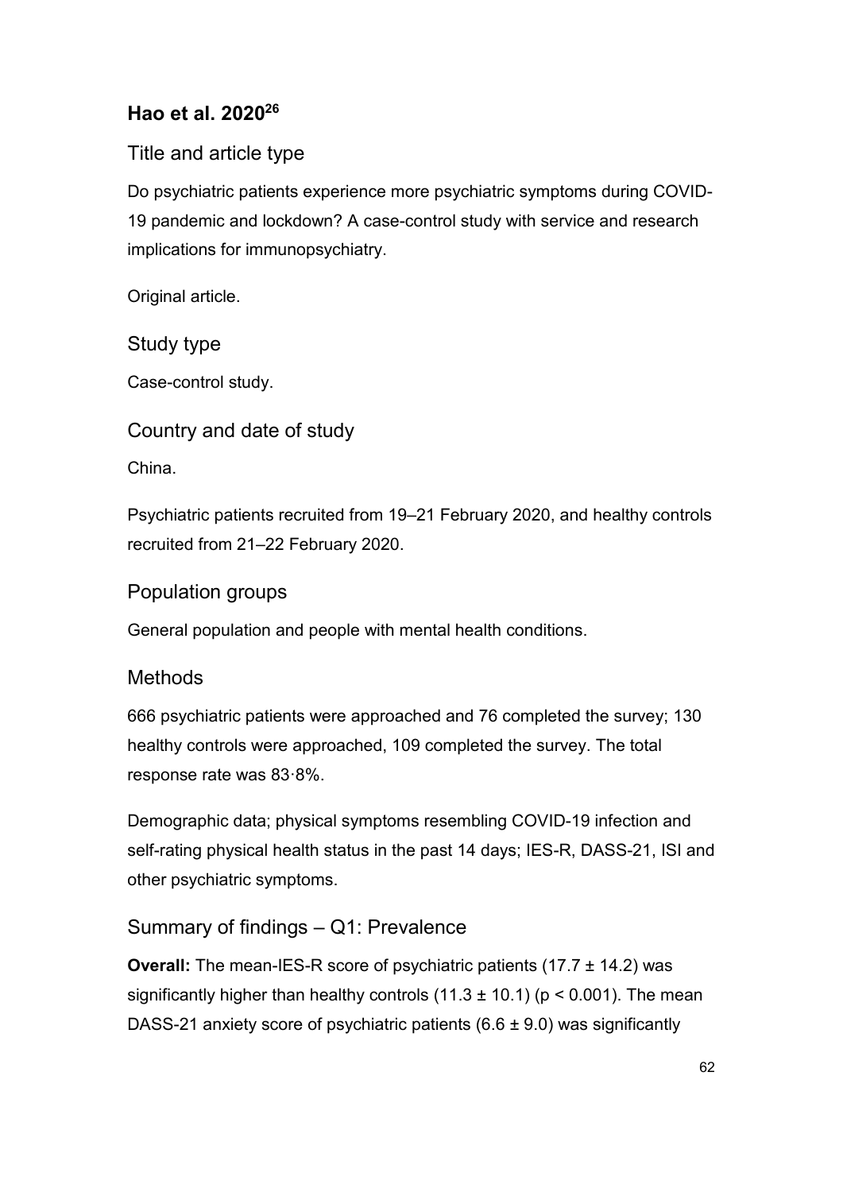## Hao et al. 2020[26]

### Title and article type

Do psychiatric patients experience more psychiatric symptoms during COVID-19 pandemic and lockdown? A case-control study with service and research implications for immunopsychiatry.

Original article.

### Study type

Case-control study.

### Country and date of study

China.

Psychiatric patients recruited from 19–21 February 2020, and healthy controls recruited from 21–22 February 2020.

### Population groups

General population and people with mental health conditions.

### Methods

666 psychiatric patients were approached and 76 completed the survey; 130 healthy controls were approached, 109 completed the survey. The total response rate was 83·8%.

Demographic data; physical symptoms resembling COVID-19 infection and self-rating physical health status in the past 14 days; IES-R, DASS-21, ISI and other psychiatric symptoms.

### Summary of findings – Q1: Prevalence

**Overall:** The mean-IES-R score of psychiatric patients (17.7 ± 14.2) was significantly higher than healthy controls (11.3 ± 10.1) ($p < 0.001$). The mean DASS-21 anxiety score of psychiatric patients (6.6 ± 9.0) was significantly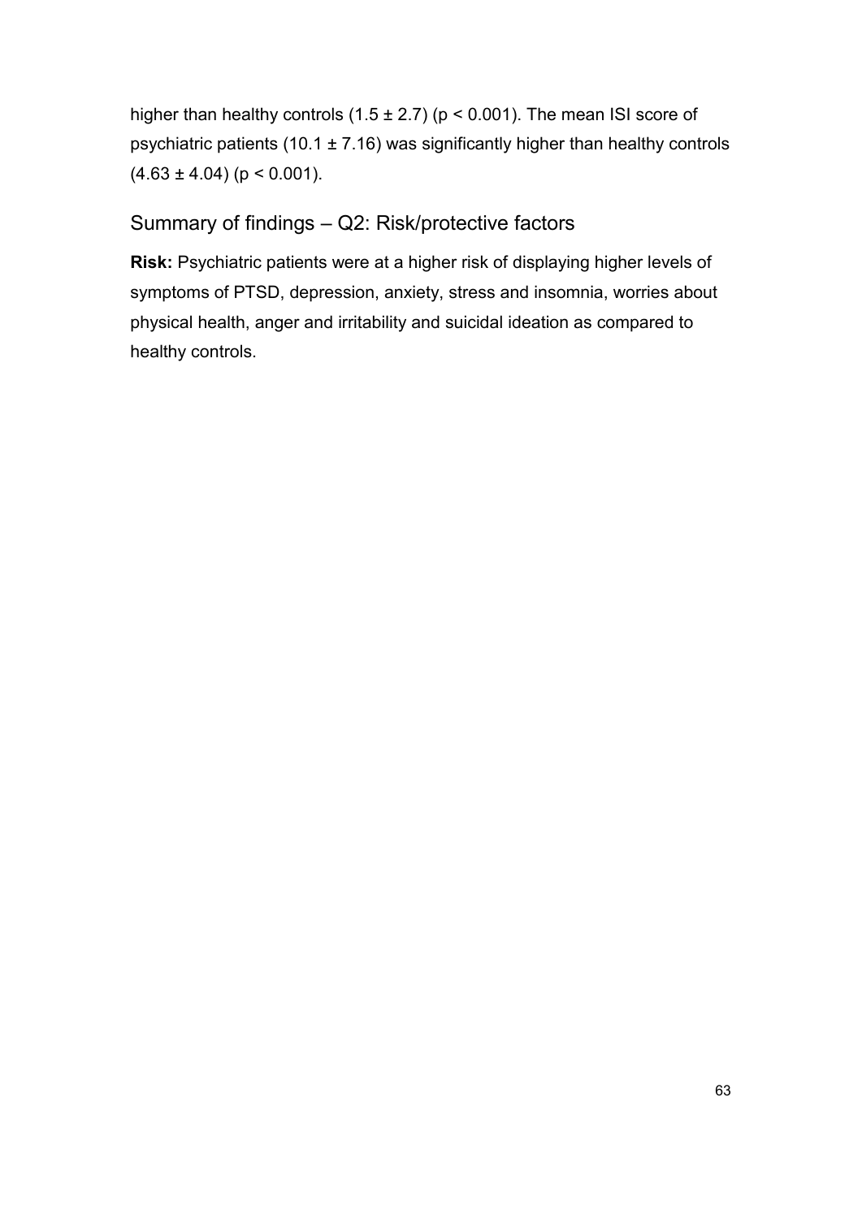higher than healthy controls ($1.5 \pm 2.7$) ($p < 0.001$). The mean ISI score of psychiatric patients ($10.1 \pm 7.16$) was significantly higher than healthy controls ($4.63 \pm 4.04$) ($p < 0.001$).

## Summary of findings – Q2: Risk/protective factors

**Risk:** Psychiatric patients were at a higher risk of displaying higher levels of symptoms of PTSD, depression, anxiety, stress and insomnia, worries about physical health, anger and irritability and suicidal ideation as compared to healthy controls.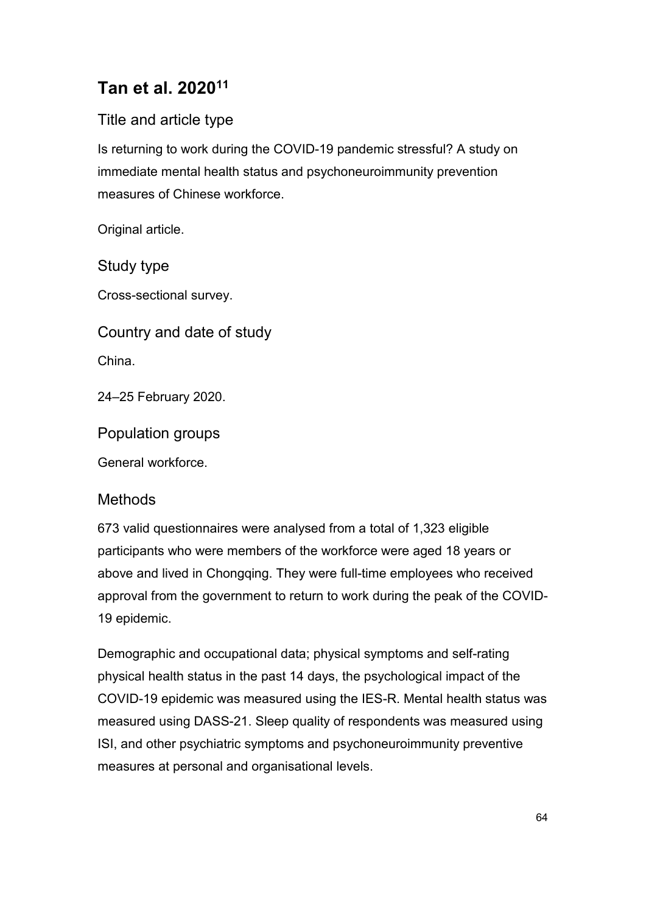## Tan et al. 2020[11]

### Title and article type

Is returning to work during the COVID-19 pandemic stressful? A study on immediate mental health status and psychoneuroimmunity prevention measures of Chinese workforce.

Original article.

### Study type

Cross-sectional survey.

### Country and date of study

China.

24–25 February 2020.

### Population groups

General workforce.

### Methods

673 valid questionnaires were analysed from a total of 1,323 eligible participants who were members of the workforce were aged 18 years or above and lived in Chongqing. They were full-time employees who received approval from the government to return to work during the peak of the COVID-19 epidemic.

Demographic and occupational data; physical symptoms and self-rating physical health status in the past 14 days, the psychological impact of the COVID-19 epidemic was measured using the IES-R. Mental health status was measured using DASS-21. Sleep quality of respondents was measured using ISI, and other psychiatric symptoms and psychoneuroimmunity preventive measures at personal and organisational levels.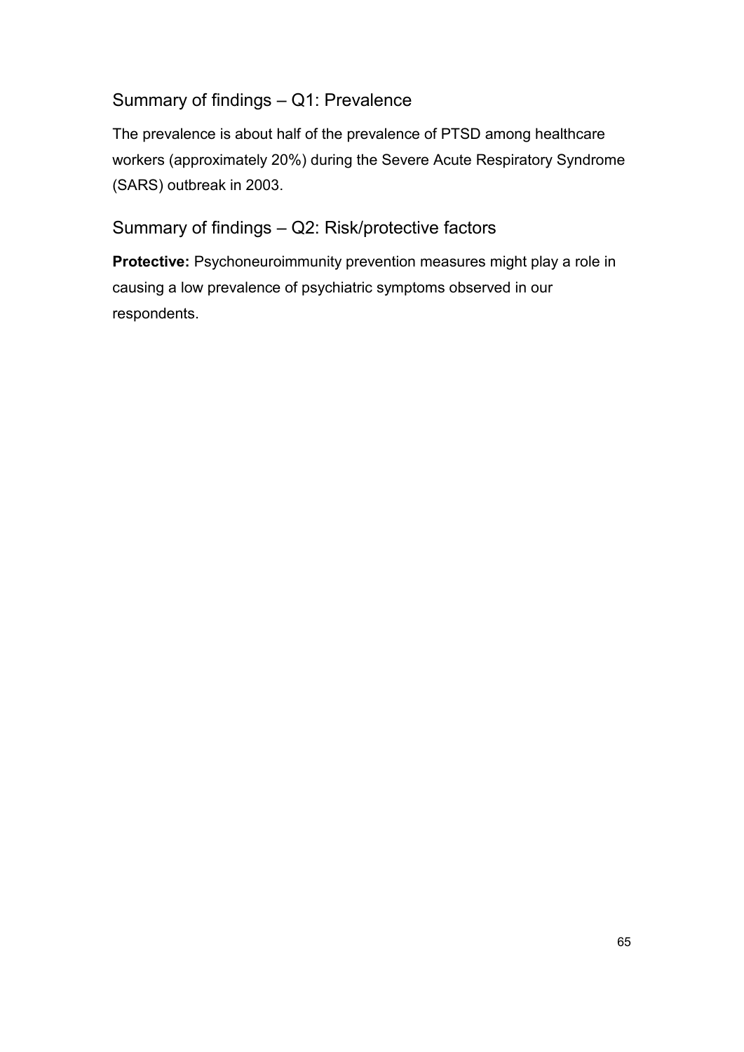## Summary of findings – Q1: Prevalence

The prevalence is about half of the prevalence of PTSD among healthcare workers (approximately 20%) during the Severe Acute Respiratory Syndrome (SARS) outbreak in 2003.

## Summary of findings – Q2: Risk/protective factors

**Protective:** Psychoneuroimmunity prevention measures might play a role in causing a low prevalence of psychiatric symptoms observed in our respondents.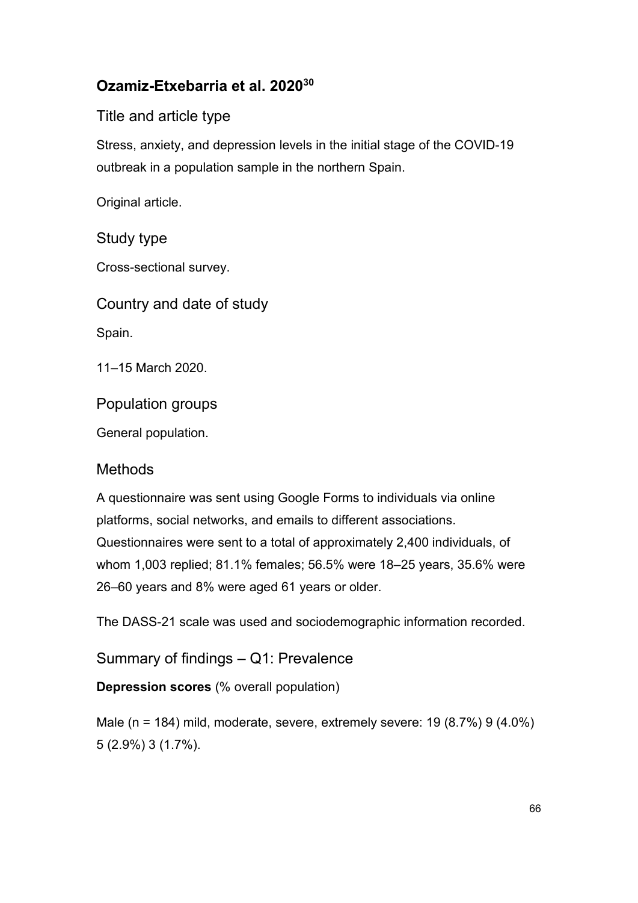## Ozamiz-Etxebarria et al. 2020[30]

### Title and article type

Stress, anxiety, and depression levels in the initial stage of the COVID-19 outbreak in a population sample in the northern Spain.

Original article.

### Study type

Cross-sectional survey.

### Country and date of study

Spain.

11–15 March 2020.

### Population groups

General population.

### Methods

A questionnaire was sent using Google Forms to individuals via online platforms, social networks, and emails to different associations. Questionnaires were sent to a total of approximately 2,400 individuals, of whom 1,003 replied; 81.1% females; 56.5% were 18–25 years, 35.6% were 26–60 years and 8% were aged 61 years or older.

The DASS-21 scale was used and sociodemographic information recorded.

### Summary of findings – Q1: Prevalence

**Depression scores** (% overall population)

Male (n = 184) mild, moderate, severe, extremely severe: 19 (8.7%) 9 (4.0%) 5 (2.9%) 3 (1.7%).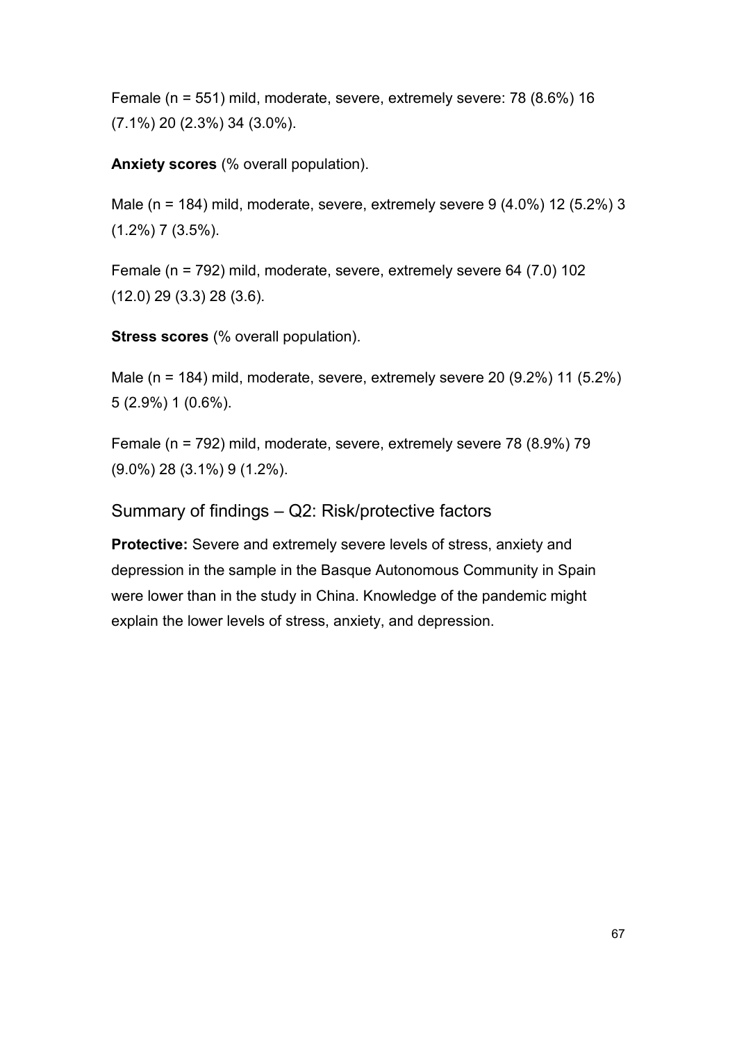Female (n = 551) mild, moderate, severe, extremely severe: 78 (8.6%) 16 (7.1%) 20 (2.3%) 34 (3.0%).

**Anxiety scores** (% overall population).

Male (n = 184) mild, moderate, severe, extremely severe 9 (4.0%) 12 (5.2%) 3 (1.2%) 7 (3.5%).

Female (n = 792) mild, moderate, severe, extremely severe 64 (7.0) 102 (12.0) 29 (3.3) 28 (3.6).

**Stress scores** (% overall population).

Male (n = 184) mild, moderate, severe, extremely severe 20 (9.2%) 11 (5.2%) 5 (2.9%) 1 (0.6%).

Female (n = 792) mild, moderate, severe, extremely severe 78 (8.9%) 79 (9.0%) 28 (3.1%) 9 (1.2%).

## Summary of findings – Q2: Risk/protective factors

**Protective:** Severe and extremely severe levels of stress, anxiety and depression in the sample in the Basque Autonomous Community in Spain were lower than in the study in China. Knowledge of the pandemic might explain the lower levels of stress, anxiety, and depression.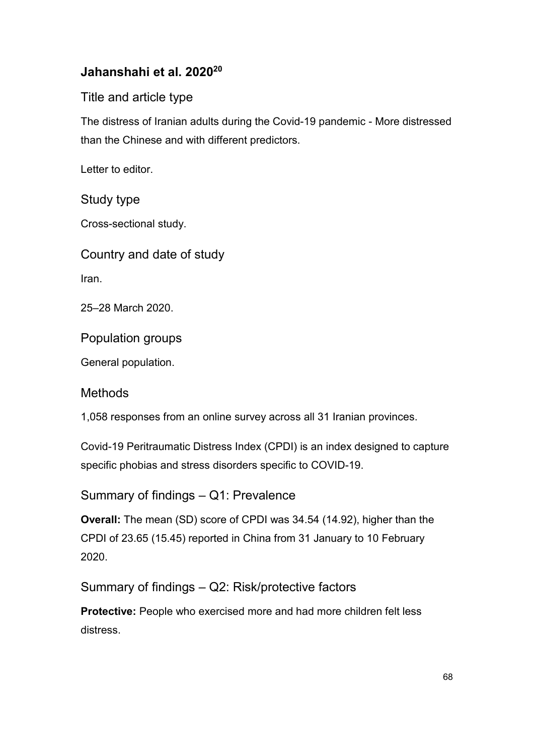## Jahanshahi et al. 2020[20]

### Title and article type

The distress of Iranian adults during the Covid-19 pandemic - More distressed than the Chinese and with different predictors.

Letter to editor.

### Study type

Cross-sectional study.

### Country and date of study

Iran.

25–28 March 2020.

### Population groups

General population.

### Methods

1,058 responses from an online survey across all 31 Iranian provinces.

Covid-19 Peritraumatic Distress Index (CPDI) is an index designed to capture specific phobias and stress disorders specific to COVID-19.

### Summary of findings – Q1: Prevalence

**Overall:** The mean (SD) score of CPDI was 34.54 (14.92), higher than the CPDI of 23.65 (15.45) reported in China from 31 January to 10 February 2020.

### Summary of findings – Q2: Risk/protective factors

**Protective:** People who exercised more and had more children felt less distress.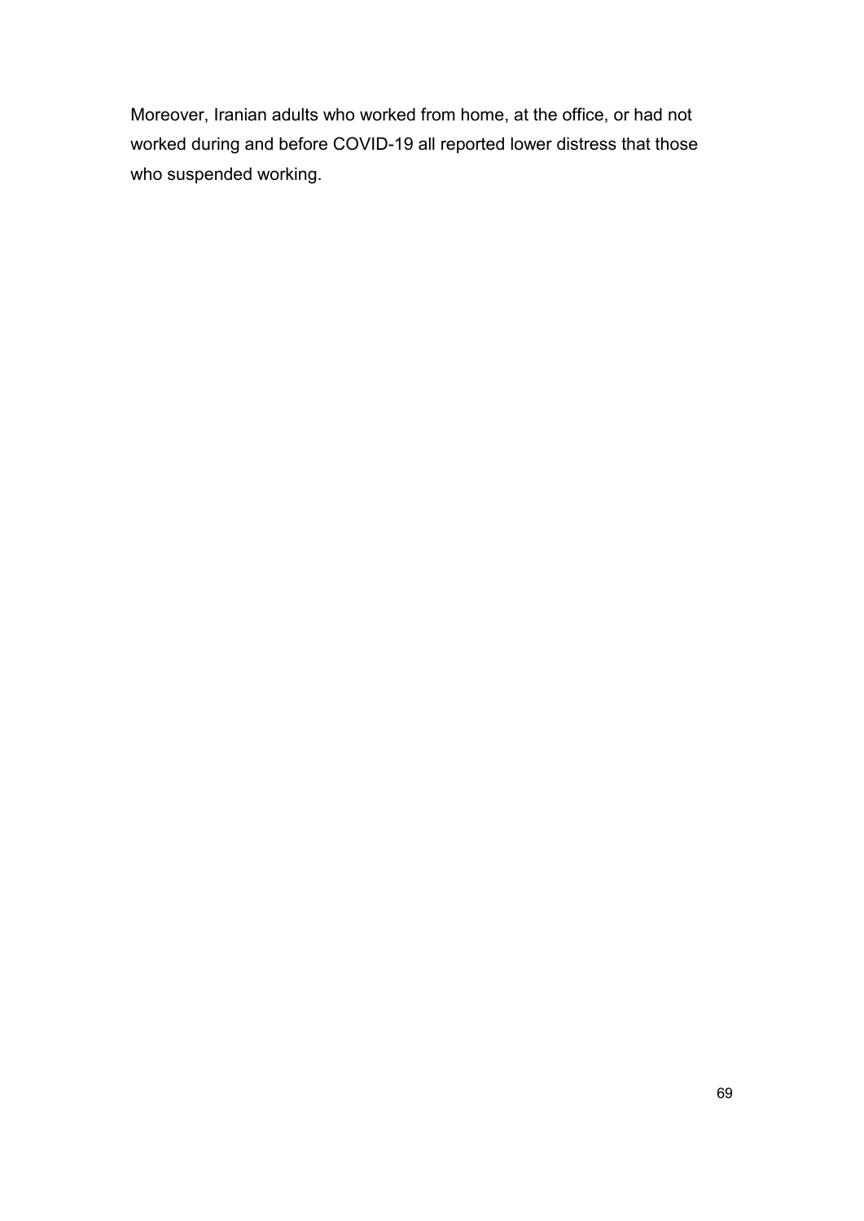Moreover, Iranian adults who worked from home, at the office, or had not worked during and before COVID-19 all reported lower distress that those who suspended working.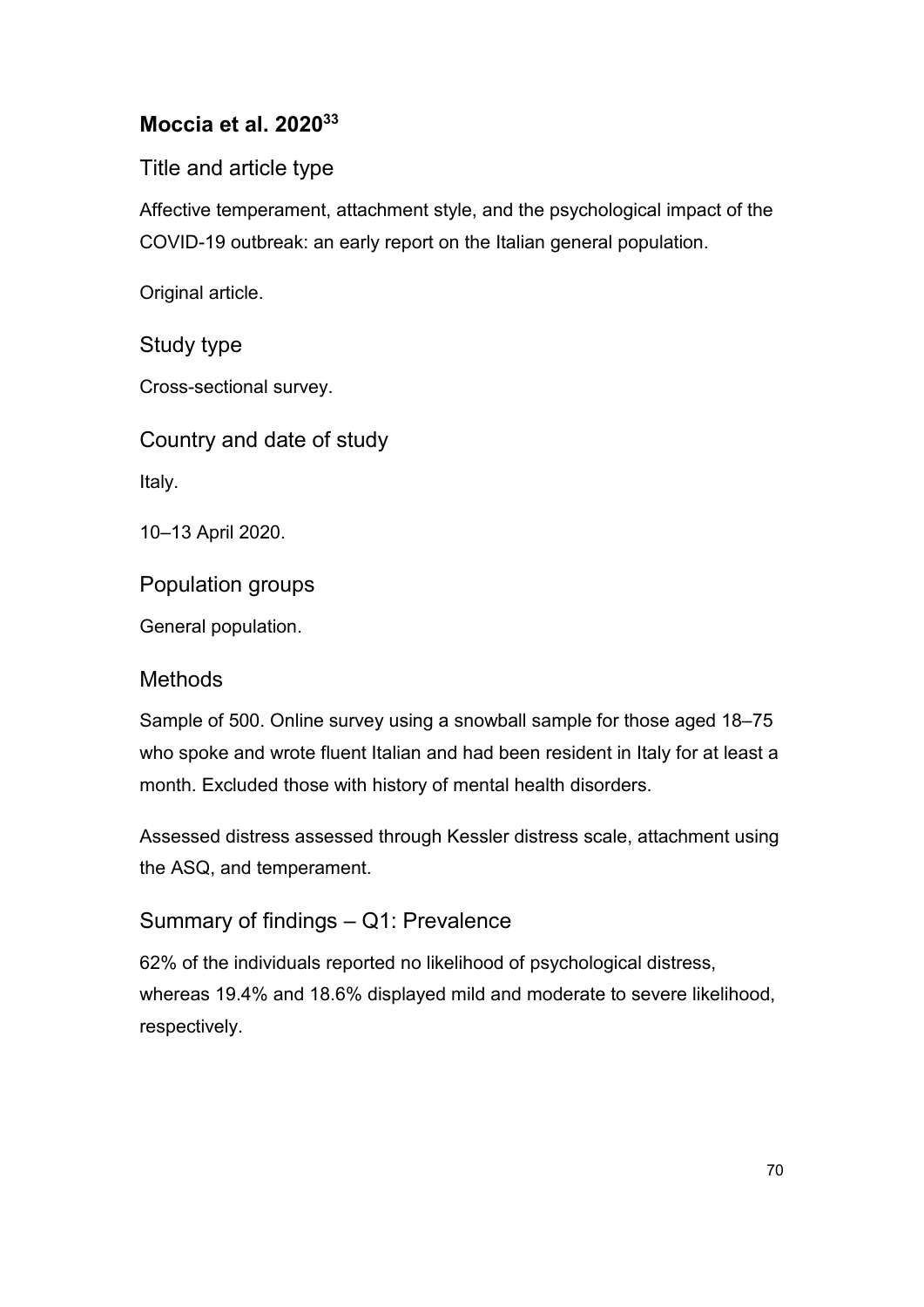## Moccia et al. 2020[33]

### Title and article type

Affective temperament, attachment style, and the psychological impact of the COVID-19 outbreak: an early report on the Italian general population.

Original article.

### Study type

Cross-sectional survey.

### Country and date of study

Italy.

10–13 April 2020.

### Population groups

General population.

### Methods

Sample of 500. Online survey using a snowball sample for those aged 18–75 who spoke and wrote fluent Italian and had been resident in Italy for at least a month. Excluded those with history of mental health disorders.

Assessed distress assessed through Kessler distress scale, attachment using the ASQ, and temperament.

### Summary of findings – Q1: Prevalence

62% of the individuals reported no likelihood of psychological distress, whereas 19.4% and 18.6% displayed mild and moderate to severe likelihood, respectively.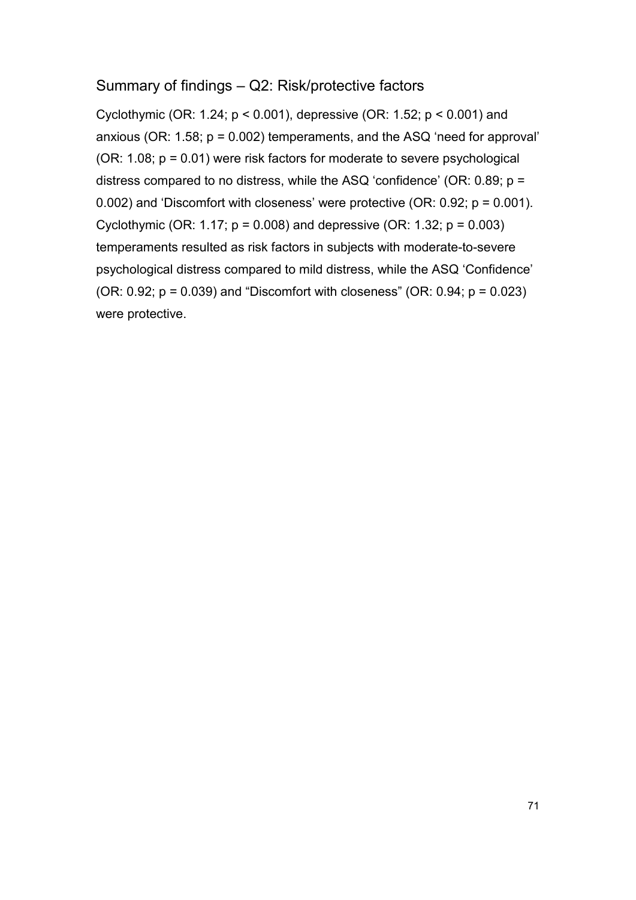## Summary of findings – Q2: Risk/protective factors

Cyclothymic (OR: 1.24; $p < 0.001$), depressive (OR: 1.52; $p < 0.001$) and anxious (OR: 1.58; $p = 0.002$) temperaments, and the ASQ 'need for approval' (OR: 1.08; $p = 0.01$) were risk factors for moderate to severe psychological distress compared to no distress, while the ASQ 'confidence' (OR: 0.89; $p = 0.002$) and 'Discomfort with closeness' were protective (OR: 0.92; $p = 0.001$). Cyclothymic (OR: 1.17; $p = 0.008$) and depressive (OR: 1.32; $p = 0.003$) temperaments resulted as risk factors in subjects with moderate-to-severe psychological distress compared to mild distress, while the ASQ 'Confidence' (OR: 0.92; $p = 0.039$) and "Discomfort with closeness" (OR: 0.94; $p = 0.023$) were protective.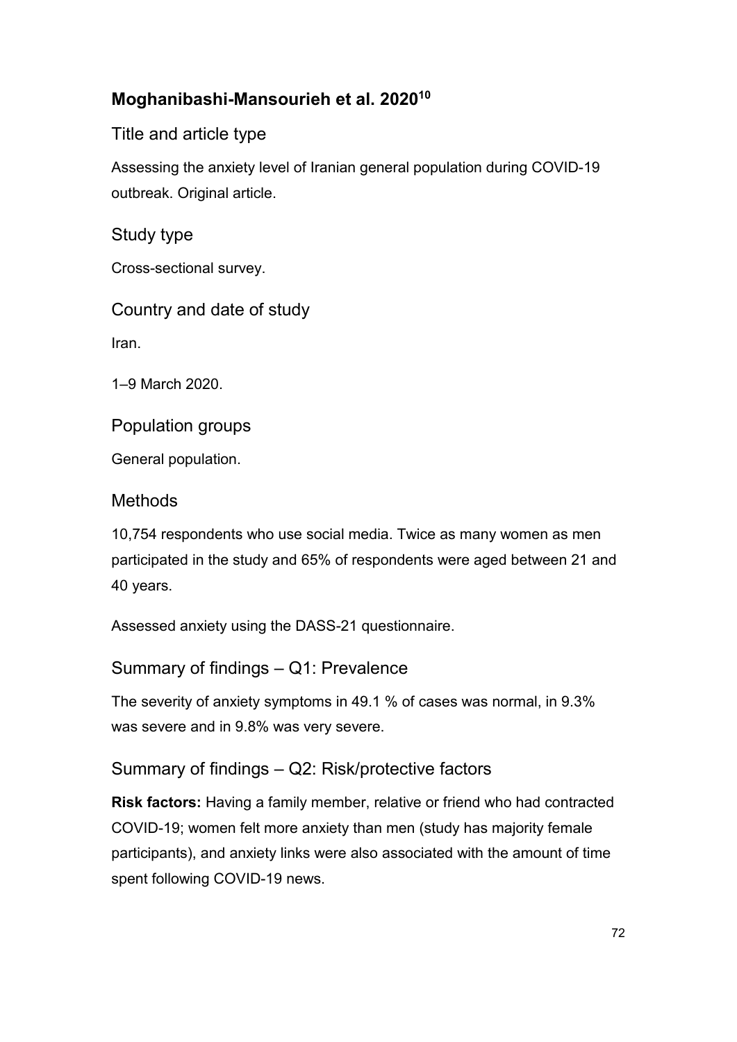## Moghanibashi-Mansourieh et al. 2020[10]

### Title and article type

Assessing the anxiety level of Iranian general population during COVID-19 outbreak. Original article.

### Study type

Cross-sectional survey.

### Country and date of study

Iran.

1–9 March 2020.

### Population groups

General population.

### Methods

10,754 respondents who use social media. Twice as many women as men participated in the study and 65% of respondents were aged between 21 and 40 years.

Assessed anxiety using the DASS-21 questionnaire.

### Summary of findings – Q1: Prevalence

The severity of anxiety symptoms in 49.1 % of cases was normal, in 9.3% was severe and in 9.8% was very severe.

### Summary of findings – Q2: Risk/protective factors

**Risk factors:** Having a family member, relative or friend who had contracted COVID-19; women felt more anxiety than men (study has majority female participants), and anxiety links were also associated with the amount of time spent following COVID-19 news.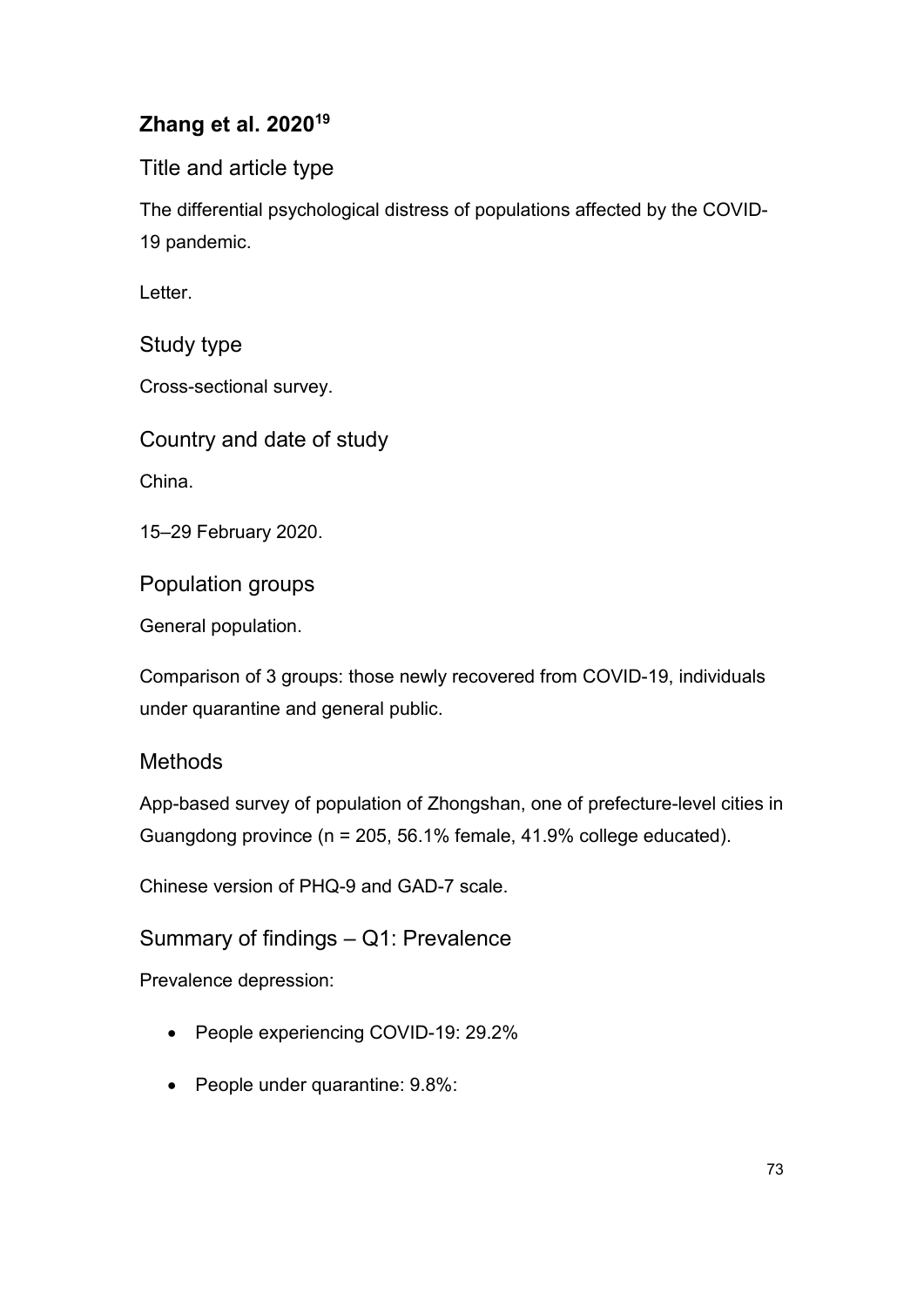## Zhang et al. 2020[19]

### Title and article type

The differential psychological distress of populations affected by the COVID-19 pandemic.

Letter.

### Study type

Cross-sectional survey.

### Country and date of study

China.

15–29 February 2020.

### Population groups

General population.

Comparison of 3 groups: those newly recovered from COVID-19, individuals under quarantine and general public.

### Methods

App-based survey of population of Zhongshan, one of prefecture-level cities in Guangdong province (n = 205, 56.1% female, 41.9% college educated).

Chinese version of PHQ-9 and GAD-7 scale.

### Summary of findings – Q1: Prevalence

Prevalence depression:

- People experiencing COVID-19: 29.2%
- People under quarantine: 9.8%: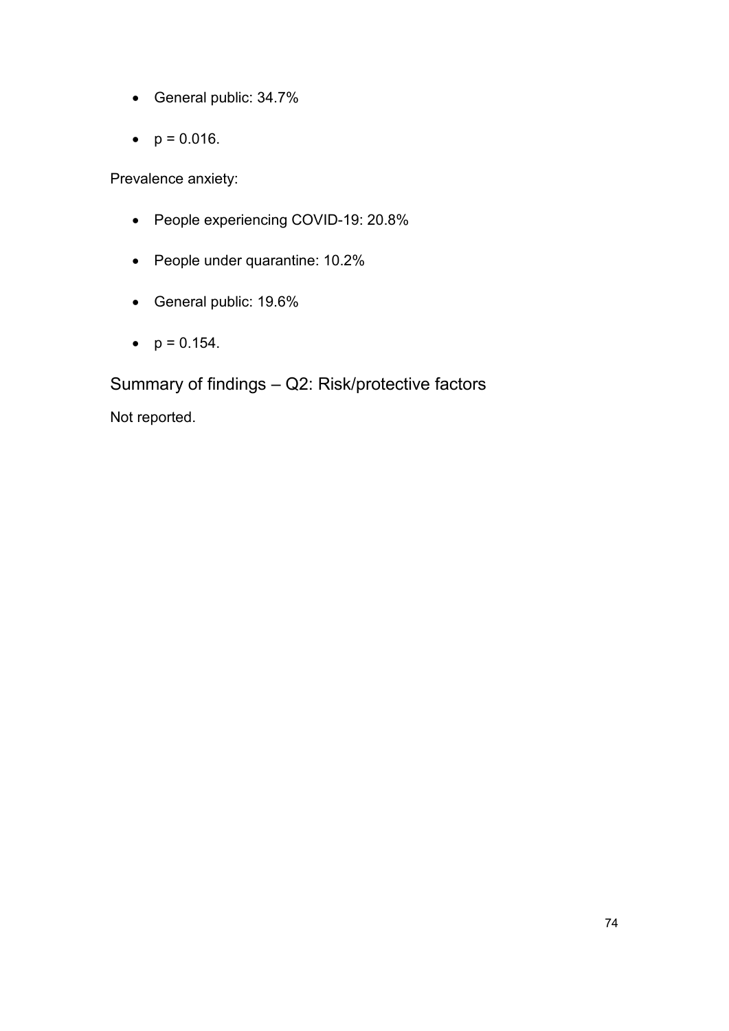- General public: 34.7%
- $p = 0.016$.

Prevalence anxiety:

- People experiencing COVID-19: 20.8%
- People under quarantine: 10.2%
- General public: 19.6%
- $p = 0.154$.

## Summary of findings – Q2: Risk/protective factors

Not reported.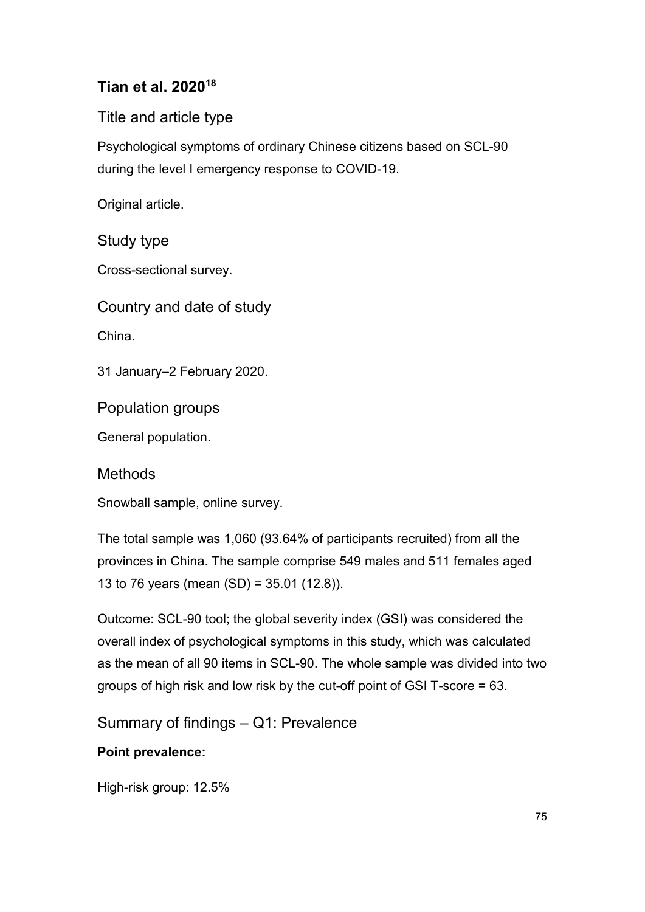## Tian et al. 2020[18]

### Title and article type

Psychological symptoms of ordinary Chinese citizens based on SCL-90 during the level I emergency response to COVID-19.

Original article.

### Study type

Cross-sectional survey.

### Country and date of study

China.

31 January–2 February 2020.

### Population groups

General population.

### Methods

Snowball sample, online survey.

The total sample was 1,060 (93.64% of participants recruited) from all the provinces in China. The sample comprise 549 males and 511 females aged 13 to 76 years (mean (SD) = 35.01 (12.8)).

Outcome: SCL-90 tool; the global severity index (GSI) was considered the overall index of psychological symptoms in this study, which was calculated as the mean of all 90 items in SCL-90. The whole sample was divided into two groups of high risk and low risk by the cut-off point of GSI T-score = 63.

### Summary of findings – Q1: Prevalence

**Point prevalence:**

High-risk group: 12.5%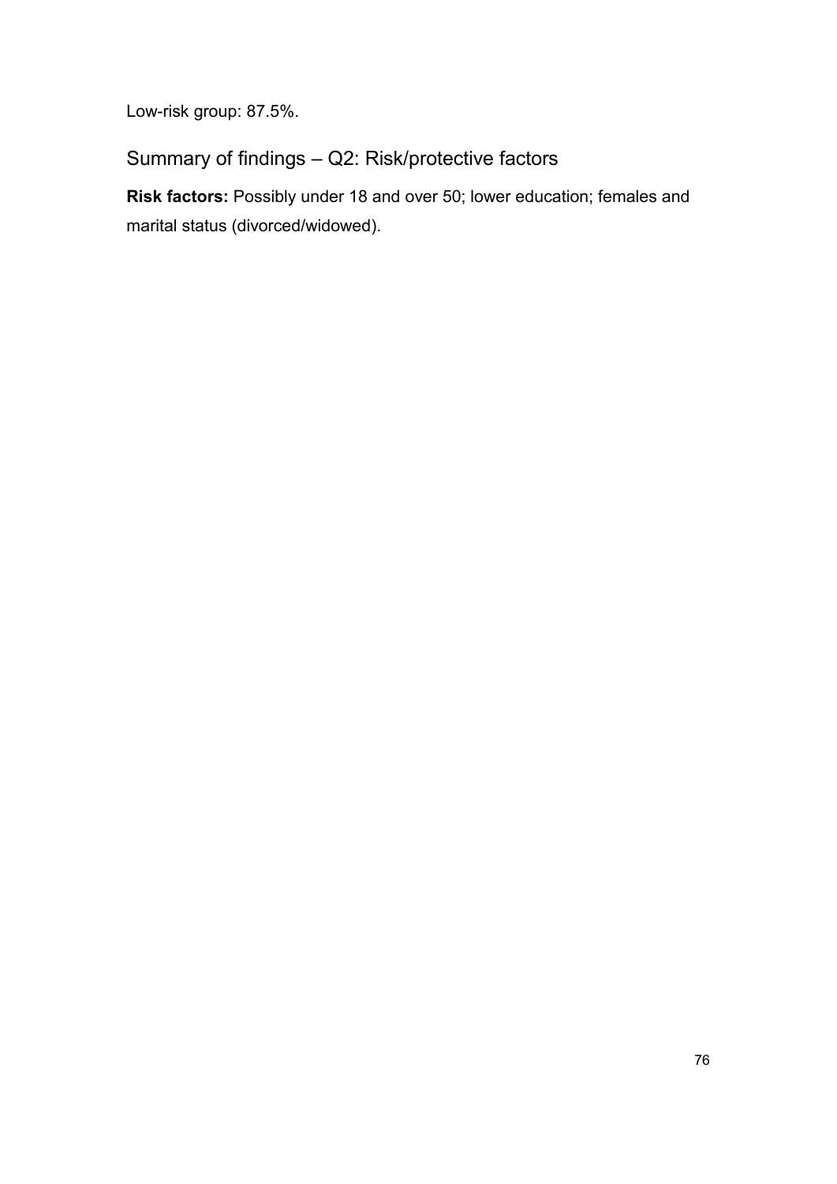Low-risk group: 87.5%.

## Summary of findings – Q2: Risk/protective factors

**Risk factors:** Possibly under 18 and over 50; lower education; females and marital status (divorced/widowed).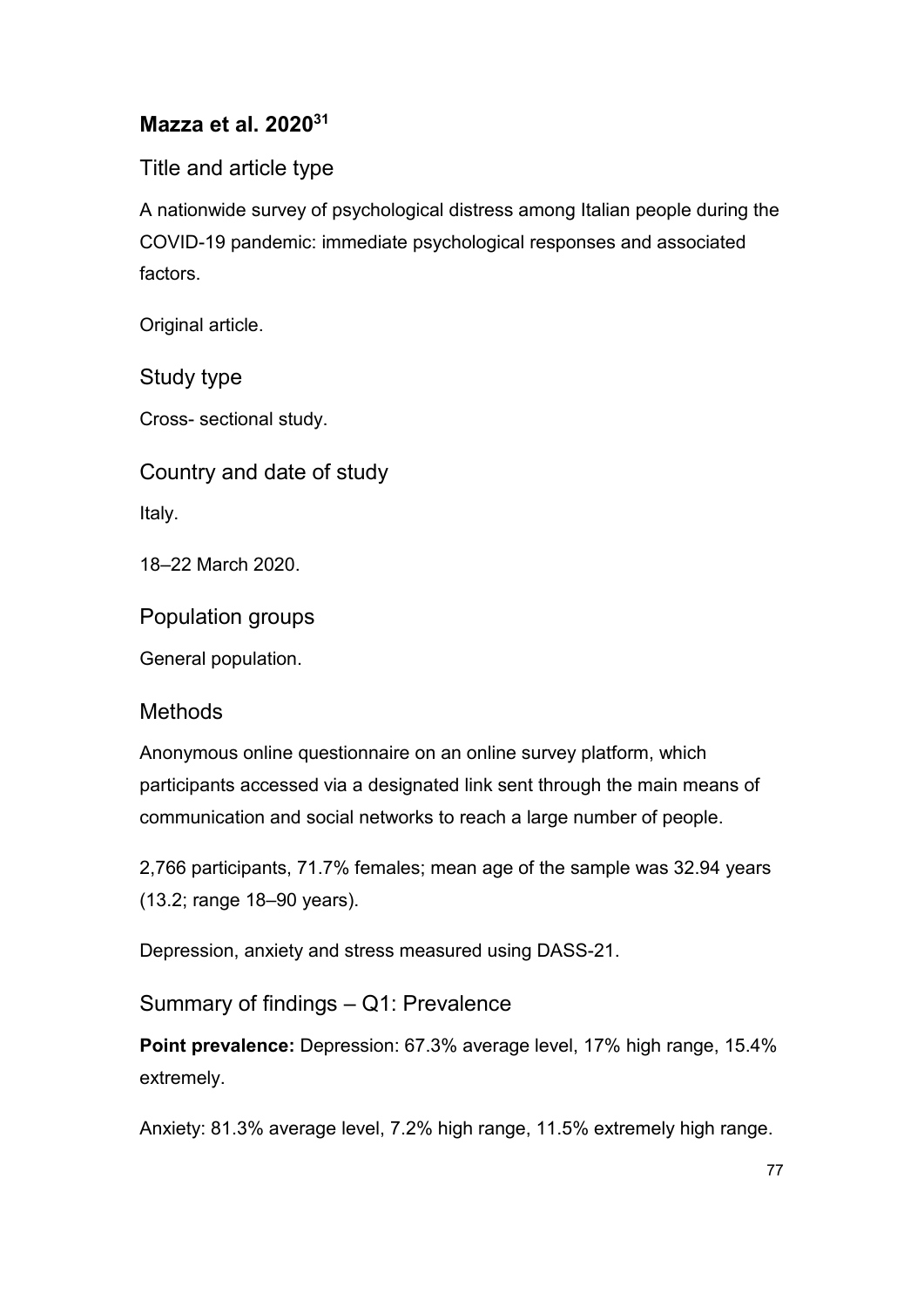## Mazza et al. 2020[31]

### Title and article type

A nationwide survey of psychological distress among Italian people during the COVID-19 pandemic: immediate psychological responses and associated factors.

Original article.

### Study type

Cross- sectional study.

### Country and date of study

Italy.

18–22 March 2020.

### Population groups

General population.

### Methods

Anonymous online questionnaire on an online survey platform, which participants accessed via a designated link sent through the main means of communication and social networks to reach a large number of people.

2,766 participants, 71.7% females; mean age of the sample was 32.94 years (13.2; range 18–90 years).

Depression, anxiety and stress measured using DASS-21.

### Summary of findings – Q1: Prevalence

**Point prevalence:** Depression: 67.3% average level, 17% high range, 15.4% extremely.

Anxiety: 81.3% average level, 7.2% high range, 11.5% extremely high range.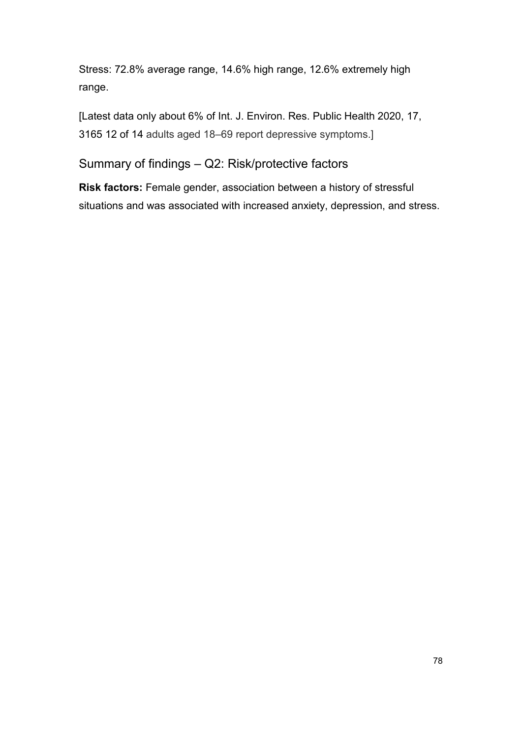Stress: 72.8% average range, 14.6% high range, 12.6% extremely high range.

[Latest data only about 6% of Int. J. Environ. Res. Public Health 2020, 17, 3165 12 of 14 adults aged 18–69 report depressive symptoms.]

## Summary of findings – Q2: Risk/protective factors

**Risk factors:** Female gender, association between a history of stressful situations and was associated with increased anxiety, depression, and stress.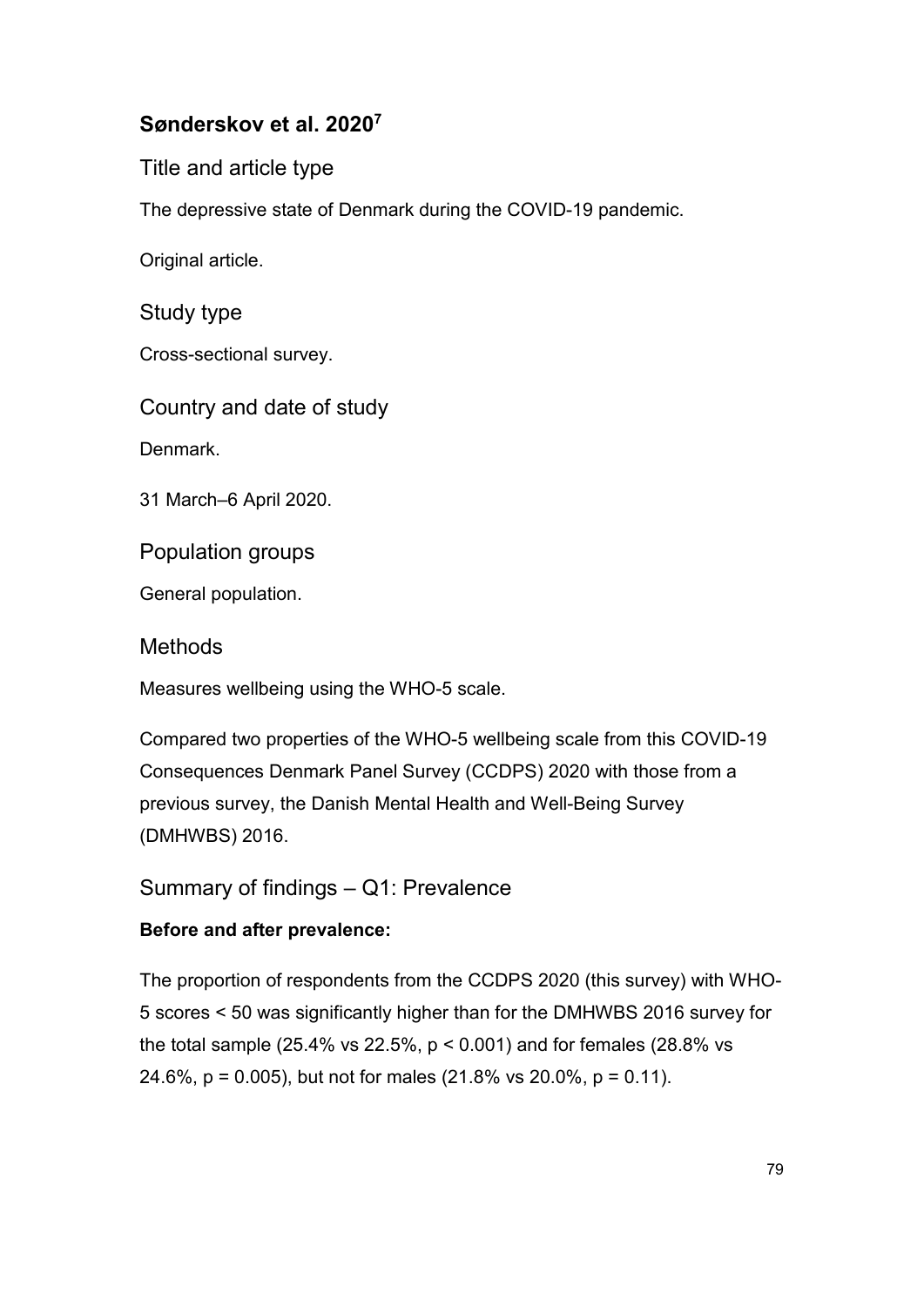## Sønderskov et al. 2020[7]

### Title and article type

The depressive state of Denmark during the COVID-19 pandemic.

Original article.

### Study type

Cross-sectional survey.

### Country and date of study

Denmark.

31 March–6 April 2020.

### Population groups

General population.

### Methods

Measures wellbeing using the WHO-5 scale.

Compared two properties of the WHO-5 wellbeing scale from this COVID-19 Consequences Denmark Panel Survey (CCDPS) 2020 with those from a previous survey, the Danish Mental Health and Well-Being Survey (DMHWBS) 2016.

### Summary of findings – Q1: Prevalence

**Before and after prevalence:**

The proportion of respondents from the CCDPS 2020 (this survey) with WHO-5 scores < 50 was significantly higher than for the DMHWBS 2016 survey for the total sample (25.4% vs 22.5%, $p < 0.001$) and for females (28.8% vs 24.6%, $p = 0.005$), but not for males (21.8% vs 20.0%, $p = 0.11$).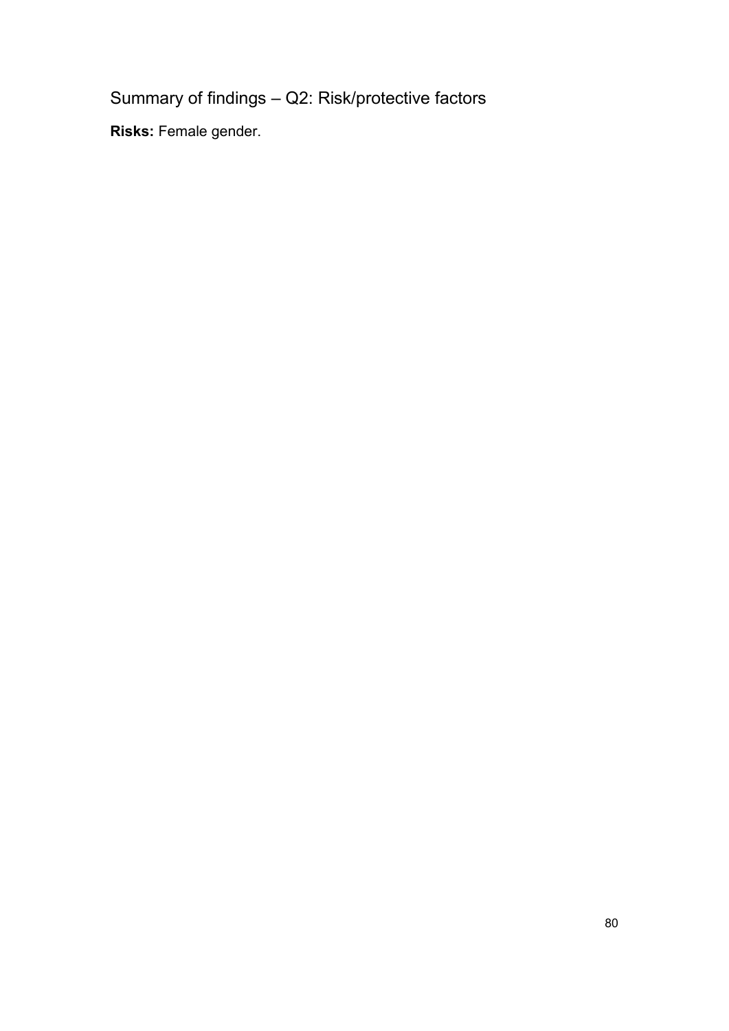## Summary of findings – Q2: Risk/protective factors

**Risks:** Female gender.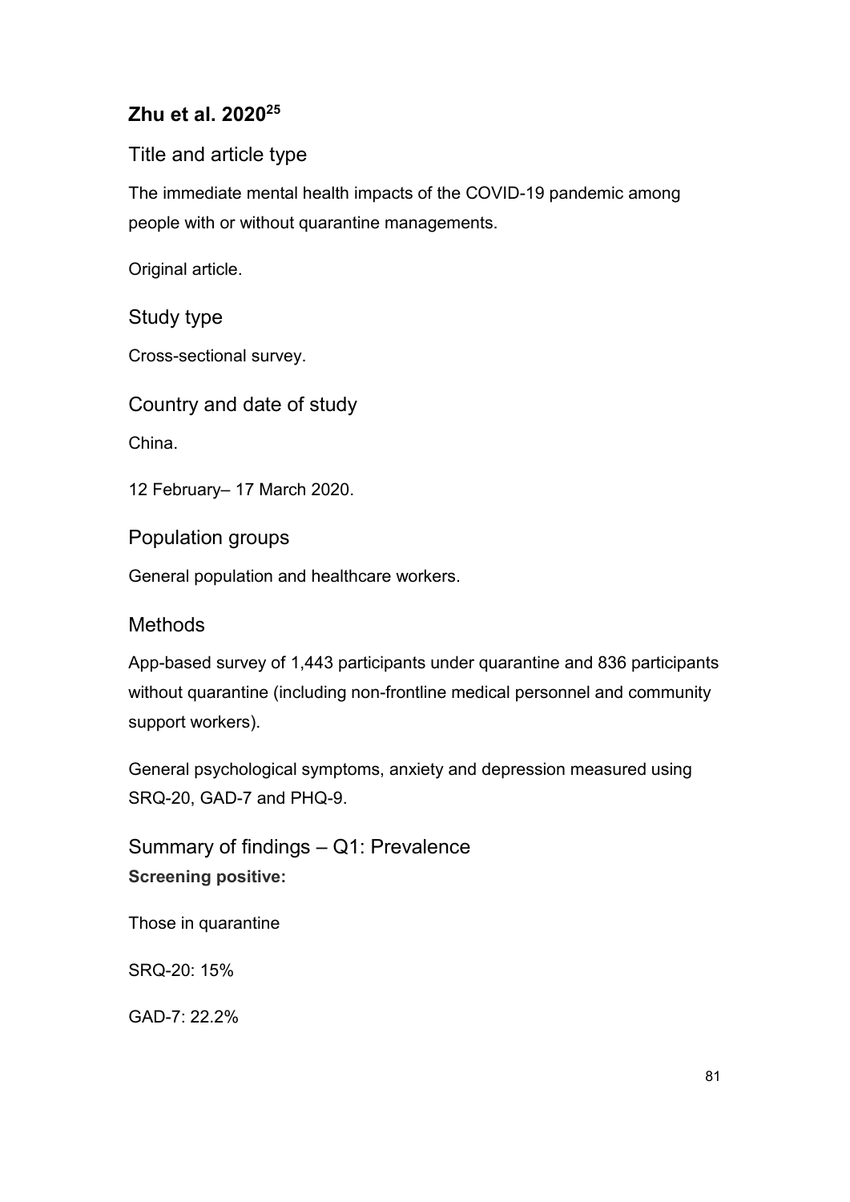## Zhu et al. 2020[25]

### Title and article type

The immediate mental health impacts of the COVID-19 pandemic among people with or without quarantine managements.

Original article.

### Study type

Cross-sectional survey.

### Country and date of study

China.

12 February– 17 March 2020.

### Population groups

General population and healthcare workers.

### Methods

App-based survey of 1,443 participants under quarantine and 836 participants without quarantine (including non-frontline medical personnel and community support workers).

General psychological symptoms, anxiety and depression measured using SRQ-20, GAD-7 and PHQ-9.

### Summary of findings – Q1: Prevalence

**Screening positive:**

Those in quarantine

SRQ-20: 15%

GAD-7: 22.2%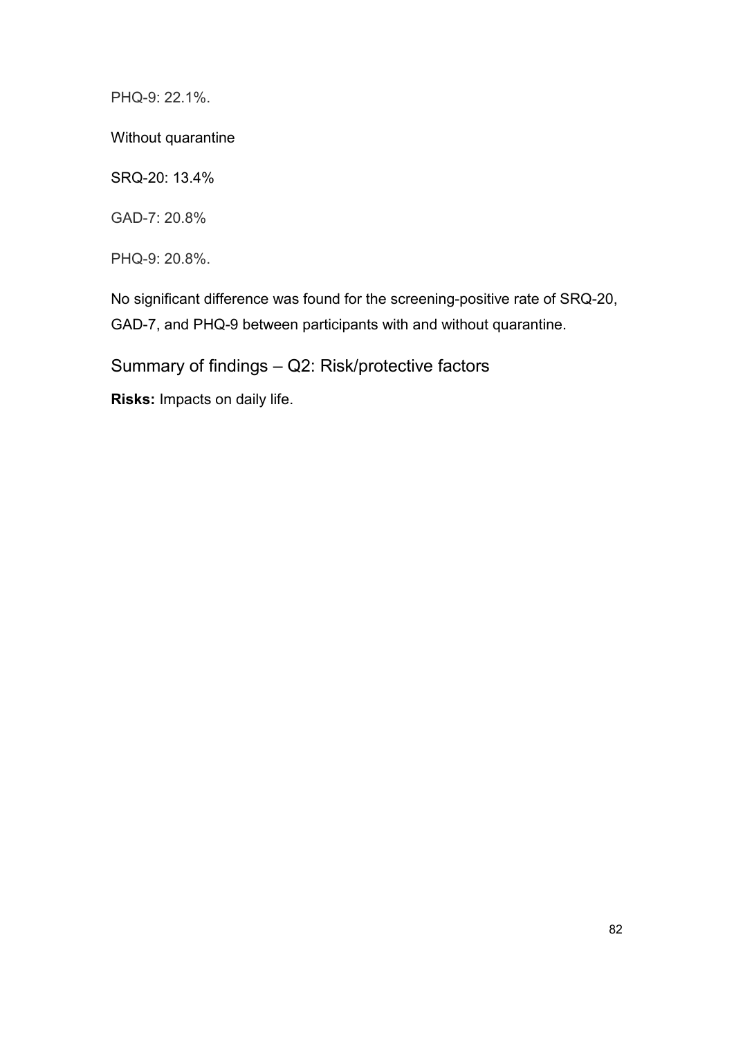PHQ-9: 22.1%.

Without quarantine

SRQ-20: 13.4%

GAD-7: 20.8%

PHQ-9: 20.8%.

No significant difference was found for the screening-positive rate of SRQ-20, GAD-7, and PHQ-9 between participants with and without quarantine.

## Summary of findings – Q2: Risk/protective factors

**Risks:** Impacts on daily life.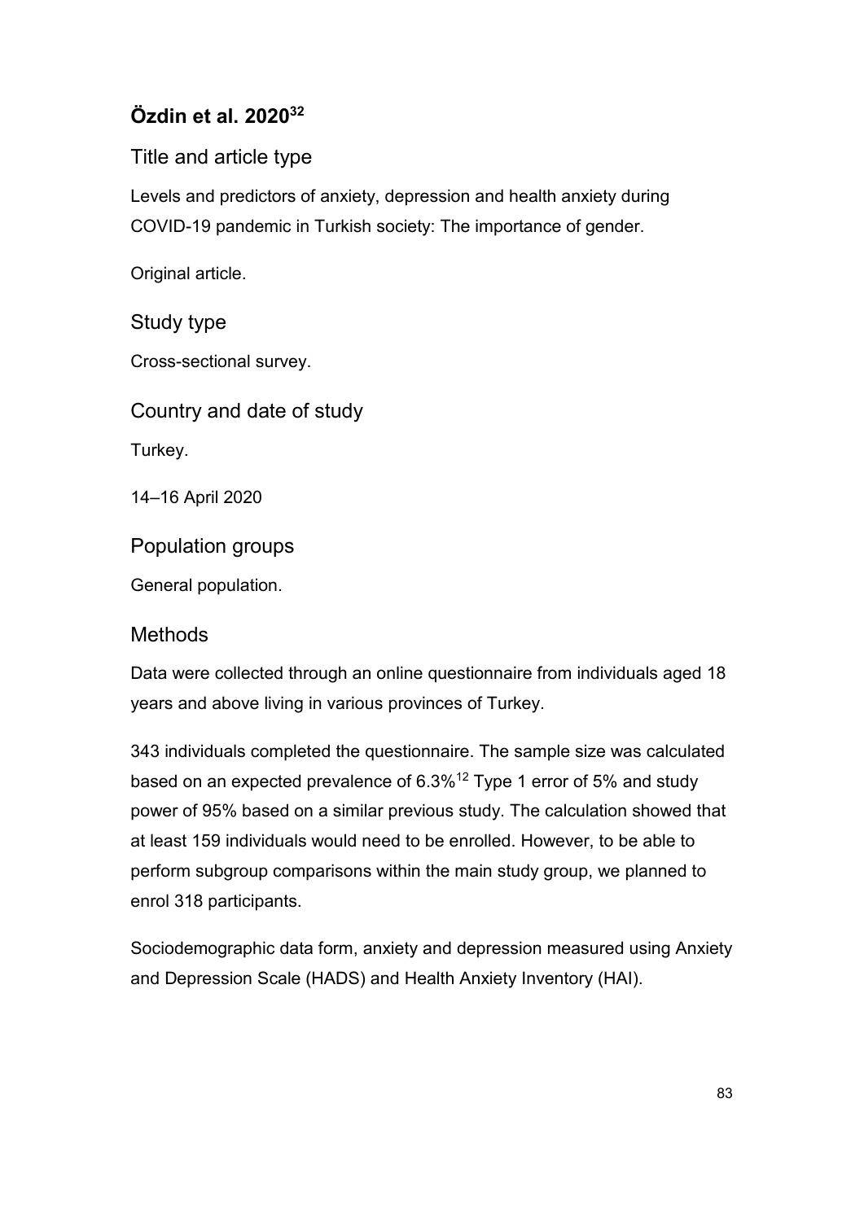## Özdin et al. 2020[32]

### Title and article type

Levels and predictors of anxiety, depression and health anxiety during COVID-19 pandemic in Turkish society: The importance of gender.

Original article.

### Study type

Cross-sectional survey.

### Country and date of study

Turkey.

14–16 April 2020

### Population groups

General population.

### Methods

Data were collected through an online questionnaire from individuals aged 18 years and above living in various provinces of Turkey.

343 individuals completed the questionnaire. The sample size was calculated based on an expected prevalence of 6.3%[12] Type 1 error of 5% and study power of 95% based on a similar previous study. The calculation showed that at least 159 individuals would need to be enrolled. However, to be able to perform subgroup comparisons within the main study group, we planned to enrol 318 participants.

Sociodemographic data form, anxiety and depression measured using Anxiety and Depression Scale (HADS) and Health Anxiety Inventory (HAI).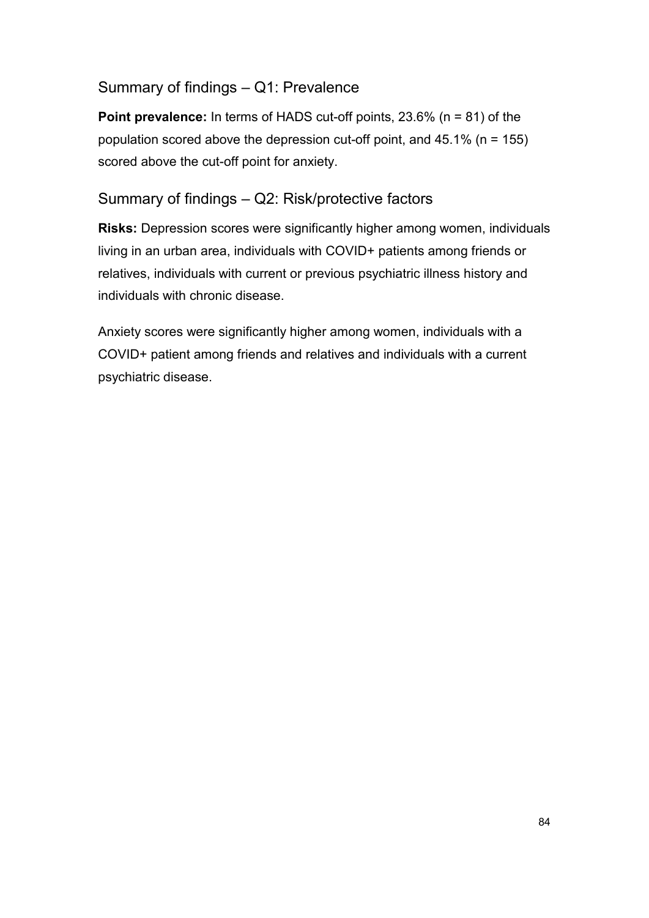## Summary of findings – Q1: Prevalence

**Point prevalence:** In terms of HADS cut-off points, 23.6% (n = 81) of the population scored above the depression cut-off point, and 45.1% (n = 155) scored above the cut-off point for anxiety.

## Summary of findings – Q2: Risk/protective factors

**Risks:** Depression scores were significantly higher among women, individuals living in an urban area, individuals with COVID+ patients among friends or relatives, individuals with current or previous psychiatric illness history and individuals with chronic disease.

Anxiety scores were significantly higher among women, individuals with a COVID+ patient among friends and relatives and individuals with a current psychiatric disease.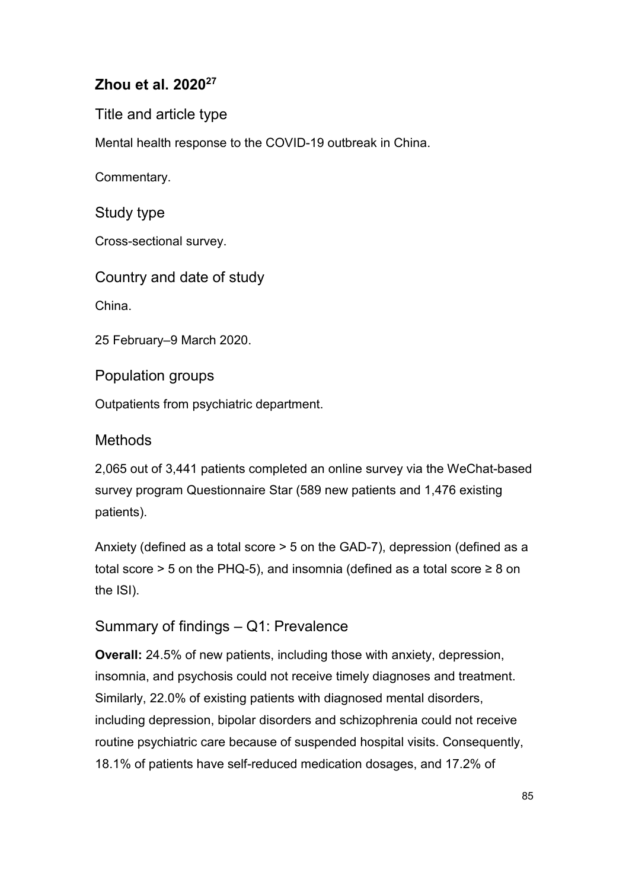## Zhou et al. 2020[27]

### Title and article type

Mental health response to the COVID-19 outbreak in China.

Commentary.

### Study type

Cross-sectional survey.

### Country and date of study

China.

25 February–9 March 2020.

### Population groups

Outpatients from psychiatric department.

### Methods

2,065 out of 3,441 patients completed an online survey via the WeChat-based survey program Questionnaire Star (589 new patients and 1,476 existing patients).

Anxiety (defined as a total score > 5 on the GAD-7), depression (defined as a total score > 5 on the PHQ-5), and insomnia (defined as a total score ≥ 8 on the ISI).

### Summary of findings – Q1: Prevalence

**Overall:** 24.5% of new patients, including those with anxiety, depression, insomnia, and psychosis could not receive timely diagnoses and treatment. Similarly, 22.0% of existing patients with diagnosed mental disorders, including depression, bipolar disorders and schizophrenia could not receive routine psychiatric care because of suspended hospital visits. Consequently, 18.1% of patients have self-reduced medication dosages, and 17.2% of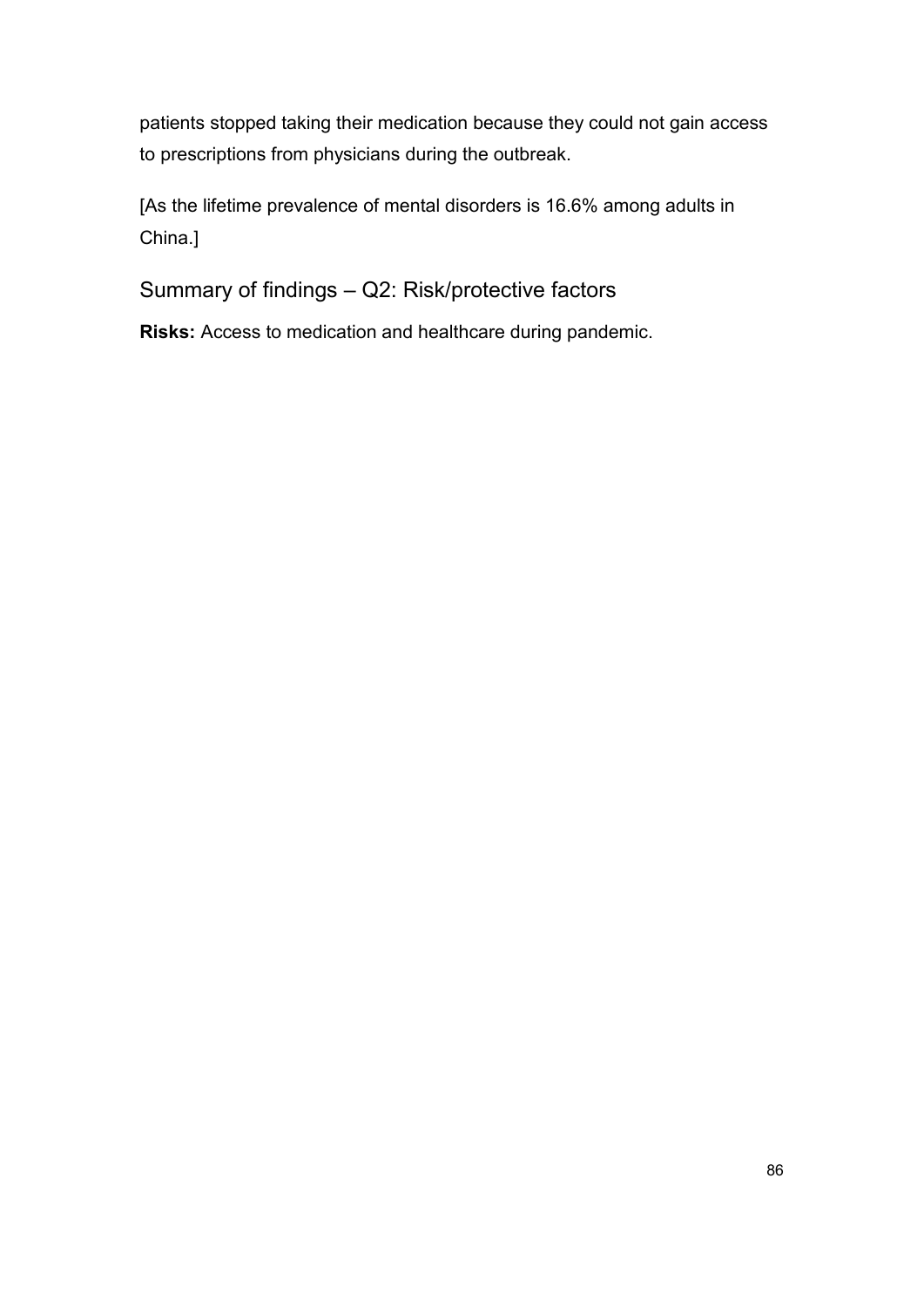patients stopped taking their medication because they could not gain access to prescriptions from physicians during the outbreak.

[As the lifetime prevalence of mental disorders is 16.6% among adults in China.]

## Summary of findings – Q2: Risk/protective factors

**Risks:** Access to medication and healthcare during pandemic.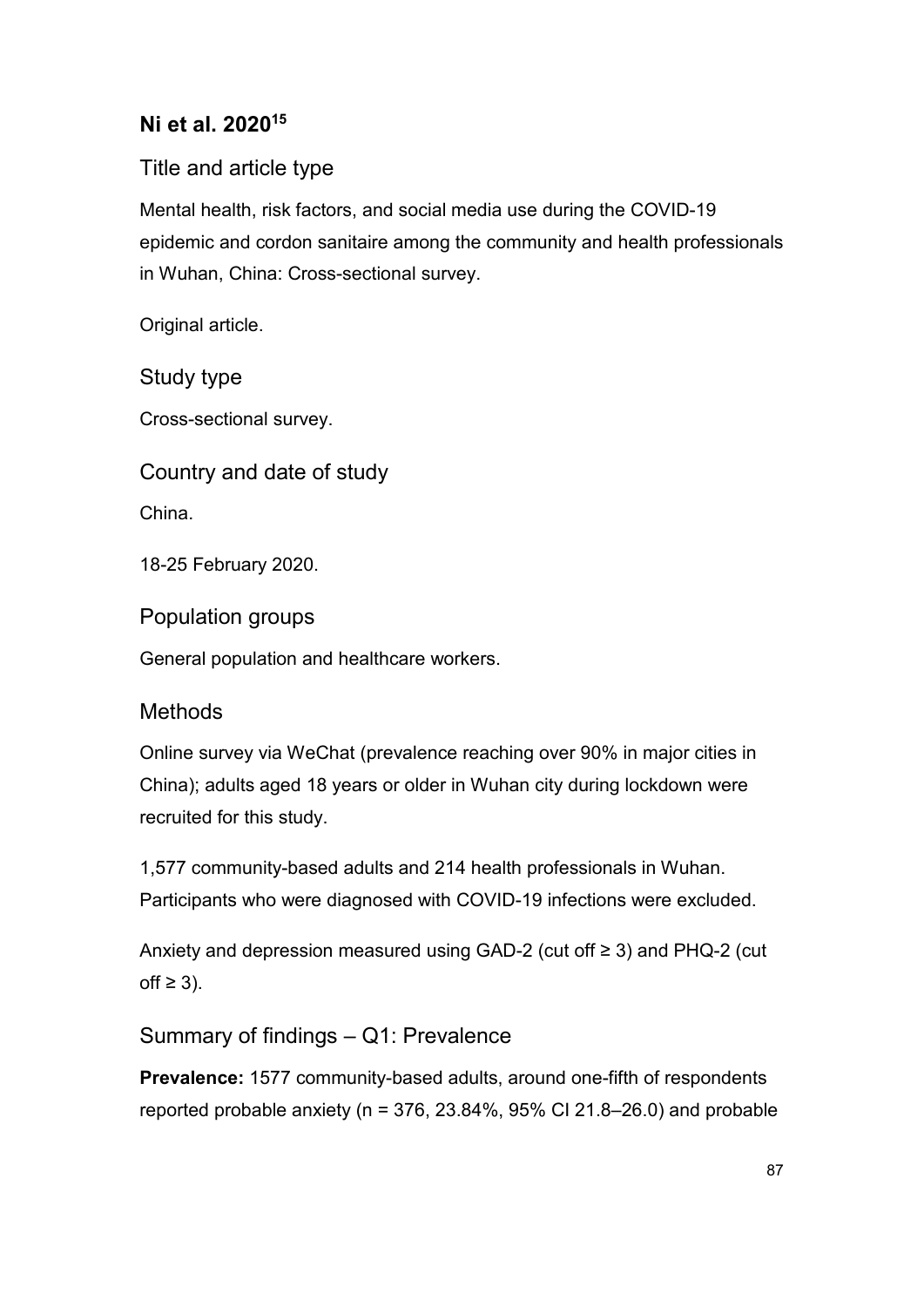## Ni et al. 2020[15]

### Title and article type

Mental health, risk factors, and social media use during the COVID-19 epidemic and cordon sanitaire among the community and health professionals in Wuhan, China: Cross-sectional survey.

Original article.

### Study type

Cross-sectional survey.

### Country and date of study

China.

18-25 February 2020.

### Population groups

General population and healthcare workers.

### Methods

Online survey via WeChat (prevalence reaching over 90% in major cities in China); adults aged 18 years or older in Wuhan city during lockdown were recruited for this study.

1,577 community-based adults and 214 health professionals in Wuhan. Participants who were diagnosed with COVID-19 infections were excluded.

Anxiety and depression measured using GAD-2 (cut off ≥ 3) and PHQ-2 (cut off ≥ 3).

### Summary of findings – Q1: Prevalence

**Prevalence:** 1577 community-based adults, around one-fifth of respondents reported probable anxiety (n = 376, 23.84%, 95% CI 21.8–26.0) and probable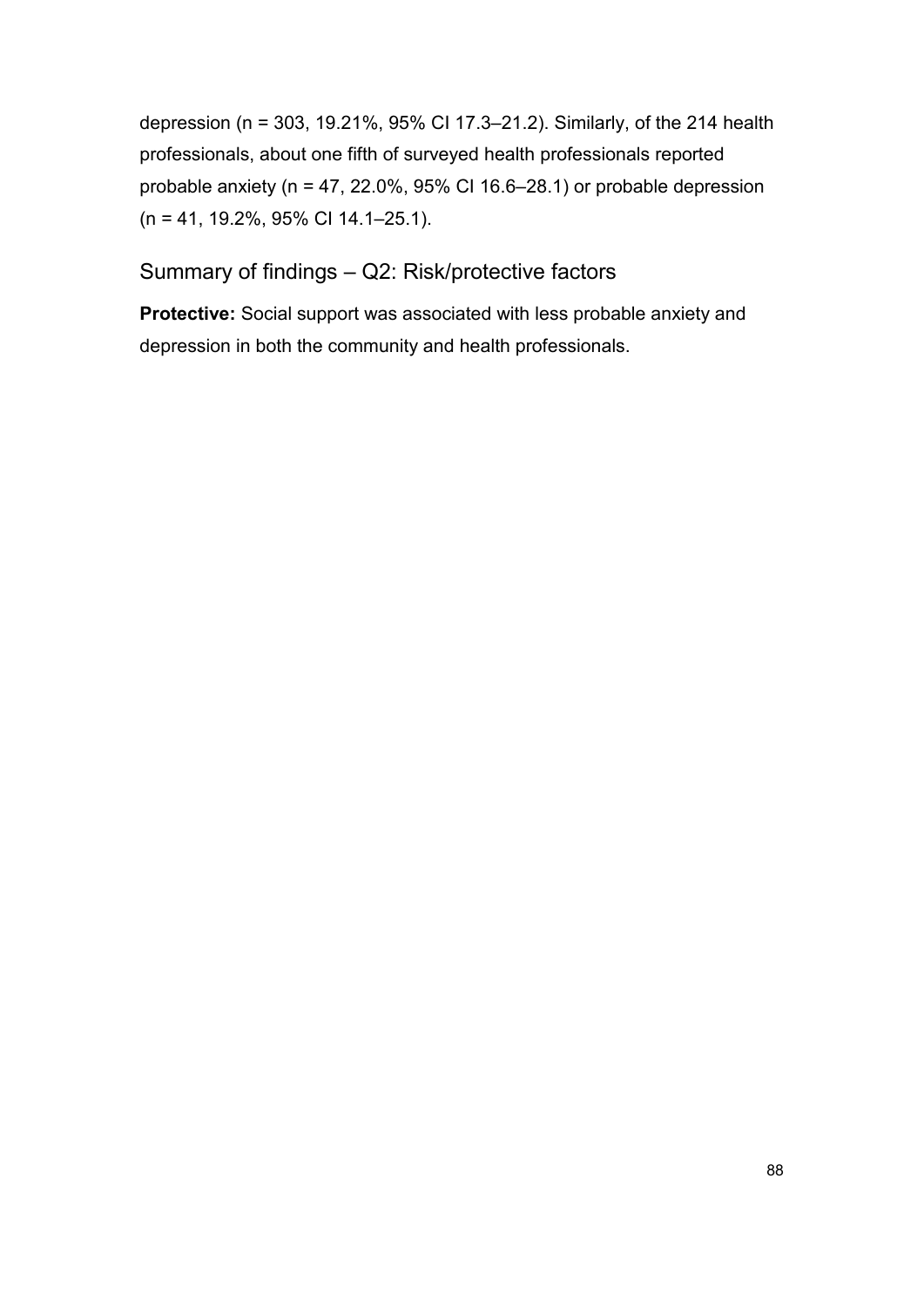depression (n = 303, 19.21%, 95% CI 17.3–21.2). Similarly, of the 214 health professionals, about one fifth of surveyed health professionals reported probable anxiety (n = 47, 22.0%, 95% CI 16.6–28.1) or probable depression (n = 41, 19.2%, 95% CI 14.1–25.1).

## Summary of findings – Q2: Risk/protective factors

**Protective:** Social support was associated with less probable anxiety and depression in both the community and health professionals.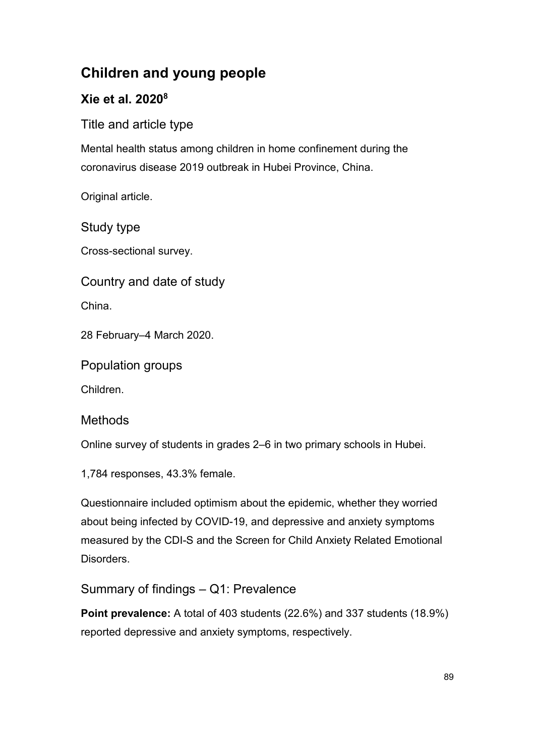## Children and young people

### Xie et al. 2020[8]

#### Title and article type

Mental health status among children in home confinement during the coronavirus disease 2019 outbreak in Hubei Province, China.

Original article.

#### Study type

Cross-sectional survey.

#### Country and date of study

China.

28 February–4 March 2020.

#### Population groups

Children.

#### Methods

Online survey of students in grades 2–6 in two primary schools in Hubei.

1,784 responses, 43.3% female.

Questionnaire included optimism about the epidemic, whether they worried about being infected by COVID-19, and depressive and anxiety symptoms measured by the CDI-S and the Screen for Child Anxiety Related Emotional Disorders.

#### Summary of findings – Q1: Prevalence

**Point prevalence:** A total of 403 students (22.6%) and 337 students (18.9%) reported depressive and anxiety symptoms, respectively.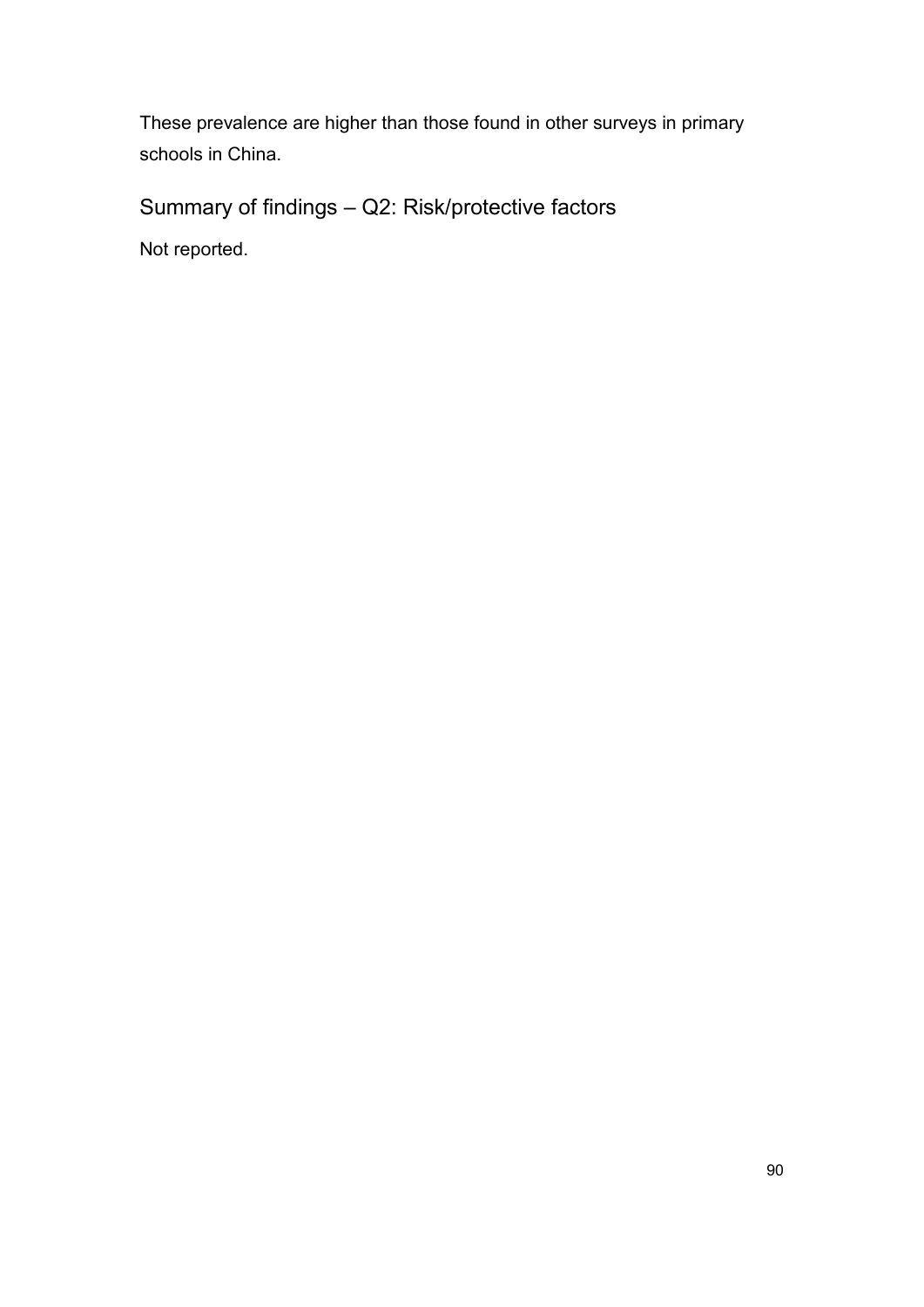These prevalence are higher than those found in other surveys in primary schools in China.

## Summary of findings – Q2: Risk/protective factors

Not reported.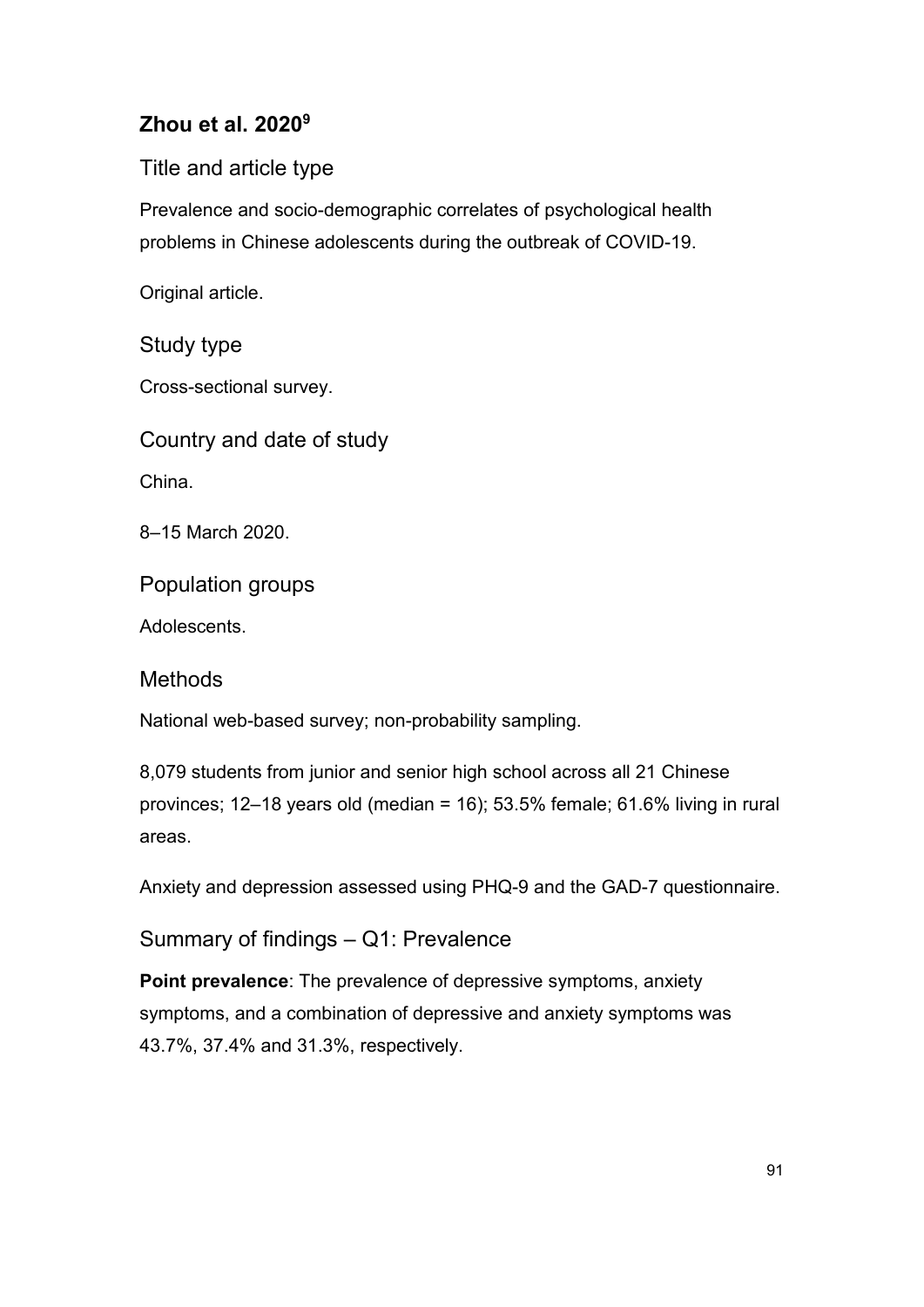## Zhou et al. 2020[9]

### Title and article type

Prevalence and socio-demographic correlates of psychological health problems in Chinese adolescents during the outbreak of COVID-19.

Original article.

### Study type

Cross-sectional survey.

### Country and date of study

China.

8–15 March 2020.

### Population groups

Adolescents.

### Methods

National web-based survey; non-probability sampling.

8,079 students from junior and senior high school across all 21 Chinese provinces; 12–18 years old (median = 16); 53.5% female; 61.6% living in rural areas.

Anxiety and depression assessed using PHQ-9 and the GAD-7 questionnaire.

### Summary of findings – Q1: Prevalence

**Point prevalence**: The prevalence of depressive symptoms, anxiety symptoms, and a combination of depressive and anxiety symptoms was 43.7%, 37.4% and 31.3%, respectively.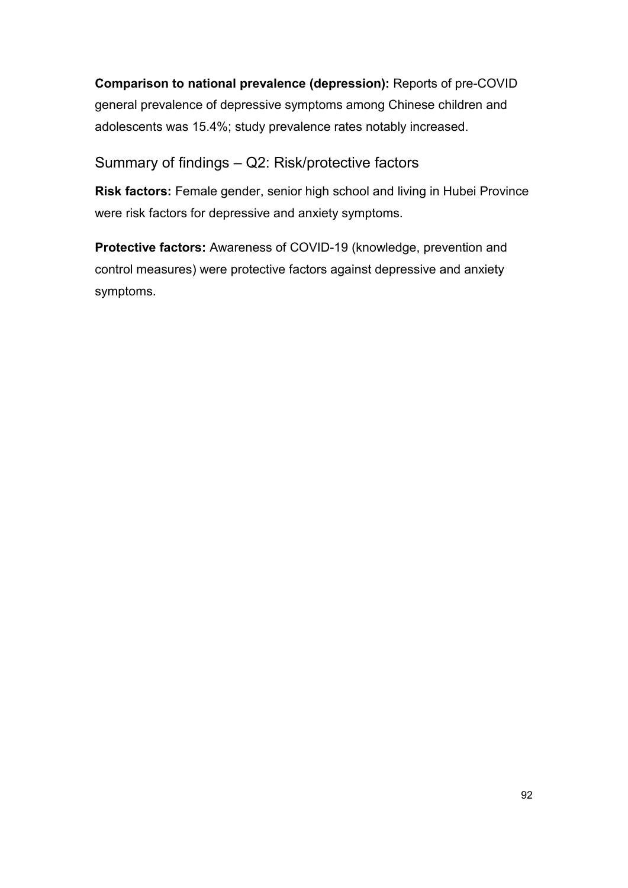**Comparison to national prevalence (depression):** Reports of pre-COVID general prevalence of depressive symptoms among Chinese children and adolescents was 15.4%; study prevalence rates notably increased.

## Summary of findings – Q2: Risk/protective factors

**Risk factors:** Female gender, senior high school and living in Hubei Province were risk factors for depressive and anxiety symptoms.

**Protective factors:** Awareness of COVID-19 (knowledge, prevention and control measures) were protective factors against depressive and anxiety symptoms.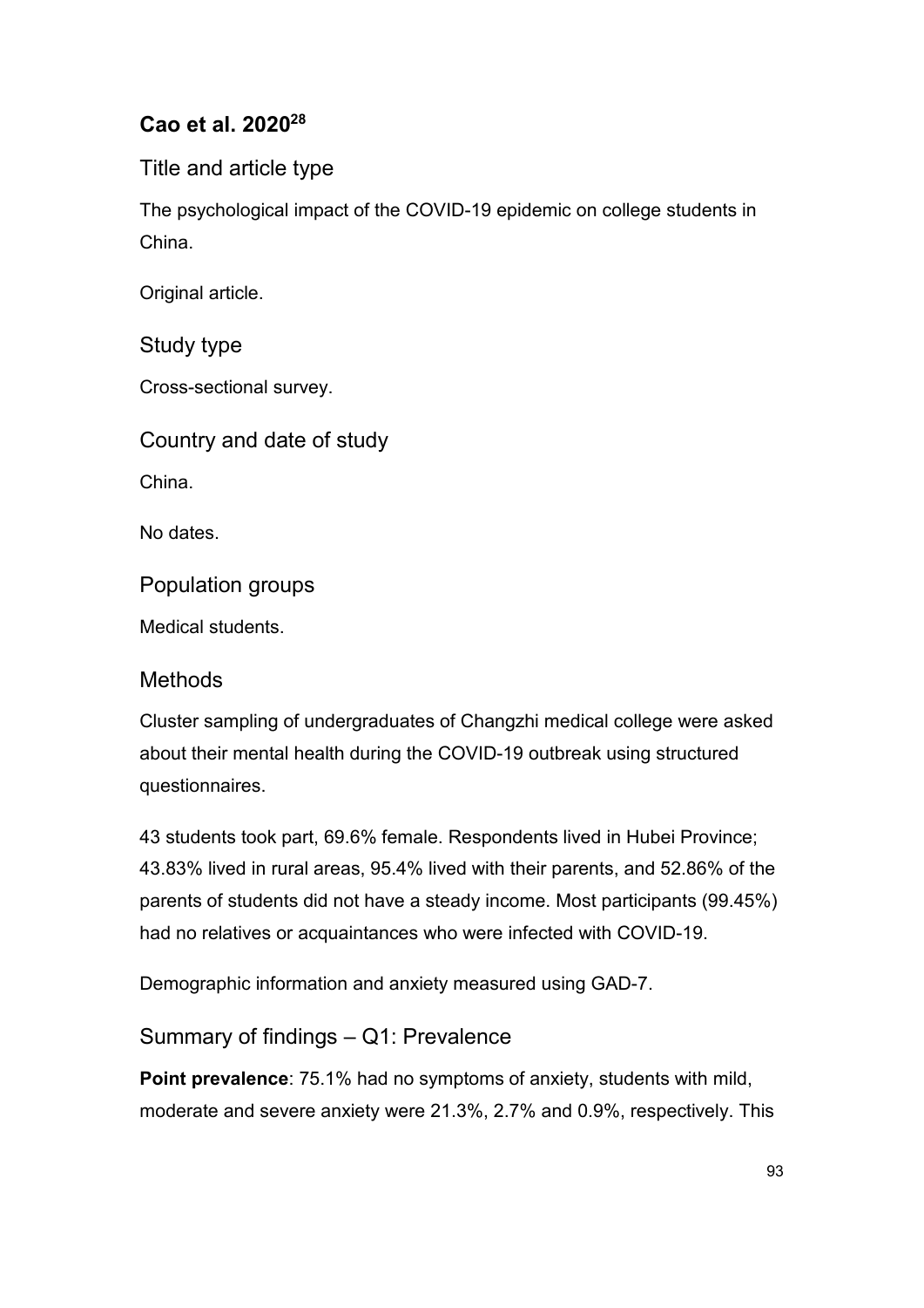## Cao et al. 2020[28]

### Title and article type

The psychological impact of the COVID-19 epidemic on college students in China.

Original article.

### Study type

Cross-sectional survey.

### Country and date of study

China.

No dates.

### Population groups

Medical students.

### Methods

Cluster sampling of undergraduates of Changzhi medical college were asked about their mental health during the COVID-19 outbreak using structured questionnaires.

43 students took part, 69.6% female. Respondents lived in Hubei Province; 43.83% lived in rural areas, 95.4% lived with their parents, and 52.86% of the parents of students did not have a steady income. Most participants (99.45%) had no relatives or acquaintances who were infected with COVID-19.

Demographic information and anxiety measured using GAD-7.

### Summary of findings – Q1: Prevalence

**Point prevalence**: 75.1% had no symptoms of anxiety, students with mild, moderate and severe anxiety were 21.3%, 2.7% and 0.9%, respectively. This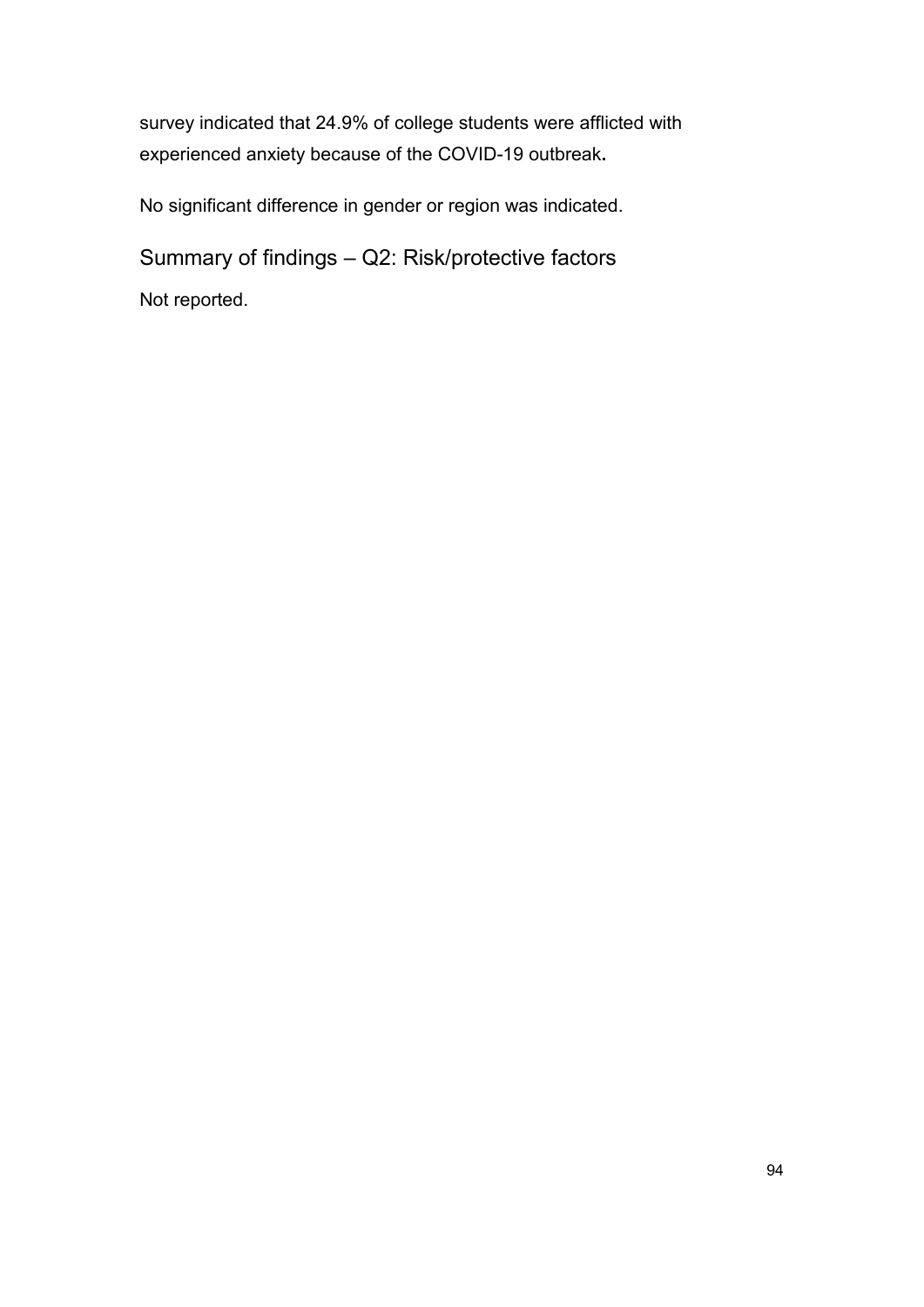survey indicated that 24.9% of college students were afflicted with experienced anxiety because of the COVID-19 outbreak**.**

No significant difference in gender or region was indicated.

## Summary of findings – Q2: Risk/protective factors

Not reported.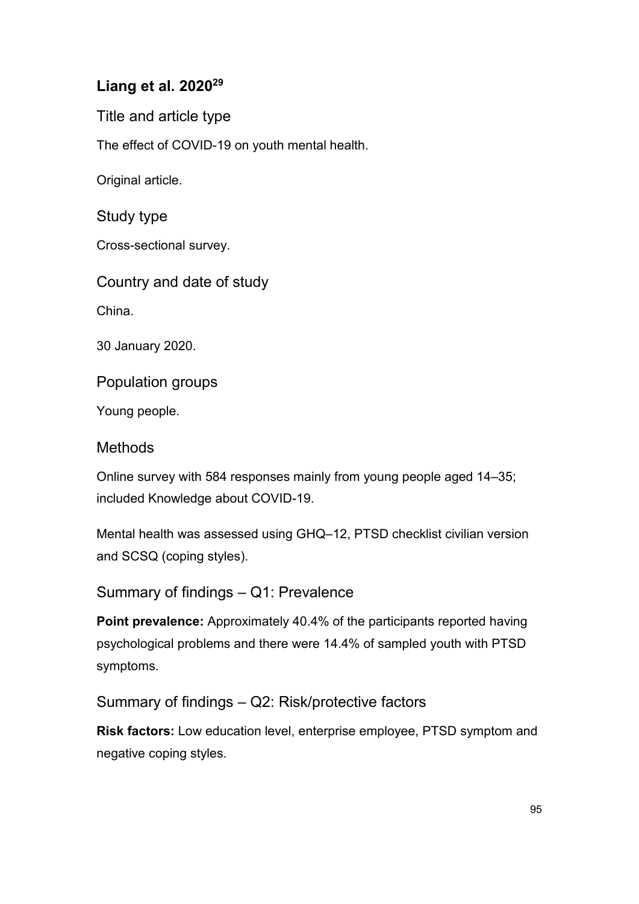## Liang et al. 2020[29]

### Title and article type

The effect of COVID-19 on youth mental health.

Original article.

### Study type

Cross-sectional survey.

### Country and date of study

China.

30 January 2020.

### Population groups

Young people.

### Methods

Online survey with 584 responses mainly from young people aged 14–35; included Knowledge about COVID-19.

Mental health was assessed using GHQ–12, PTSD checklist civilian version and SCSQ (coping styles).

### Summary of findings – Q1: Prevalence

**Point prevalence:** Approximately 40.4% of the participants reported having psychological problems and there were 14.4% of sampled youth with PTSD symptoms.

### Summary of findings – Q2: Risk/protective factors

**Risk factors:** Low education level, enterprise employee, PTSD symptom and negative coping styles.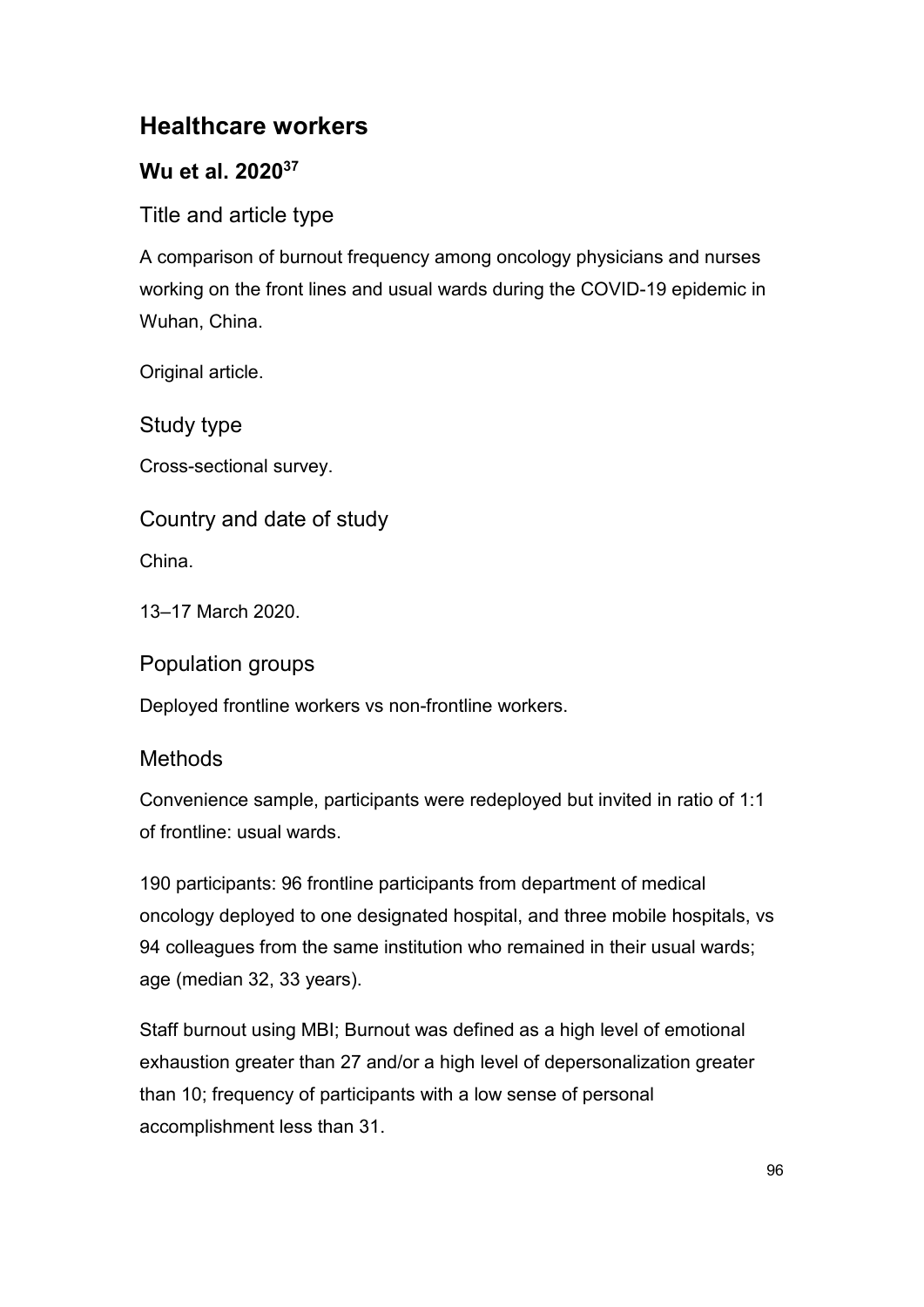## Healthcare workers

### Wu et al. 2020[37]

#### Title and article type

A comparison of burnout frequency among oncology physicians and nurses working on the front lines and usual wards during the COVID-19 epidemic in Wuhan, China.

Original article.

#### Study type

Cross-sectional survey.

#### Country and date of study

China.

13–17 March 2020.

#### Population groups

Deployed frontline workers vs non-frontline workers.

#### Methods

Convenience sample, participants were redeployed but invited in ratio of 1:1 of frontline: usual wards.

190 participants: 96 frontline participants from department of medical oncology deployed to one designated hospital, and three mobile hospitals, vs 94 colleagues from the same institution who remained in their usual wards; age (median 32, 33 years).

Staff burnout using MBI; Burnout was defined as a high level of emotional exhaustion greater than 27 and/or a high level of depersonalization greater than 10; frequency of participants with a low sense of personal accomplishment less than 31.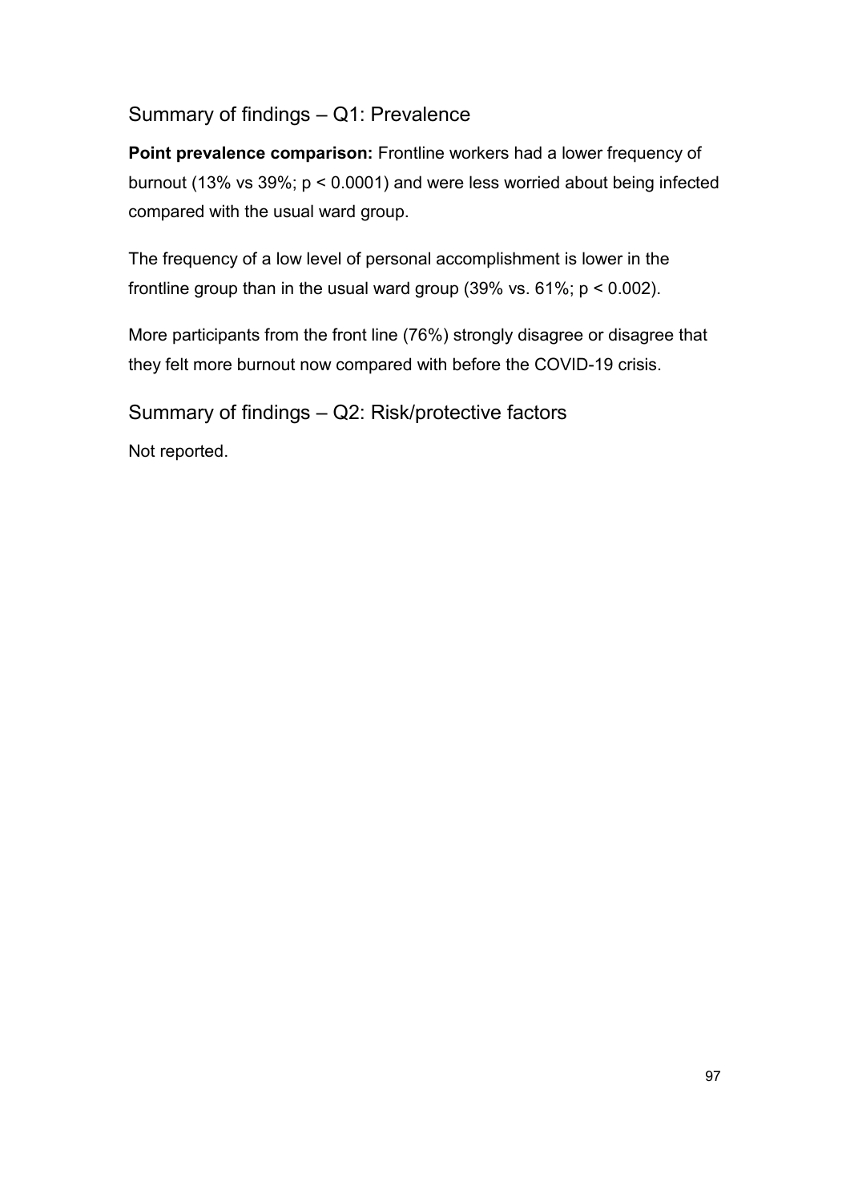## Summary of findings – Q1: Prevalence

**Point prevalence comparison:** Frontline workers had a lower frequency of burnout (13% vs 39%; $p < 0.0001$) and were less worried about being infected compared with the usual ward group.

The frequency of a low level of personal accomplishment is lower in the frontline group than in the usual ward group (39% vs. 61%; $p < 0.002$).

More participants from the front line (76%) strongly disagree or disagree that they felt more burnout now compared with before the COVID-19 crisis.

## Summary of findings – Q2: Risk/protective factors

Not reported.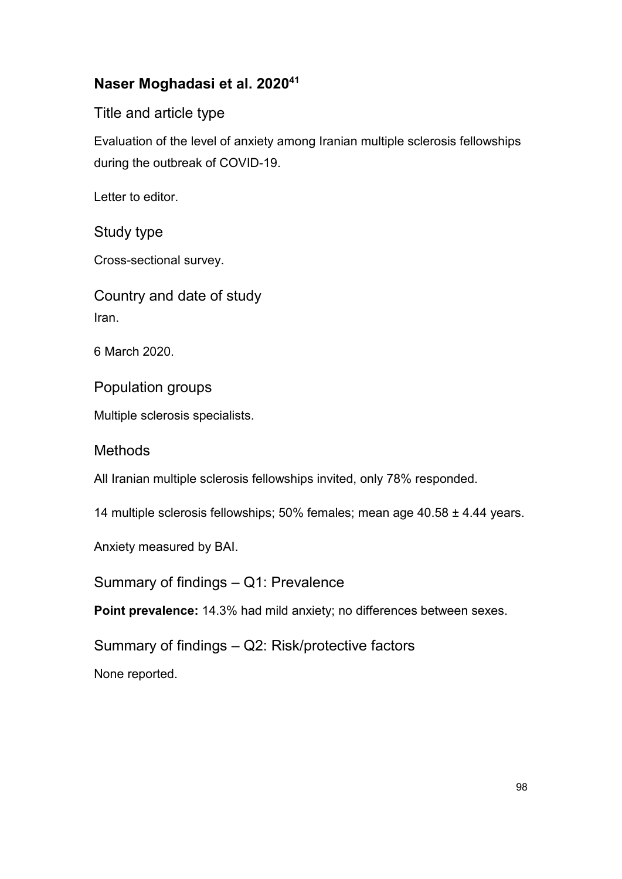## Naser Moghadasi et al. 2020[41]

### Title and article type

Evaluation of the level of anxiety among Iranian multiple sclerosis fellowships during the outbreak of COVID-19.

Letter to editor.

### Study type

Cross-sectional survey.

### Country and date of study

Iran.

6 March 2020.

### Population groups

Multiple sclerosis specialists.

### Methods

All Iranian multiple sclerosis fellowships invited, only 78% responded.

14 multiple sclerosis fellowships; 50% females; mean age 40.58 ± 4.44 years.

Anxiety measured by BAI.

### Summary of findings – Q1: Prevalence

**Point prevalence:** 14.3% had mild anxiety; no differences between sexes.

### Summary of findings – Q2: Risk/protective factors

None reported.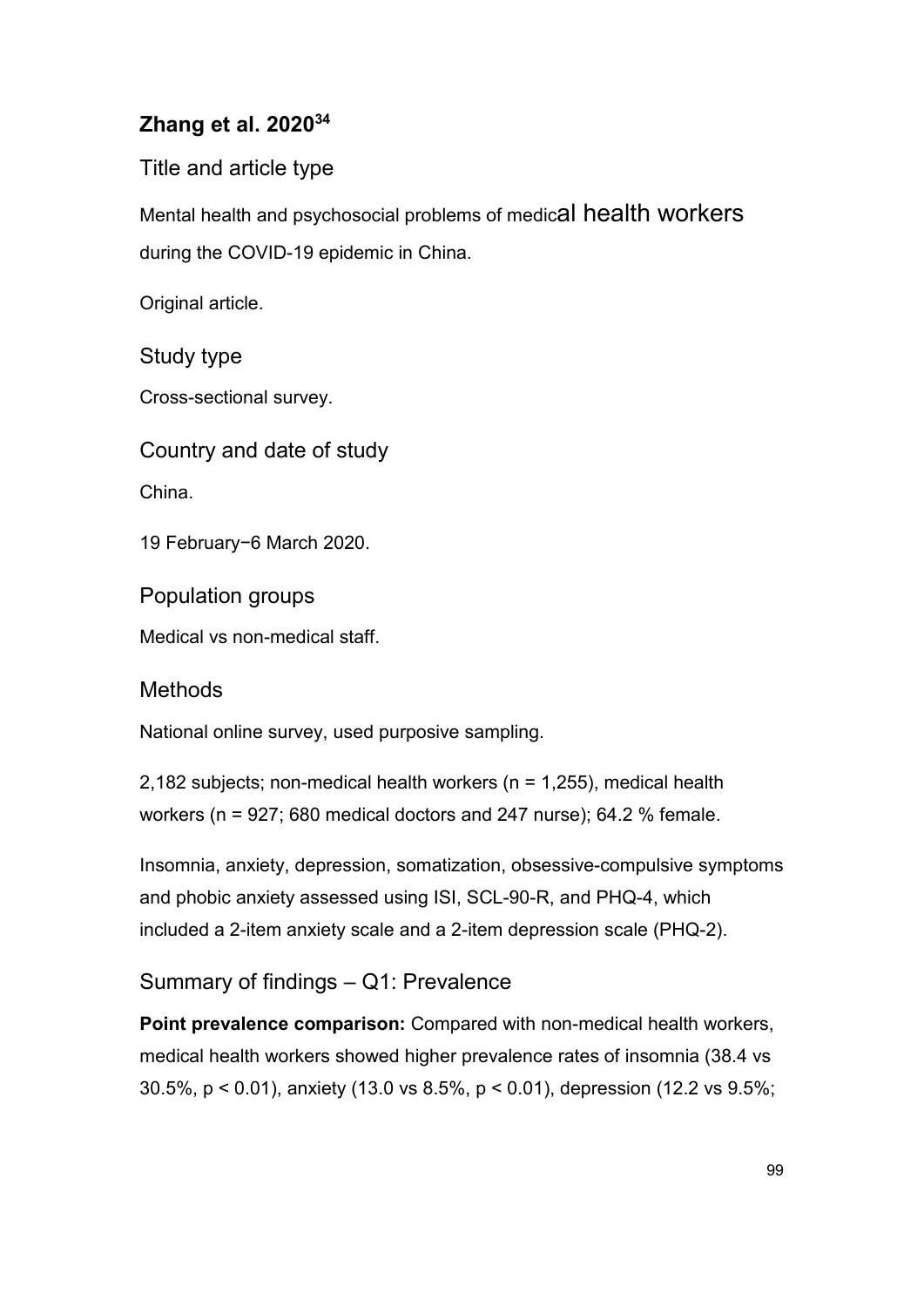### Zhang et al. 2020[34]

#### Title and article type

Mental health and psychosocial problems of medical health workers during the COVID-19 epidemic in China.

Original article.

#### Study type

Cross-sectional survey.

#### Country and date of study

China.

19 February−6 March 2020.

#### Population groups

Medical vs non-medical staff.

#### Methods

National online survey, used purposive sampling.

2,182 subjects; non-medical health workers (n = 1,255), medical health workers (n = 927; 680 medical doctors and 247 nurse); 64.2 % female.

Insomnia, anxiety, depression, somatization, obsessive-compulsive symptoms and phobic anxiety assessed using ISI, SCL-90-R, and PHQ-4, which included a 2-item anxiety scale and a 2-item depression scale (PHQ-2).

#### Summary of findings – Q1: Prevalence

**Point prevalence comparison:** Compared with non-medical health workers, medical health workers showed higher prevalence rates of insomnia (38.4 vs 30.5%, $p < 0.01$), anxiety (13.0 vs 8.5%, $p < 0.01$), depression (12.2 vs 9.5%;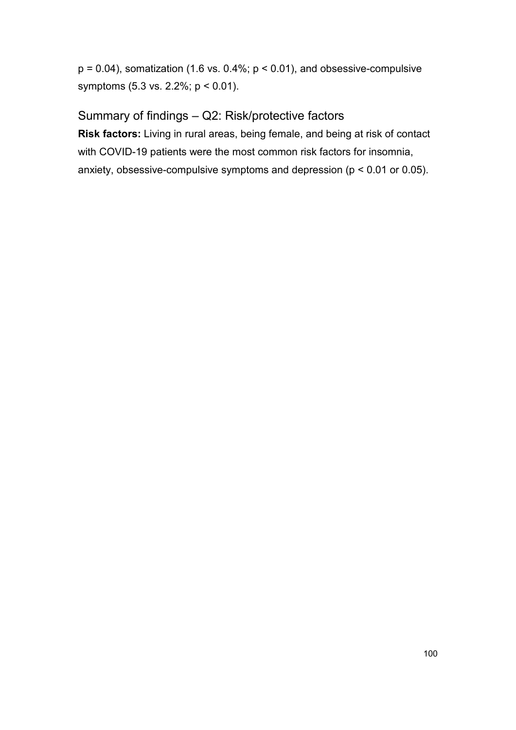$p = 0.04$), somatization (1.6 vs. 0.4%; $p < 0.01$), and obsessive-compulsive symptoms (5.3 vs. 2.2%; $p < 0.01$).

## Summary of findings – Q2: Risk/protective factors

**Risk factors:** Living in rural areas, being female, and being at risk of contact with COVID-19 patients were the most common risk factors for insomnia, anxiety, obsessive-compulsive symptoms and depression ($p < 0.01$ or 0.05).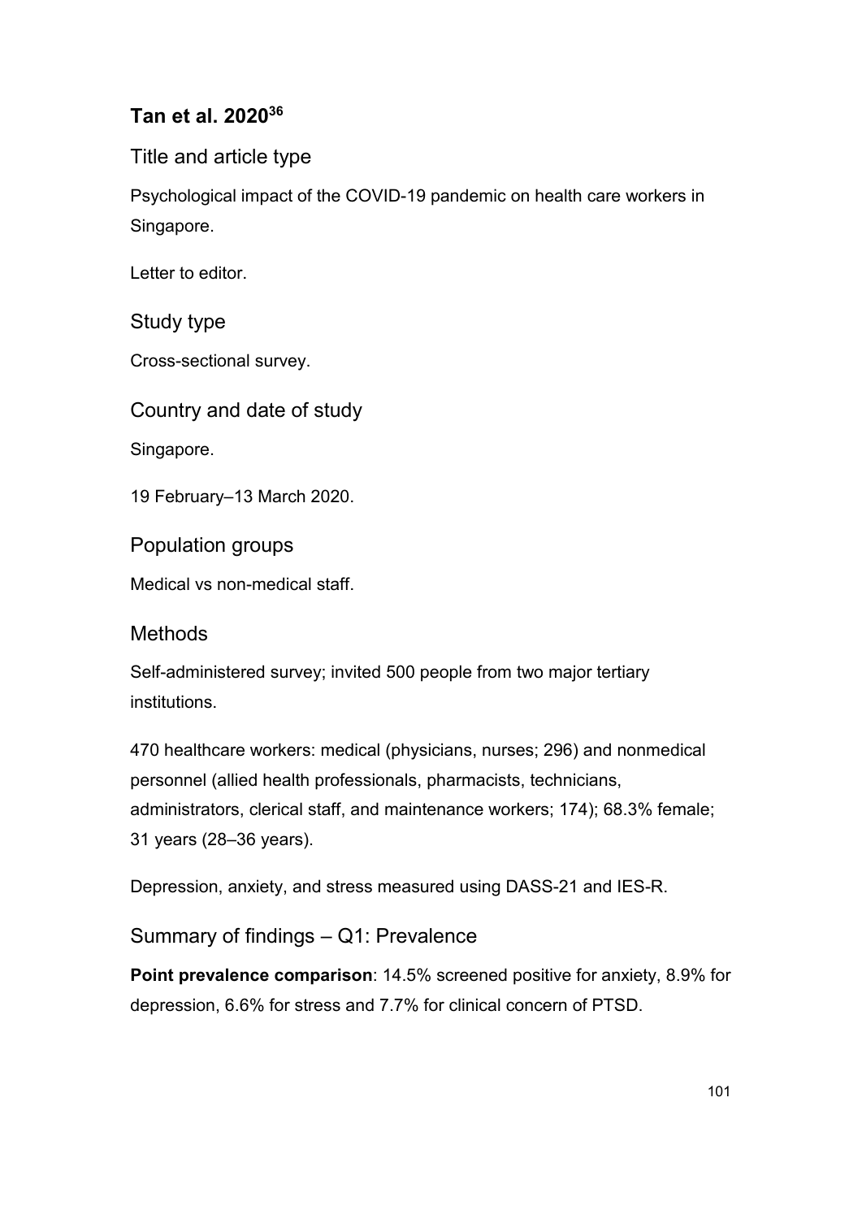## Tan et al. 2020[36]

### Title and article type

Psychological impact of the COVID-19 pandemic on health care workers in Singapore.

Letter to editor.

### Study type

Cross-sectional survey.

### Country and date of study

Singapore.

19 February–13 March 2020.

### Population groups

Medical vs non-medical staff.

### Methods

Self-administered survey; invited 500 people from two major tertiary institutions.

470 healthcare workers: medical (physicians, nurses; 296) and nonmedical personnel (allied health professionals, pharmacists, technicians, administrators, clerical staff, and maintenance workers; 174); 68.3% female; 31 years (28–36 years).

Depression, anxiety, and stress measured using DASS-21 and IES-R.

### Summary of findings – Q1: Prevalence

**Point prevalence comparison**: 14.5% screened positive for anxiety, 8.9% for depression, 6.6% for stress and 7.7% for clinical concern of PTSD.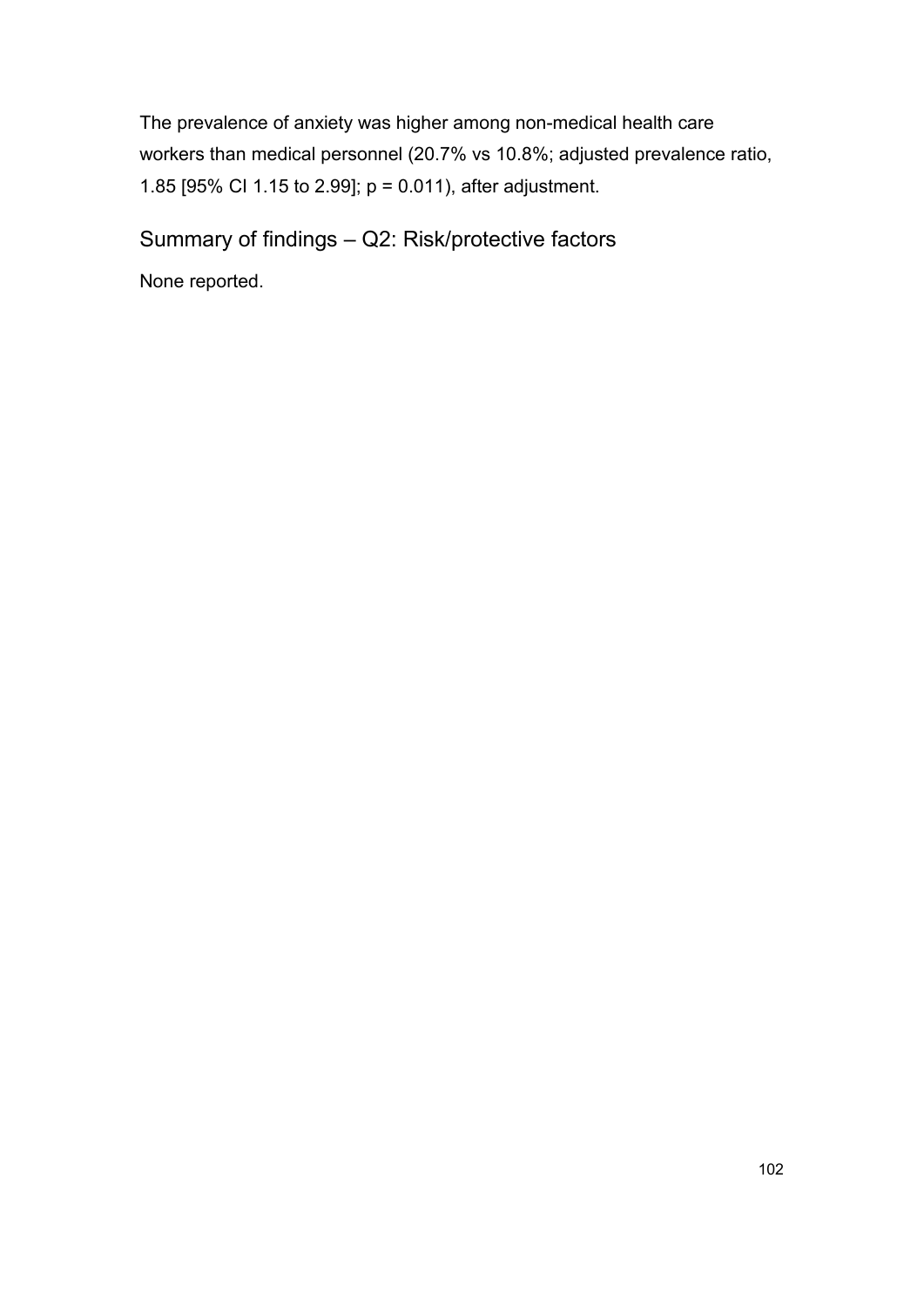The prevalence of anxiety was higher among non-medical health care workers than medical personnel (20.7% vs 10.8%; adjusted prevalence ratio, 1.85 [95% CI 1.15 to 2.99]; $p = 0.011$), after adjustment.

## Summary of findings – Q2: Risk/protective factors

None reported.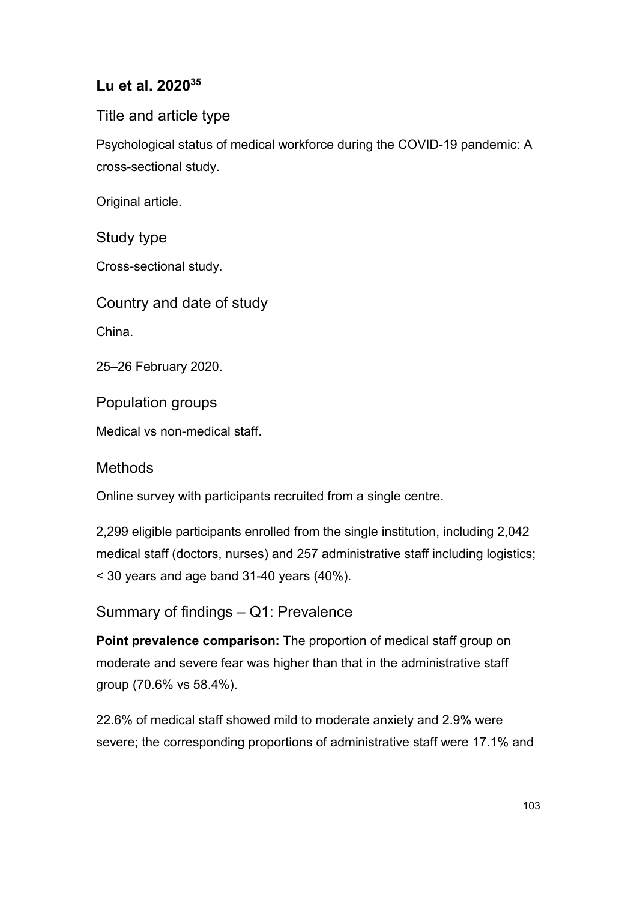### Lu et al. 2020[35]

#### Title and article type

Psychological status of medical workforce during the COVID-19 pandemic: A cross-sectional study.

Original article.

#### Study type

Cross-sectional study.

#### Country and date of study

China.

25–26 February 2020.

#### Population groups

Medical vs non-medical staff.

#### Methods

Online survey with participants recruited from a single centre.

2,299 eligible participants enrolled from the single institution, including 2,042 medical staff (doctors, nurses) and 257 administrative staff including logistics; < 30 years and age band 31-40 years (40%).

#### Summary of findings – Q1: Prevalence

**Point prevalence comparison:** The proportion of medical staff group on moderate and severe fear was higher than that in the administrative staff group (70.6% vs 58.4%).

22.6% of medical staff showed mild to moderate anxiety and 2.9% were severe; the corresponding proportions of administrative staff were 17.1% and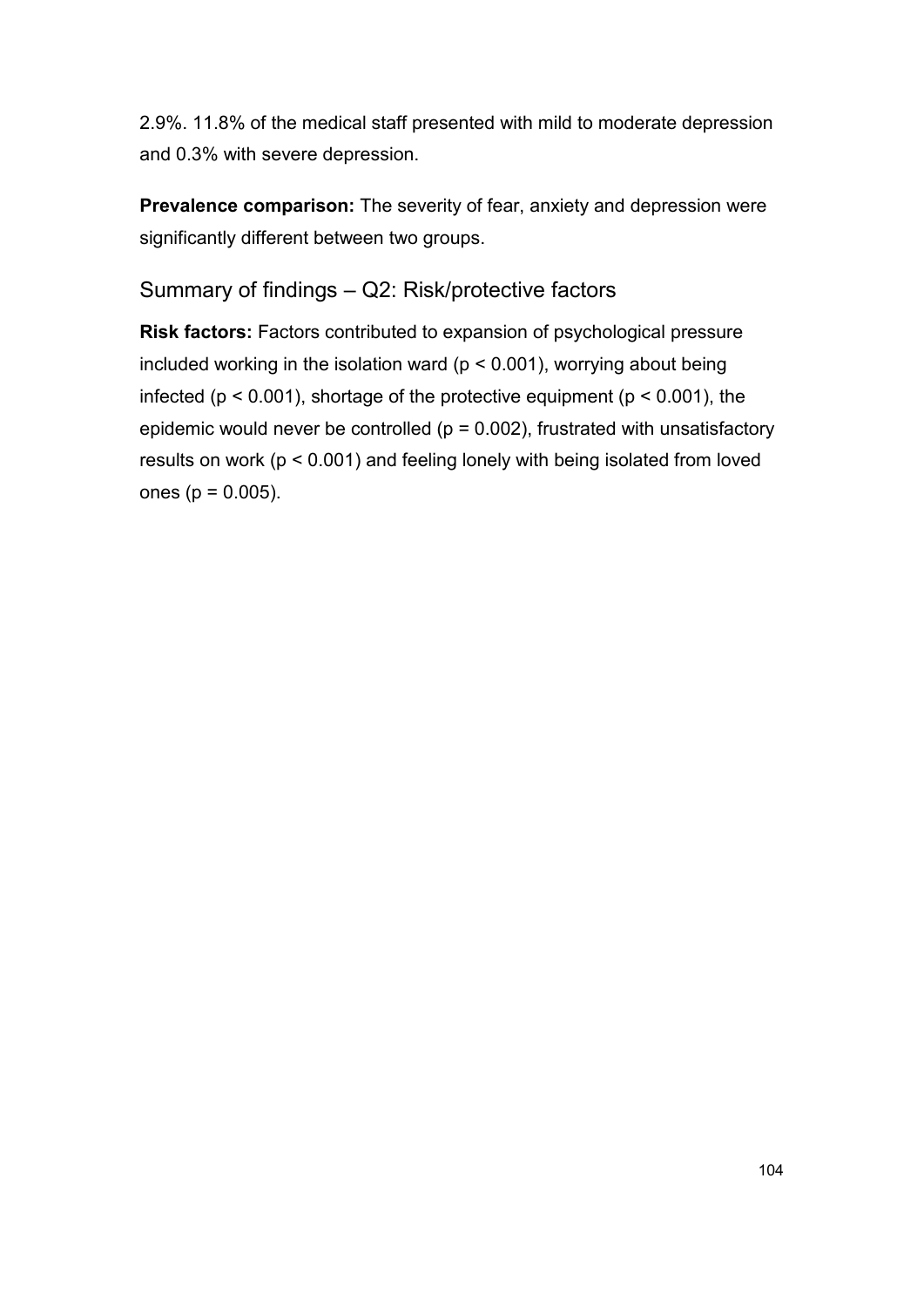2.9%. 11.8% of the medical staff presented with mild to moderate depression and 0.3% with severe depression.

**Prevalence comparison:** The severity of fear, anxiety and depression were significantly different between two groups.

## Summary of findings – Q2: Risk/protective factors

**Risk factors:** Factors contributed to expansion of psychological pressure included working in the isolation ward ($p < 0.001$), worrying about being infected ($p < 0.001$), shortage of the protective equipment ($p < 0.001$), the epidemic would never be controlled ($p = 0.002$), frustrated with unsatisfactory results on work ($p < 0.001$) and feeling lonely with being isolated from loved ones ($p = 0.005$).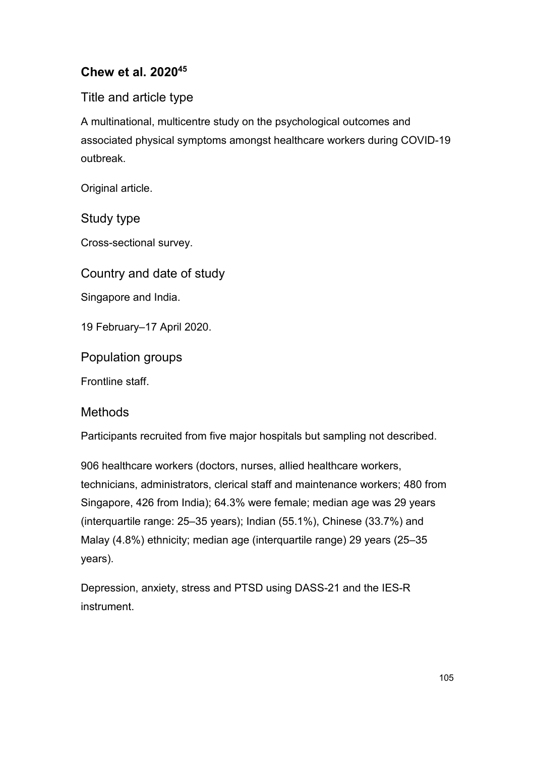## Chew et al. 2020[45]

### Title and article type

A multinational, multicentre study on the psychological outcomes and associated physical symptoms amongst healthcare workers during COVID-19 outbreak.

Original article.

### Study type

Cross-sectional survey.

### Country and date of study

Singapore and India.

19 February–17 April 2020.

### Population groups

Frontline staff.

### Methods

Participants recruited from five major hospitals but sampling not described.

906 healthcare workers (doctors, nurses, allied healthcare workers, technicians, administrators, clerical staff and maintenance workers; 480 from Singapore, 426 from India); 64.3% were female; median age was 29 years (interquartile range: 25–35 years); Indian (55.1%), Chinese (33.7%) and Malay (4.8%) ethnicity; median age (interquartile range) 29 years (25–35 years).

Depression, anxiety, stress and PTSD using DASS-21 and the IES-R instrument.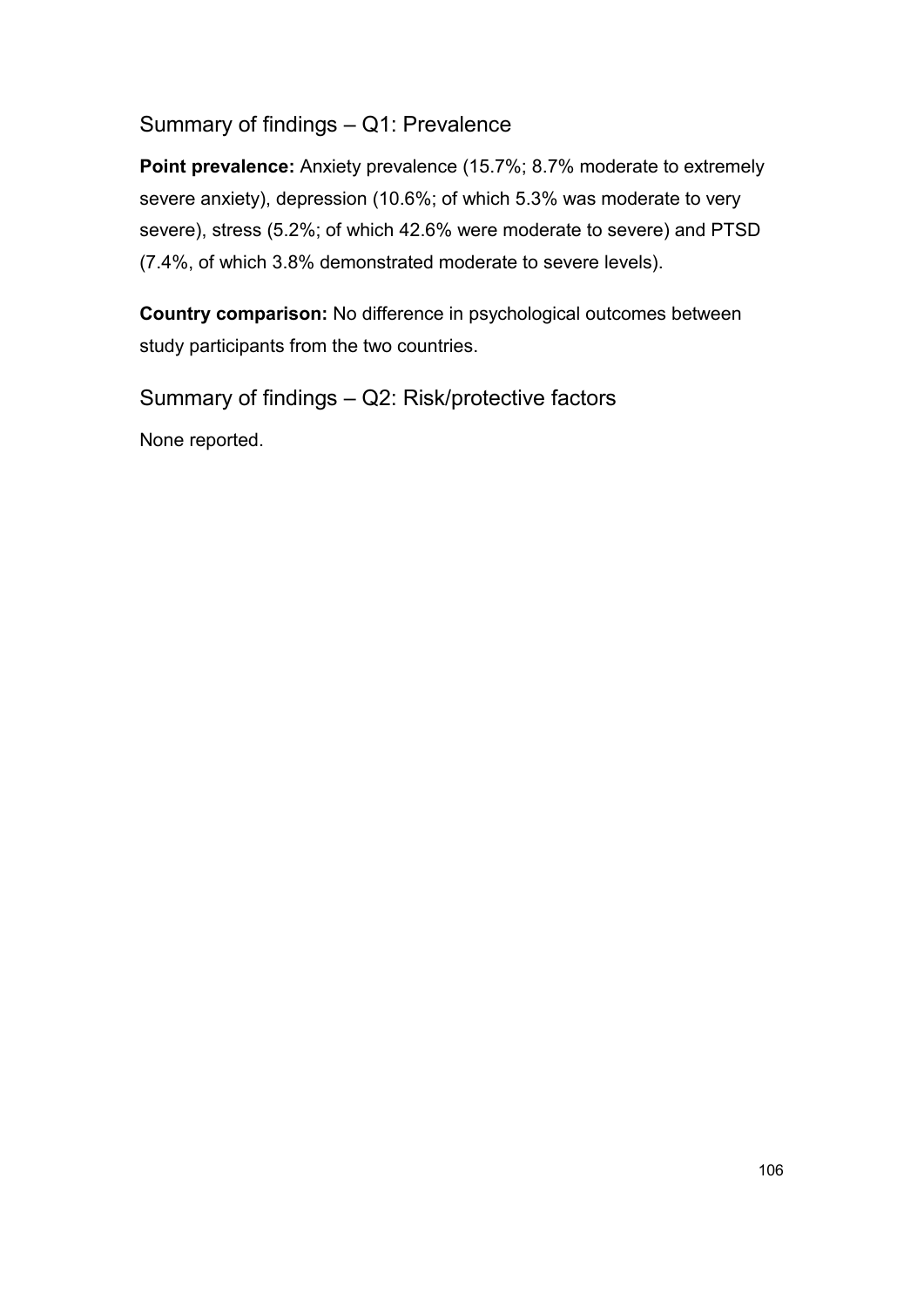## Summary of findings – Q1: Prevalence

**Point prevalence:** Anxiety prevalence (15.7%; 8.7% moderate to extremely severe anxiety), depression (10.6%; of which 5.3% was moderate to very severe), stress (5.2%; of which 42.6% were moderate to severe) and PTSD (7.4%, of which 3.8% demonstrated moderate to severe levels).

**Country comparison:** No difference in psychological outcomes between study participants from the two countries.

## Summary of findings – Q2: Risk/protective factors

None reported.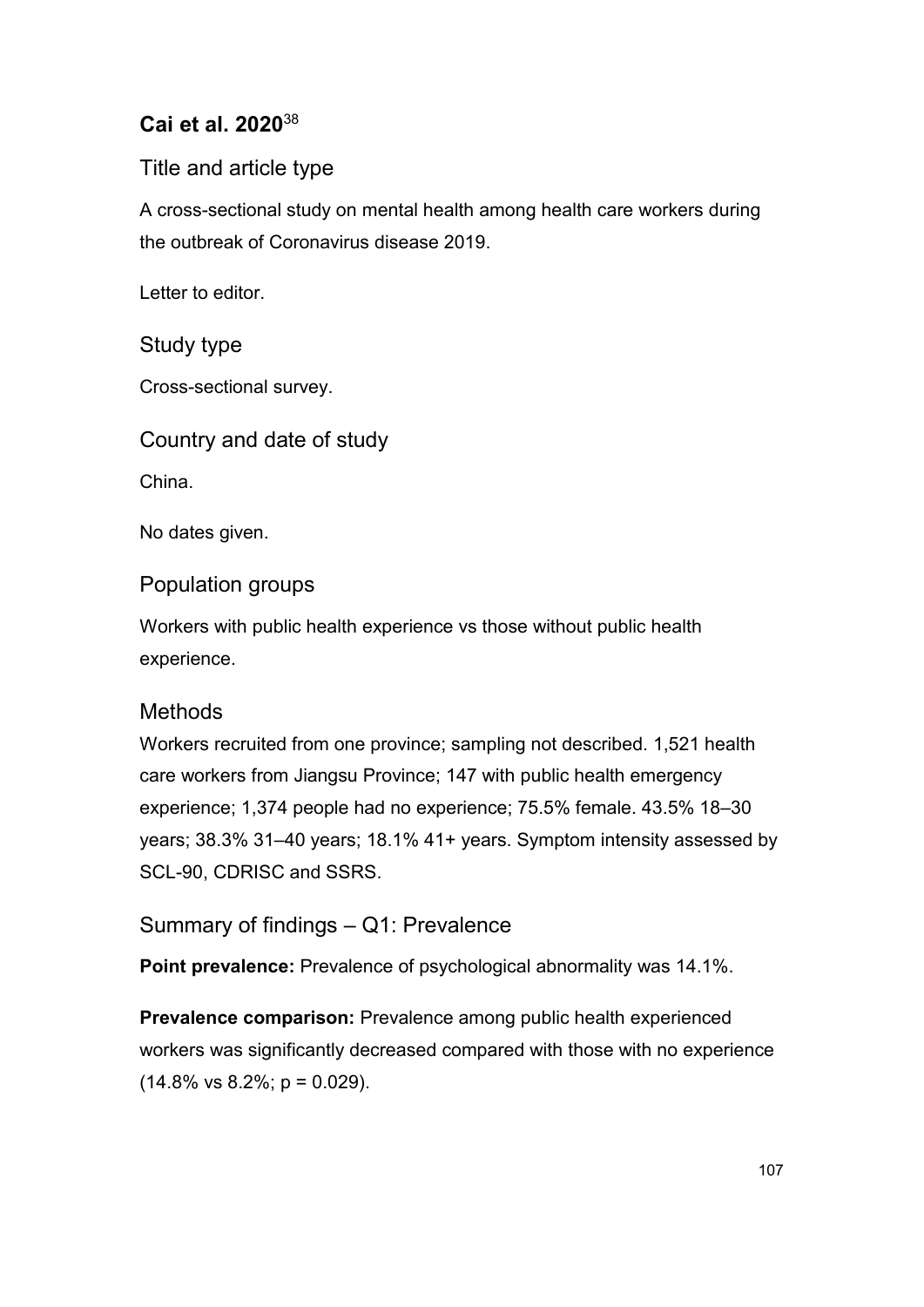## Cai et al. 2020[38]

### Title and article type

A cross-sectional study on mental health among health care workers during the outbreak of Coronavirus disease 2019.

Letter to editor.

### Study type

Cross-sectional survey.

### Country and date of study

China.

No dates given.

### Population groups

Workers with public health experience vs those without public health experience.

### Methods

Workers recruited from one province; sampling not described. 1,521 health care workers from Jiangsu Province; 147 with public health emergency experience; 1,374 people had no experience; 75.5% female. 43.5% 18–30 years; 38.3% 31–40 years; 18.1% 41+ years. Symptom intensity assessed by SCL-90, CDRISC and SSRS.

### Summary of findings – Q1: Prevalence

**Point prevalence:** Prevalence of psychological abnormality was 14.1%.

**Prevalence comparison:** Prevalence among public health experienced workers was significantly decreased compared with those with no experience (14.8% vs 8.2%; $p = 0.029$).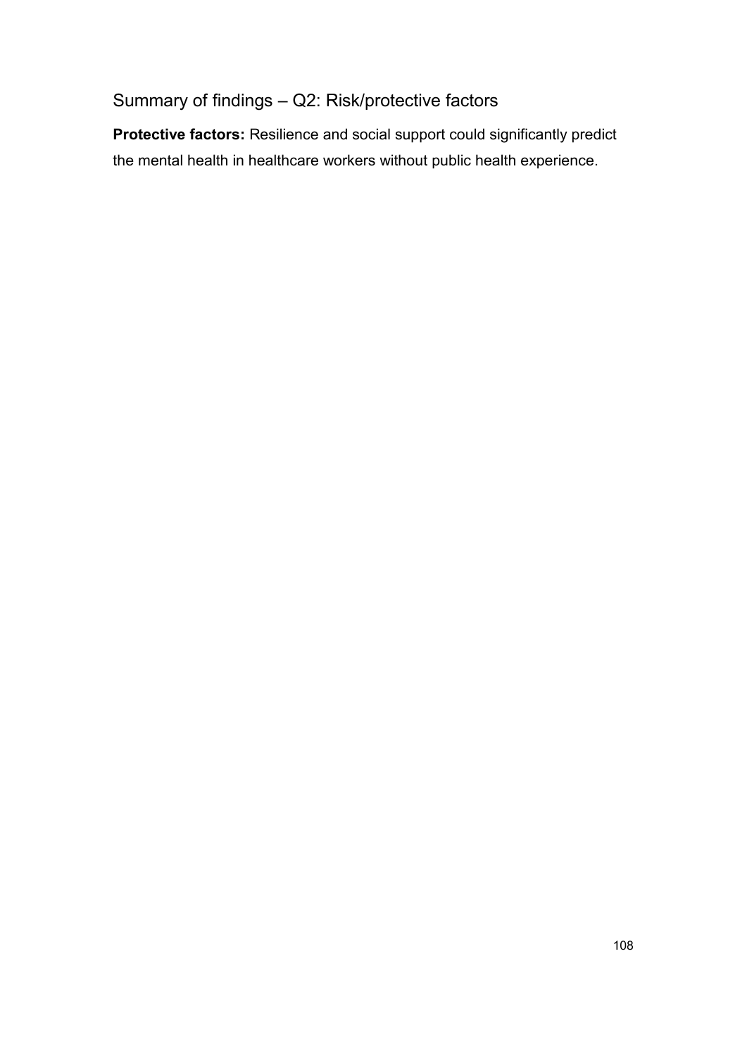## Summary of findings – Q2: Risk/protective factors

**Protective factors:** Resilience and social support could significantly predict the mental health in healthcare workers without public health experience.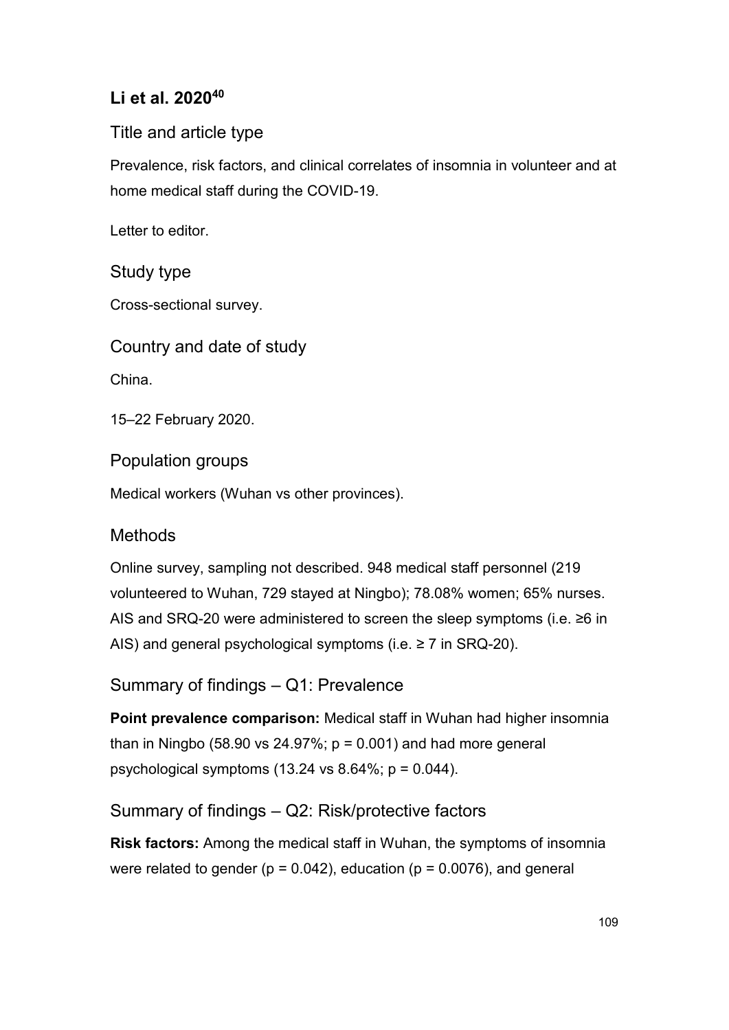## Li et al. 2020[40]

### Title and article type

Prevalence, risk factors, and clinical correlates of insomnia in volunteer and at home medical staff during the COVID-19.

Letter to editor.

### Study type

Cross-sectional survey.

### Country and date of study

China.

15–22 February 2020.

### Population groups

Medical workers (Wuhan vs other provinces).

### Methods

Online survey, sampling not described. 948 medical staff personnel (219 volunteered to Wuhan, 729 stayed at Ningbo); 78.08% women; 65% nurses. AIS and SRQ-20 were administered to screen the sleep symptoms (i.e. ≥6 in AIS) and general psychological symptoms (i.e. ≥ 7 in SRQ-20).

### Summary of findings – Q1: Prevalence

**Point prevalence comparison:** Medical staff in Wuhan had higher insomnia than in Ningbo (58.90 vs 24.97%; $p = 0.001$) and had more general psychological symptoms (13.24 vs 8.64%; $p = 0.044$).

### Summary of findings – Q2: Risk/protective factors

**Risk factors:** Among the medical staff in Wuhan, the symptoms of insomnia were related to gender ($p = 0.042$), education ($p = 0.0076$), and general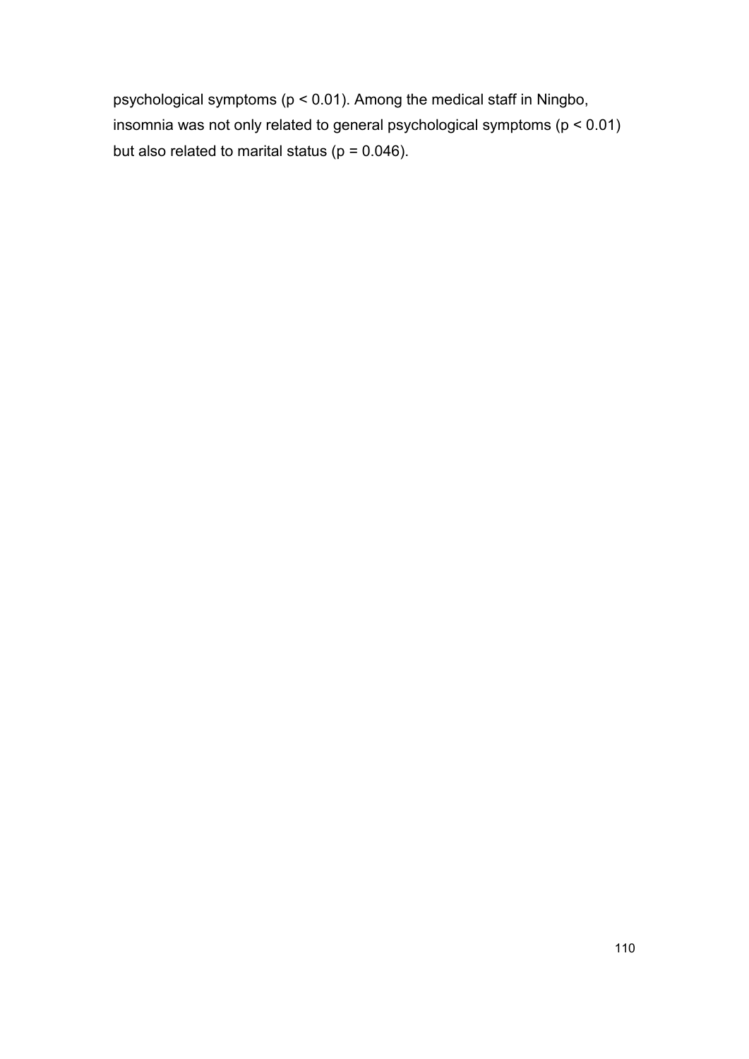psychological symptoms ($p < 0.01$). Among the medical staff in Ningbo, insomnia was not only related to general psychological symptoms ($p < 0.01$) but also related to marital status ($p = 0.046$).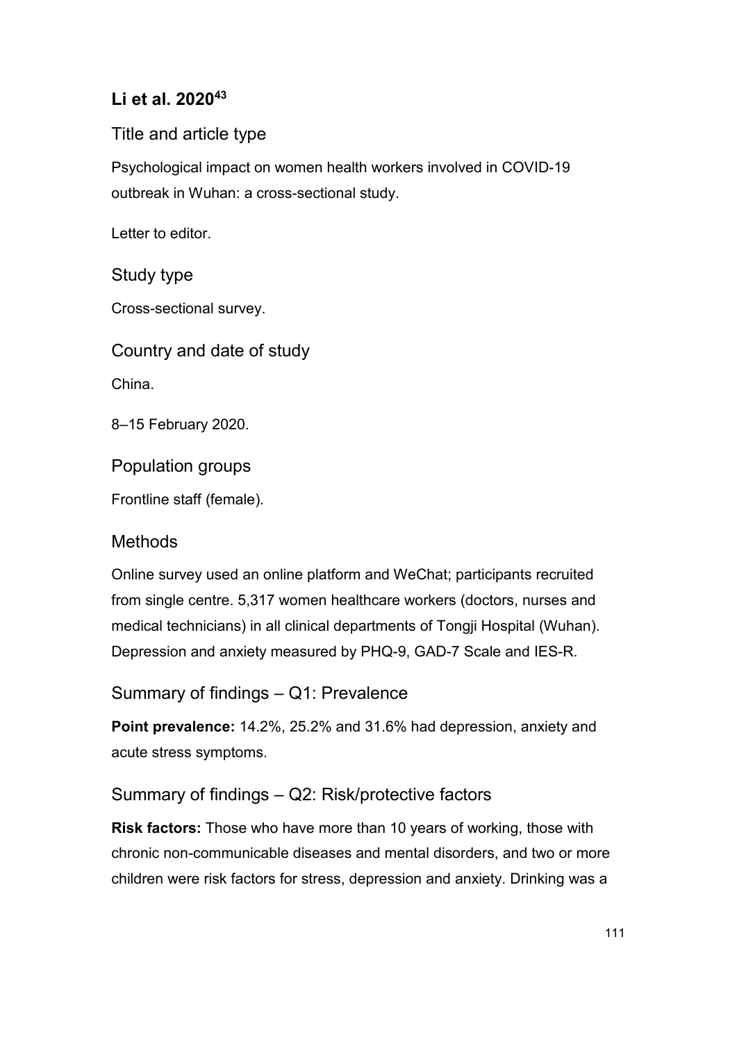### Li et al. 2020[43]

#### Title and article type

Psychological impact on women health workers involved in COVID-19 outbreak in Wuhan: a cross-sectional study.

Letter to editor.

#### Study type

Cross-sectional survey.

#### Country and date of study

China.

8–15 February 2020.

#### Population groups

Frontline staff (female).

#### Methods

Online survey used an online platform and WeChat; participants recruited from single centre. 5,317 women healthcare workers (doctors, nurses and medical technicians) in all clinical departments of Tongji Hospital (Wuhan). Depression and anxiety measured by PHQ-9, GAD-7 Scale and IES-R.

#### Summary of findings – Q1: Prevalence

**Point prevalence:** 14.2%, 25.2% and 31.6% had depression, anxiety and acute stress symptoms.

#### Summary of findings – Q2: Risk/protective factors

**Risk factors:** Those who have more than 10 years of working, those with chronic non-communicable diseases and mental disorders, and two or more children were risk factors for stress, depression and anxiety. Drinking was a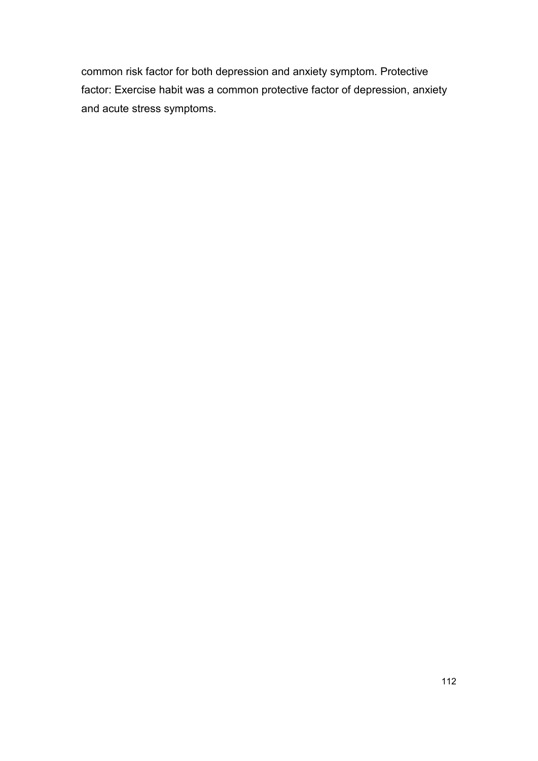common risk factor for both depression and anxiety symptom. Protective factor: Exercise habit was a common protective factor of depression, anxiety and acute stress symptoms.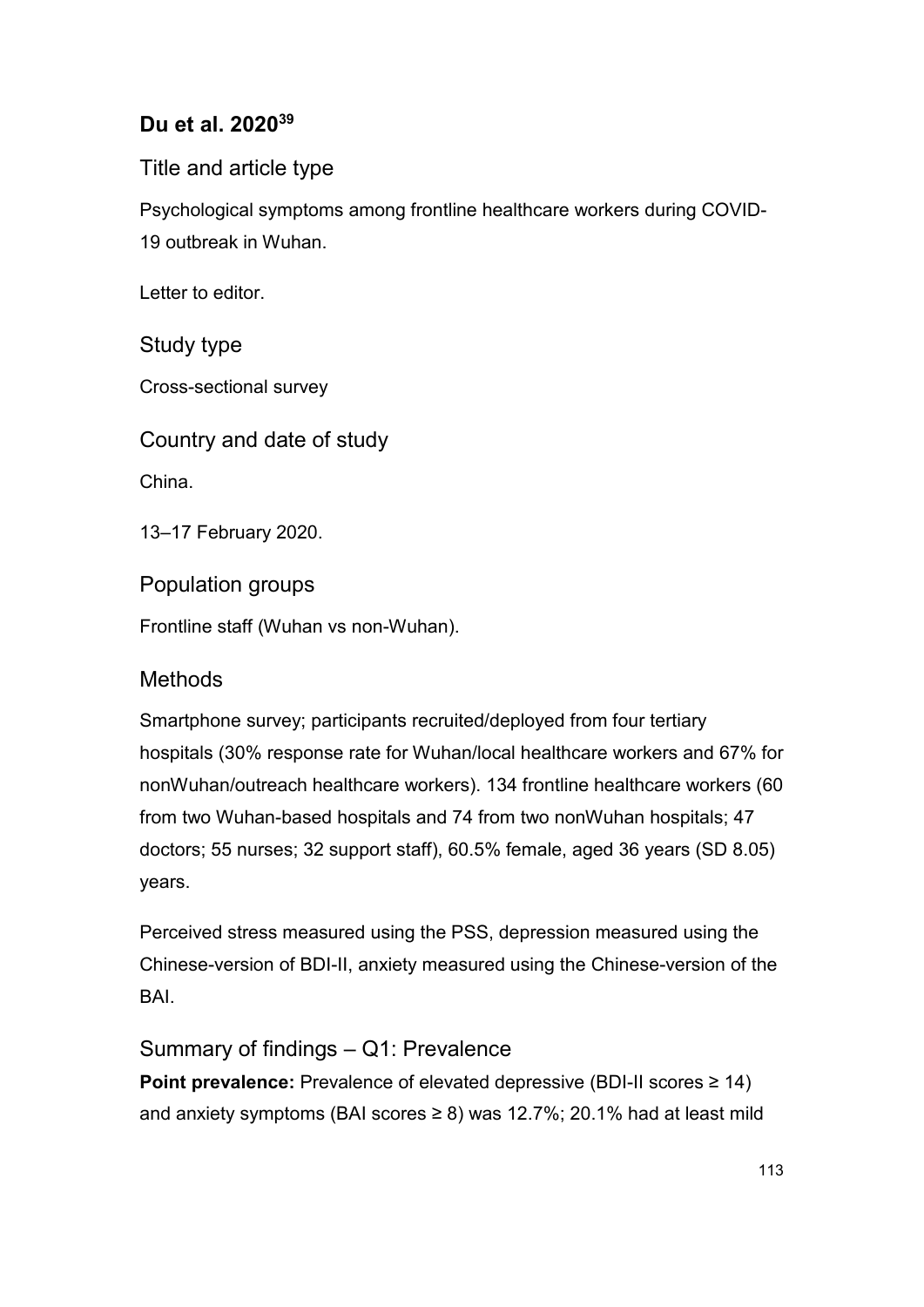## Du et al. 2020[39]

### Title and article type

Psychological symptoms among frontline healthcare workers during COVID-19 outbreak in Wuhan.

Letter to editor.

### Study type

Cross-sectional survey

### Country and date of study

China.

13–17 February 2020.

### Population groups

Frontline staff (Wuhan vs non-Wuhan).

### Methods

Smartphone survey; participants recruited/deployed from four tertiary hospitals (30% response rate for Wuhan/local healthcare workers and 67% for nonWuhan/outreach healthcare workers). 134 frontline healthcare workers (60 from two Wuhan-based hospitals and 74 from two nonWuhan hospitals; 47 doctors; 55 nurses; 32 support staff), 60.5% female, aged 36 years (SD 8.05) years.

Perceived stress measured using the PSS, depression measured using the Chinese-version of BDI-II, anxiety measured using the Chinese-version of the BAI.

### Summary of findings – Q1: Prevalence

**Point prevalence:** Prevalence of elevated depressive (BDI-II scores ≥ 14) and anxiety symptoms (BAI scores ≥ 8) was 12.7%; 20.1% had at least mild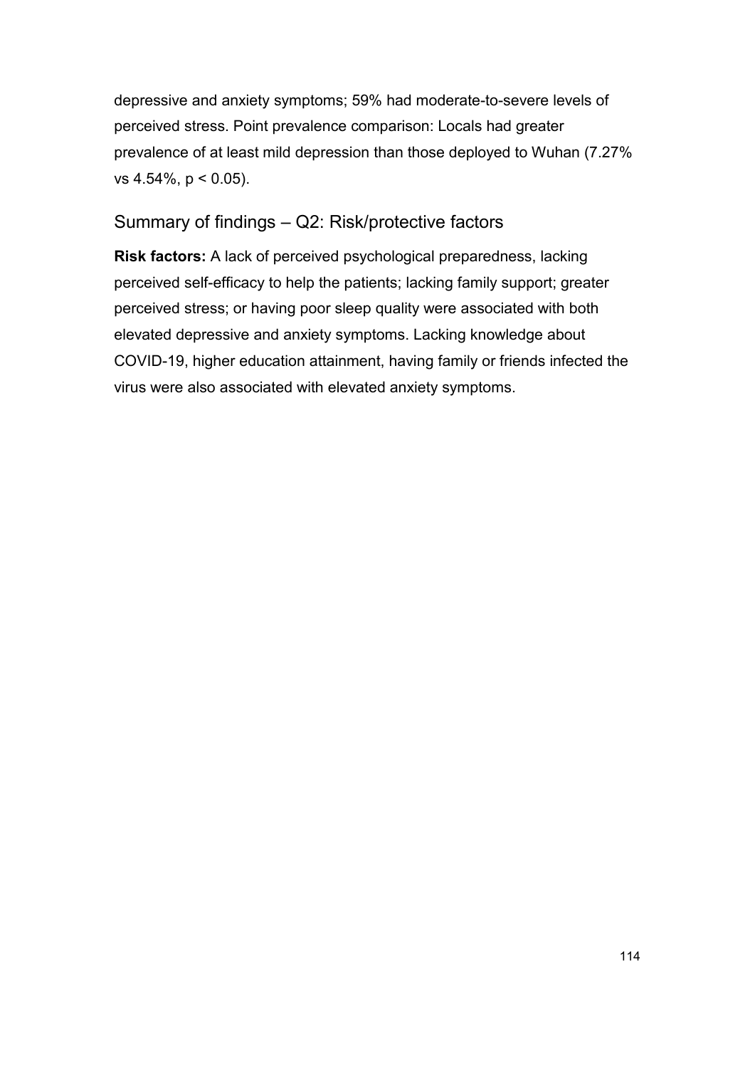depressive and anxiety symptoms; 59% had moderate-to-severe levels of perceived stress. Point prevalence comparison: Locals had greater prevalence of at least mild depression than those deployed to Wuhan (7.27% vs 4.54%, $p < 0.05$).

## Summary of findings – Q2: Risk/protective factors

**Risk factors:** A lack of perceived psychological preparedness, lacking perceived self-efficacy to help the patients; lacking family support; greater perceived stress; or having poor sleep quality were associated with both elevated depressive and anxiety symptoms. Lacking knowledge about COVID-19, higher education attainment, having family or friends infected the virus were also associated with elevated anxiety symptoms.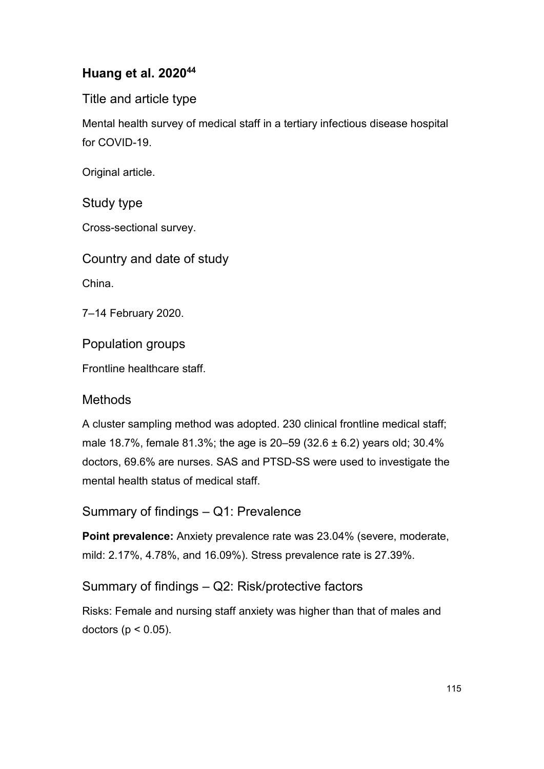## Huang et al. 2020[44]

### Title and article type

Mental health survey of medical staff in a tertiary infectious disease hospital for COVID-19.

Original article.

### Study type

Cross-sectional survey.

### Country and date of study

China.

7–14 February 2020.

### Population groups

Frontline healthcare staff.

### Methods

A cluster sampling method was adopted. 230 clinical frontline medical staff; male 18.7%, female 81.3%; the age is 20–59 (32.6 ± 6.2) years old; 30.4% doctors, 69.6% are nurses. SAS and PTSD-SS were used to investigate the mental health status of medical staff.

### Summary of findings – Q1: Prevalence

**Point prevalence:** Anxiety prevalence rate was 23.04% (severe, moderate, mild: 2.17%, 4.78%, and 16.09%). Stress prevalence rate is 27.39%.

### Summary of findings – Q2: Risk/protective factors

Risks: Female and nursing staff anxiety was higher than that of males and doctors ($p < 0.05$).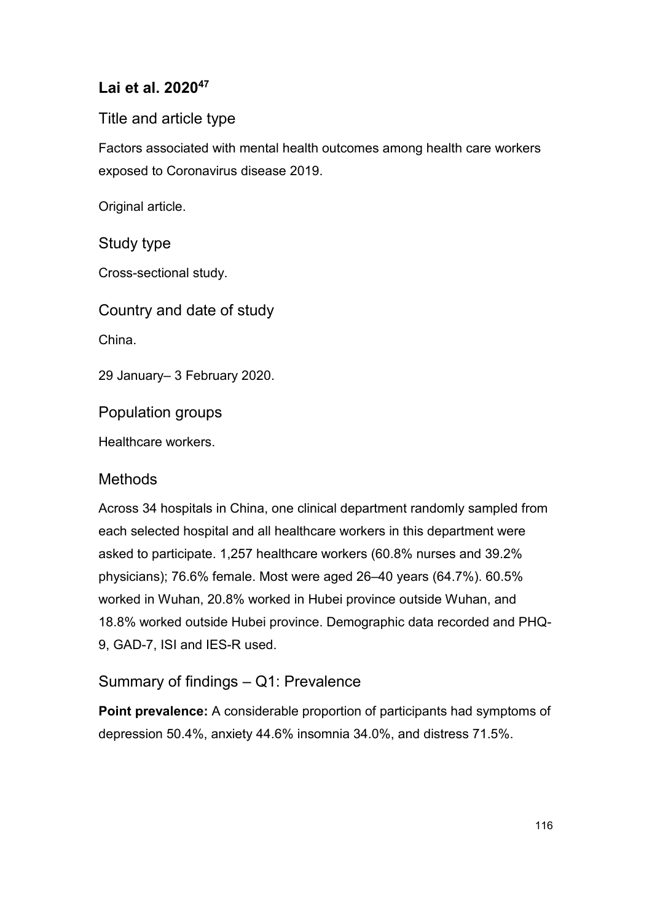## Lai et al. 2020[47]

### Title and article type

Factors associated with mental health outcomes among health care workers exposed to Coronavirus disease 2019.

Original article.

### Study type

Cross-sectional study.

### Country and date of study

China.

29 January– 3 February 2020.

### Population groups

Healthcare workers.

### Methods

Across 34 hospitals in China, one clinical department randomly sampled from each selected hospital and all healthcare workers in this department were asked to participate. 1,257 healthcare workers (60.8% nurses and 39.2% physicians); 76.6% female. Most were aged 26–40 years (64.7%). 60.5% worked in Wuhan, 20.8% worked in Hubei province outside Wuhan, and 18.8% worked outside Hubei province. Demographic data recorded and PHQ-9, GAD-7, ISI and IES-R used.

### Summary of findings – Q1: Prevalence

**Point prevalence:** A considerable proportion of participants had symptoms of depression 50.4%, anxiety 44.6% insomnia 34.0%, and distress 71.5%.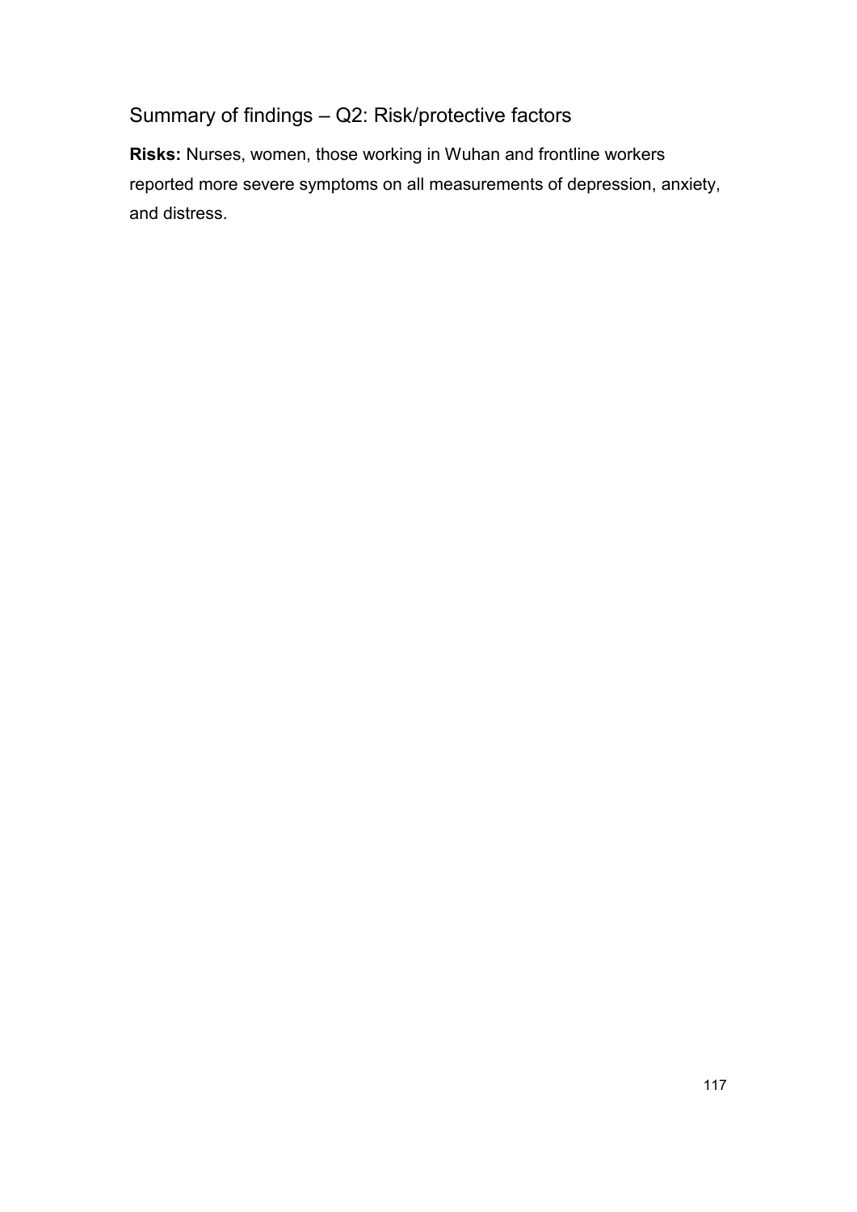## Summary of findings – Q2: Risk/protective factors

**Risks:** Nurses, women, those working in Wuhan and frontline workers reported more severe symptoms on all measurements of depression, anxiety, and distress.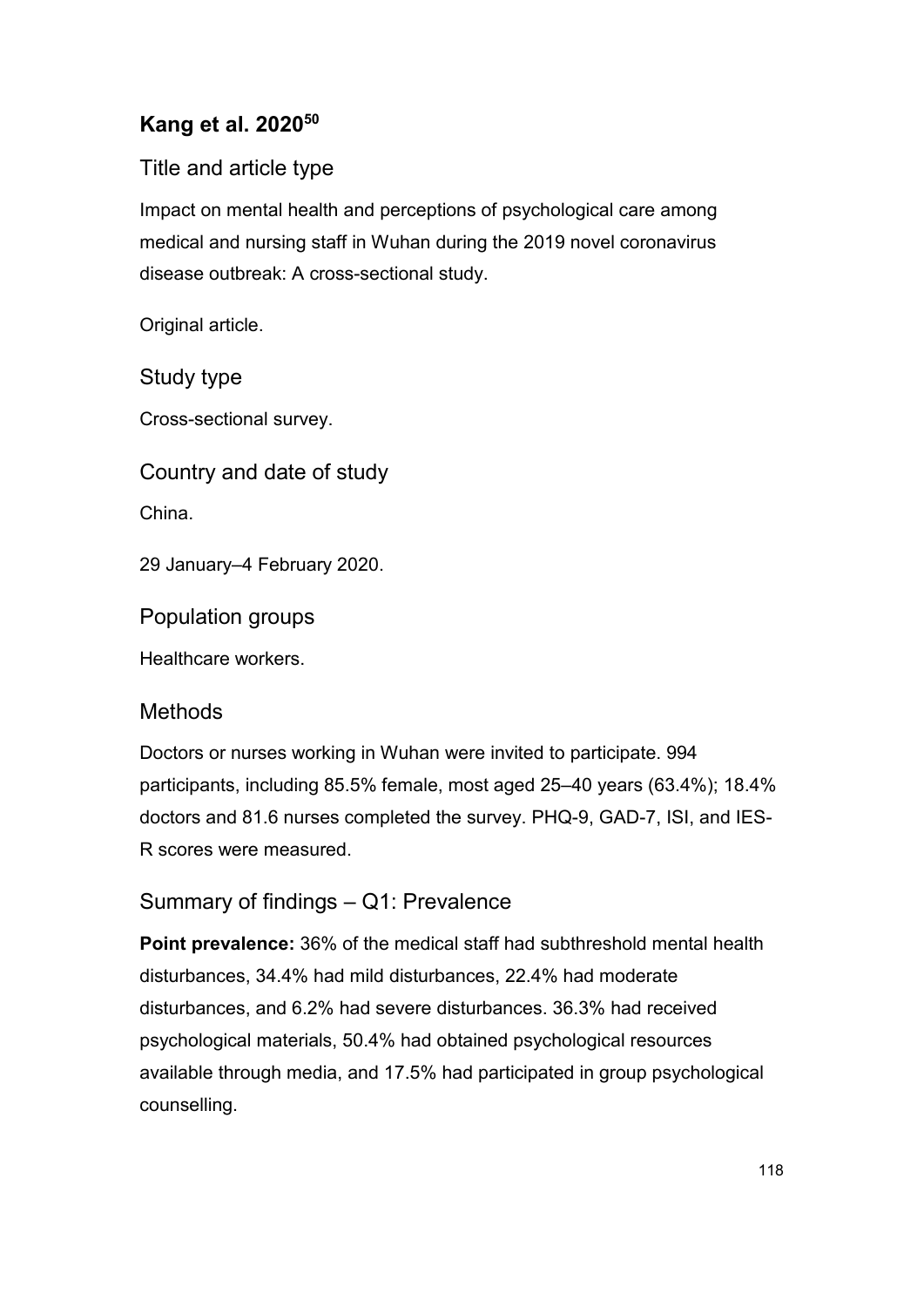## Kang et al. 2020[50]

### Title and article type

Impact on mental health and perceptions of psychological care among medical and nursing staff in Wuhan during the 2019 novel coronavirus disease outbreak: A cross-sectional study.

Original article.

### Study type

Cross-sectional survey.

### Country and date of study

China.

29 January–4 February 2020.

### Population groups

Healthcare workers.

### Methods

Doctors or nurses working in Wuhan were invited to participate. 994 participants, including 85.5% female, most aged 25–40 years (63.4%); 18.4% doctors and 81.6 nurses completed the survey. PHQ-9, GAD-7, ISI, and IES-R scores were measured.

### Summary of findings – Q1: Prevalence

**Point prevalence:** 36% of the medical staff had subthreshold mental health disturbances, 34.4% had mild disturbances, 22.4% had moderate disturbances, and 6.2% had severe disturbances. 36.3% had received psychological materials, 50.4% had obtained psychological resources available through media, and 17.5% had participated in group psychological counselling.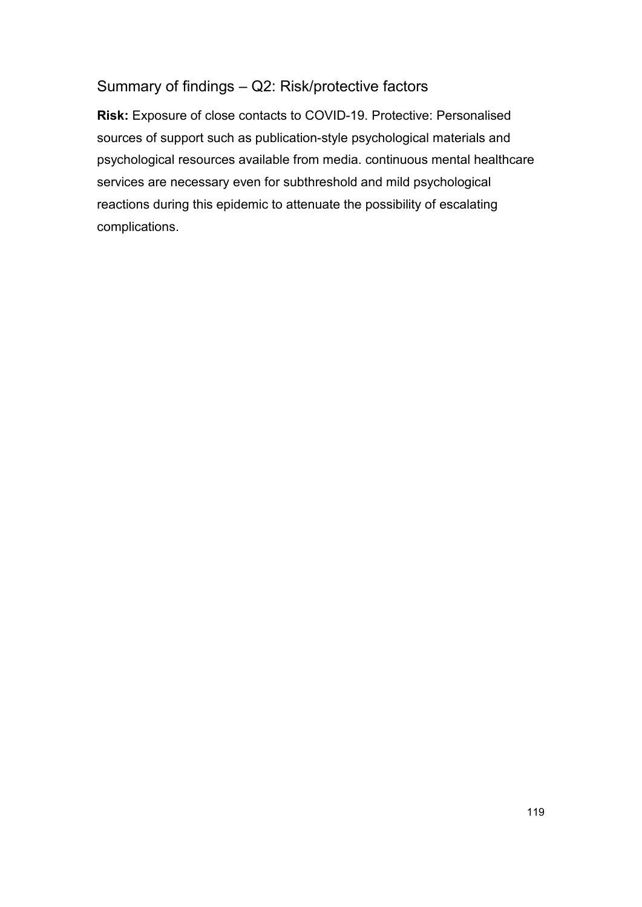## Summary of findings – Q2: Risk/protective factors

**Risk:** Exposure of close contacts to COVID-19. Protective: Personalised sources of support such as publication-style psychological materials and psychological resources available from media. continuous mental healthcare services are necessary even for subthreshold and mild psychological reactions during this epidemic to attenuate the possibility of escalating complications.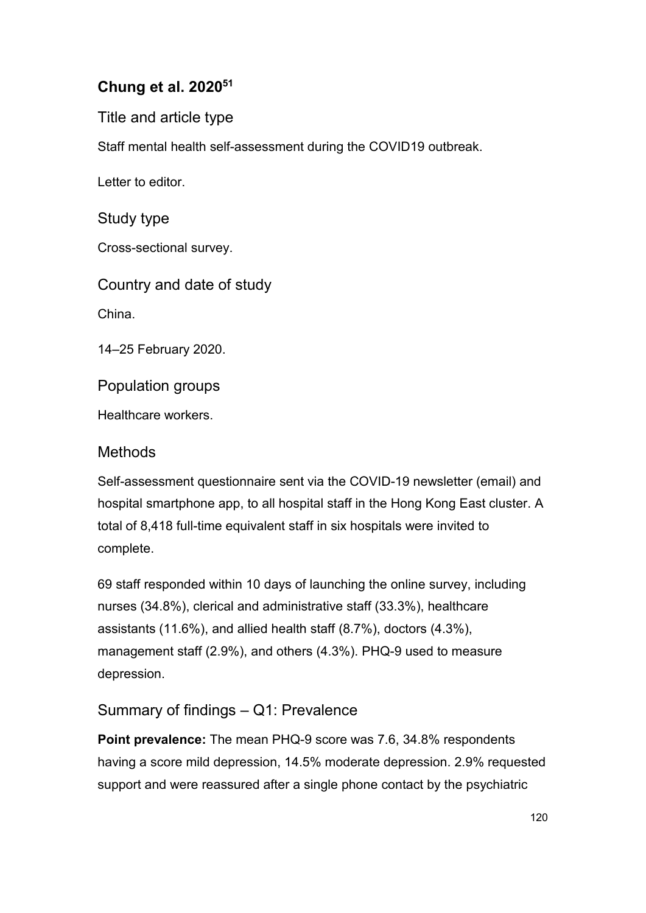## Chung et al. 2020[51]

### Title and article type

Staff mental health self-assessment during the COVID19 outbreak.

Letter to editor.

### Study type

Cross-sectional survey.

### Country and date of study

China.

14–25 February 2020.

### Population groups

Healthcare workers.

### Methods

Self-assessment questionnaire sent via the COVID-19 newsletter (email) and hospital smartphone app, to all hospital staff in the Hong Kong East cluster. A total of 8,418 full-time equivalent staff in six hospitals were invited to complete.

69 staff responded within 10 days of launching the online survey, including nurses (34.8%), clerical and administrative staff (33.3%), healthcare assistants (11.6%), and allied health staff (8.7%), doctors (4.3%), management staff (2.9%), and others (4.3%). PHQ-9 used to measure depression.

### Summary of findings – Q1: Prevalence

**Point prevalence:** The mean PHQ-9 score was 7.6, 34.8% respondents having a score mild depression, 14.5% moderate depression. 2.9% requested support and were reassured after a single phone contact by the psychiatric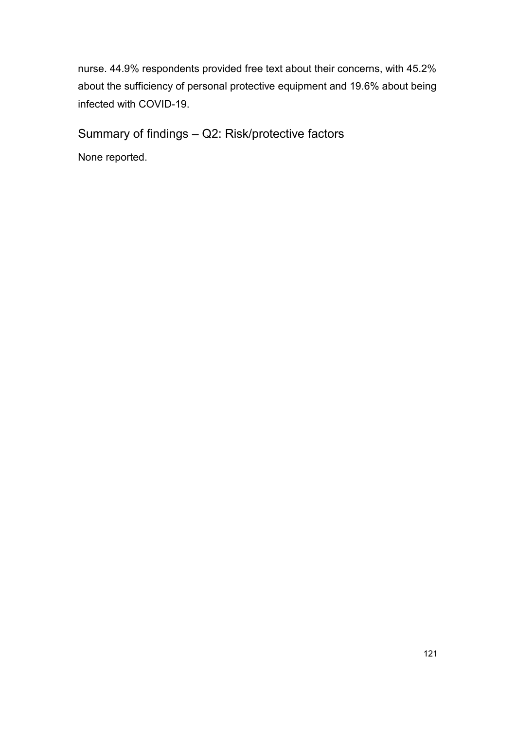nurse. 44.9% respondents provided free text about their concerns, with 45.2% about the sufficiency of personal protective equipment and 19.6% about being infected with COVID-19.

## Summary of findings – Q2: Risk/protective factors

None reported.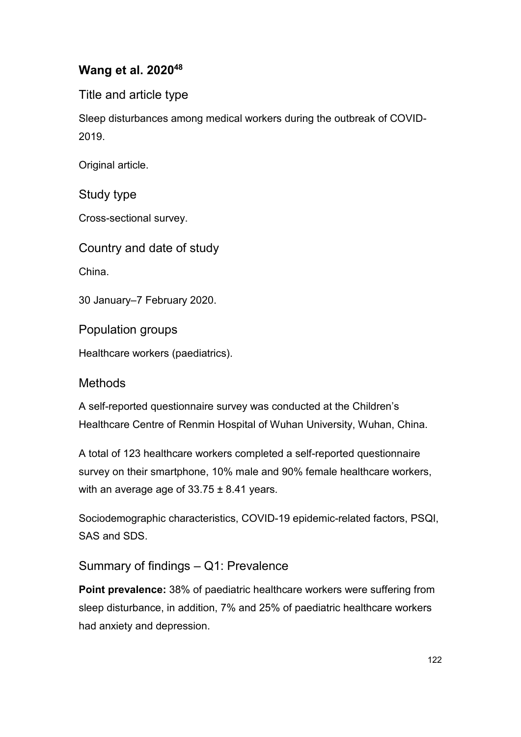## Wang et al. 2020[48]

### Title and article type

Sleep disturbances among medical workers during the outbreak of COVID-2019.

Original article.

### Study type

Cross-sectional survey.

### Country and date of study

China.

30 January–7 February 2020.

### Population groups

Healthcare workers (paediatrics).

### Methods

A self-reported questionnaire survey was conducted at the Children's Healthcare Centre of Renmin Hospital of Wuhan University, Wuhan, China.

A total of 123 healthcare workers completed a self-reported questionnaire survey on their smartphone, 10% male and 90% female healthcare workers, with an average age of 33.75 ± 8.41 years.

Sociodemographic characteristics, COVID-19 epidemic-related factors, PSQI, SAS and SDS.

### Summary of findings – Q1: Prevalence

**Point prevalence:** 38% of paediatric healthcare workers were suffering from sleep disturbance, in addition, 7% and 25% of paediatric healthcare workers had anxiety and depression.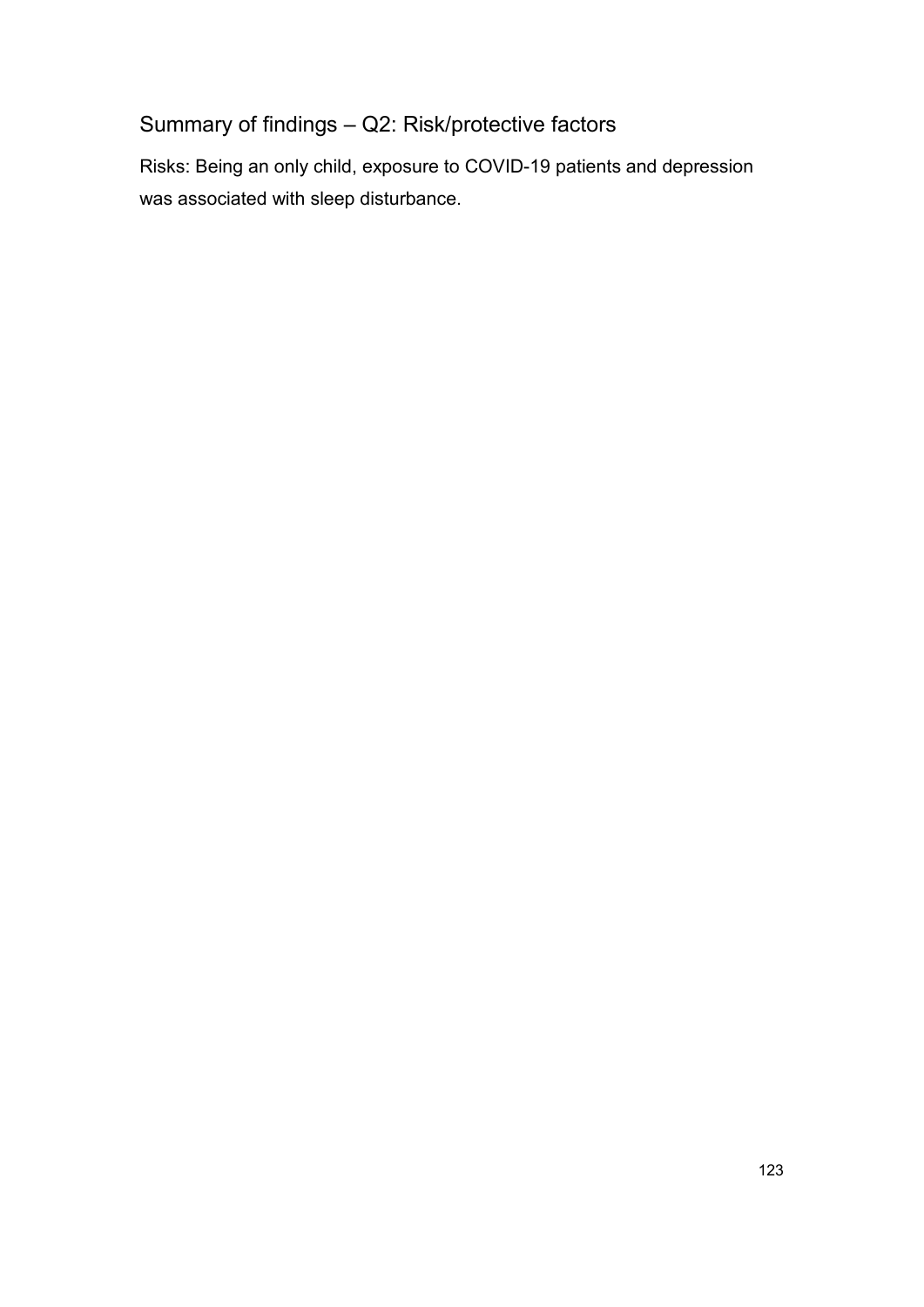## Summary of findings – Q2: Risk/protective factors

Risks: Being an only child, exposure to COVID-19 patients and depression was associated with sleep disturbance.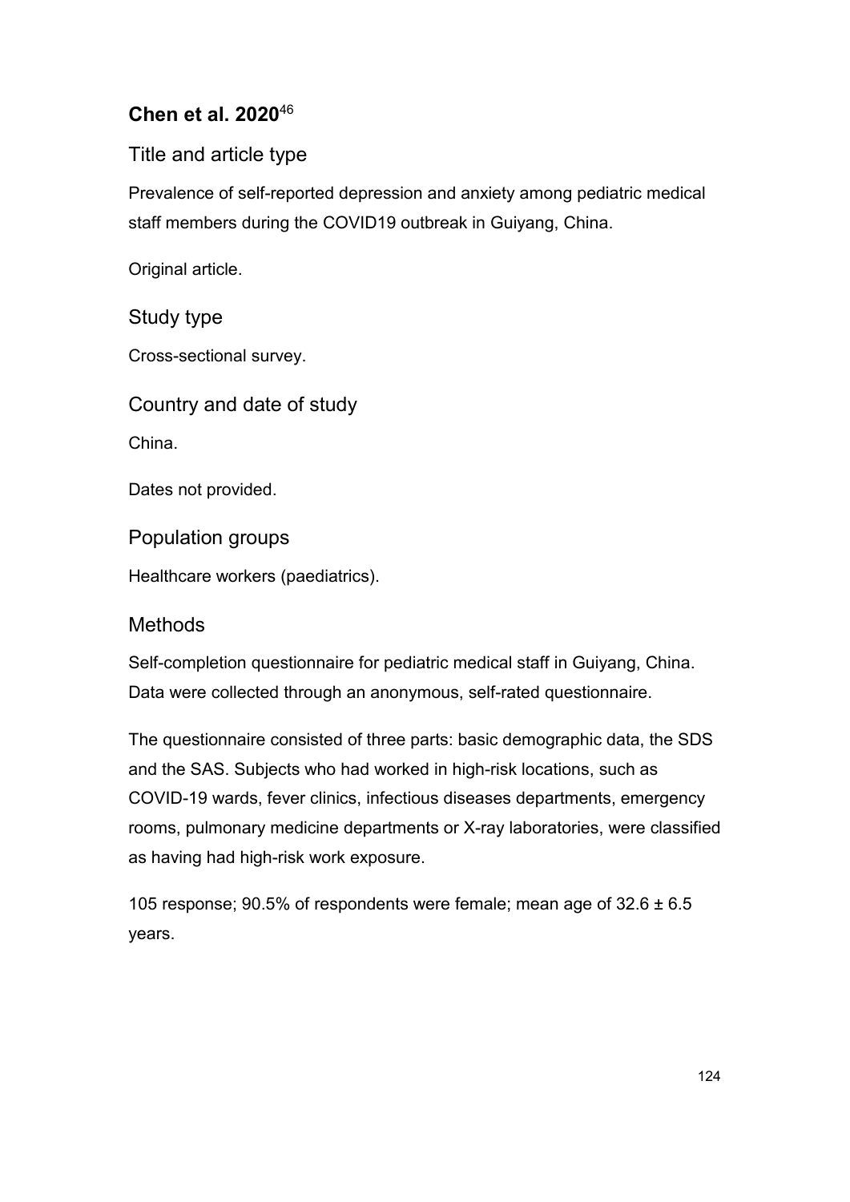## Chen et al. 2020[46]

### Title and article type

Prevalence of self-reported depression and anxiety among pediatric medical staff members during the COVID19 outbreak in Guiyang, China.

Original article.

### Study type

Cross-sectional survey.

### Country and date of study

China.

Dates not provided.

### Population groups

Healthcare workers (paediatrics).

### Methods

Self-completion questionnaire for pediatric medical staff in Guiyang, China. Data were collected through an anonymous, self-rated questionnaire.

The questionnaire consisted of three parts: basic demographic data, the SDS and the SAS. Subjects who had worked in high-risk locations, such as COVID-19 wards, fever clinics, infectious diseases departments, emergency rooms, pulmonary medicine departments or X-ray laboratories, were classified as having had high-risk work exposure.

105 response; 90.5% of respondents were female; mean age of 32.6 ± 6.5 years.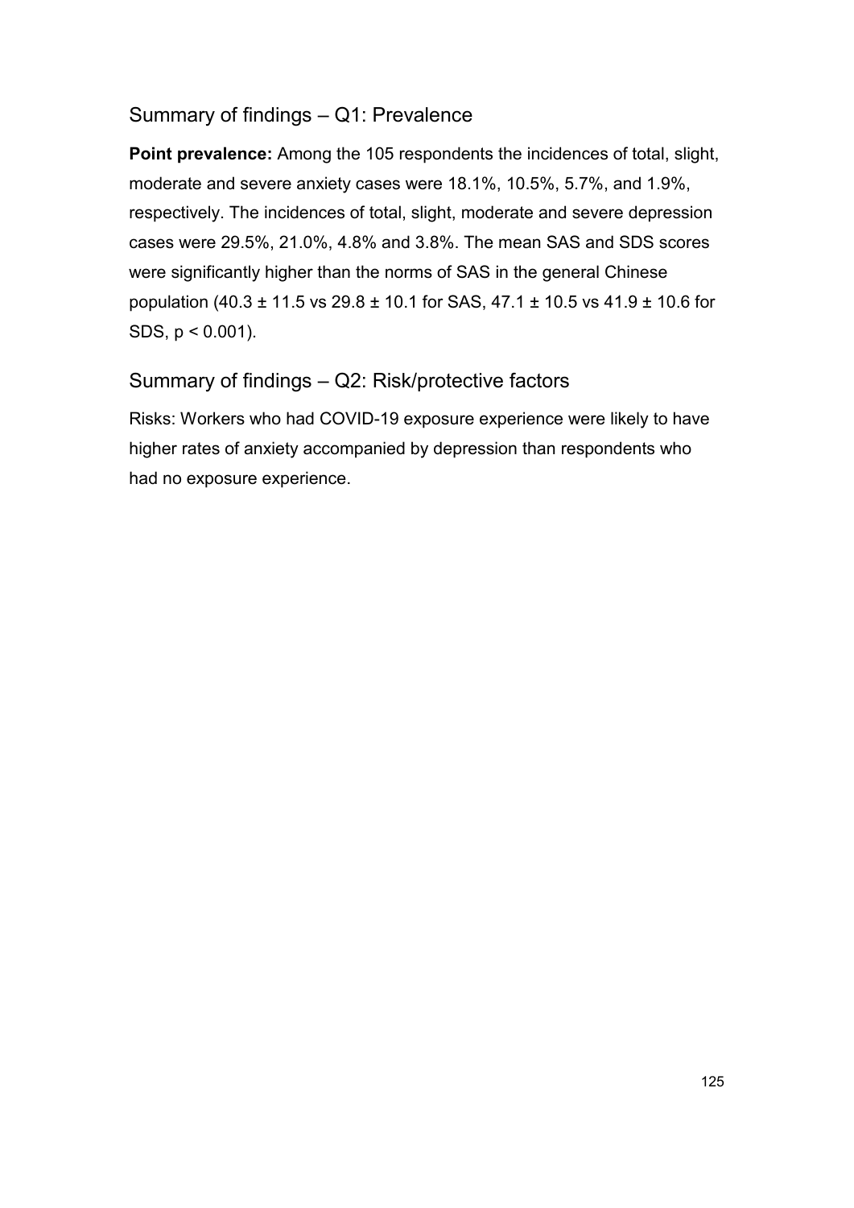## Summary of findings – Q1: Prevalence

**Point prevalence:** Among the 105 respondents the incidences of total, slight, moderate and severe anxiety cases were 18.1%, 10.5%, 5.7%, and 1.9%, respectively. The incidences of total, slight, moderate and severe depression cases were 29.5%, 21.0%, 4.8% and 3.8%. The mean SAS and SDS scores were significantly higher than the norms of SAS in the general Chinese population (40.3 ± 11.5 vs 29.8 ± 10.1 for SAS, 47.1 ± 10.5 vs 41.9 ± 10.6 for SDS, $p < 0.001$).

## Summary of findings – Q2: Risk/protective factors

Risks: Workers who had COVID-19 exposure experience were likely to have higher rates of anxiety accompanied by depression than respondents who had no exposure experience.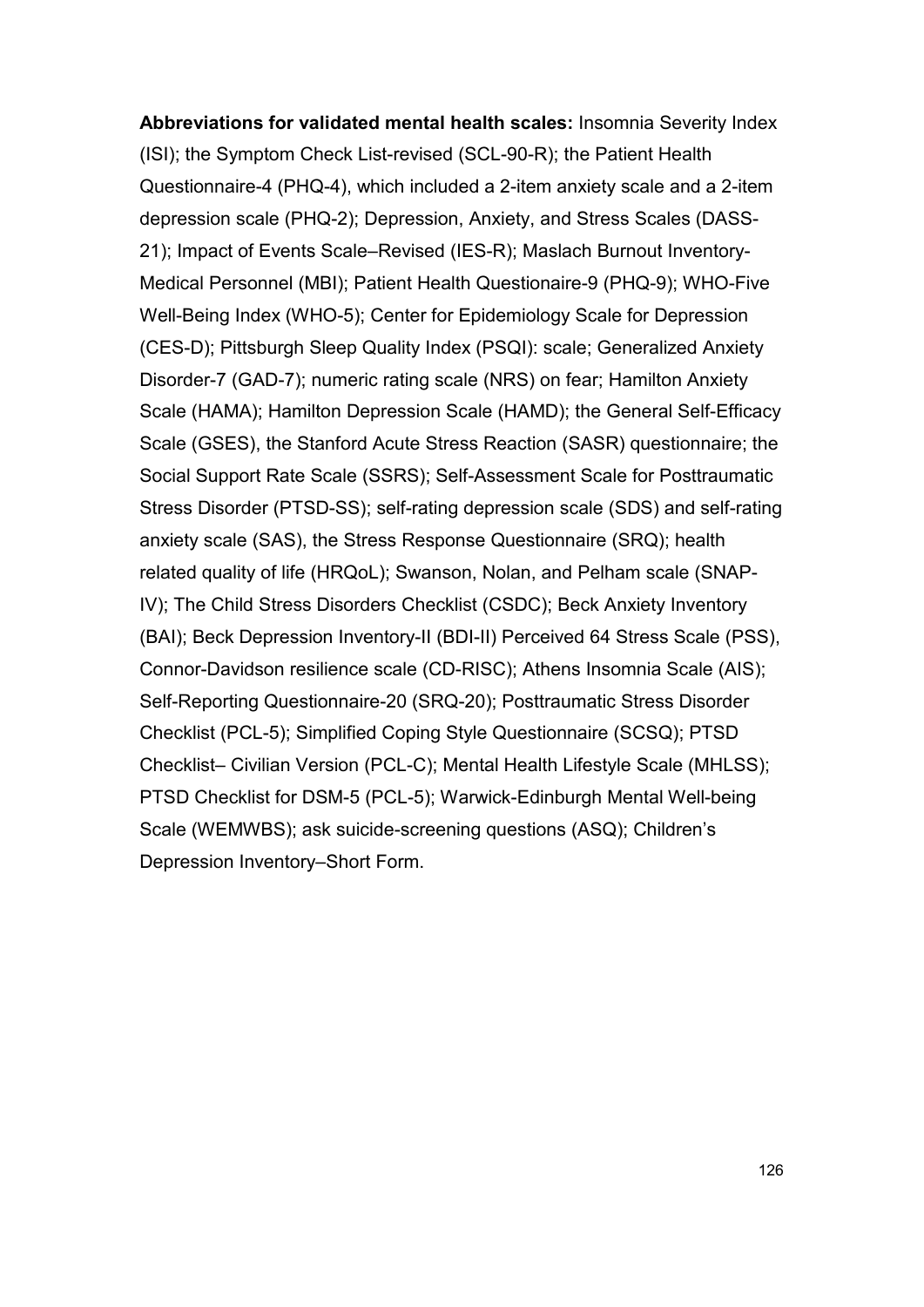**Abbreviations for validated mental health scales:** Insomnia Severity Index (ISI); the Symptom Check List-revised (SCL-90-R); the Patient Health Questionnaire-4 (PHQ-4), which included a 2-item anxiety scale and a 2-item depression scale (PHQ-2); Depression, Anxiety, and Stress Scales (DASS-21); Impact of Events Scale–Revised (IES-R); Maslach Burnout Inventory-Medical Personnel (MBI); Patient Health Questionaire-9 (PHQ-9); WHO-Five Well-Being Index (WHO-5); Center for Epidemiology Scale for Depression (CES-D); Pittsburgh Sleep Quality Index (PSQI): scale; Generalized Anxiety Disorder-7 (GAD-7); numeric rating scale (NRS) on fear; Hamilton Anxiety Scale (HAMA); Hamilton Depression Scale (HAMD); the General Self-Efficacy Scale (GSES), the Stanford Acute Stress Reaction (SASR) questionnaire; the Social Support Rate Scale (SSRS); Self-Assessment Scale for Posttraumatic Stress Disorder (PTSD-SS); self-rating depression scale (SDS) and self-rating anxiety scale (SAS), the Stress Response Questionnaire (SRQ); health related quality of life (HRQoL); Swanson, Nolan, and Pelham scale (SNAP-IV); The Child Stress Disorders Checklist (CSDC); Beck Anxiety Inventory (BAI); Beck Depression Inventory-II (BDI-II) Perceived 64 Stress Scale (PSS), Connor-Davidson resilience scale (CD-RISC); Athens Insomnia Scale (AIS); Self-Reporting Questionnaire-20 (SRQ-20); Posttraumatic Stress Disorder Checklist (PCL-5); Simplified Coping Style Questionnaire (SCSQ); PTSD Checklist– Civilian Version (PCL-C); Mental Health Lifestyle Scale (MHLSS); PTSD Checklist for DSM-5 (PCL-5); Warwick-Edinburgh Mental Well-being Scale (WEMWBS); ask suicide-screening questions (ASQ); Children's Depression Inventory–Short Form.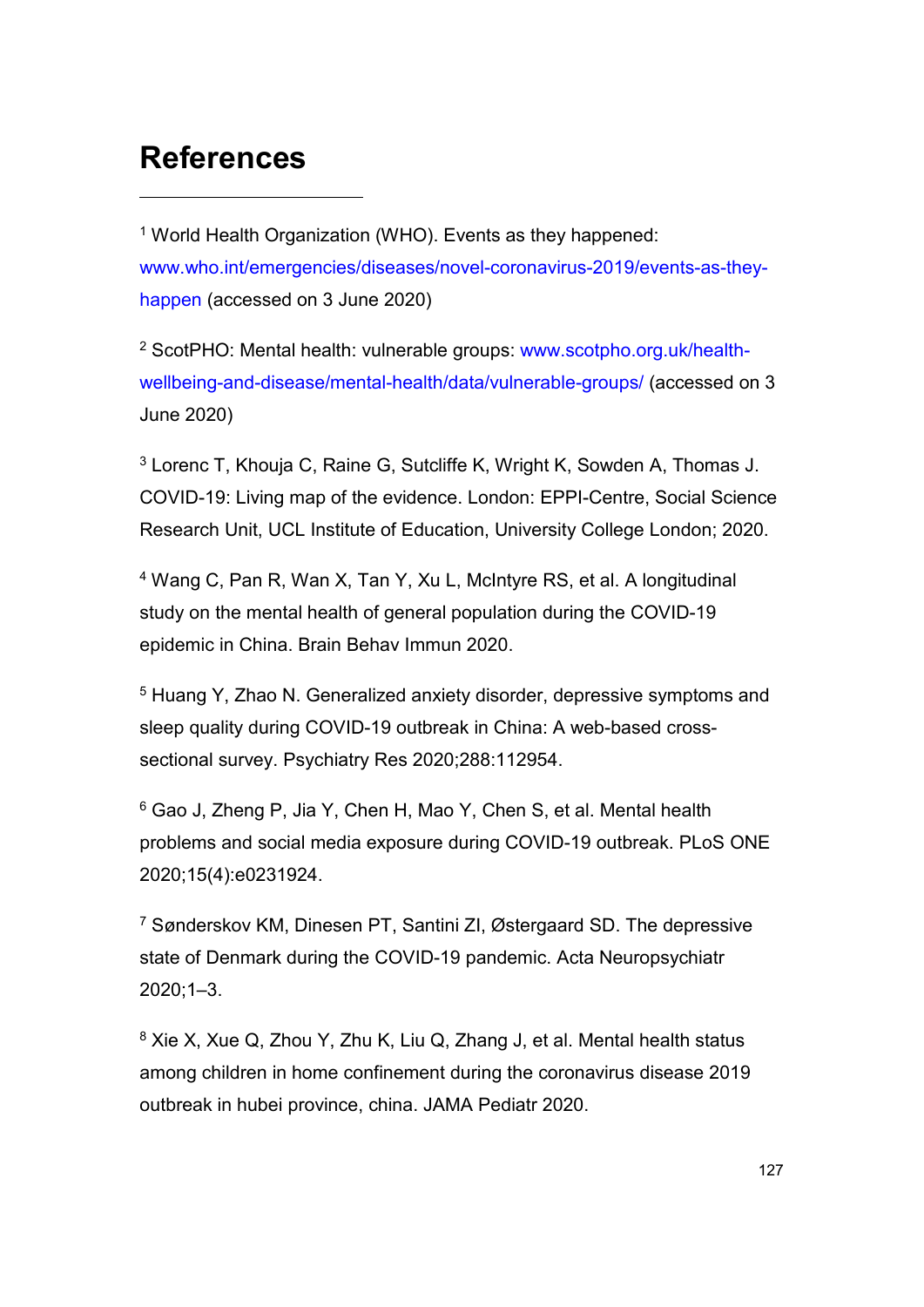# References

[1] World Health Organization (WHO). Events as they happened: www.who.int/emergencies/diseases/novel-coronavirus-2019/events-as-they-happen (accessed on 3 June 2020)

[2] ScotPHO: Mental health: vulnerable groups: www.scotpho.org.uk/health-wellbeing-and-disease/mental-health/data/vulnerable-groups/ (accessed on 3 June 2020)

[3] Lorenc T, Khouja C, Raine G, Sutcliffe K, Wright K, Sowden A, Thomas J. COVID-19: Living map of the evidence. London: EPPI-Centre, Social Science Research Unit, UCL Institute of Education, University College London; 2020.

[4] Wang C, Pan R, Wan X, Tan Y, Xu L, McIntyre RS, et al. A longitudinal study on the mental health of general population during the COVID-19 epidemic in China. Brain Behav Immun 2020.

[5] Huang Y, Zhao N. Generalized anxiety disorder, depressive symptoms and sleep quality during COVID-19 outbreak in China: A web-based cross-sectional survey. Psychiatry Res 2020;288:112954.

[6] Gao J, Zheng P, Jia Y, Chen H, Mao Y, Chen S, et al. Mental health problems and social media exposure during COVID-19 outbreak. PLoS ONE 2020;15(4):e0231924.

[7] Sønderskov KM, Dinesen PT, Santini ZI, Østergaard SD. The depressive state of Denmark during the COVID-19 pandemic. Acta Neuropsychiatr 2020;1–3.

[8] Xie X, Xue Q, Zhou Y, Zhu K, Liu Q, Zhang J, et al. Mental health status among children in home confinement during the coronavirus disease 2019 outbreak in hubei province, china. JAMA Pediatr 2020.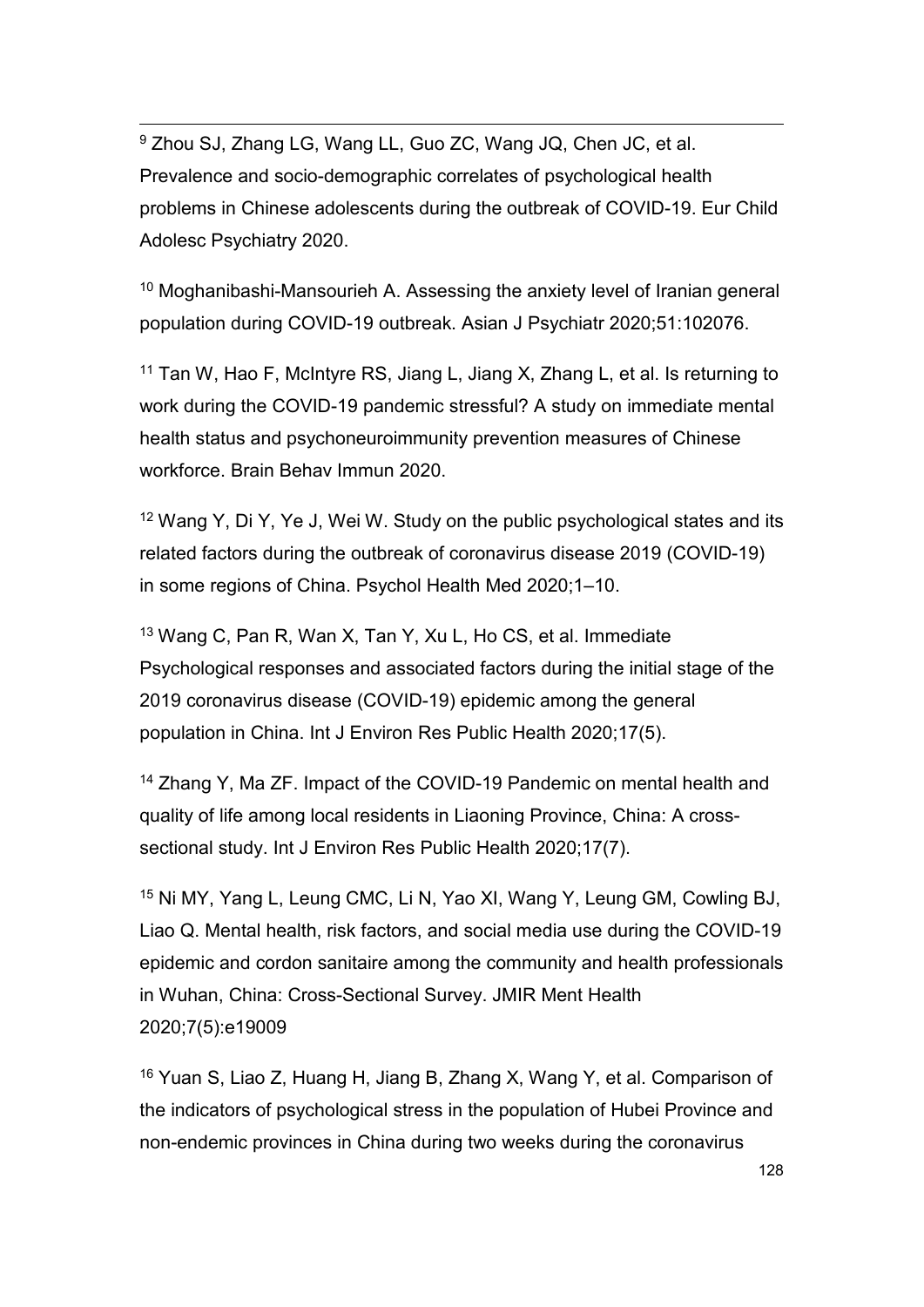[9] Zhou SJ, Zhang LG, Wang LL, Guo ZC, Wang JQ, Chen JC, et al. Prevalence and socio-demographic correlates of psychological health problems in Chinese adolescents during the outbreak of COVID-19. Eur Child Adolesc Psychiatry 2020.

[10] Moghanibashi-Mansourieh A. Assessing the anxiety level of Iranian general population during COVID-19 outbreak. Asian J Psychiatr 2020;51:102076.

[11] Tan W, Hao F, McIntyre RS, Jiang L, Jiang X, Zhang L, et al. Is returning to work during the COVID-19 pandemic stressful? A study on immediate mental health status and psychoneuroimmunity prevention measures of Chinese workforce. Brain Behav Immun 2020.

[12] Wang Y, Di Y, Ye J, Wei W. Study on the public psychological states and its related factors during the outbreak of coronavirus disease 2019 (COVID-19) in some regions of China. Psychol Health Med 2020;1–10.

[13] Wang C, Pan R, Wan X, Tan Y, Xu L, Ho CS, et al. Immediate Psychological responses and associated factors during the initial stage of the 2019 coronavirus disease (COVID-19) epidemic among the general population in China. Int J Environ Res Public Health 2020;17(5).

[14] Zhang Y, Ma ZF. Impact of the COVID-19 Pandemic on mental health and quality of life among local residents in Liaoning Province, China: A cross-sectional study. Int J Environ Res Public Health 2020;17(7).

[15] Ni MY, Yang L, Leung CMC, Li N, Yao XI, Wang Y, Leung GM, Cowling BJ, Liao Q. Mental health, risk factors, and social media use during the COVID-19 epidemic and cordon sanitaire among the community and health professionals in Wuhan, China: Cross-Sectional Survey. JMIR Ment Health 2020;7(5):e19009

[16] Yuan S, Liao Z, Huang H, Jiang B, Zhang X, Wang Y, et al. Comparison of the indicators of psychological stress in the population of Hubei Province and non-endemic provinces in China during two weeks during the coronavirus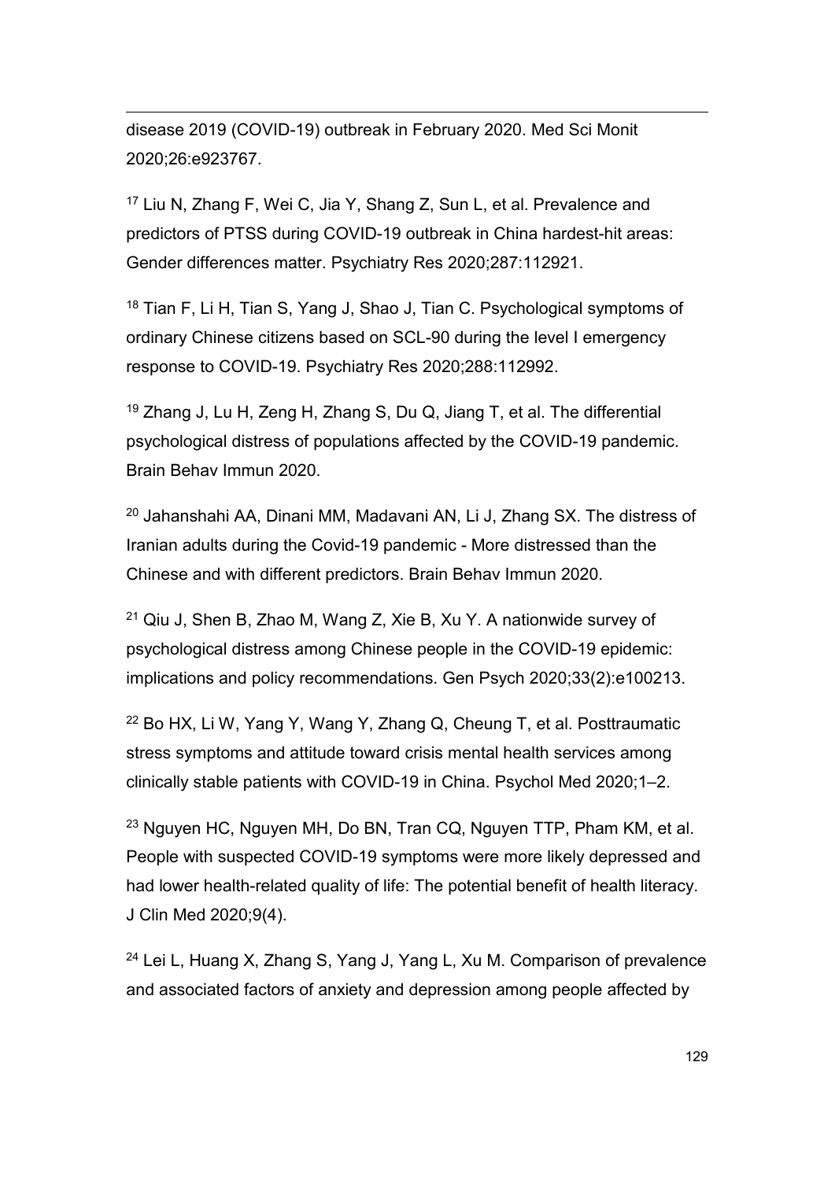disease 2019 (COVID-19) outbreak in February 2020. Med Sci Monit 2020;26:e923767.

[17] Liu N, Zhang F, Wei C, Jia Y, Shang Z, Sun L, et al. Prevalence and predictors of PTSS during COVID-19 outbreak in China hardest-hit areas: Gender differences matter. Psychiatry Res 2020;287:112921.

[18] Tian F, Li H, Tian S, Yang J, Shao J, Tian C. Psychological symptoms of ordinary Chinese citizens based on SCL-90 during the level I emergency response to COVID-19. Psychiatry Res 2020;288:112992.

[19] Zhang J, Lu H, Zeng H, Zhang S, Du Q, Jiang T, et al. The differential psychological distress of populations affected by the COVID-19 pandemic. Brain Behav Immun 2020.

[20] Jahanshahi AA, Dinani MM, Madavani AN, Li J, Zhang SX. The distress of Iranian adults during the Covid-19 pandemic - More distressed than the Chinese and with different predictors. Brain Behav Immun 2020.

[21] Qiu J, Shen B, Zhao M, Wang Z, Xie B, Xu Y. A nationwide survey of psychological distress among Chinese people in the COVID-19 epidemic: implications and policy recommendations. Gen Psych 2020;33(2):e100213.

[22] Bo HX, Li W, Yang Y, Wang Y, Zhang Q, Cheung T, et al. Posttraumatic stress symptoms and attitude toward crisis mental health services among clinically stable patients with COVID-19 in China. Psychol Med 2020;1–2.

[23] Nguyen HC, Nguyen MH, Do BN, Tran CQ, Nguyen TTP, Pham KM, et al. People with suspected COVID-19 symptoms were more likely depressed and had lower health-related quality of life: The potential benefit of health literacy. J Clin Med 2020;9(4).

[24] Lei L, Huang X, Zhang S, Yang J, Yang L, Xu M. Comparison of prevalence and associated factors of anxiety and depression among people affected by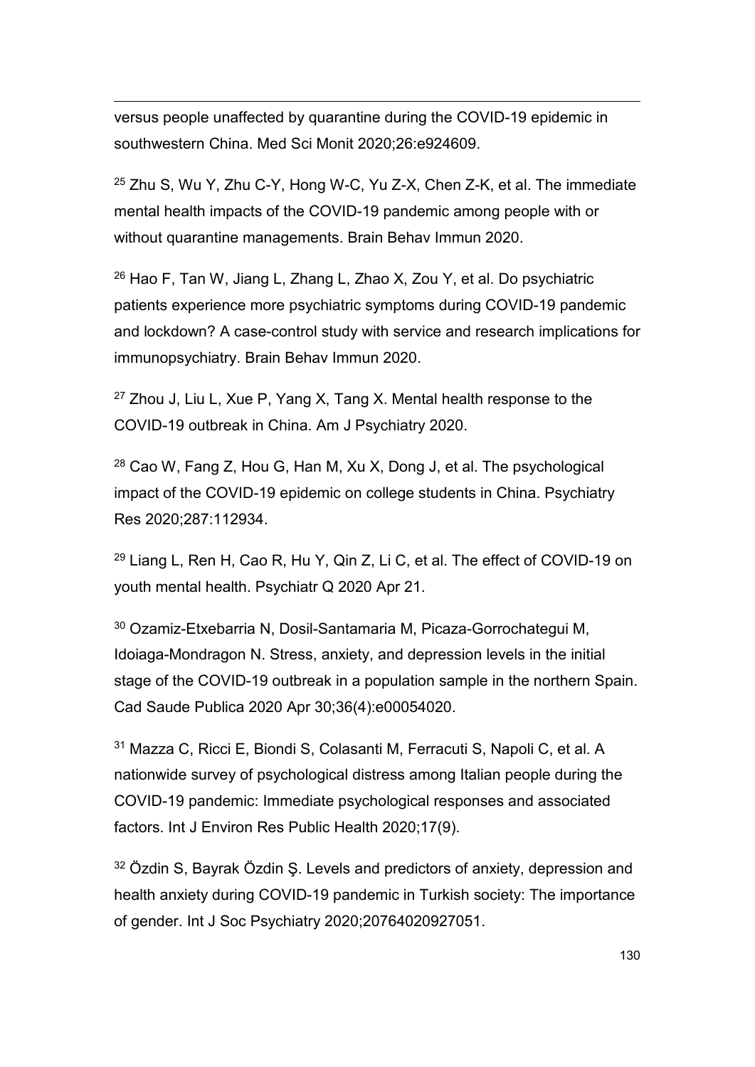versus people unaffected by quarantine during the COVID-19 epidemic in southwestern China. Med Sci Monit 2020;26:e924609.

[25] Zhu S, Wu Y, Zhu C-Y, Hong W-C, Yu Z-X, Chen Z-K, et al. The immediate mental health impacts of the COVID-19 pandemic among people with or without quarantine managements. Brain Behav Immun 2020.

[26] Hao F, Tan W, Jiang L, Zhang L, Zhao X, Zou Y, et al. Do psychiatric patients experience more psychiatric symptoms during COVID-19 pandemic and lockdown? A case-control study with service and research implications for immunopsychiatry. Brain Behav Immun 2020.

[27] Zhou J, Liu L, Xue P, Yang X, Tang X. Mental health response to the COVID-19 outbreak in China. Am J Psychiatry 2020.

[28] Cao W, Fang Z, Hou G, Han M, Xu X, Dong J, et al. The psychological impact of the COVID-19 epidemic on college students in China. Psychiatry Res 2020;287:112934.

[29] Liang L, Ren H, Cao R, Hu Y, Qin Z, Li C, et al. The effect of COVID-19 on youth mental health. Psychiatr Q 2020 Apr 21.

[30] Ozamiz-Etxebarria N, Dosil-Santamaria M, Picaza-Gorrochategui M, Idoiaga-Mondragon N. Stress, anxiety, and depression levels in the initial stage of the COVID-19 outbreak in a population sample in the northern Spain. Cad Saude Publica 2020 Apr 30;36(4):e00054020.

[31] Mazza C, Ricci E, Biondi S, Colasanti M, Ferracuti S, Napoli C, et al. A nationwide survey of psychological distress among Italian people during the COVID-19 pandemic: Immediate psychological responses and associated factors. Int J Environ Res Public Health 2020;17(9).

[32] Özdin S, Bayrak Özdin Ş. Levels and predictors of anxiety, depression and health anxiety during COVID-19 pandemic in Turkish society: The importance of gender. Int J Soc Psychiatry 2020;20764020927051.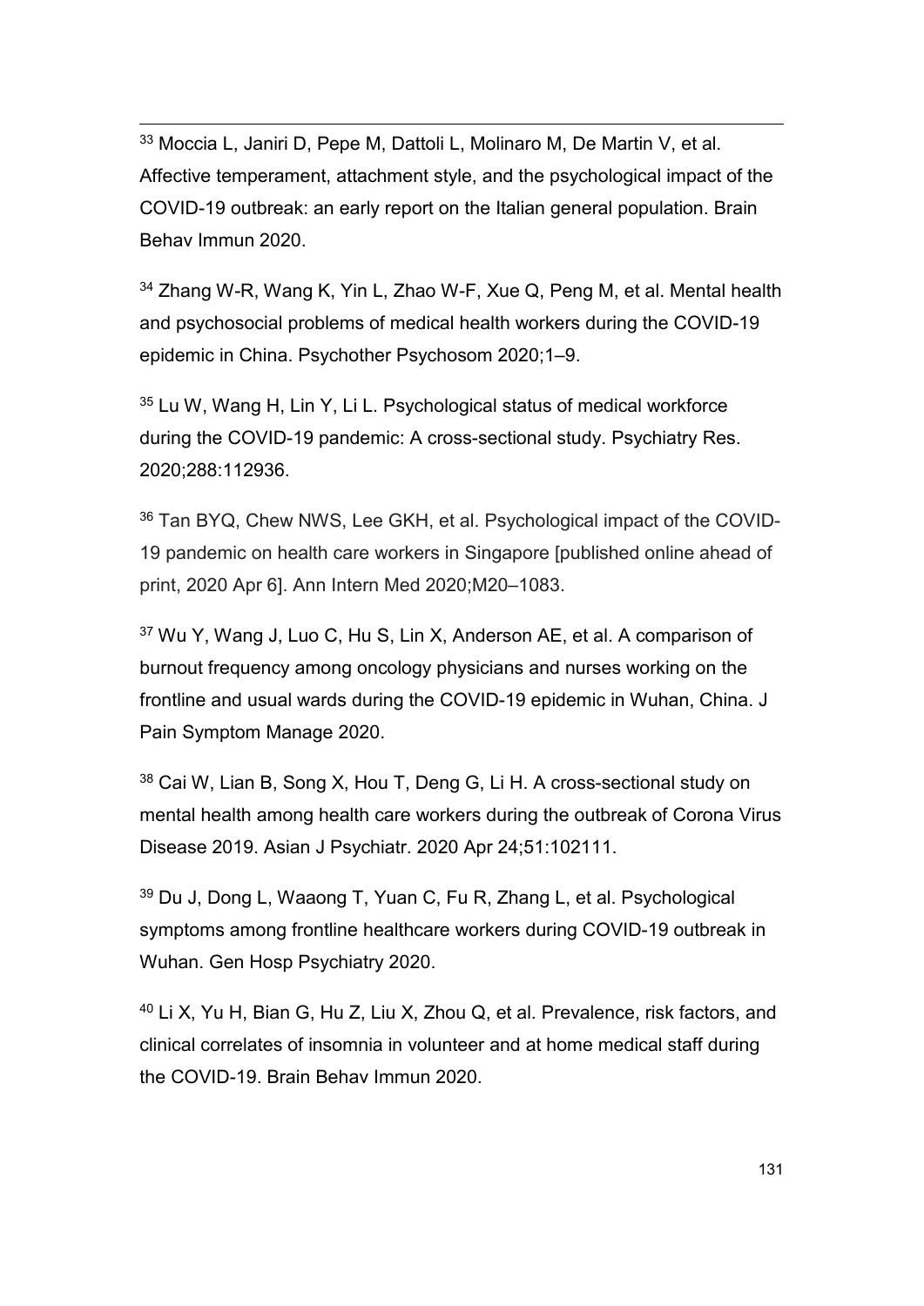[33] Moccia L, Janiri D, Pepe M, Dattoli L, Molinaro M, De Martin V, et al. Affective temperament, attachment style, and the psychological impact of the COVID-19 outbreak: an early report on the Italian general population. Brain Behav Immun 2020.

[34] Zhang W-R, Wang K, Yin L, Zhao W-F, Xue Q, Peng M, et al. Mental health and psychosocial problems of medical health workers during the COVID-19 epidemic in China. Psychother Psychosom 2020;1–9.

[35] Lu W, Wang H, Lin Y, Li L. Psychological status of medical workforce during the COVID-19 pandemic: A cross-sectional study. Psychiatry Res. 2020;288:112936.

[36] Tan BYQ, Chew NWS, Lee GKH, et al. Psychological impact of the COVID-19 pandemic on health care workers in Singapore [published online ahead of print, 2020 Apr 6]. Ann Intern Med 2020;M20–1083.

[37] Wu Y, Wang J, Luo C, Hu S, Lin X, Anderson AE, et al. A comparison of burnout frequency among oncology physicians and nurses working on the frontline and usual wards during the COVID-19 epidemic in Wuhan, China. J Pain Symptom Manage 2020.

[38] Cai W, Lian B, Song X, Hou T, Deng G, Li H. A cross-sectional study on mental health among health care workers during the outbreak of Corona Virus Disease 2019. Asian J Psychiatr. 2020 Apr 24;51:102111.

[39] Du J, Dong L, Waaong T, Yuan C, Fu R, Zhang L, et al. Psychological symptoms among frontline healthcare workers during COVID-19 outbreak in Wuhan. Gen Hosp Psychiatry 2020.

[40] Li X, Yu H, Bian G, Hu Z, Liu X, Zhou Q, et al. Prevalence, risk factors, and clinical correlates of insomnia in volunteer and at home medical staff during the COVID-19. Brain Behav Immun 2020.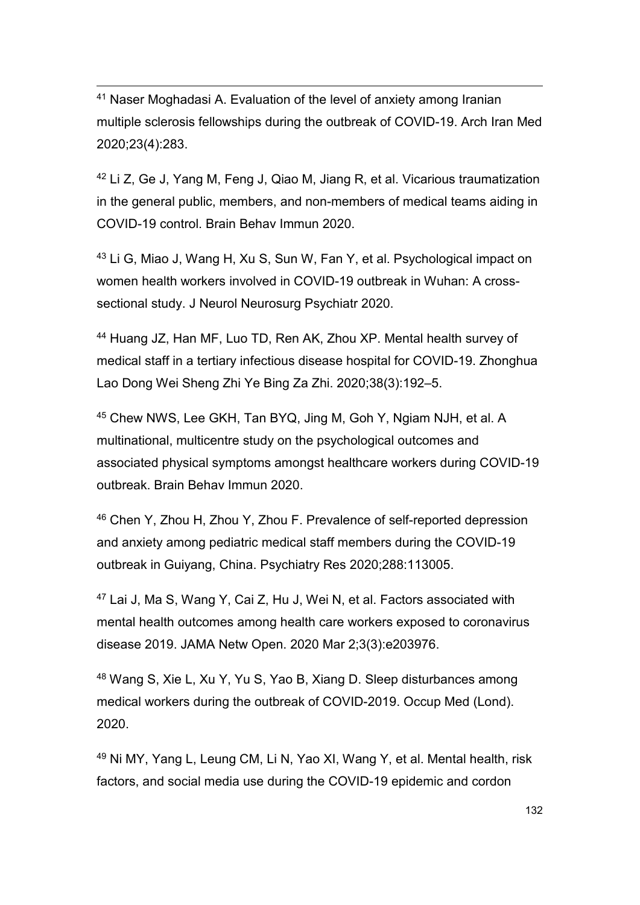[41] Naser Moghadasi A. Evaluation of the level of anxiety among Iranian multiple sclerosis fellowships during the outbreak of COVID-19. Arch Iran Med 2020;23(4):283.

[42] Li Z, Ge J, Yang M, Feng J, Qiao M, Jiang R, et al. Vicarious traumatization in the general public, members, and non-members of medical teams aiding in COVID-19 control. Brain Behav Immun 2020.

[43] Li G, Miao J, Wang H, Xu S, Sun W, Fan Y, et al. Psychological impact on women health workers involved in COVID-19 outbreak in Wuhan: A cross-sectional study. J Neurol Neurosurg Psychiatr 2020.

[44] Huang JZ, Han MF, Luo TD, Ren AK, Zhou XP. Mental health survey of medical staff in a tertiary infectious disease hospital for COVID-19. Zhonghua Lao Dong Wei Sheng Zhi Ye Bing Za Zhi. 2020;38(3):192–5.

[45] Chew NWS, Lee GKH, Tan BYQ, Jing M, Goh Y, Ngiam NJH, et al. A multinational, multicentre study on the psychological outcomes and associated physical symptoms amongst healthcare workers during COVID-19 outbreak. Brain Behav Immun 2020.

[46] Chen Y, Zhou H, Zhou Y, Zhou F. Prevalence of self-reported depression and anxiety among pediatric medical staff members during the COVID-19 outbreak in Guiyang, China. Psychiatry Res 2020;288:113005.

[47] Lai J, Ma S, Wang Y, Cai Z, Hu J, Wei N, et al. Factors associated with mental health outcomes among health care workers exposed to coronavirus disease 2019. JAMA Netw Open. 2020 Mar 2;3(3):e203976.

[48] Wang S, Xie L, Xu Y, Yu S, Yao B, Xiang D. Sleep disturbances among medical workers during the outbreak of COVID-2019. Occup Med (Lond). 2020.

[49] Ni MY, Yang L, Leung CM, Li N, Yao XI, Wang Y, et al. Mental health, risk factors, and social media use during the COVID-19 epidemic and cordon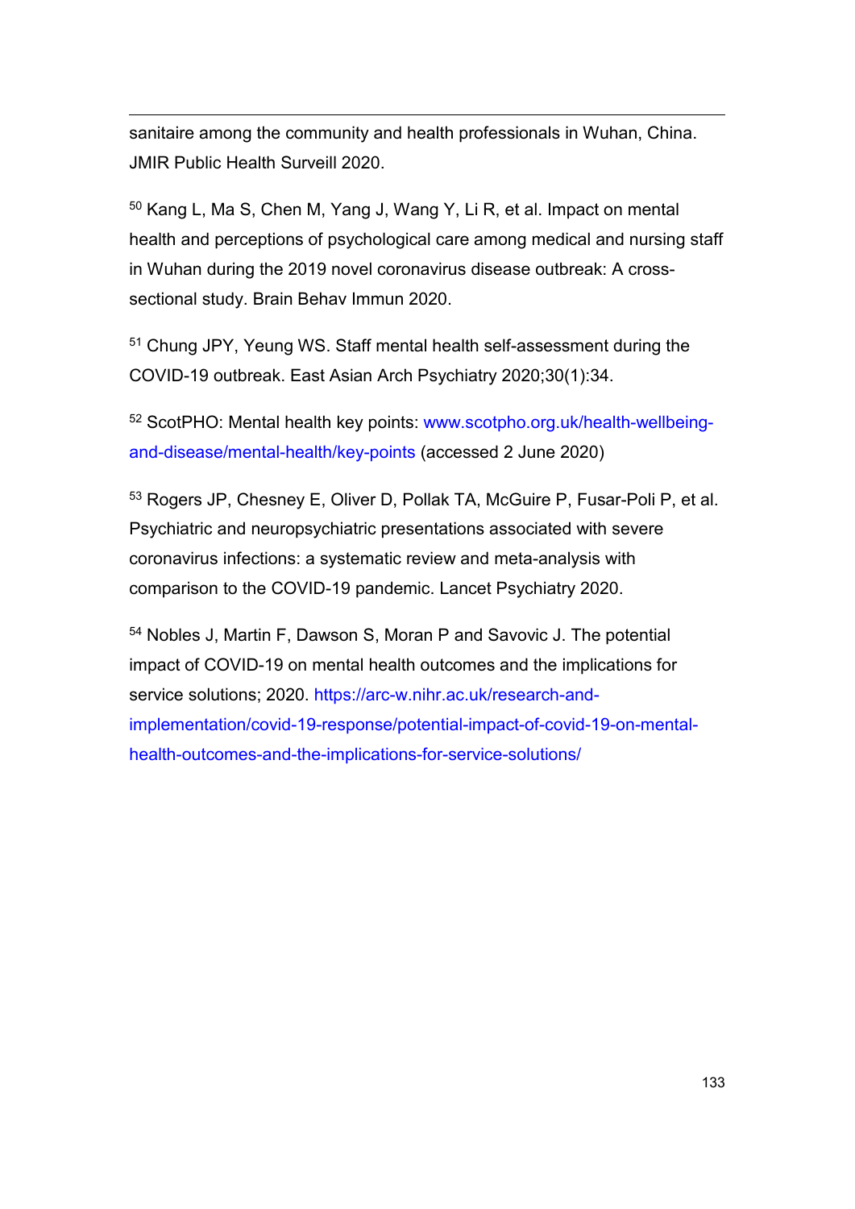sanitaire among the community and health professionals in Wuhan, China. JMIR Public Health Surveill 2020.

[50] Kang L, Ma S, Chen M, Yang J, Wang Y, Li R, et al. Impact on mental health and perceptions of psychological care among medical and nursing staff in Wuhan during the 2019 novel coronavirus disease outbreak: A cross-sectional study. Brain Behav Immun 2020.

[51] Chung JPY, Yeung WS. Staff mental health self-assessment during the COVID-19 outbreak. East Asian Arch Psychiatry 2020;30(1):34.

[52] ScotPHO: Mental health key points: www.scotpho.org.uk/health-wellbeing-and-disease/mental-health/key-points (accessed 2 June 2020)

[53] Rogers JP, Chesney E, Oliver D, Pollak TA, McGuire P, Fusar-Poli P, et al. Psychiatric and neuropsychiatric presentations associated with severe coronavirus infections: a systematic review and meta-analysis with comparison to the COVID-19 pandemic. Lancet Psychiatry 2020.

[54] Nobles J, Martin F, Dawson S, Moran P and Savovic J. The potential impact of COVID-19 on mental health outcomes and the implications for service solutions; 2020. https://arc-w.nihr.ac.uk/research-and-implementation/covid-19-response/potential-impact-of-covid-19-on-mental-health-outcomes-and-the-implications-for-service-solutions/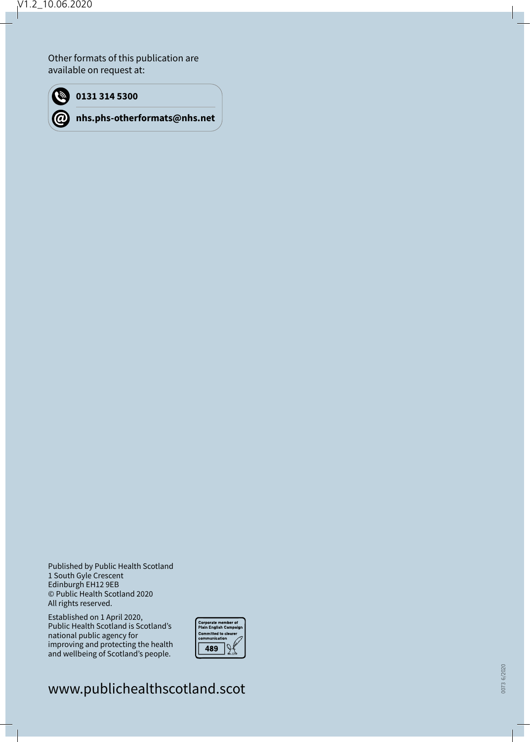Other formats of this publication are available on request at:

**0131 314 5300**

**nhs.phs-otherformats@nhs.net**

Published by Public Health Scotland
1 South Gyle Crescent
Edinburgh EH12 9EB
© Public Health Scotland 2020
All rights reserved.

Established on 1 April 2020, Public Health Scotland is Scotland's national public agency for improving and protecting the health and wellbeing of Scotland's people.

Corporate member of Plain English Campaign
Committed to clearer communication
489

www.publichealthscotland.scot